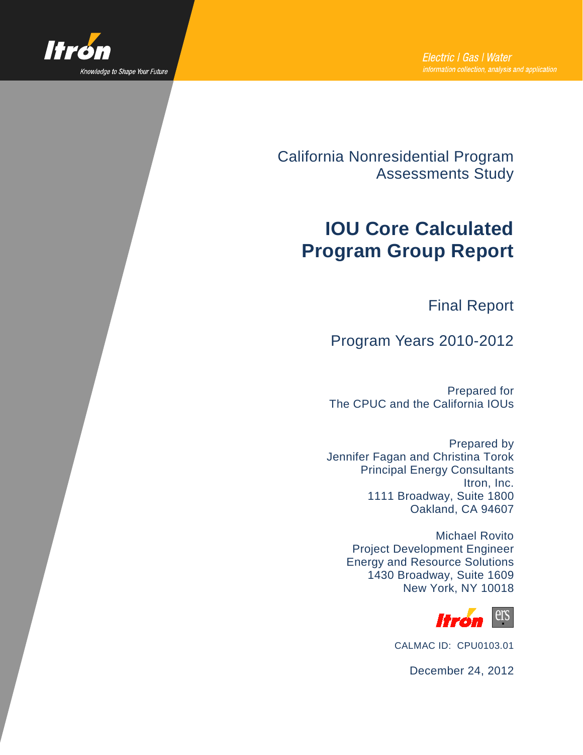Itron

Knowledge to Shape Your Future

Electric | Gas | Water
information collection, analysis and application

California Nonresidential Program Assessments Study

# IOU Core Calculated Program Group Report

Final Report

Program Years 2010-2012

Prepared for
The CPUC and the California IOUs

Prepared by
Jennifer Fagan and Christina Torok
Principal Energy Consultants
Itron, Inc.
1111 Broadway, Suite 1800
Oakland, CA 94607

Michael Rovito
Project Development Engineer
Energy and Resource Solutions
1430 Broadway, Suite 1609
New York, NY 10018

CALMAC ID: CPU0103.01

December 24, 2012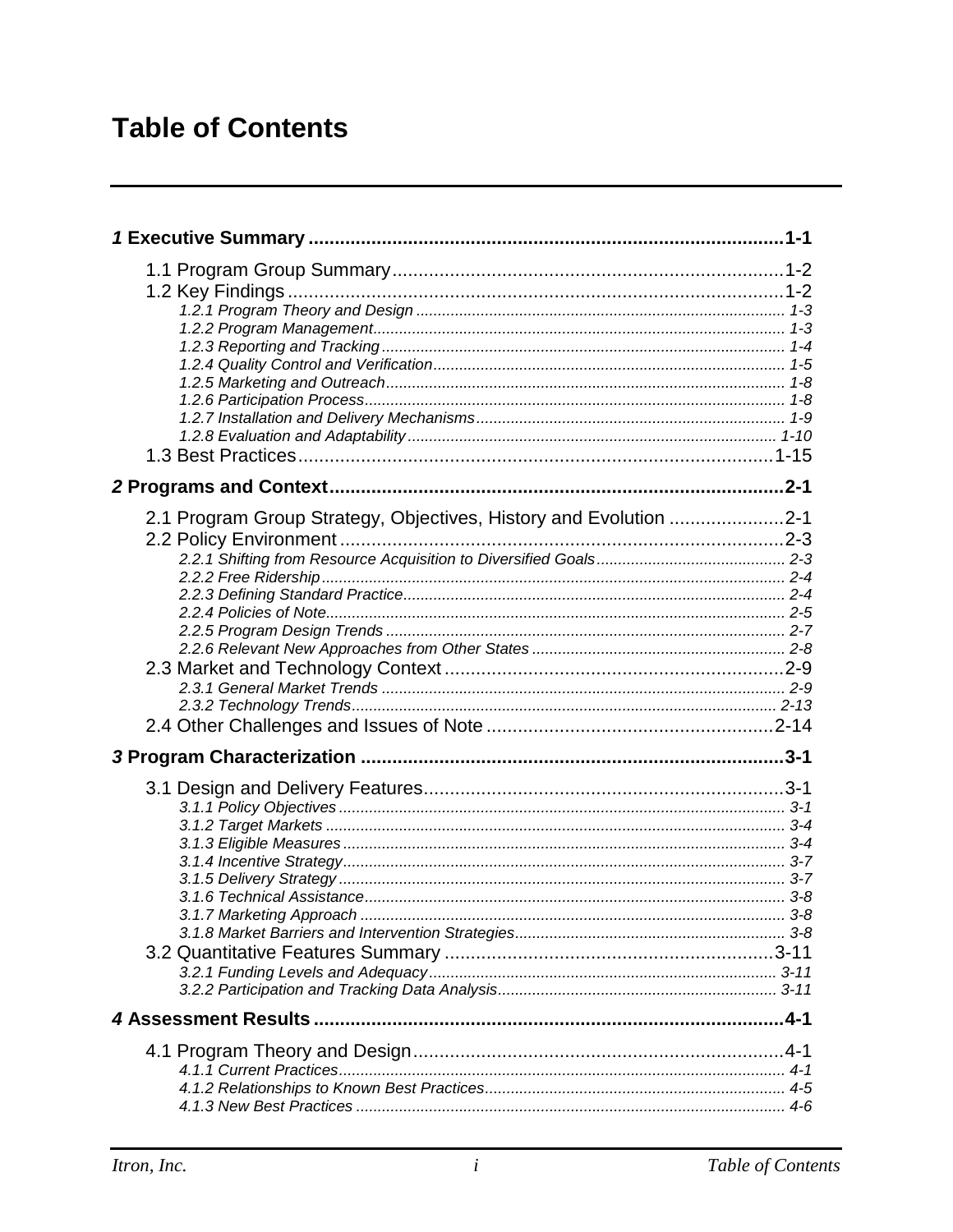# Table of Contents

**1 Executive Summary ... 1-1**

- 1.1 Program Group Summary ... 1-2
- 1.2 Key Findings ... 1-2
  - *1.2.1 Program Theory and Design ... 1-3*
  - *1.2.2 Program Management ... 1-3*
  - *1.2.3 Reporting and Tracking ... 1-4*
  - *1.2.4 Quality Control and Verification ... 1-5*
  - *1.2.5 Marketing and Outreach ... 1-8*
  - *1.2.6 Participation Process ... 1-8*
  - *1.2.7 Installation and Delivery Mechanisms ... 1-9*
  - *1.2.8 Evaluation and Adaptability ... 1-10*
- 1.3 Best Practices ... 1-15

**2 Programs and Context ... 2-1**

- 2.1 Program Group Strategy, Objectives, History and Evolution ... 2-1
- 2.2 Policy Environment ... 2-3
  - *2.2.1 Shifting from Resource Acquisition to Diversified Goals ... 2-3*
  - *2.2.2 Free Ridership ... 2-4*
  - *2.2.3 Defining Standard Practice ... 2-4*
  - *2.2.4 Policies of Note ... 2-5*
  - *2.2.5 Program Design Trends ... 2-7*
  - *2.2.6 Relevant New Approaches from Other States ... 2-8*
- 2.3 Market and Technology Context ... 2-9
  - *2.3.1 General Market Trends ... 2-9*
  - *2.3.2 Technology Trends ... 2-13*
- 2.4 Other Challenges and Issues of Note ... 2-14

**3 Program Characterization ... 3-1**

- 3.1 Design and Delivery Features ... 3-1
  - *3.1.1 Policy Objectives ... 3-1*
  - *3.1.2 Target Markets ... 3-4*
  - *3.1.3 Eligible Measures ... 3-4*
  - *3.1.4 Incentive Strategy ... 3-7*
  - *3.1.5 Delivery Strategy ... 3-7*
  - *3.1.6 Technical Assistance ... 3-8*
  - *3.1.7 Marketing Approach ... 3-8*
  - *3.1.8 Market Barriers and Intervention Strategies ... 3-8*
- 3.2 Quantitative Features Summary ... 3-11
  - *3.2.1 Funding Levels and Adequacy ... 3-11*
  - *3.2.2 Participation and Tracking Data Analysis ... 3-11*

**4 Assessment Results ... 4-1**

- 4.1 Program Theory and Design ... 4-1
  - *4.1.1 Current Practices ... 4-1*
  - *4.1.2 Relationships to Known Best Practices ... 4-5*
  - *4.1.3 New Best Practices ... 4-6*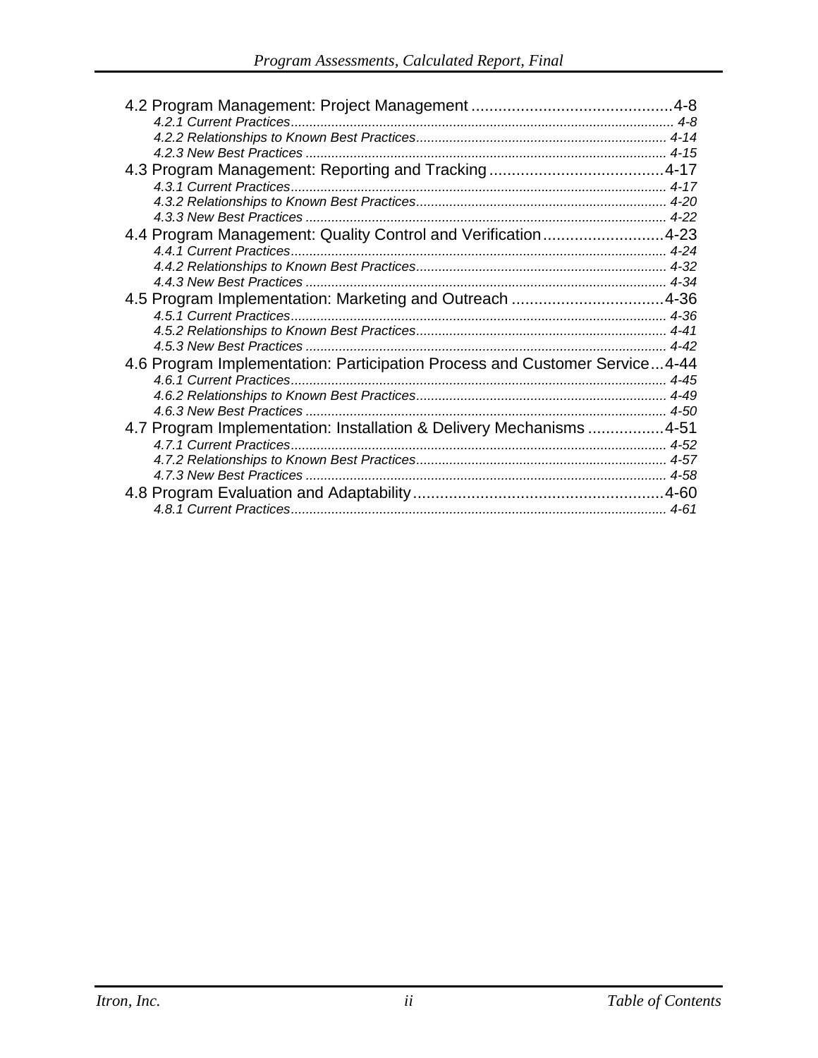4.2 Program Management: Project Management ............................................4-8
    *4.2.1 Current Practices........................................................................................ 4-8*
    *4.2.2 Relationships to Known Best Practices.................................................. 4-14*
    *4.2.3 New Best Practices ................................................................................ 4-15*

4.3 Program Management: Reporting and Tracking.......................................4-17
    *4.3.1 Current Practices...................................................................................... 4-17*
    *4.3.2 Relationships to Known Best Practices.................................................. 4-20*
    *4.3.3 New Best Practices ................................................................................ 4-22*

4.4 Program Management: Quality Control and Verification...........................4-23
    *4.4.1 Current Practices...................................................................................... 4-24*
    *4.4.2 Relationships to Known Best Practices.................................................. 4-32*
    *4.4.3 New Best Practices ................................................................................ 4-34*

4.5 Program Implementation: Marketing and Outreach ..................................4-36
    *4.5.1 Current Practices...................................................................................... 4-36*
    *4.5.2 Relationships to Known Best Practices.................................................. 4-41*
    *4.5.3 New Best Practices ................................................................................ 4-42*

4.6 Program Implementation: Participation Process and Customer Service...4-44
    *4.6.1 Current Practices...................................................................................... 4-45*
    *4.6.2 Relationships to Known Best Practices.................................................. 4-49*
    *4.6.3 New Best Practices ................................................................................ 4-50*

4.7 Program Implementation: Installation & Delivery Mechanisms .................4-51
    *4.7.1 Current Practices...................................................................................... 4-52*
    *4.7.2 Relationships to Known Best Practices.................................................. 4-57*
    *4.7.3 New Best Practices ................................................................................ 4-58*

4.8 Program Evaluation and Adaptability.........................................................4-60
    *4.8.1 Current Practices...................................................................................... 4-61*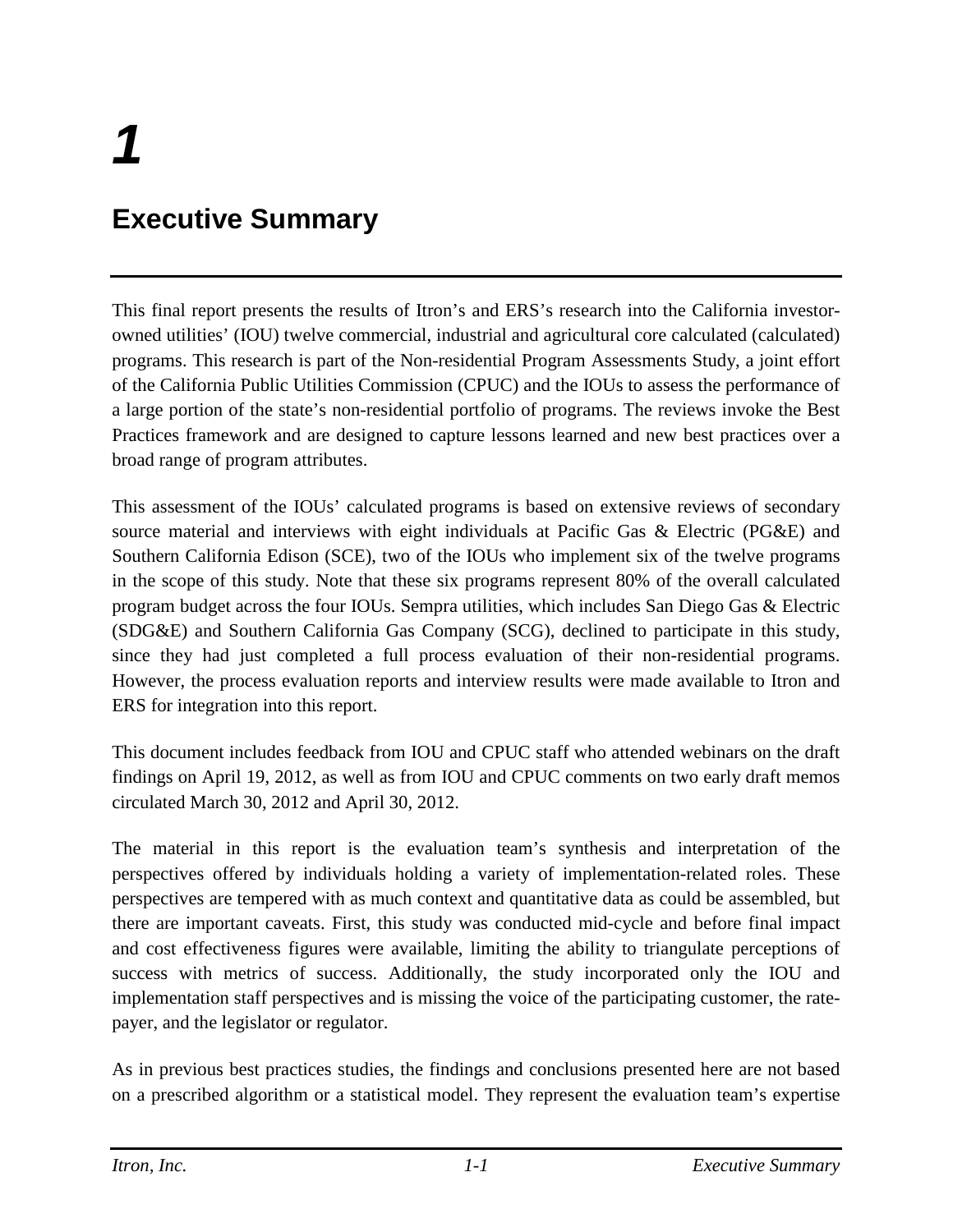# 1

# Executive Summary

This final report presents the results of Itron's and ERS's research into the California investor-owned utilities' (IOU) twelve commercial, industrial and agricultural core calculated (calculated) programs. This research is part of the Non-residential Program Assessments Study, a joint effort of the California Public Utilities Commission (CPUC) and the IOUs to assess the performance of a large portion of the state's non-residential portfolio of programs. The reviews invoke the Best Practices framework and are designed to capture lessons learned and new best practices over a broad range of program attributes.

This assessment of the IOUs' calculated programs is based on extensive reviews of secondary source material and interviews with eight individuals at Pacific Gas & Electric (PG&E) and Southern California Edison (SCE), two of the IOUs who implement six of the twelve programs in the scope of this study. Note that these six programs represent 80% of the overall calculated program budget across the four IOUs. Sempra utilities, which includes San Diego Gas & Electric (SDG&E) and Southern California Gas Company (SCG), declined to participate in this study, since they had just completed a full process evaluation of their non-residential programs. However, the process evaluation reports and interview results were made available to Itron and ERS for integration into this report.

This document includes feedback from IOU and CPUC staff who attended webinars on the draft findings on April 19, 2012, as well as from IOU and CPUC comments on two early draft memos circulated March 30, 2012 and April 30, 2012.

The material in this report is the evaluation team's synthesis and interpretation of the perspectives offered by individuals holding a variety of implementation-related roles. These perspectives are tempered with as much context and quantitative data as could be assembled, but there are important caveats. First, this study was conducted mid-cycle and before final impact and cost effectiveness figures were available, limiting the ability to triangulate perceptions of success with metrics of success. Additionally, the study incorporated only the IOU and implementation staff perspectives and is missing the voice of the participating customer, the rate-payer, and the legislator or regulator.

As in previous best practices studies, the findings and conclusions presented here are not based on a prescribed algorithm or a statistical model. They represent the evaluation team's expertise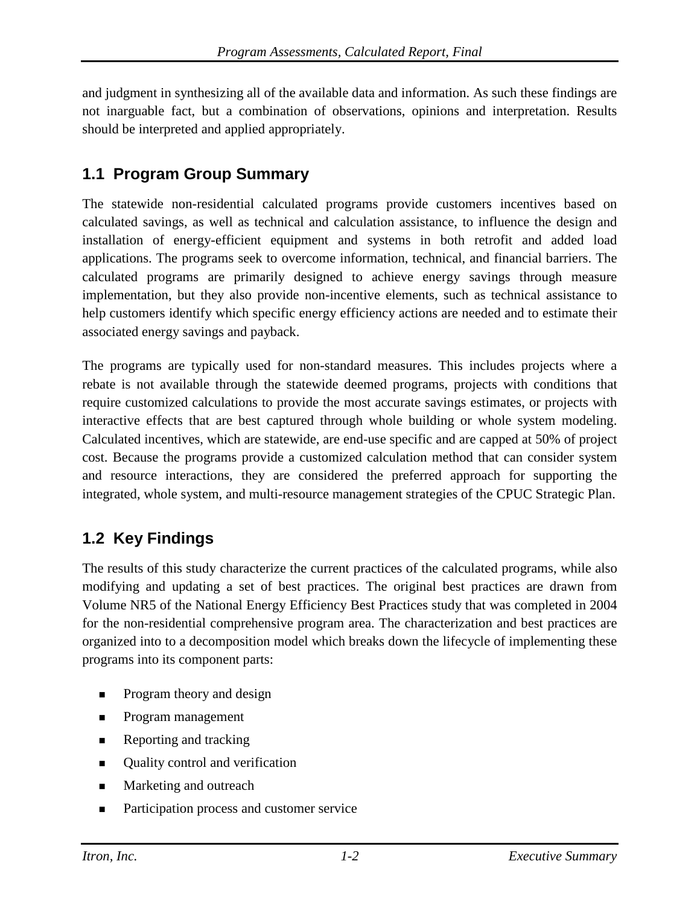and judgment in synthesizing all of the available data and information. As such these findings are not inarguable fact, but a combination of observations, opinions and interpretation. Results should be interpreted and applied appropriately.

## 1.1 Program Group Summary

The statewide non-residential calculated programs provide customers incentives based on calculated savings, as well as technical and calculation assistance, to influence the design and installation of energy-efficient equipment and systems in both retrofit and added load applications. The programs seek to overcome information, technical, and financial barriers. The calculated programs are primarily designed to achieve energy savings through measure implementation, but they also provide non-incentive elements, such as technical assistance to help customers identify which specific energy efficiency actions are needed and to estimate their associated energy savings and payback.

The programs are typically used for non-standard measures. This includes projects where a rebate is not available through the statewide deemed programs, projects with conditions that require customized calculations to provide the most accurate savings estimates, or projects with interactive effects that are best captured through whole building or whole system modeling. Calculated incentives, which are statewide, are end-use specific and are capped at 50% of project cost. Because the programs provide a customized calculation method that can consider system and resource interactions, they are considered the preferred approach for supporting the integrated, whole system, and multi-resource management strategies of the CPUC Strategic Plan.

## 1.2 Key Findings

The results of this study characterize the current practices of the calculated programs, while also modifying and updating a set of best practices. The original best practices are drawn from Volume NR5 of the National Energy Efficiency Best Practices study that was completed in 2004 for the non-residential comprehensive program area. The characterization and best practices are organized into to a decomposition model which breaks down the lifecycle of implementing these programs into its component parts:

- Program theory and design
- Program management
- Reporting and tracking
- Quality control and verification
- Marketing and outreach
- Participation process and customer service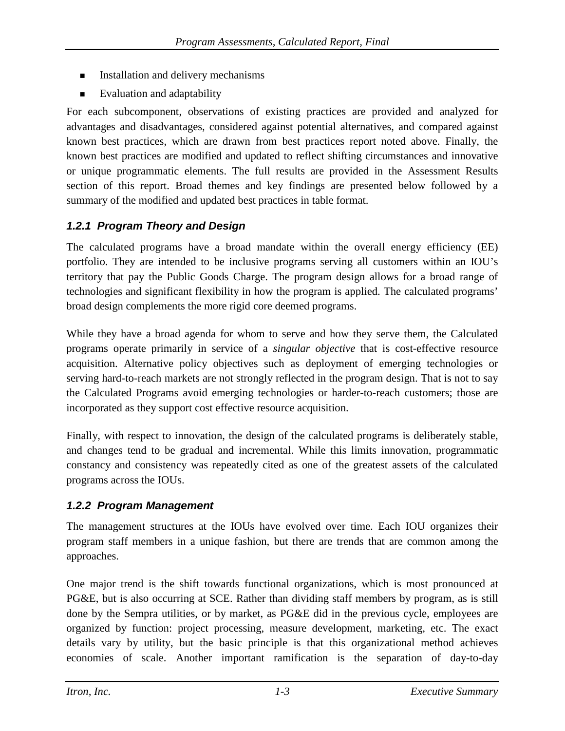- Installation and delivery mechanisms
- Evaluation and adaptability

For each subcomponent, observations of existing practices are provided and analyzed for advantages and disadvantages, considered against potential alternatives, and compared against known best practices, which are drawn from best practices report noted above. Finally, the known best practices are modified and updated to reflect shifting circumstances and innovative or unique programmatic elements. The full results are provided in the Assessment Results section of this report. Broad themes and key findings are presented below followed by a summary of the modified and updated best practices in table format.

### *1.2.1 Program Theory and Design*

The calculated programs have a broad mandate within the overall energy efficiency (EE) portfolio. They are intended to be inclusive programs serving all customers within an IOU's territory that pay the Public Goods Charge. The program design allows for a broad range of technologies and significant flexibility in how the program is applied. The calculated programs' broad design complements the more rigid core deemed programs.

While they have a broad agenda for whom to serve and how they serve them, the Calculated programs operate primarily in service of a *singular objective* that is cost-effective resource acquisition. Alternative policy objectives such as deployment of emerging technologies or serving hard-to-reach markets are not strongly reflected in the program design. That is not to say the Calculated Programs avoid emerging technologies or harder-to-reach customers; those are incorporated as they support cost effective resource acquisition.

Finally, with respect to innovation, the design of the calculated programs is deliberately stable, and changes tend to be gradual and incremental. While this limits innovation, programmatic constancy and consistency was repeatedly cited as one of the greatest assets of the calculated programs across the IOUs.

### *1.2.2 Program Management*

The management structures at the IOUs have evolved over time. Each IOU organizes their program staff members in a unique fashion, but there are trends that are common among the approaches.

One major trend is the shift towards functional organizations, which is most pronounced at PG&E, but is also occurring at SCE. Rather than dividing staff members by program, as is still done by the Sempra utilities, or by market, as PG&E did in the previous cycle, employees are organized by function: project processing, measure development, marketing, etc. The exact details vary by utility, but the basic principle is that this organizational method achieves economies of scale. Another important ramification is the separation of day-to-day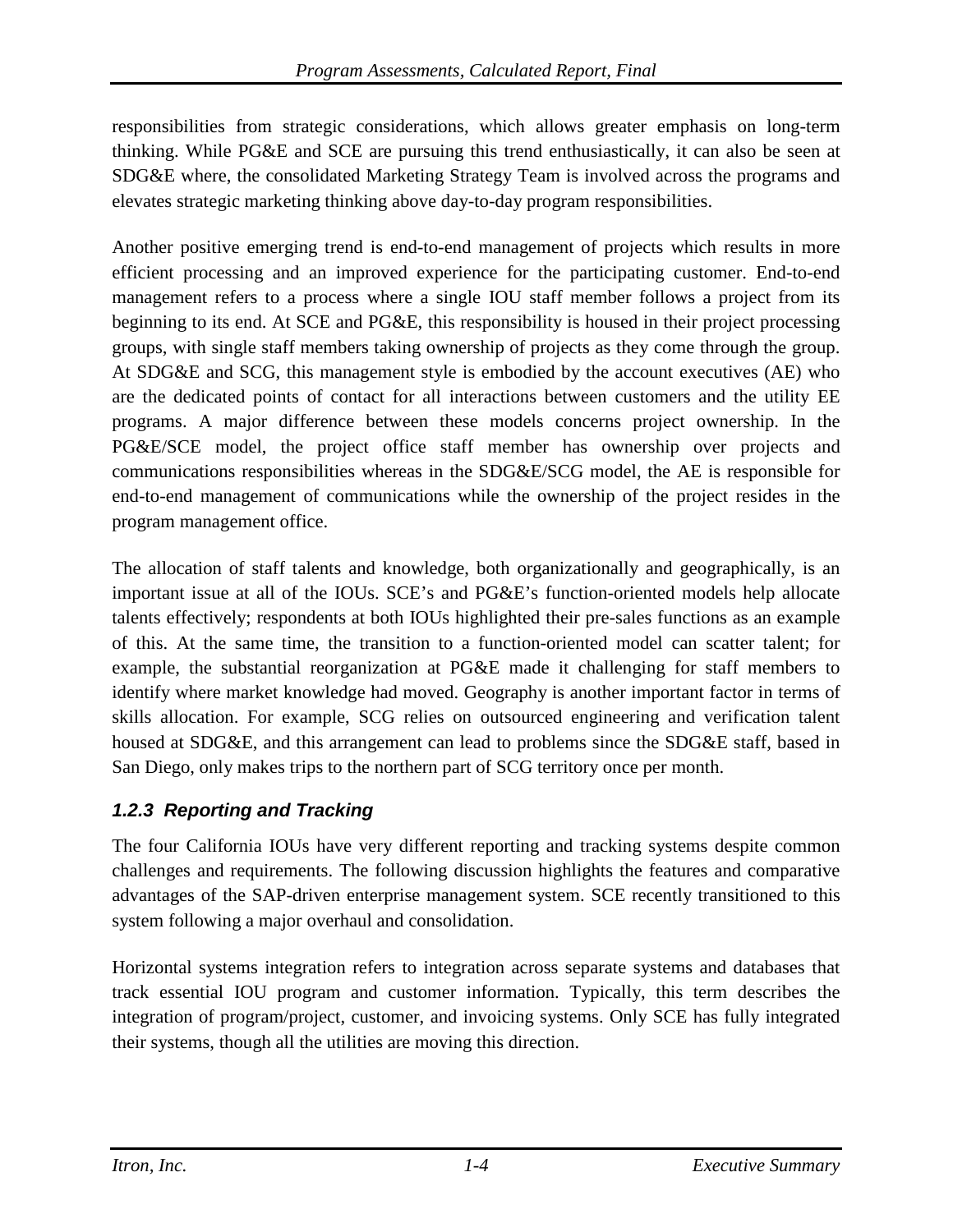responsibilities from strategic considerations, which allows greater emphasis on long-term thinking. While PG&E and SCE are pursuing this trend enthusiastically, it can also be seen at SDG&E where, the consolidated Marketing Strategy Team is involved across the programs and elevates strategic marketing thinking above day-to-day program responsibilities.

Another positive emerging trend is end-to-end management of projects which results in more efficient processing and an improved experience for the participating customer. End-to-end management refers to a process where a single IOU staff member follows a project from its beginning to its end. At SCE and PG&E, this responsibility is housed in their project processing groups, with single staff members taking ownership of projects as they come through the group. At SDG&E and SCG, this management style is embodied by the account executives (AE) who are the dedicated points of contact for all interactions between customers and the utility EE programs. A major difference between these models concerns project ownership. In the PG&E/SCE model, the project office staff member has ownership over projects and communications responsibilities whereas in the SDG&E/SCG model, the AE is responsible for end-to-end management of communications while the ownership of the project resides in the program management office.

The allocation of staff talents and knowledge, both organizationally and geographically, is an important issue at all of the IOUs. SCE's and PG&E's function-oriented models help allocate talents effectively; respondents at both IOUs highlighted their pre-sales functions as an example of this. At the same time, the transition to a function-oriented model can scatter talent; for example, the substantial reorganization at PG&E made it challenging for staff members to identify where market knowledge had moved. Geography is another important factor in terms of skills allocation. For example, SCG relies on outsourced engineering and verification talent housed at SDG&E, and this arrangement can lead to problems since the SDG&E staff, based in San Diego, only makes trips to the northern part of SCG territory once per month.

### *1.2.3 Reporting and Tracking*

The four California IOUs have very different reporting and tracking systems despite common challenges and requirements. The following discussion highlights the features and comparative advantages of the SAP-driven enterprise management system. SCE recently transitioned to this system following a major overhaul and consolidation.

Horizontal systems integration refers to integration across separate systems and databases that track essential IOU program and customer information. Typically, this term describes the integration of program/project, customer, and invoicing systems. Only SCE has fully integrated their systems, though all the utilities are moving this direction.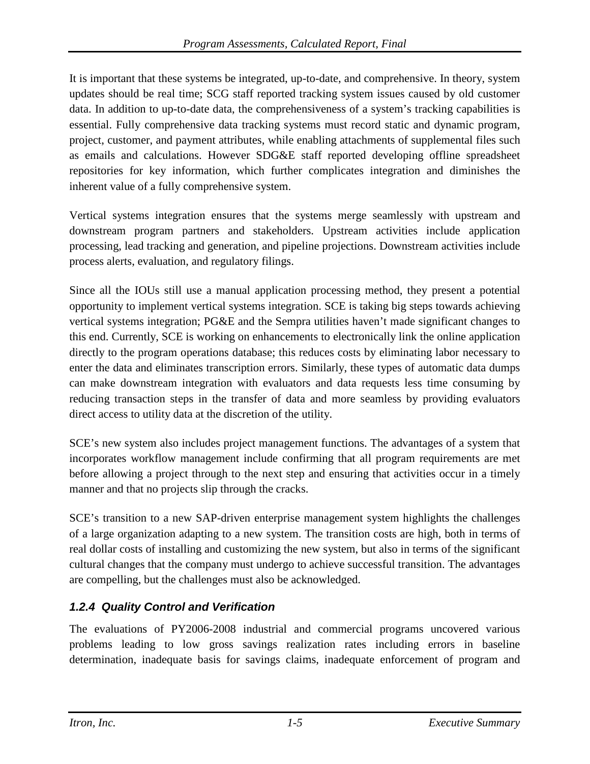It is important that these systems be integrated, up-to-date, and comprehensive. In theory, system updates should be real time; SCG staff reported tracking system issues caused by old customer data. In addition to up-to-date data, the comprehensiveness of a system's tracking capabilities is essential. Fully comprehensive data tracking systems must record static and dynamic program, project, customer, and payment attributes, while enabling attachments of supplemental files such as emails and calculations. However SDG&E staff reported developing offline spreadsheet repositories for key information, which further complicates integration and diminishes the inherent value of a fully comprehensive system.

Vertical systems integration ensures that the systems merge seamlessly with upstream and downstream program partners and stakeholders. Upstream activities include application processing, lead tracking and generation, and pipeline projections. Downstream activities include process alerts, evaluation, and regulatory filings.

Since all the IOUs still use a manual application processing method, they present a potential opportunity to implement vertical systems integration. SCE is taking big steps towards achieving vertical systems integration; PG&E and the Sempra utilities haven't made significant changes to this end. Currently, SCE is working on enhancements to electronically link the online application directly to the program operations database; this reduces costs by eliminating labor necessary to enter the data and eliminates transcription errors. Similarly, these types of automatic data dumps can make downstream integration with evaluators and data requests less time consuming by reducing transaction steps in the transfer of data and more seamless by providing evaluators direct access to utility data at the discretion of the utility.

SCE's new system also includes project management functions. The advantages of a system that incorporates workflow management include confirming that all program requirements are met before allowing a project through to the next step and ensuring that activities occur in a timely manner and that no projects slip through the cracks.

SCE's transition to a new SAP-driven enterprise management system highlights the challenges of a large organization adapting to a new system. The transition costs are high, both in terms of real dollar costs of installing and customizing the new system, but also in terms of the significant cultural changes that the company must undergo to achieve successful transition. The advantages are compelling, but the challenges must also be acknowledged.

### *1.2.4 Quality Control and Verification*

The evaluations of PY2006-2008 industrial and commercial programs uncovered various problems leading to low gross savings realization rates including errors in baseline determination, inadequate basis for savings claims, inadequate enforcement of program and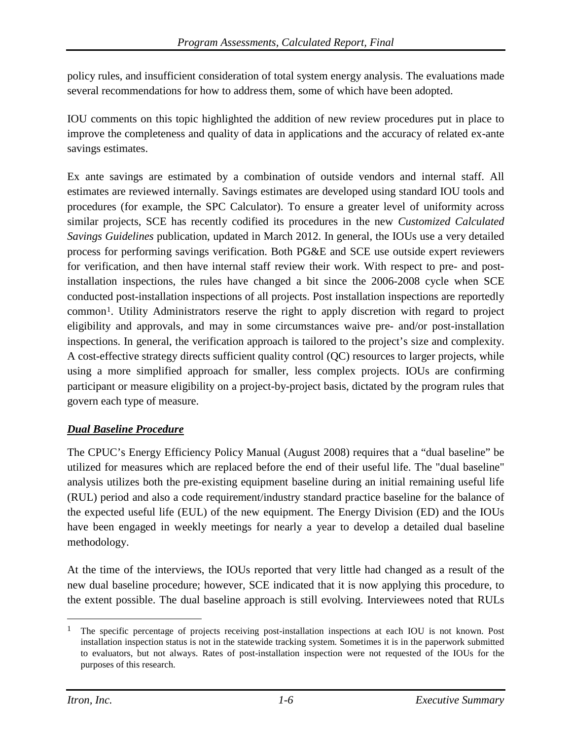policy rules, and insufficient consideration of total system energy analysis. The evaluations made several recommendations for how to address them, some of which have been adopted.

IOU comments on this topic highlighted the addition of new review procedures put in place to improve the completeness and quality of data in applications and the accuracy of related ex-ante savings estimates.

Ex ante savings are estimated by a combination of outside vendors and internal staff. All estimates are reviewed internally. Savings estimates are developed using standard IOU tools and procedures (for example, the SPC Calculator). To ensure a greater level of uniformity across similar projects, SCE has recently codified its procedures in the new *Customized Calculated Savings Guidelines* publication, updated in March 2012. In general, the IOUs use a very detailed process for performing savings verification. Both PG&E and SCE use outside expert reviewers for verification, and then have internal staff review their work. With respect to pre- and post-installation inspections, the rules have changed a bit since the 2006-2008 cycle when SCE conducted post-installation inspections of all projects. Post installation inspections are reportedly common[1]. Utility Administrators reserve the right to apply discretion with regard to project eligibility and approvals, and may in some circumstances waive pre- and/or post-installation inspections. In general, the verification approach is tailored to the project's size and complexity. A cost-effective strategy directs sufficient quality control (QC) resources to larger projects, while using a more simplified approach for smaller, less complex projects. IOUs are confirming participant or measure eligibility on a project-by-project basis, dictated by the program rules that govern each type of measure.

***Dual Baseline Procedure***

The CPUC's Energy Efficiency Policy Manual (August 2008) requires that a "dual baseline" be utilized for measures which are replaced before the end of their useful life. The "dual baseline" analysis utilizes both the pre-existing equipment baseline during an initial remaining useful life (RUL) period and also a code requirement/industry standard practice baseline for the balance of the expected useful life (EUL) of the new equipment. The Energy Division (ED) and the IOUs have been engaged in weekly meetings for nearly a year to develop a detailed dual baseline methodology.

At the time of the interviews, the IOUs reported that very little had changed as a result of the new dual baseline procedure; however, SCE indicated that it is now applying this procedure, to the extent possible. The dual baseline approach is still evolving. Interviewees noted that RULs

---

[1] The specific percentage of projects receiving post-installation inspections at each IOU is not known. Post installation inspection status is not in the statewide tracking system. Sometimes it is in the paperwork submitted to evaluators, but not always. Rates of post-installation inspection were not requested of the IOUs for the purposes of this research.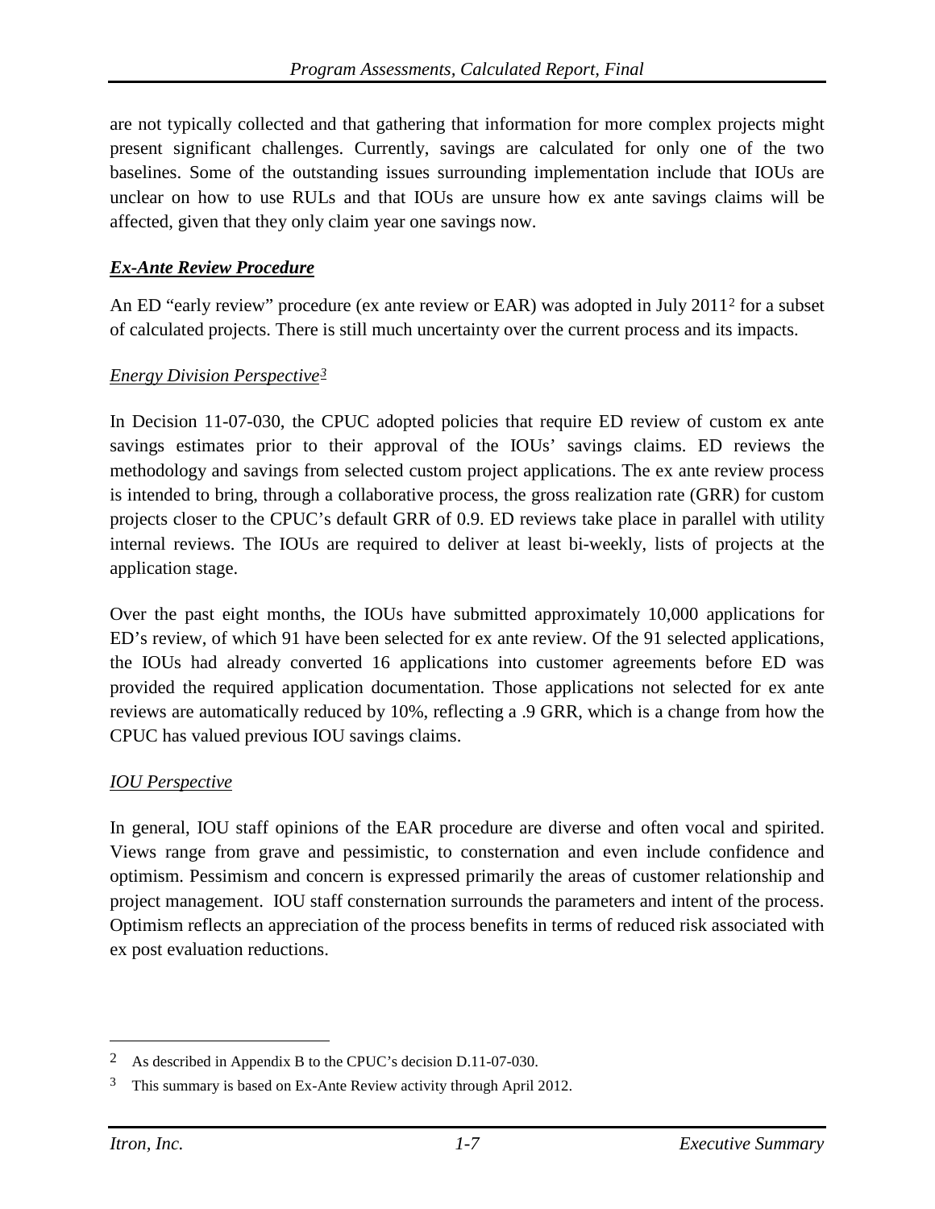are not typically collected and that gathering that information for more complex projects might present significant challenges. Currently, savings are calculated for only one of the two baselines. Some of the outstanding issues surrounding implementation include that IOUs are unclear on how to use RULs and that IOUs are unsure how ex ante savings claims will be affected, given that they only claim year one savings now.

***Ex-Ante Review Procedure***

An ED "early review" procedure (ex ante review or EAR) was adopted in July 2011[2] for a subset of calculated projects. There is still much uncertainty over the current process and its impacts.

*Energy Division Perspective*[3]

In Decision 11-07-030, the CPUC adopted policies that require ED review of custom ex ante savings estimates prior to their approval of the IOUs' savings claims. ED reviews the methodology and savings from selected custom project applications. The ex ante review process is intended to bring, through a collaborative process, the gross realization rate (GRR) for custom projects closer to the CPUC's default GRR of 0.9. ED reviews take place in parallel with utility internal reviews. The IOUs are required to deliver at least bi-weekly, lists of projects at the application stage.

Over the past eight months, the IOUs have submitted approximately 10,000 applications for ED's review, of which 91 have been selected for ex ante review. Of the 91 selected applications, the IOUs had already converted 16 applications into customer agreements before ED was provided the required application documentation. Those applications not selected for ex ante reviews are automatically reduced by 10%, reflecting a .9 GRR, which is a change from how the CPUC has valued previous IOU savings claims.

*IOU Perspective*

In general, IOU staff opinions of the EAR procedure are diverse and often vocal and spirited. Views range from grave and pessimistic, to consternation and even include confidence and optimism. Pessimism and concern is expressed primarily the areas of customer relationship and project management. IOU staff consternation surrounds the parameters and intent of the process. Optimism reflects an appreciation of the process benefits in terms of reduced risk associated with ex post evaluation reductions.

---

[2] As described in Appendix B to the CPUC's decision D.11-07-030.

[3] This summary is based on Ex-Ante Review activity through April 2012.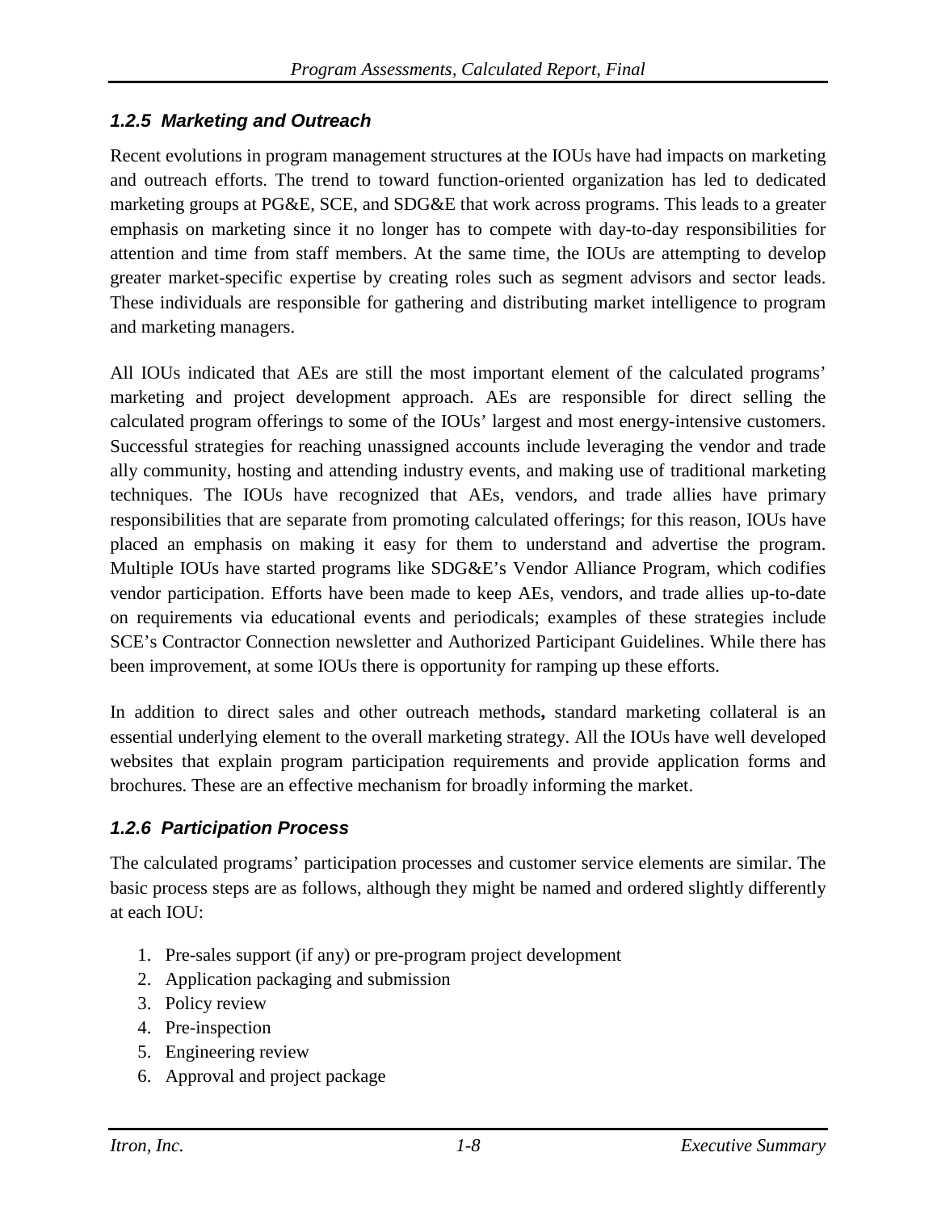### *1.2.5 Marketing and Outreach*

Recent evolutions in program management structures at the IOUs have had impacts on marketing and outreach efforts. The trend to toward function-oriented organization has led to dedicated marketing groups at PG&E, SCE, and SDG&E that work across programs. This leads to a greater emphasis on marketing since it no longer has to compete with day-to-day responsibilities for attention and time from staff members. At the same time, the IOUs are attempting to develop greater market-specific expertise by creating roles such as segment advisors and sector leads. These individuals are responsible for gathering and distributing market intelligence to program and marketing managers.

All IOUs indicated that AEs are still the most important element of the calculated programs' marketing and project development approach. AEs are responsible for direct selling the calculated program offerings to some of the IOUs' largest and most energy-intensive customers. Successful strategies for reaching unassigned accounts include leveraging the vendor and trade ally community, hosting and attending industry events, and making use of traditional marketing techniques. The IOUs have recognized that AEs, vendors, and trade allies have primary responsibilities that are separate from promoting calculated offerings; for this reason, IOUs have placed an emphasis on making it easy for them to understand and advertise the program. Multiple IOUs have started programs like SDG&E's Vendor Alliance Program, which codifies vendor participation. Efforts have been made to keep AEs, vendors, and trade allies up-to-date on requirements via educational events and periodicals; examples of these strategies include SCE's Contractor Connection newsletter and Authorized Participant Guidelines. While there has been improvement, at some IOUs there is opportunity for ramping up these efforts.

In addition to direct sales and other outreach methods**,** standard marketing collateral is an essential underlying element to the overall marketing strategy. All the IOUs have well developed websites that explain program participation requirements and provide application forms and brochures. These are an effective mechanism for broadly informing the market.

### *1.2.6 Participation Process*

The calculated programs' participation processes and customer service elements are similar. The basic process steps are as follows, although they might be named and ordered slightly differently at each IOU:

1. Pre-sales support (if any) or pre-program project development
2. Application packaging and submission
3. Policy review
4. Pre-inspection
5. Engineering review
6. Approval and project package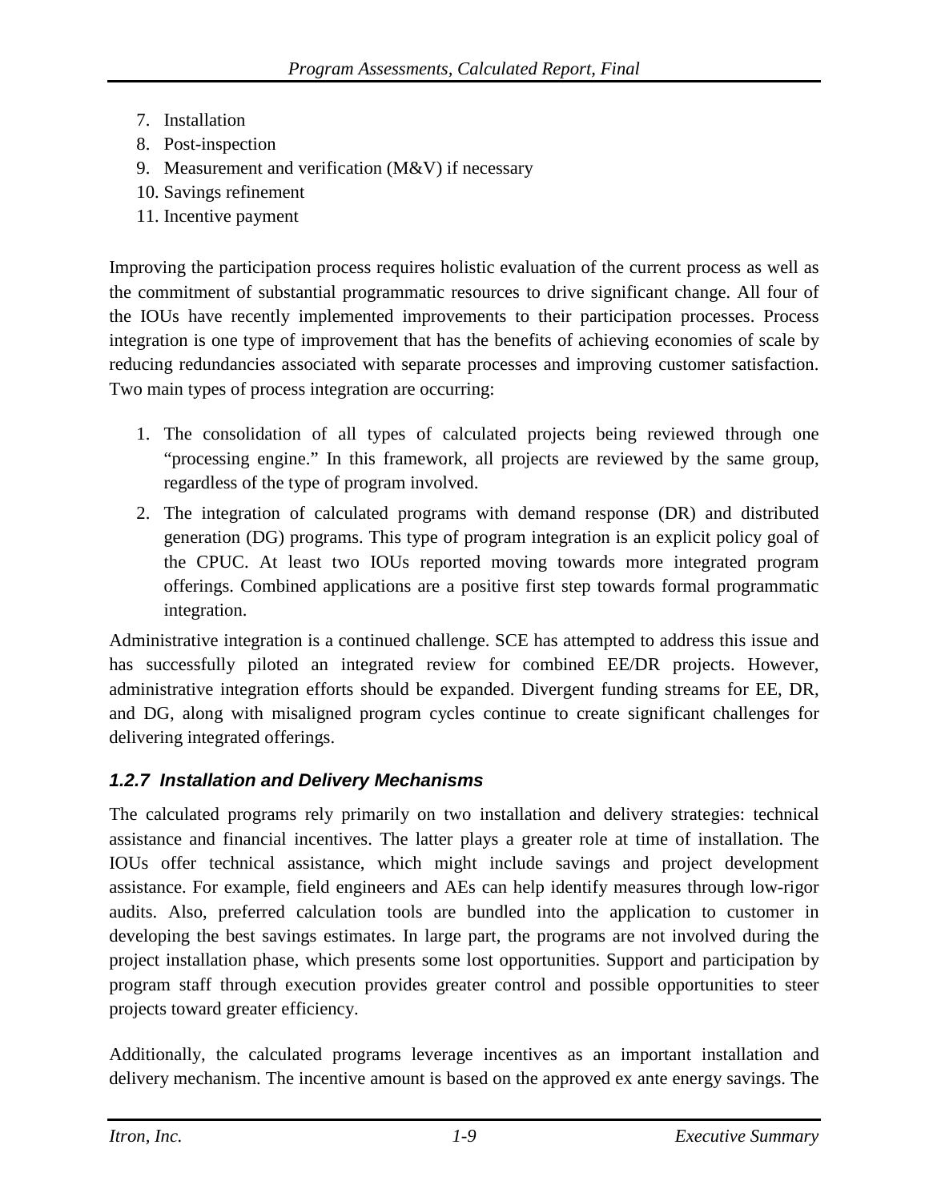7. Installation
8. Post-inspection
9. Measurement and verification (M&V) if necessary
10. Savings refinement
11. Incentive payment

Improving the participation process requires holistic evaluation of the current process as well as the commitment of substantial programmatic resources to drive significant change. All four of the IOUs have recently implemented improvements to their participation processes. Process integration is one type of improvement that has the benefits of achieving economies of scale by reducing redundancies associated with separate processes and improving customer satisfaction. Two main types of process integration are occurring:

1. The consolidation of all types of calculated projects being reviewed through one "processing engine." In this framework, all projects are reviewed by the same group, regardless of the type of program involved.
2. The integration of calculated programs with demand response (DR) and distributed generation (DG) programs. This type of program integration is an explicit policy goal of the CPUC. At least two IOUs reported moving towards more integrated program offerings. Combined applications are a positive first step towards formal programmatic integration.

Administrative integration is a continued challenge. SCE has attempted to address this issue and has successfully piloted an integrated review for combined EE/DR projects. However, administrative integration efforts should be expanded. Divergent funding streams for EE, DR, and DG, along with misaligned program cycles continue to create significant challenges for delivering integrated offerings.

### *1.2.7 Installation and Delivery Mechanisms*

The calculated programs rely primarily on two installation and delivery strategies: technical assistance and financial incentives. The latter plays a greater role at time of installation. The IOUs offer technical assistance, which might include savings and project development assistance. For example, field engineers and AEs can help identify measures through low-rigor audits. Also, preferred calculation tools are bundled into the application to customer in developing the best savings estimates. In large part, the programs are not involved during the project installation phase, which presents some lost opportunities. Support and participation by program staff through execution provides greater control and possible opportunities to steer projects toward greater efficiency.

Additionally, the calculated programs leverage incentives as an important installation and delivery mechanism. The incentive amount is based on the approved ex ante energy savings. The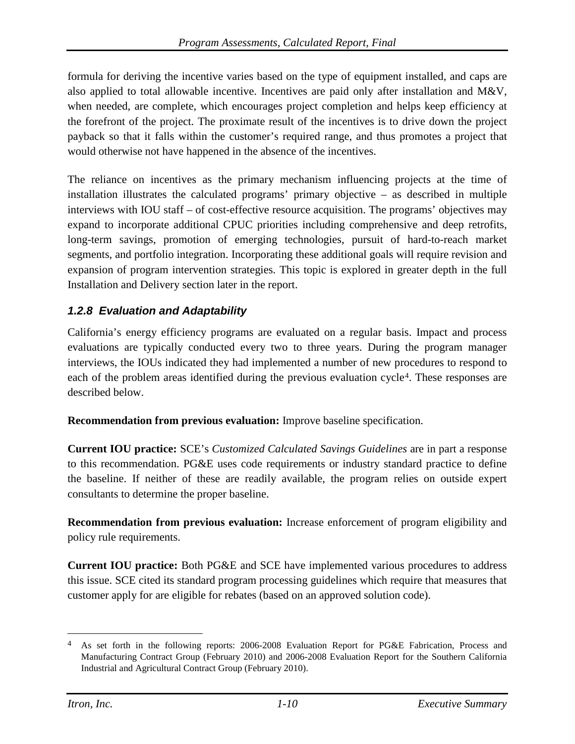formula for deriving the incentive varies based on the type of equipment installed, and caps are also applied to total allowable incentive. Incentives are paid only after installation and M&V, when needed, are complete, which encourages project completion and helps keep efficiency at the forefront of the project. The proximate result of the incentives is to drive down the project payback so that it falls within the customer's required range, and thus promotes a project that would otherwise not have happened in the absence of the incentives.

The reliance on incentives as the primary mechanism influencing projects at the time of installation illustrates the calculated programs' primary objective – as described in multiple interviews with IOU staff – of cost-effective resource acquisition. The programs' objectives may expand to incorporate additional CPUC priorities including comprehensive and deep retrofits, long-term savings, promotion of emerging technologies, pursuit of hard-to-reach market segments, and portfolio integration. Incorporating these additional goals will require revision and expansion of program intervention strategies. This topic is explored in greater depth in the full Installation and Delivery section later in the report.

### *1.2.8 Evaluation and Adaptability*

California's energy efficiency programs are evaluated on a regular basis. Impact and process evaluations are typically conducted every two to three years. During the program manager interviews, the IOUs indicated they had implemented a number of new procedures to respond to each of the problem areas identified during the previous evaluation cycle[4]. These responses are described below.

**Recommendation from previous evaluation:** Improve baseline specification.

**Current IOU practice:** SCE's *Customized Calculated Savings Guidelines* are in part a response to this recommendation. PG&E uses code requirements or industry standard practice to define the baseline. If neither of these are readily available, the program relies on outside expert consultants to determine the proper baseline.

**Recommendation from previous evaluation:** Increase enforcement of program eligibility and policy rule requirements.

**Current IOU practice:** Both PG&E and SCE have implemented various procedures to address this issue. SCE cited its standard program processing guidelines which require that measures that customer apply for are eligible for rebates (based on an approved solution code).

---

[4] As set forth in the following reports: 2006-2008 Evaluation Report for PG&E Fabrication, Process and Manufacturing Contract Group (February 2010) and 2006-2008 Evaluation Report for the Southern California Industrial and Agricultural Contract Group (February 2010).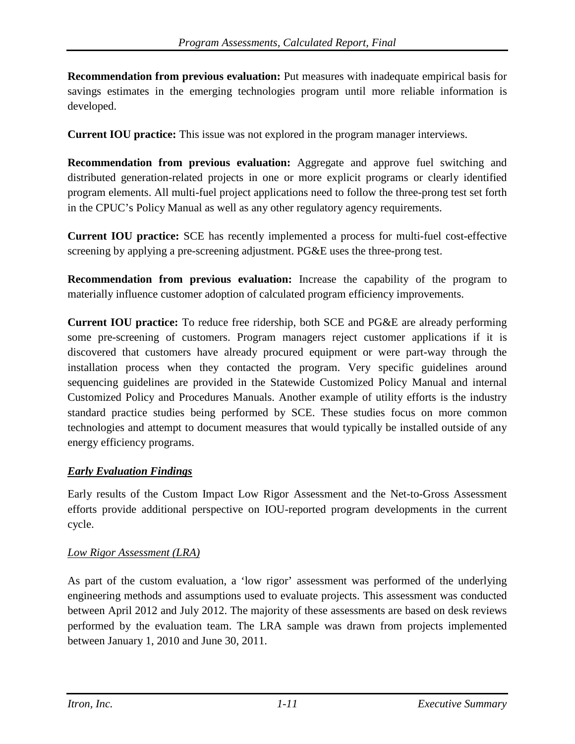**Recommendation from previous evaluation:** Put measures with inadequate empirical basis for savings estimates in the emerging technologies program until more reliable information is developed.

**Current IOU practice:** This issue was not explored in the program manager interviews.

**Recommendation from previous evaluation:** Aggregate and approve fuel switching and distributed generation-related projects in one or more explicit programs or clearly identified program elements. All multi-fuel project applications need to follow the three-prong test set forth in the CPUC's Policy Manual as well as any other regulatory agency requirements.

**Current IOU practice:** SCE has recently implemented a process for multi-fuel cost-effective screening by applying a pre-screening adjustment. PG&E uses the three-prong test.

**Recommendation from previous evaluation:** Increase the capability of the program to materially influence customer adoption of calculated program efficiency improvements.

**Current IOU practice:** To reduce free ridership, both SCE and PG&E are already performing some pre-screening of customers. Program managers reject customer applications if it is discovered that customers have already procured equipment or were part-way through the installation process when they contacted the program. Very specific guidelines around sequencing guidelines are provided in the Statewide Customized Policy Manual and internal Customized Policy and Procedures Manuals. Another example of utility efforts is the industry standard practice studies being performed by SCE. These studies focus on more common technologies and attempt to document measures that would typically be installed outside of any energy efficiency programs.

### ***Early Evaluation Findings***

Early results of the Custom Impact Low Rigor Assessment and the Net-to-Gross Assessment efforts provide additional perspective on IOU-reported program developments in the current cycle.

#### *Low Rigor Assessment (LRA)*

As part of the custom evaluation, a 'low rigor' assessment was performed of the underlying engineering methods and assumptions used to evaluate projects. This assessment was conducted between April 2012 and July 2012. The majority of these assessments are based on desk reviews performed by the evaluation team. The LRA sample was drawn from projects implemented between January 1, 2010 and June 30, 2011.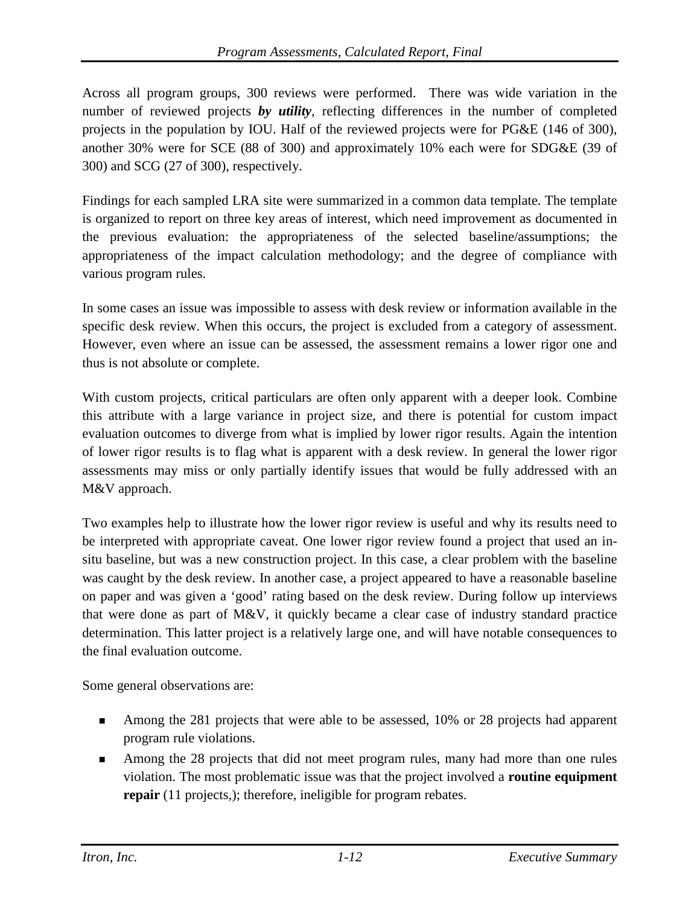Across all program groups, 300 reviews were performed. There was wide variation in the number of reviewed projects ***by utility***, reflecting differences in the number of completed projects in the population by IOU. Half of the reviewed projects were for PG&E (146 of 300), another 30% were for SCE (88 of 300) and approximately 10% each were for SDG&E (39 of 300) and SCG (27 of 300), respectively.

Findings for each sampled LRA site were summarized in a common data template. The template is organized to report on three key areas of interest, which need improvement as documented in the previous evaluation: the appropriateness of the selected baseline/assumptions; the appropriateness of the impact calculation methodology; and the degree of compliance with various program rules.

In some cases an issue was impossible to assess with desk review or information available in the specific desk review. When this occurs, the project is excluded from a category of assessment. However, even where an issue can be assessed, the assessment remains a lower rigor one and thus is not absolute or complete.

With custom projects, critical particulars are often only apparent with a deeper look. Combine this attribute with a large variance in project size, and there is potential for custom impact evaluation outcomes to diverge from what is implied by lower rigor results. Again the intention of lower rigor results is to flag what is apparent with a desk review. In general the lower rigor assessments may miss or only partially identify issues that would be fully addressed with an M&V approach.

Two examples help to illustrate how the lower rigor review is useful and why its results need to be interpreted with appropriate caveat. One lower rigor review found a project that used an in-situ baseline, but was a new construction project. In this case, a clear problem with the baseline was caught by the desk review. In another case, a project appeared to have a reasonable baseline on paper and was given a 'good' rating based on the desk review. During follow up interviews that were done as part of M&V, it quickly became a clear case of industry standard practice determination. This latter project is a relatively large one, and will have notable consequences to the final evaluation outcome.

Some general observations are:

- Among the 281 projects that were able to be assessed, 10% or 28 projects had apparent program rule violations.
- Among the 28 projects that did not meet program rules, many had more than one rules violation. The most problematic issue was that the project involved a **routine equipment repair** (11 projects,); therefore, ineligible for program rebates.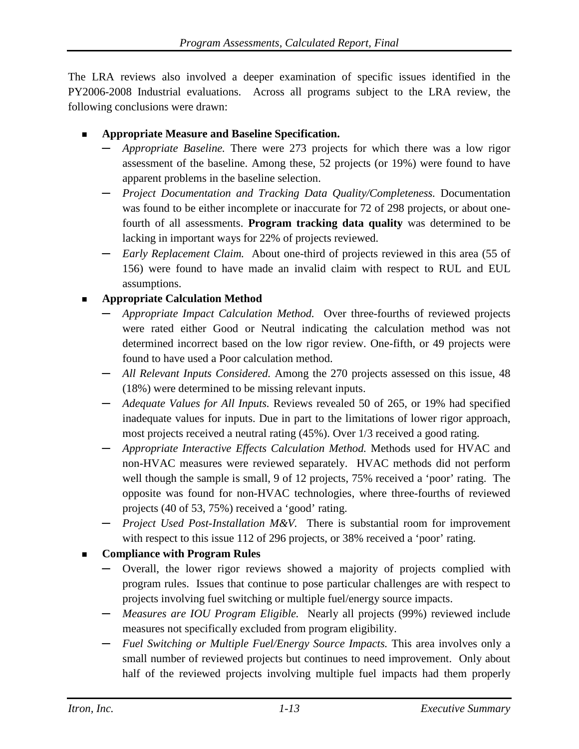The LRA reviews also involved a deeper examination of specific issues identified in the PY2006-2008 Industrial evaluations. Across all programs subject to the LRA review, the following conclusions were drawn:

- **Appropriate Measure and Baseline Specification.**
  - *Appropriate Baseline.* There were 273 projects for which there was a low rigor assessment of the baseline. Among these, 52 projects (or 19%) were found to have apparent problems in the baseline selection.
  - *Project Documentation and Tracking Data Quality/Completeness.* Documentation was found to be either incomplete or inaccurate for 72 of 298 projects, or about one-fourth of all assessments. **Program tracking data quality** was determined to be lacking in important ways for 22% of projects reviewed.
  - *Early Replacement Claim.* About one-third of projects reviewed in this area (55 of 156) were found to have made an invalid claim with respect to RUL and EUL assumptions.
- **Appropriate Calculation Method**
  - *Appropriate Impact Calculation Method.* Over three-fourths of reviewed projects were rated either Good or Neutral indicating the calculation method was not determined incorrect based on the low rigor review. One-fifth, or 49 projects were found to have used a Poor calculation method.
  - *All Relevant Inputs Considered.* Among the 270 projects assessed on this issue, 48 (18%) were determined to be missing relevant inputs.
  - *Adequate Values for All Inputs.* Reviews revealed 50 of 265, or 19% had specified inadequate values for inputs. Due in part to the limitations of lower rigor approach, most projects received a neutral rating (45%). Over 1/3 received a good rating.
  - *Appropriate Interactive Effects Calculation Method.* Methods used for HVAC and non-HVAC measures were reviewed separately. HVAC methods did not perform well though the sample is small, 9 of 12 projects, 75% received a 'poor' rating. The opposite was found for non-HVAC technologies, where three-fourths of reviewed projects (40 of 53, 75%) received a 'good' rating.
  - *Project Used Post-Installation M&V.* There is substantial room for improvement with respect to this issue 112 of 296 projects, or 38% received a 'poor' rating.
- **Compliance with Program Rules**
  - Overall, the lower rigor reviews showed a majority of projects complied with program rules. Issues that continue to pose particular challenges are with respect to projects involving fuel switching or multiple fuel/energy source impacts.
  - *Measures are IOU Program Eligible.* Nearly all projects (99%) reviewed include measures not specifically excluded from program eligibility.
  - *Fuel Switching or Multiple Fuel/Energy Source Impacts.* This area involves only a small number of reviewed projects but continues to need improvement. Only about half of the reviewed projects involving multiple fuel impacts had them properly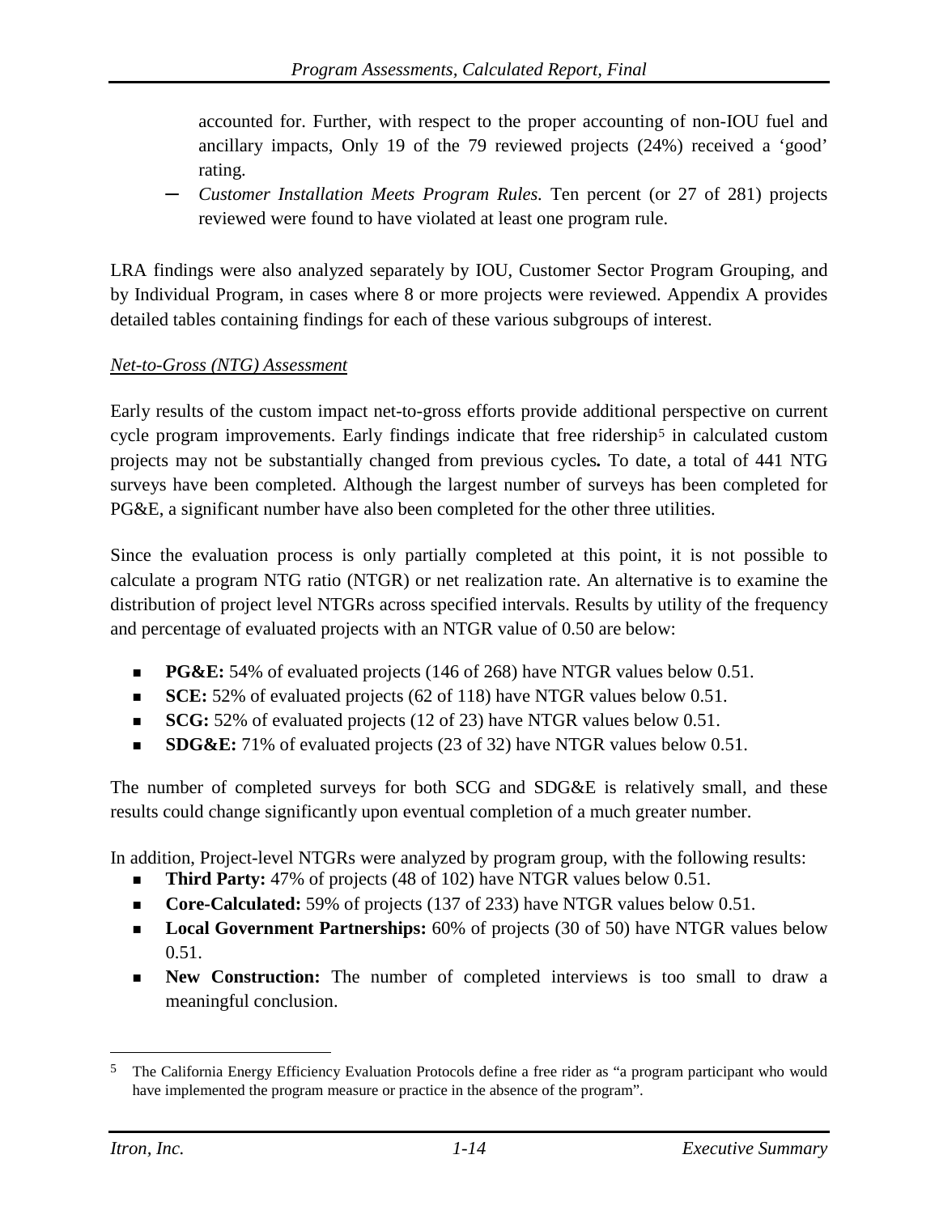accounted for. Further, with respect to the proper accounting of non-IOU fuel and ancillary impacts, Only 19 of the 79 reviewed projects (24%) received a 'good' rating.

― *Customer Installation Meets Program Rules.* Ten percent (or 27 of 281) projects reviewed were found to have violated at least one program rule.

LRA findings were also analyzed separately by IOU, Customer Sector Program Grouping, and by Individual Program, in cases where 8 or more projects were reviewed. Appendix A provides detailed tables containing findings for each of these various subgroups of interest.

*Net-to-Gross (NTG) Assessment*

Early results of the custom impact net-to-gross efforts provide additional perspective on current cycle program improvements. Early findings indicate that free ridership[5] in calculated custom projects may not be substantially changed from previous cycles**.** To date, a total of 441 NTG surveys have been completed. Although the largest number of surveys has been completed for PG&E, a significant number have also been completed for the other three utilities.

Since the evaluation process is only partially completed at this point, it is not possible to calculate a program NTG ratio (NTGR) or net realization rate. An alternative is to examine the distribution of project level NTGRs across specified intervals. Results by utility of the frequency and percentage of evaluated projects with an NTGR value of 0.50 are below:

- **PG&E:** 54% of evaluated projects (146 of 268) have NTGR values below 0.51.
- **SCE:** 52% of evaluated projects (62 of 118) have NTGR values below 0.51.
- **SCG:** 52% of evaluated projects (12 of 23) have NTGR values below 0.51.
- **SDG&E:** 71% of evaluated projects (23 of 32) have NTGR values below 0.51.

The number of completed surveys for both SCG and SDG&E is relatively small, and these results could change significantly upon eventual completion of a much greater number.

In addition, Project-level NTGRs were analyzed by program group, with the following results:

- **Third Party:** 47% of projects (48 of 102) have NTGR values below 0.51.
- **Core-Calculated:** 59% of projects (137 of 233) have NTGR values below 0.51.
- **Local Government Partnerships:** 60% of projects (30 of 50) have NTGR values below 0.51.
- **New Construction:** The number of completed interviews is too small to draw a meaningful conclusion.

[5] The California Energy Efficiency Evaluation Protocols define a free rider as "a program participant who would have implemented the program measure or practice in the absence of the program".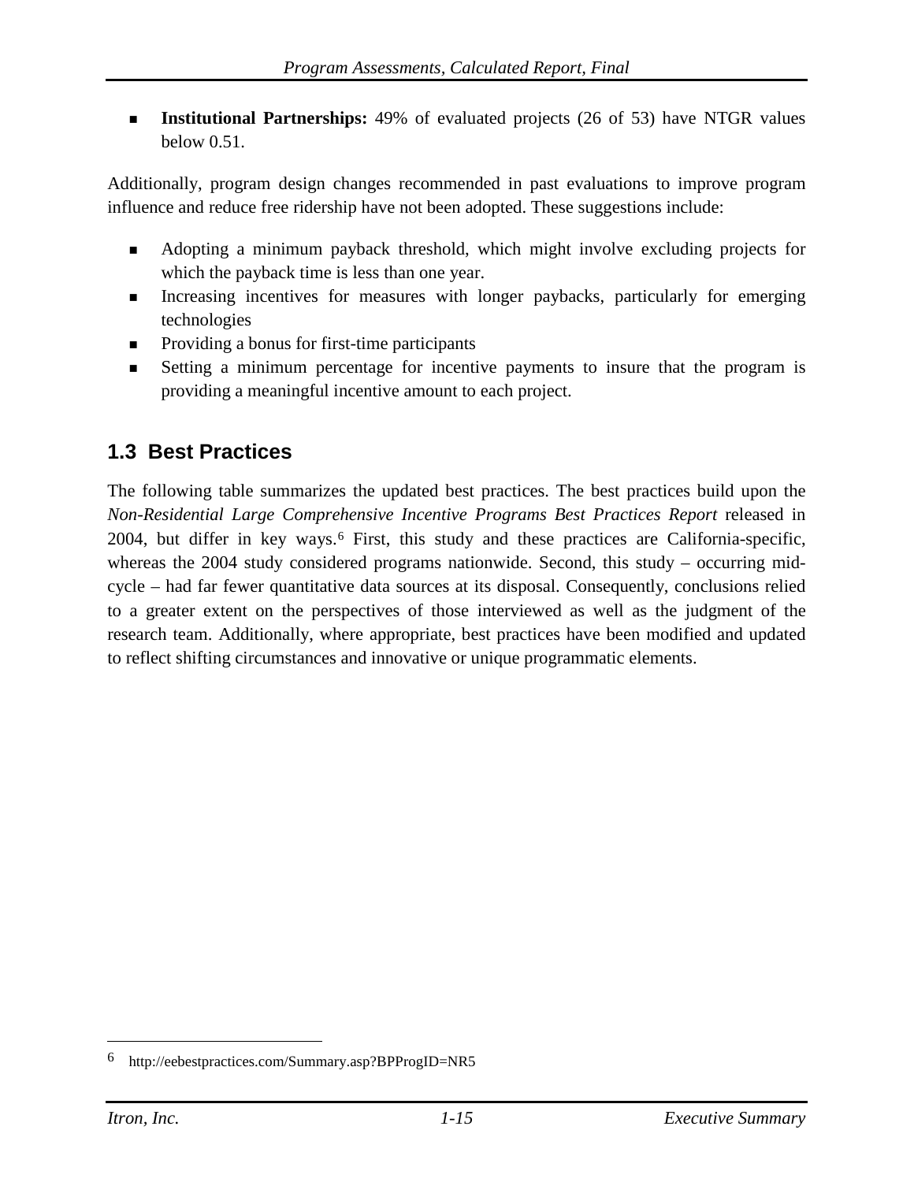- **Institutional Partnerships:** 49% of evaluated projects (26 of 53) have NTGR values below 0.51.

Additionally, program design changes recommended in past evaluations to improve program influence and reduce free ridership have not been adopted. These suggestions include:

- Adopting a minimum payback threshold, which might involve excluding projects for which the payback time is less than one year.
- Increasing incentives for measures with longer paybacks, particularly for emerging technologies
- Providing a bonus for first-time participants
- Setting a minimum percentage for incentive payments to insure that the program is providing a meaningful incentive amount to each project.

## 1.3 Best Practices

The following table summarizes the updated best practices. The best practices build upon the *Non-Residential Large Comprehensive Incentive Programs Best Practices Report* released in 2004, but differ in key ways.[6] First, this study and these practices are California-specific, whereas the 2004 study considered programs nationwide. Second, this study – occurring mid-cycle – had far fewer quantitative data sources at its disposal. Consequently, conclusions relied to a greater extent on the perspectives of those interviewed as well as the judgment of the research team. Additionally, where appropriate, best practices have been modified and updated to reflect shifting circumstances and innovative or unique programmatic elements.

---

6 http://eebestpractices.com/Summary.asp?BPProgID=NR5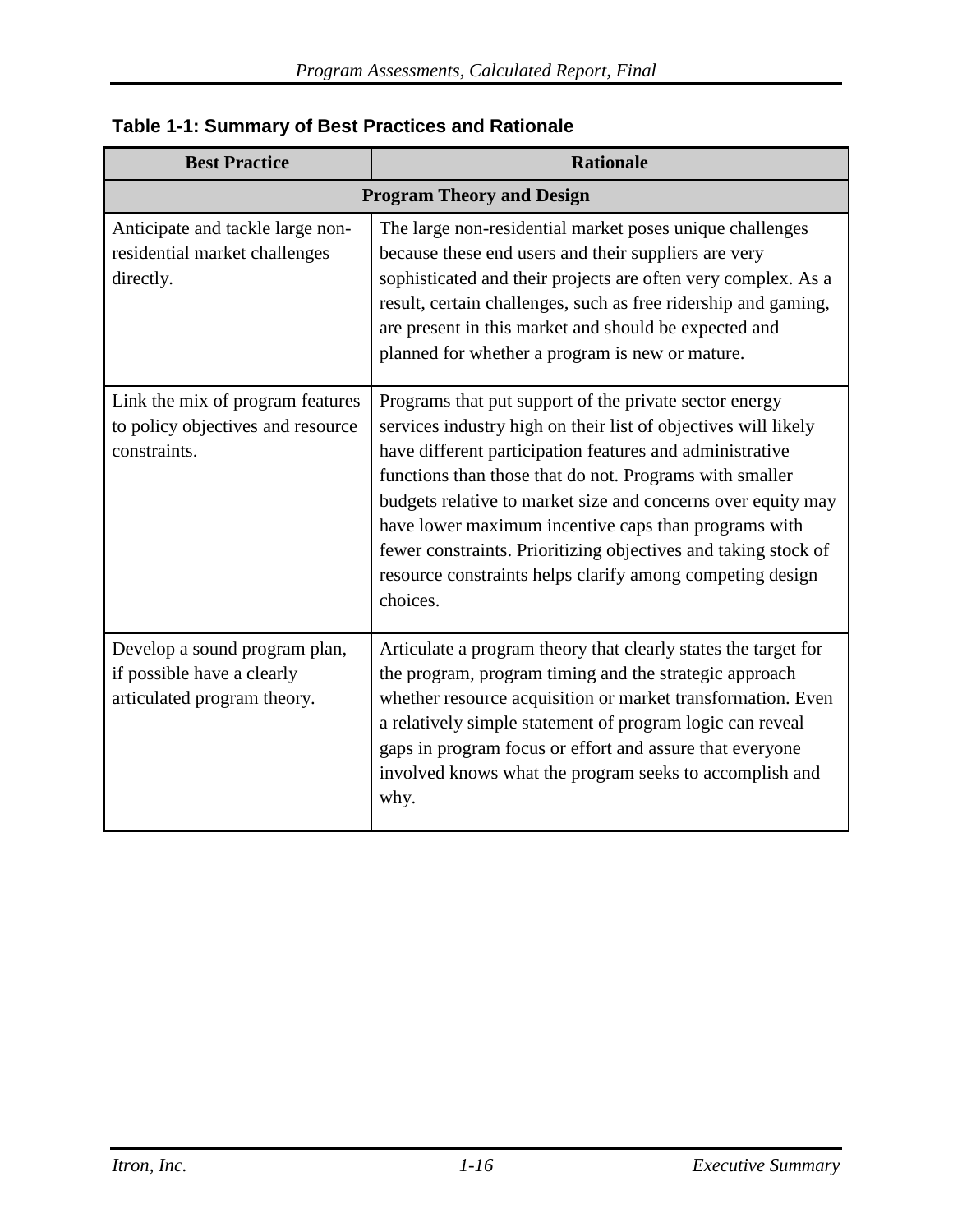**Table 1-1: Summary of Best Practices and Rationale**

| Best Practice | Rationale |
|---|---|
| **Program Theory and Design** | |
| Anticipate and tackle large non-residential market challenges directly. | The large non-residential market poses unique challenges because these end users and their suppliers are very sophisticated and their projects are often very complex. As a result, certain challenges, such as free ridership and gaming, are present in this market and should be expected and planned for whether a program is new or mature. |
| Link the mix of program features to policy objectives and resource constraints. | Programs that put support of the private sector energy services industry high on their list of objectives will likely have different participation features and administrative functions than those that do not. Programs with smaller budgets relative to market size and concerns over equity may have lower maximum incentive caps than programs with fewer constraints. Prioritizing objectives and taking stock of resource constraints helps clarify among competing design choices. |
| Develop a sound program plan, if possible have a clearly articulated program theory. | Articulate a program theory that clearly states the target for the program, program timing and the strategic approach whether resource acquisition or market transformation. Even a relatively simple statement of program logic can reveal gaps in program focus or effort and assure that everyone involved knows what the program seeks to accomplish and why. |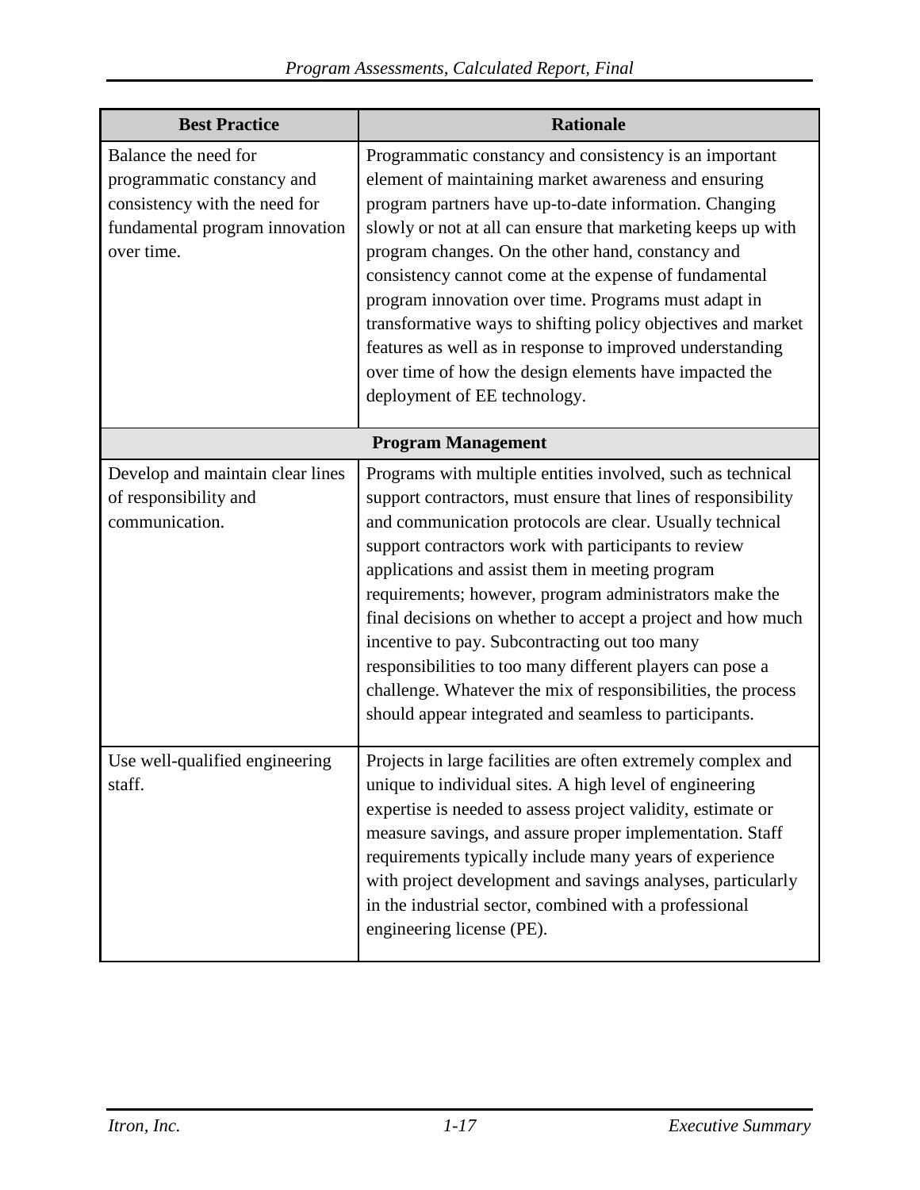| Best Practice | Rationale |
|---|---|
| Balance the need for programmatic constancy and consistency with the need for fundamental program innovation over time. | Programmatic constancy and consistency is an important element of maintaining market awareness and ensuring program partners have up-to-date information. Changing slowly or not at all can ensure that marketing keeps up with program changes. On the other hand, constancy and consistency cannot come at the expense of fundamental program innovation over time. Programs must adapt in transformative ways to shifting policy objectives and market features as well as in response to improved understanding over time of how the design elements have impacted the deployment of EE technology. |
| **Program Management** | |
| Develop and maintain clear lines of responsibility and communication. | Programs with multiple entities involved, such as technical support contractors, must ensure that lines of responsibility and communication protocols are clear. Usually technical support contractors work with participants to review applications and assist them in meeting program requirements; however, program administrators make the final decisions on whether to accept a project and how much incentive to pay. Subcontracting out too many responsibilities to too many different players can pose a challenge. Whatever the mix of responsibilities, the process should appear integrated and seamless to participants. |
| Use well-qualified engineering staff. | Projects in large facilities are often extremely complex and unique to individual sites. A high level of engineering expertise is needed to assess project validity, estimate or measure savings, and assure proper implementation. Staff requirements typically include many years of experience with project development and savings analyses, particularly in the industrial sector, combined with a professional engineering license (PE). |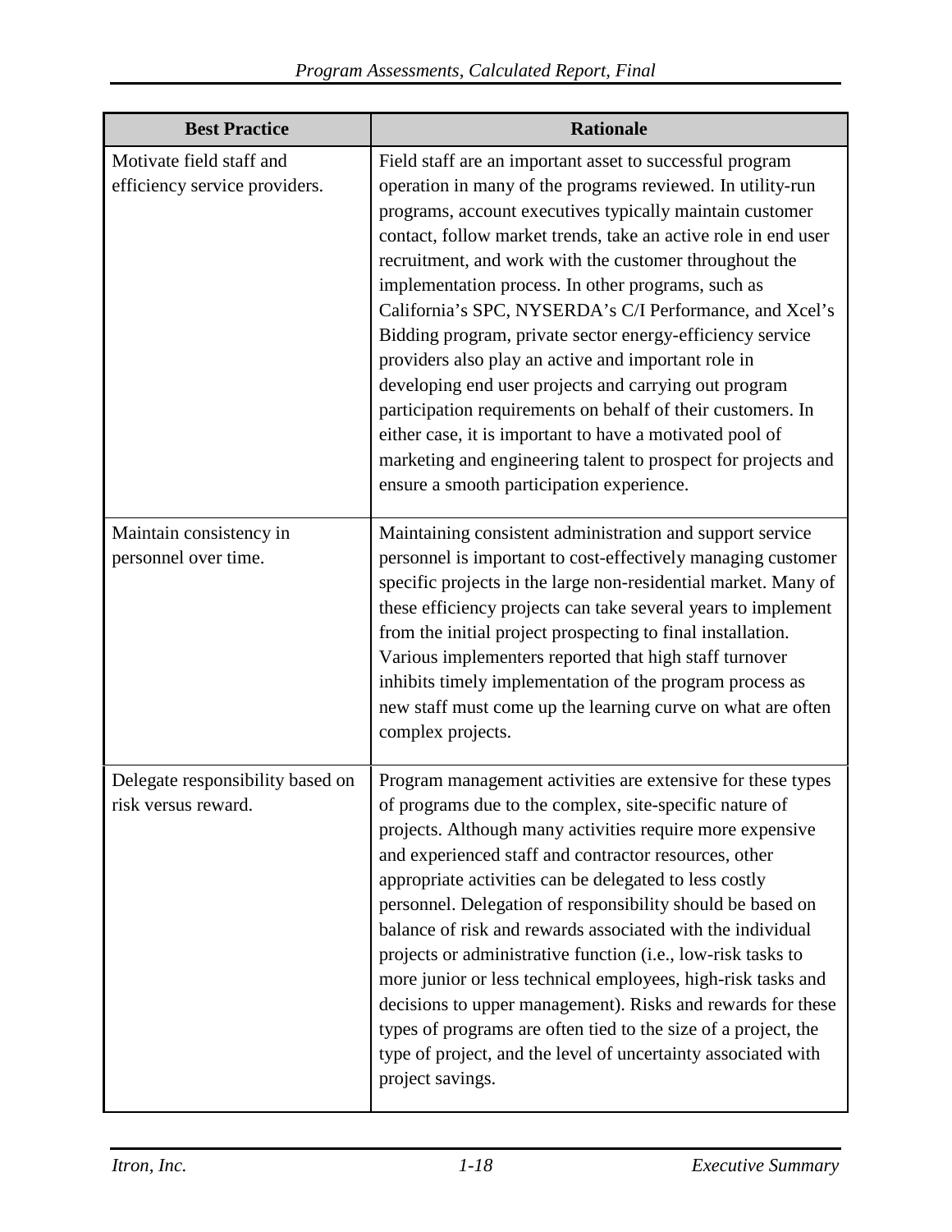| Best Practice | Rationale |
|---|---|
| Motivate field staff and efficiency service providers. | Field staff are an important asset to successful program operation in many of the programs reviewed. In utility-run programs, account executives typically maintain customer contact, follow market trends, take an active role in end user recruitment, and work with the customer throughout the implementation process. In other programs, such as California's SPC, NYSERDA's C/I Performance, and Xcel's Bidding program, private sector energy-efficiency service providers also play an active and important role in developing end user projects and carrying out program participation requirements on behalf of their customers. In either case, it is important to have a motivated pool of marketing and engineering talent to prospect for projects and ensure a smooth participation experience. |
| Maintain consistency in personnel over time. | Maintaining consistent administration and support service personnel is important to cost-effectively managing customer specific projects in the large non-residential market. Many of these efficiency projects can take several years to implement from the initial project prospecting to final installation. Various implementers reported that high staff turnover inhibits timely implementation of the program process as new staff must come up the learning curve on what are often complex projects. |
| Delegate responsibility based on risk versus reward. | Program management activities are extensive for these types of programs due to the complex, site-specific nature of projects. Although many activities require more expensive and experienced staff and contractor resources, other appropriate activities can be delegated to less costly personnel. Delegation of responsibility should be based on balance of risk and rewards associated with the individual projects or administrative function (i.e., low-risk tasks to more junior or less technical employees, high-risk tasks and decisions to upper management). Risks and rewards for these types of programs are often tied to the size of a project, the type of project, and the level of uncertainty associated with project savings. |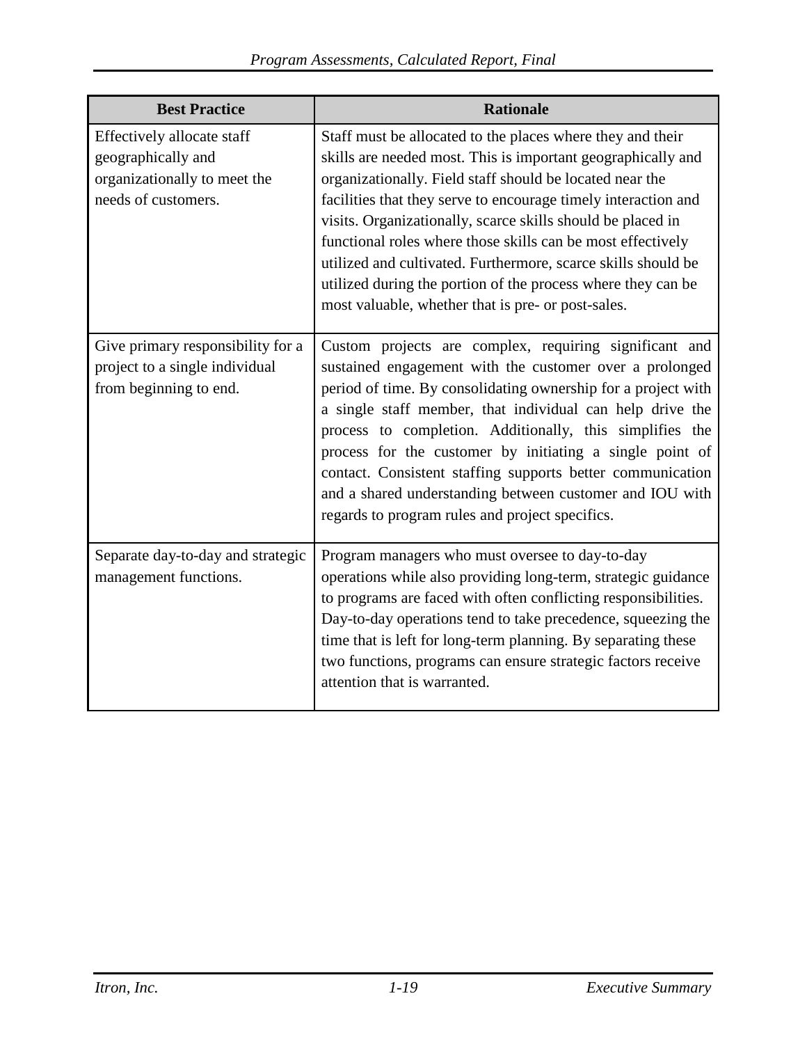| Best Practice | Rationale |
|---|---|
| Effectively allocate staff geographically and organizationally to meet the needs of customers. | Staff must be allocated to the places where they and their skills are needed most. This is important geographically and organizationally. Field staff should be located near the facilities that they serve to encourage timely interaction and visits. Organizationally, scarce skills should be placed in functional roles where those skills can be most effectively utilized and cultivated. Furthermore, scarce skills should be utilized during the portion of the process where they can be most valuable, whether that is pre- or post-sales. |
| Give primary responsibility for a project to a single individual from beginning to end. | Custom projects are complex, requiring significant and sustained engagement with the customer over a prolonged period of time. By consolidating ownership for a project with a single staff member, that individual can help drive the process to completion. Additionally, this simplifies the process for the customer by initiating a single point of contact. Consistent staffing supports better communication and a shared understanding between customer and IOU with regards to program rules and project specifics. |
| Separate day-to-day and strategic management functions. | Program managers who must oversee to day-to-day operations while also providing long-term, strategic guidance to programs are faced with often conflicting responsibilities. Day-to-day operations tend to take precedence, squeezing the time that is left for long-term planning. By separating these two functions, programs can ensure strategic factors receive attention that is warranted. |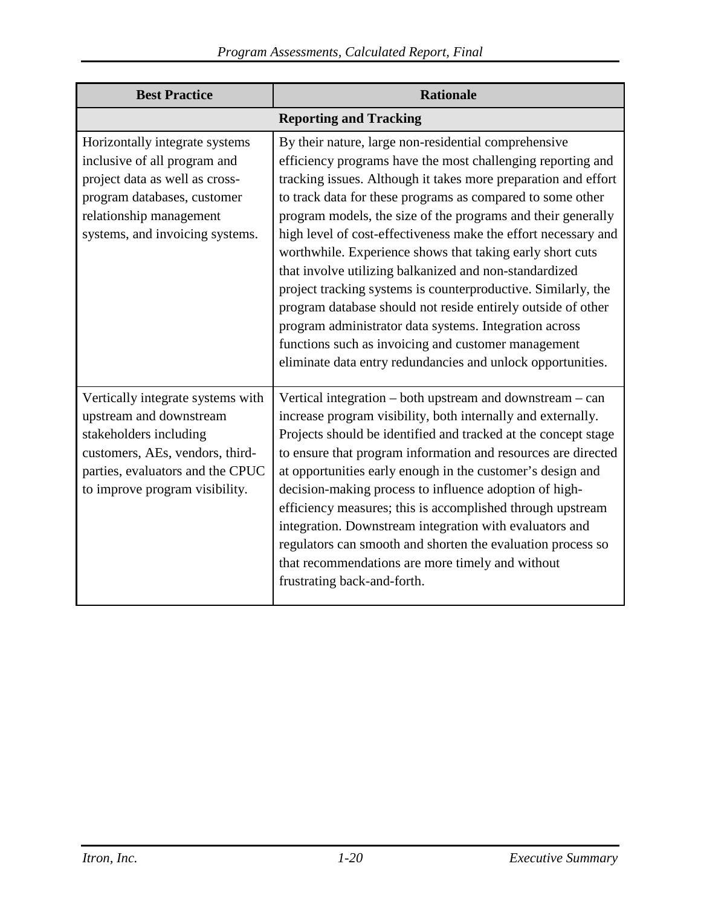| Best Practice | Rationale |
| --- | --- |
| **Reporting and Tracking** | |
| Horizontally integrate systems inclusive of all program and project data as well as cross-program databases, customer relationship management systems, and invoicing systems. | By their nature, large non-residential comprehensive efficiency programs have the most challenging reporting and tracking issues. Although it takes more preparation and effort to track data for these programs as compared to some other program models, the size of the programs and their generally high level of cost-effectiveness make the effort necessary and worthwhile. Experience shows that taking early short cuts that involve utilizing balkanized and non-standardized project tracking systems is counterproductive. Similarly, the program database should not reside entirely outside of other program administrator data systems. Integration across functions such as invoicing and customer management eliminate data entry redundancies and unlock opportunities. |
| Vertically integrate systems with upstream and downstream stakeholders including customers, AEs, vendors, third-parties, evaluators and the CPUC to improve program visibility. | Vertical integration – both upstream and downstream – can increase program visibility, both internally and externally. Projects should be identified and tracked at the concept stage to ensure that program information and resources are directed at opportunities early enough in the customer's design and decision-making process to influence adoption of high-efficiency measures; this is accomplished through upstream integration. Downstream integration with evaluators and regulators can smooth and shorten the evaluation process so that recommendations are more timely and without frustrating back-and-forth. |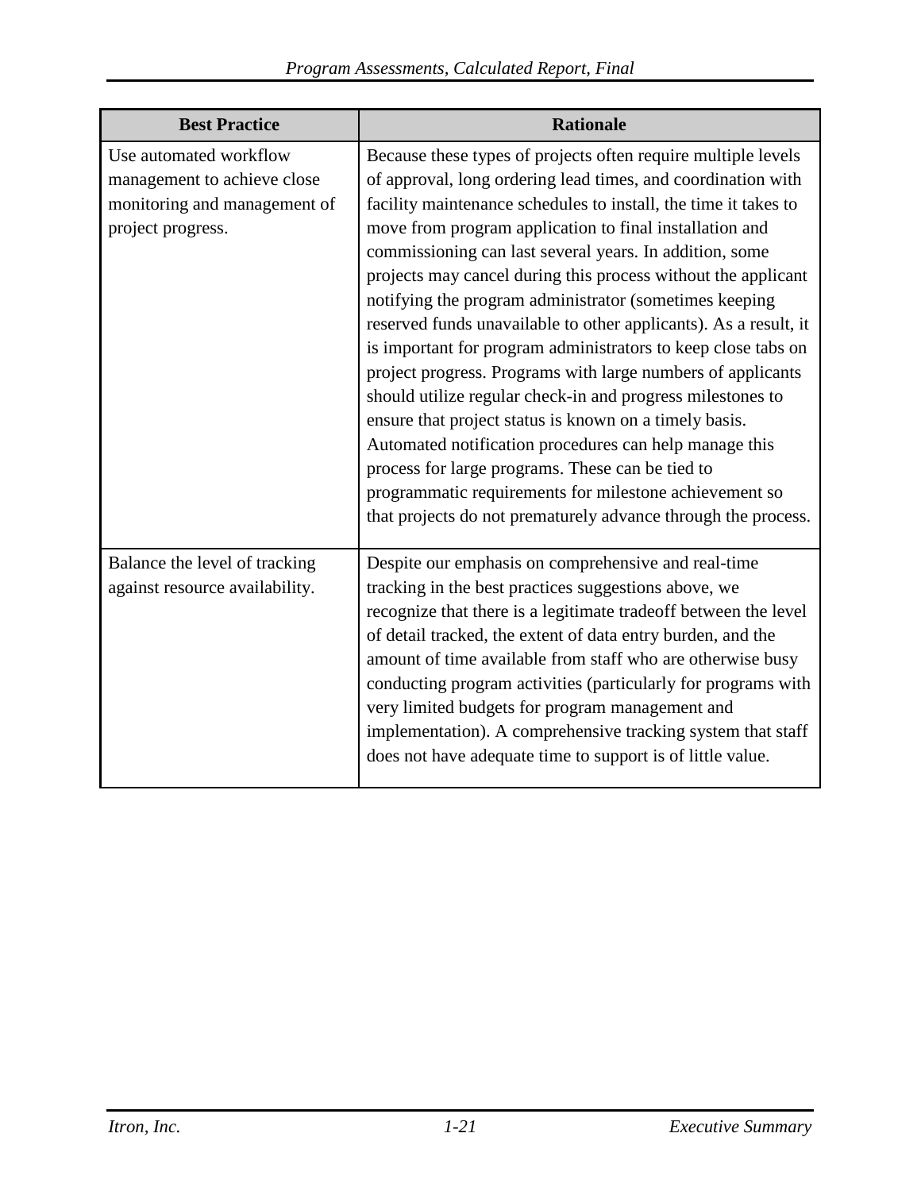| Best Practice | Rationale |
| --- | --- |
| Use automated workflow management to achieve close monitoring and management of project progress. | Because these types of projects often require multiple levels of approval, long ordering lead times, and coordination with facility maintenance schedules to install, the time it takes to move from program application to final installation and commissioning can last several years. In addition, some projects may cancel during this process without the applicant notifying the program administrator (sometimes keeping reserved funds unavailable to other applicants). As a result, it is important for program administrators to keep close tabs on project progress. Programs with large numbers of applicants should utilize regular check-in and progress milestones to ensure that project status is known on a timely basis. Automated notification procedures can help manage this process for large programs. These can be tied to programmatic requirements for milestone achievement so that projects do not prematurely advance through the process. |
| Balance the level of tracking against resource availability. | Despite our emphasis on comprehensive and real-time tracking in the best practices suggestions above, we recognize that there is a legitimate tradeoff between the level of detail tracked, the extent of data entry burden, and the amount of time available from staff who are otherwise busy conducting program activities (particularly for programs with very limited budgets for program management and implementation). A comprehensive tracking system that staff does not have adequate time to support is of little value. |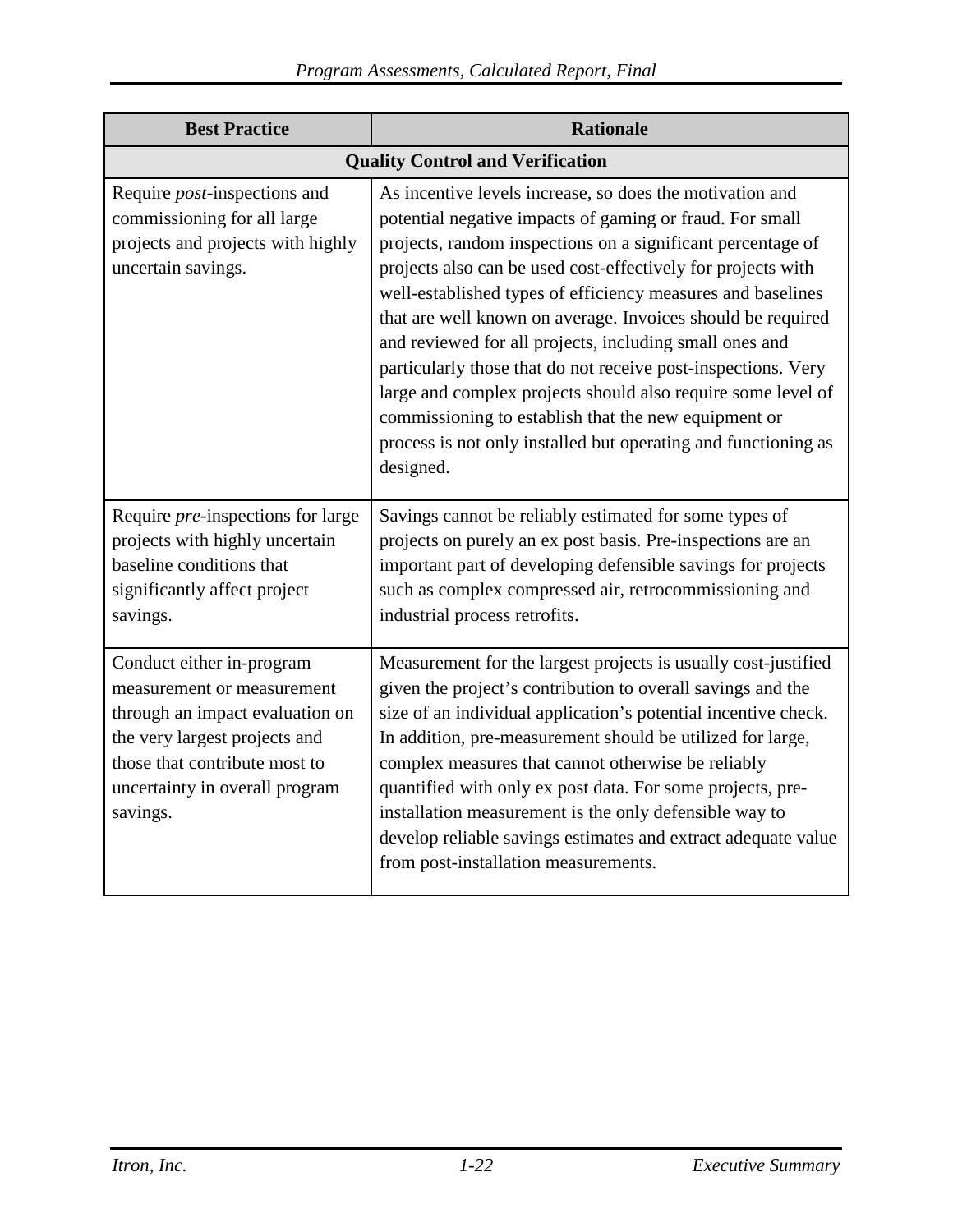| Best Practice | Rationale |
|---|---|
| **Quality Control and Verification** | |
| Require *post*-inspections and commissioning for all large projects and projects with highly uncertain savings. | As incentive levels increase, so does the motivation and potential negative impacts of gaming or fraud. For small projects, random inspections on a significant percentage of projects also can be used cost-effectively for projects with well-established types of efficiency measures and baselines that are well known on average. Invoices should be required and reviewed for all projects, including small ones and particularly those that do not receive post-inspections. Very large and complex projects should also require some level of commissioning to establish that the new equipment or process is not only installed but operating and functioning as designed. |
| Require *pre*-inspections for large projects with highly uncertain baseline conditions that significantly affect project savings. | Savings cannot be reliably estimated for some types of projects on purely an ex post basis. Pre-inspections are an important part of developing defensible savings for projects such as complex compressed air, retrocommissioning and industrial process retrofits. |
| Conduct either in-program measurement or measurement through an impact evaluation on the very largest projects and those that contribute most to uncertainty in overall program savings. | Measurement for the largest projects is usually cost-justified given the project's contribution to overall savings and the size of an individual application's potential incentive check. In addition, pre-measurement should be utilized for large, complex measures that cannot otherwise be reliably quantified with only ex post data. For some projects, pre-installation measurement is the only defensible way to develop reliable savings estimates and extract adequate value from post-installation measurements. |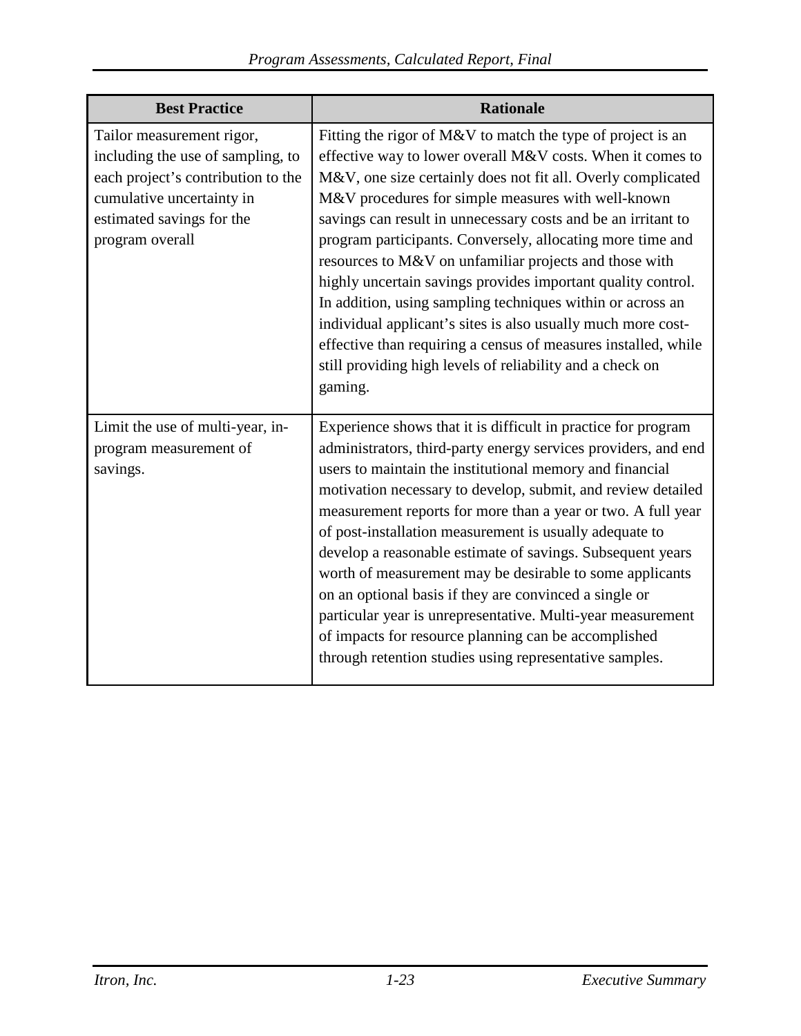| Best Practice | Rationale |
|---|---|
| Tailor measurement rigor, including the use of sampling, to each project's contribution to the cumulative uncertainty in estimated savings for the program overall | Fitting the rigor of M&V to match the type of project is an effective way to lower overall M&V costs. When it comes to M&V, one size certainly does not fit all. Overly complicated M&V procedures for simple measures with well-known savings can result in unnecessary costs and be an irritant to program participants. Conversely, allocating more time and resources to M&V on unfamiliar projects and those with highly uncertain savings provides important quality control. In addition, using sampling techniques within or across an individual applicant's sites is also usually much more cost-effective than requiring a census of measures installed, while still providing high levels of reliability and a check on gaming. |
| Limit the use of multi-year, in-program measurement of savings. | Experience shows that it is difficult in practice for program administrators, third-party energy services providers, and end users to maintain the institutional memory and financial motivation necessary to develop, submit, and review detailed measurement reports for more than a year or two. A full year of post-installation measurement is usually adequate to develop a reasonable estimate of savings. Subsequent years worth of measurement may be desirable to some applicants on an optional basis if they are convinced a single or particular year is unrepresentative. Multi-year measurement of impacts for resource planning can be accomplished through retention studies using representative samples. |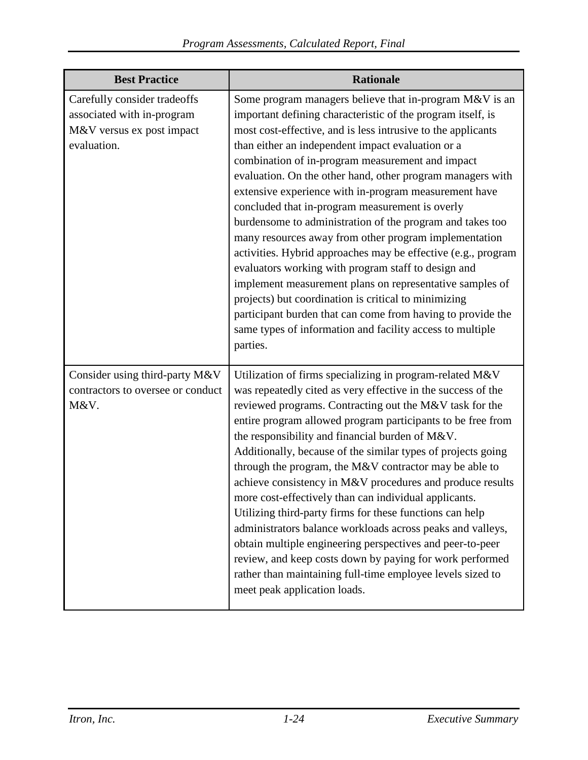| Best Practice | Rationale |
| --- | --- |
| Carefully consider tradeoffs associated with in-program M&V versus ex post impact evaluation. | Some program managers believe that in-program M&V is an important defining characteristic of the program itself, is most cost-effective, and is less intrusive to the applicants than either an independent impact evaluation or a combination of in-program measurement and impact evaluation. On the other hand, other program managers with extensive experience with in-program measurement have concluded that in-program measurement is overly burdensome to administration of the program and takes too many resources away from other program implementation activities. Hybrid approaches may be effective (e.g., program evaluators working with program staff to design and implement measurement plans on representative samples of projects) but coordination is critical to minimizing participant burden that can come from having to provide the same types of information and facility access to multiple parties. |
| Consider using third-party M&V contractors to oversee or conduct M&V. | Utilization of firms specializing in program-related M&V was repeatedly cited as very effective in the success of the reviewed programs. Contracting out the M&V task for the entire program allowed program participants to be free from the responsibility and financial burden of M&V. Additionally, because of the similar types of projects going through the program, the M&V contractor may be able to achieve consistency in M&V procedures and produce results more cost-effectively than can individual applicants. Utilizing third-party firms for these functions can help administrators balance workloads across peaks and valleys, obtain multiple engineering perspectives and peer-to-peer review, and keep costs down by paying for work performed rather than maintaining full-time employee levels sized to meet peak application loads. |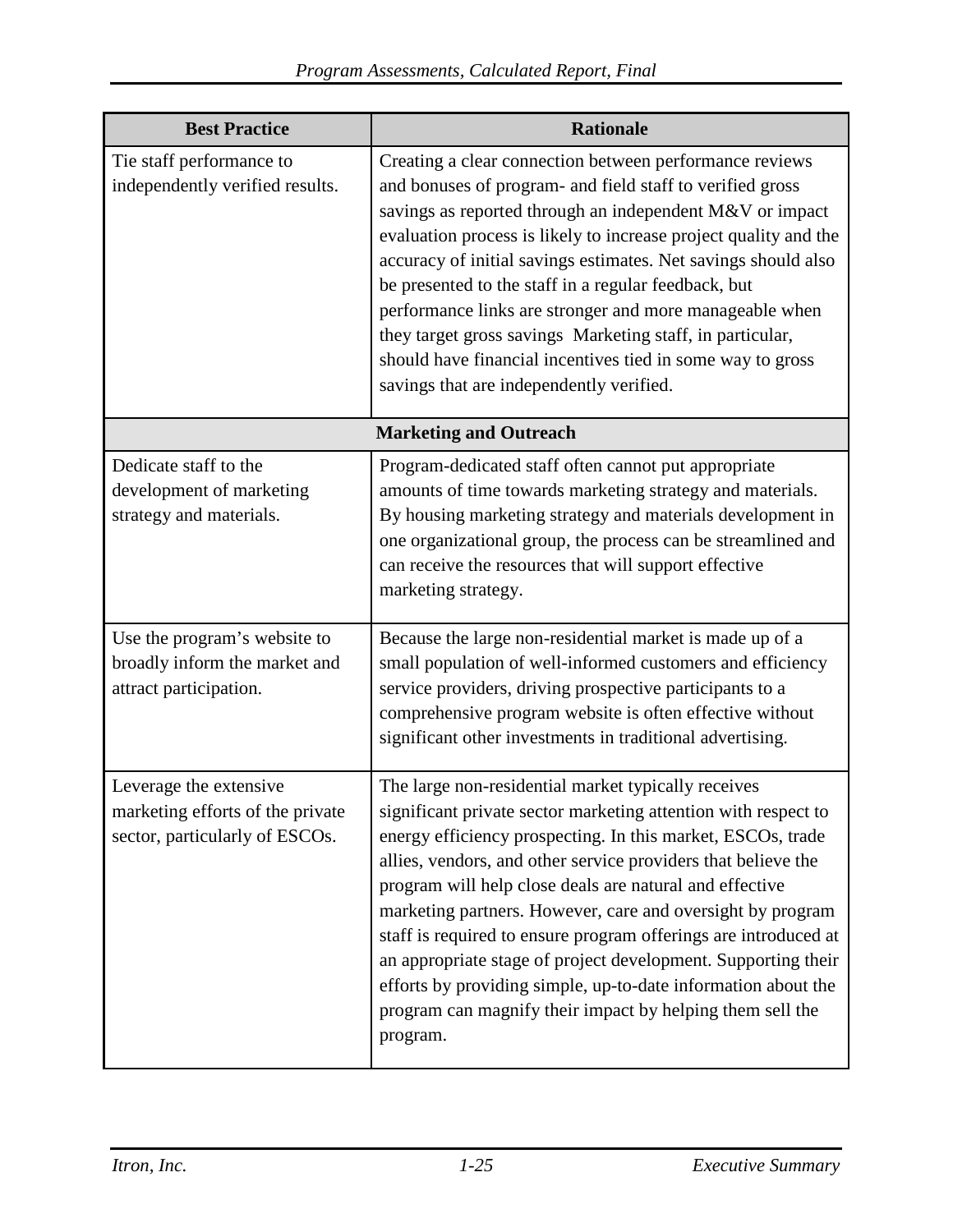| Best Practice | Rationale |
|---|---|
| Tie staff performance to independently verified results. | Creating a clear connection between performance reviews and bonuses of program- and field staff to verified gross savings as reported through an independent M&V or impact evaluation process is likely to increase project quality and the accuracy of initial savings estimates. Net savings should also be presented to the staff in a regular feedback, but performance links are stronger and more manageable when they target gross savings  Marketing staff, in particular, should have financial incentives tied in some way to gross savings that are independently verified. |
| **Marketing and Outreach** | |
| Dedicate staff to the development of marketing strategy and materials. | Program-dedicated staff often cannot put appropriate amounts of time towards marketing strategy and materials. By housing marketing strategy and materials development in one organizational group, the process can be streamlined and can receive the resources that will support effective marketing strategy. |
| Use the program's website to broadly inform the market and attract participation. | Because the large non-residential market is made up of a small population of well-informed customers and efficiency service providers, driving prospective participants to a comprehensive program website is often effective without significant other investments in traditional advertising. |
| Leverage the extensive marketing efforts of the private sector, particularly of ESCOs. | The large non-residential market typically receives significant private sector marketing attention with respect to energy efficiency prospecting. In this market, ESCOs, trade allies, vendors, and other service providers that believe the program will help close deals are natural and effective marketing partners. However, care and oversight by program staff is required to ensure program offerings are introduced at an appropriate stage of project development. Supporting their efforts by providing simple, up-to-date information about the program can magnify their impact by helping them sell the program. |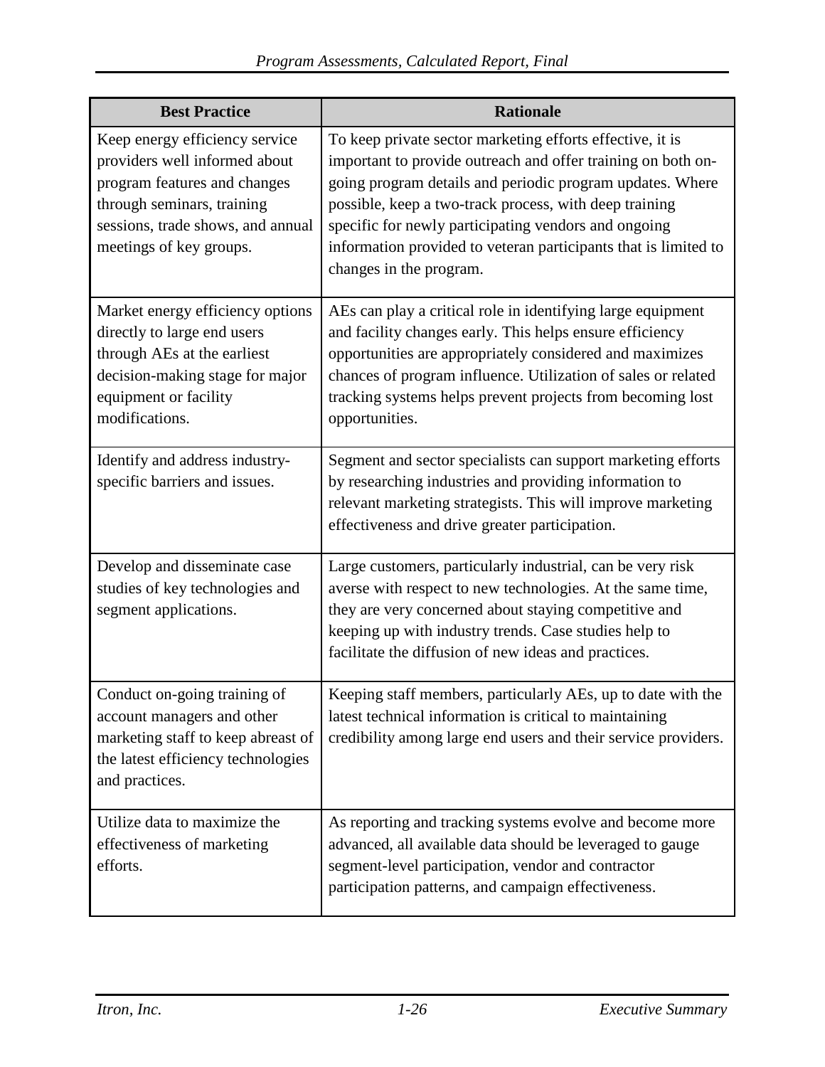| Best Practice | Rationale |
| --- | --- |
| Keep energy efficiency service providers well informed about program features and changes through seminars, training sessions, trade shows, and annual meetings of key groups. | To keep private sector marketing efforts effective, it is important to provide outreach and offer training on both on-going program details and periodic program updates. Where possible, keep a two-track process, with deep training specific for newly participating vendors and ongoing information provided to veteran participants that is limited to changes in the program. |
| Market energy efficiency options directly to large end users through AEs at the earliest decision-making stage for major equipment or facility modifications. | AEs can play a critical role in identifying large equipment and facility changes early. This helps ensure efficiency opportunities are appropriately considered and maximizes chances of program influence. Utilization of sales or related tracking systems helps prevent projects from becoming lost opportunities. |
| Identify and address industry-specific barriers and issues. | Segment and sector specialists can support marketing efforts by researching industries and providing information to relevant marketing strategists. This will improve marketing effectiveness and drive greater participation. |
| Develop and disseminate case studies of key technologies and segment applications. | Large customers, particularly industrial, can be very risk averse with respect to new technologies. At the same time, they are very concerned about staying competitive and keeping up with industry trends. Case studies help to facilitate the diffusion of new ideas and practices. |
| Conduct on-going training of account managers and other marketing staff to keep abreast of the latest efficiency technologies and practices. | Keeping staff members, particularly AEs, up to date with the latest technical information is critical to maintaining credibility among large end users and their service providers. |
| Utilize data to maximize the effectiveness of marketing efforts. | As reporting and tracking systems evolve and become more advanced, all available data should be leveraged to gauge segment-level participation, vendor and contractor participation patterns, and campaign effectiveness. |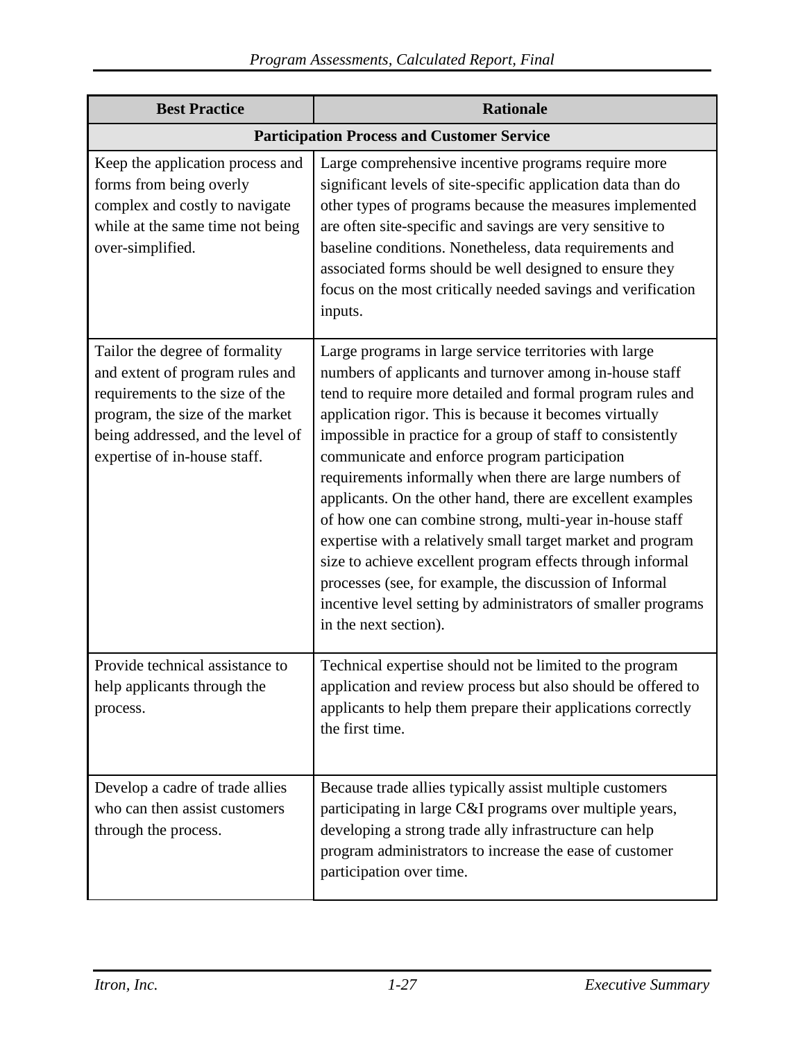| Best Practice | Rationale |
|---|---|
| **Participation Process and Customer Service** | |
| Keep the application process and forms from being overly complex and costly to navigate while at the same time not being over-simplified. | Large comprehensive incentive programs require more significant levels of site-specific application data than do other types of programs because the measures implemented are often site-specific and savings are very sensitive to baseline conditions. Nonetheless, data requirements and associated forms should be well designed to ensure they focus on the most critically needed savings and verification inputs. |
| Tailor the degree of formality and extent of program rules and requirements to the size of the program, the size of the market being addressed, and the level of expertise of in-house staff. | Large programs in large service territories with large numbers of applicants and turnover among in-house staff tend to require more detailed and formal program rules and application rigor. This is because it becomes virtually impossible in practice for a group of staff to consistently communicate and enforce program participation requirements informally when there are large numbers of applicants. On the other hand, there are excellent examples of how one can combine strong, multi-year in-house staff expertise with a relatively small target market and program size to achieve excellent program effects through informal processes (see, for example, the discussion of Informal incentive level setting by administrators of smaller programs in the next section). |
| Provide technical assistance to help applicants through the process. | Technical expertise should not be limited to the program application and review process but also should be offered to applicants to help them prepare their applications correctly the first time. |
| Develop a cadre of trade allies who can then assist customers through the process. | Because trade allies typically assist multiple customers participating in large C&I programs over multiple years, developing a strong trade ally infrastructure can help program administrators to increase the ease of customer participation over time. |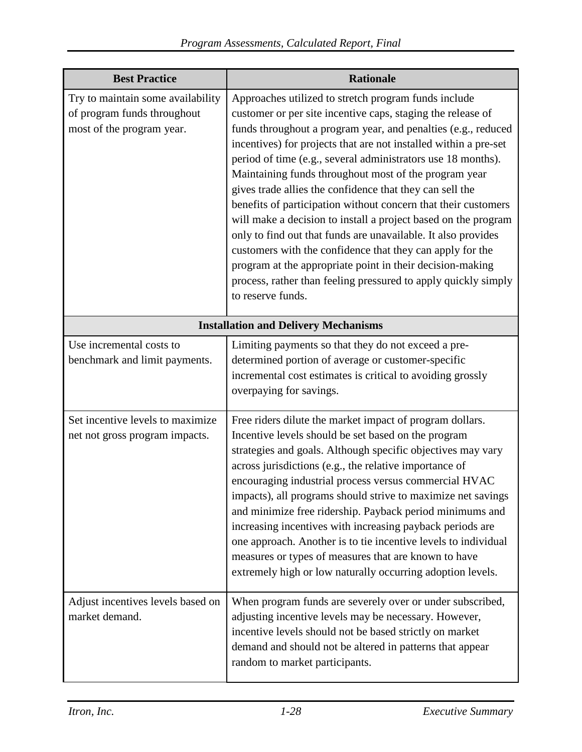| Best Practice | Rationale |
|---|---|
| Try to maintain some availability of program funds throughout most of the program year. | Approaches utilized to stretch program funds include customer or per site incentive caps, staging the release of funds throughout a program year, and penalties (e.g., reduced incentives) for projects that are not installed within a pre-set period of time (e.g., several administrators use 18 months). Maintaining funds throughout most of the program year gives trade allies the confidence that they can sell the benefits of participation without concern that their customers will make a decision to install a project based on the program only to find out that funds are unavailable. It also provides customers with the confidence that they can apply for the program at the appropriate point in their decision-making process, rather than feeling pressured to apply quickly simply to reserve funds. |
| **Installation and Delivery Mechanisms** | |
| Use incremental costs to benchmark and limit payments. | Limiting payments so that they do not exceed a pre-determined portion of average or customer-specific incremental cost estimates is critical to avoiding grossly overpaying for savings. |
| Set incentive levels to maximize net not gross program impacts. | Free riders dilute the market impact of program dollars. Incentive levels should be set based on the program strategies and goals. Although specific objectives may vary across jurisdictions (e.g., the relative importance of encouraging industrial process versus commercial HVAC impacts), all programs should strive to maximize net savings and minimize free ridership. Payback period minimums and increasing incentives with increasing payback periods are one approach. Another is to tie incentive levels to individual measures or types of measures that are known to have extremely high or low naturally occurring adoption levels. |
| Adjust incentives levels based on market demand. | When program funds are severely over or under subscribed, adjusting incentive levels may be necessary. However, incentive levels should not be based strictly on market demand and should not be altered in patterns that appear random to market participants. |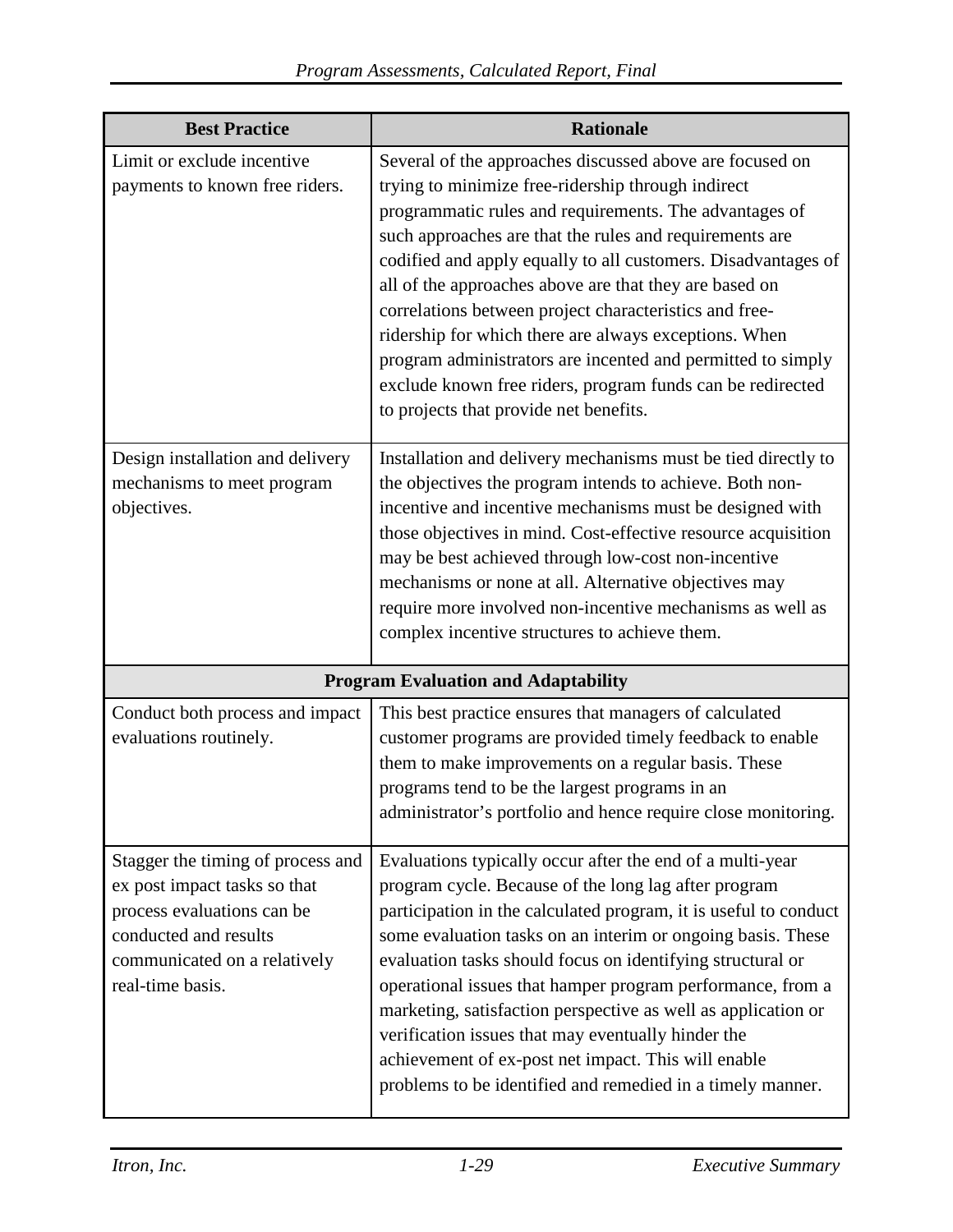| Best Practice | Rationale |
|---|---|
| Limit or exclude incentive payments to known free riders. | Several of the approaches discussed above are focused on trying to minimize free-ridership through indirect programmatic rules and requirements. The advantages of such approaches are that the rules and requirements are codified and apply equally to all customers. Disadvantages of all of the approaches above are that they are based on correlations between project characteristics and free-ridership for which there are always exceptions. When program administrators are incented and permitted to simply exclude known free riders, program funds can be redirected to projects that provide net benefits. |
| Design installation and delivery mechanisms to meet program objectives. | Installation and delivery mechanisms must be tied directly to the objectives the program intends to achieve. Both non-incentive and incentive mechanisms must be designed with those objectives in mind. Cost-effective resource acquisition may be best achieved through low-cost non-incentive mechanisms or none at all. Alternative objectives may require more involved non-incentive mechanisms as well as complex incentive structures to achieve them. |
| **Program Evaluation and Adaptability** | |
| Conduct both process and impact evaluations routinely. | This best practice ensures that managers of calculated customer programs are provided timely feedback to enable them to make improvements on a regular basis. These programs tend to be the largest programs in an administrator's portfolio and hence require close monitoring. |
| Stagger the timing of process and ex post impact tasks so that process evaluations can be conducted and results communicated on a relatively real-time basis. | Evaluations typically occur after the end of a multi-year program cycle. Because of the long lag after program participation in the calculated program, it is useful to conduct some evaluation tasks on an interim or ongoing basis. These evaluation tasks should focus on identifying structural or operational issues that hamper program performance, from a marketing, satisfaction perspective as well as application or verification issues that may eventually hinder the achievement of ex-post net impact. This will enable problems to be identified and remedied in a timely manner. |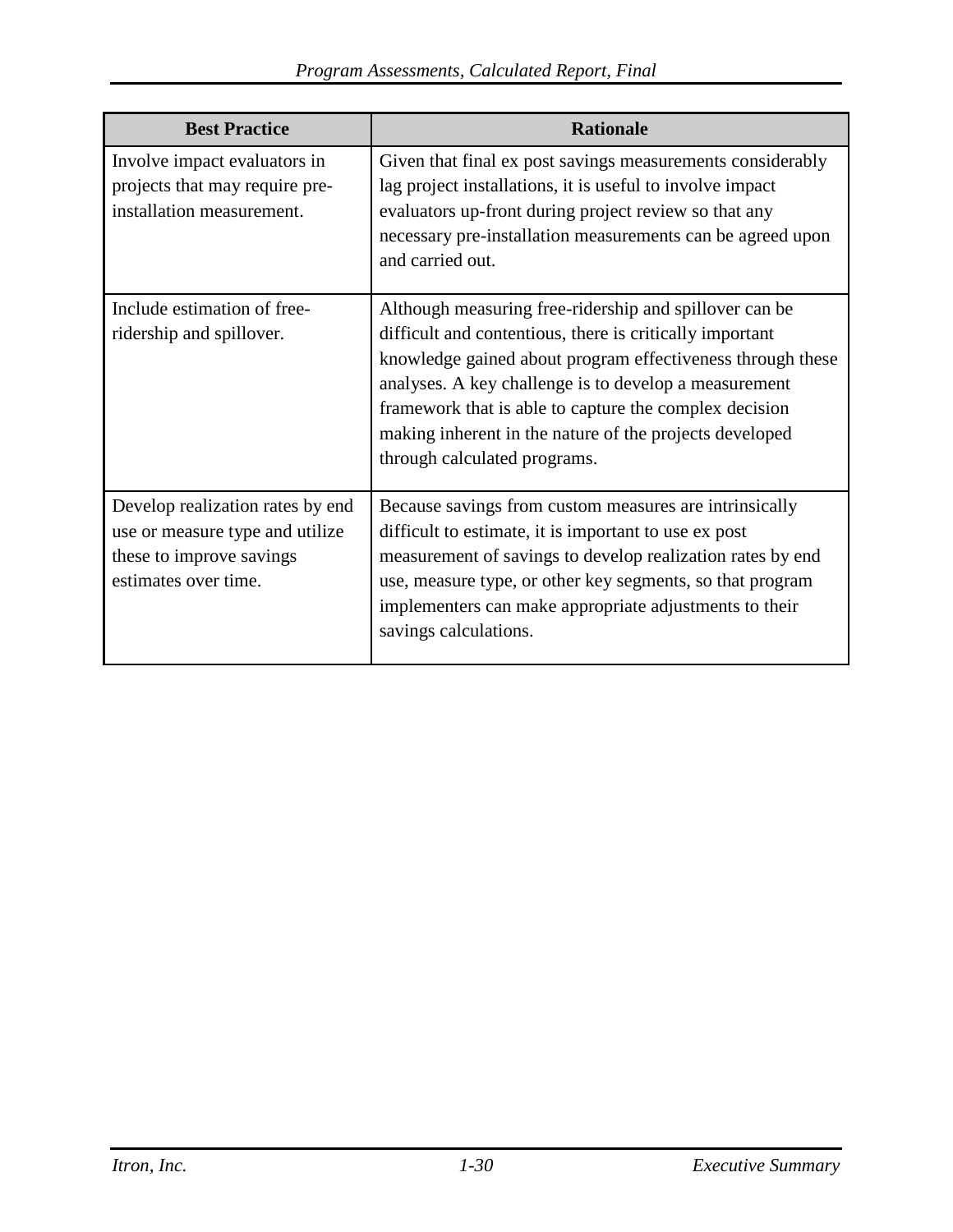| Best Practice | Rationale |
|---|---|
| Involve impact evaluators in projects that may require pre-installation measurement. | Given that final ex post savings measurements considerably lag project installations, it is useful to involve impact evaluators up-front during project review so that any necessary pre-installation measurements can be agreed upon and carried out. |
| Include estimation of free-ridership and spillover. | Although measuring free-ridership and spillover can be difficult and contentious, there is critically important knowledge gained about program effectiveness through these analyses. A key challenge is to develop a measurement framework that is able to capture the complex decision making inherent in the nature of the projects developed through calculated programs. |
| Develop realization rates by end use or measure type and utilize these to improve savings estimates over time. | Because savings from custom measures are intrinsically difficult to estimate, it is important to use ex post measurement of savings to develop realization rates by end use, measure type, or other key segments, so that program implementers can make appropriate adjustments to their savings calculations. |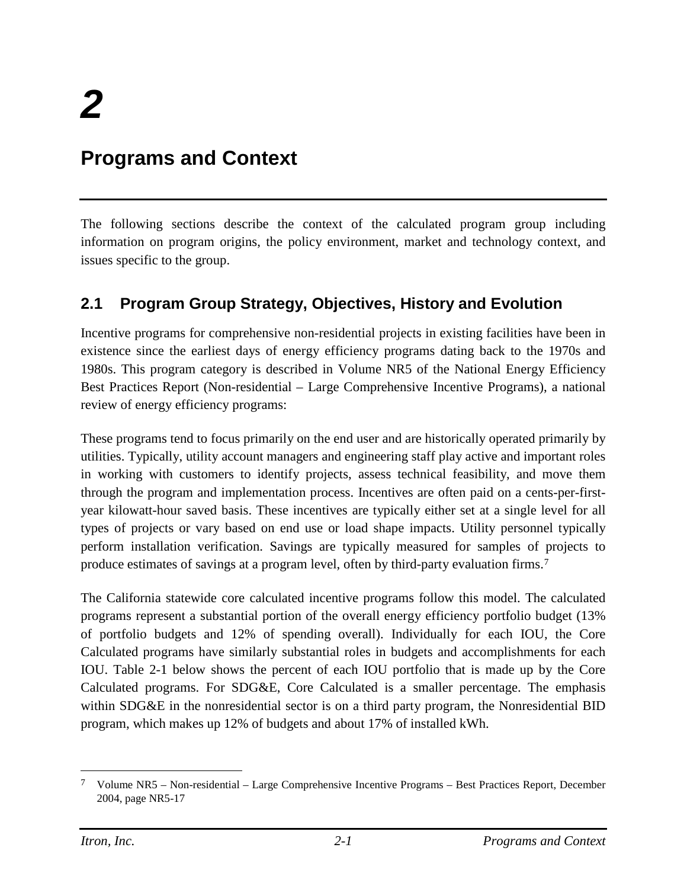# 2

# Programs and Context

The following sections describe the context of the calculated program group including information on program origins, the policy environment, market and technology context, and issues specific to the group.

## 2.1 Program Group Strategy, Objectives, History and Evolution

Incentive programs for comprehensive non-residential projects in existing facilities have been in existence since the earliest days of energy efficiency programs dating back to the 1970s and 1980s. This program category is described in Volume NR5 of the National Energy Efficiency Best Practices Report (Non-residential – Large Comprehensive Incentive Programs), a national review of energy efficiency programs:

These programs tend to focus primarily on the end user and are historically operated primarily by utilities. Typically, utility account managers and engineering staff play active and important roles in working with customers to identify projects, assess technical feasibility, and move them through the program and implementation process. Incentives are often paid on a cents-per-first-year kilowatt-hour saved basis. These incentives are typically either set at a single level for all types of projects or vary based on end use or load shape impacts. Utility personnel typically perform installation verification. Savings are typically measured for samples of projects to produce estimates of savings at a program level, often by third-party evaluation firms.[7]

The California statewide core calculated incentive programs follow this model. The calculated programs represent a substantial portion of the overall energy efficiency portfolio budget (13% of portfolio budgets and 12% of spending overall). Individually for each IOU, the Core Calculated programs have similarly substantial roles in budgets and accomplishments for each IOU. Table 2-1 below shows the percent of each IOU portfolio that is made up by the Core Calculated programs. For SDG&E, Core Calculated is a smaller percentage. The emphasis within SDG&E in the nonresidential sector is on a third party program, the Nonresidential BID program, which makes up 12% of budgets and about 17% of installed kWh.

[7] Volume NR5 – Non-residential – Large Comprehensive Incentive Programs – Best Practices Report, December 2004, page NR5-17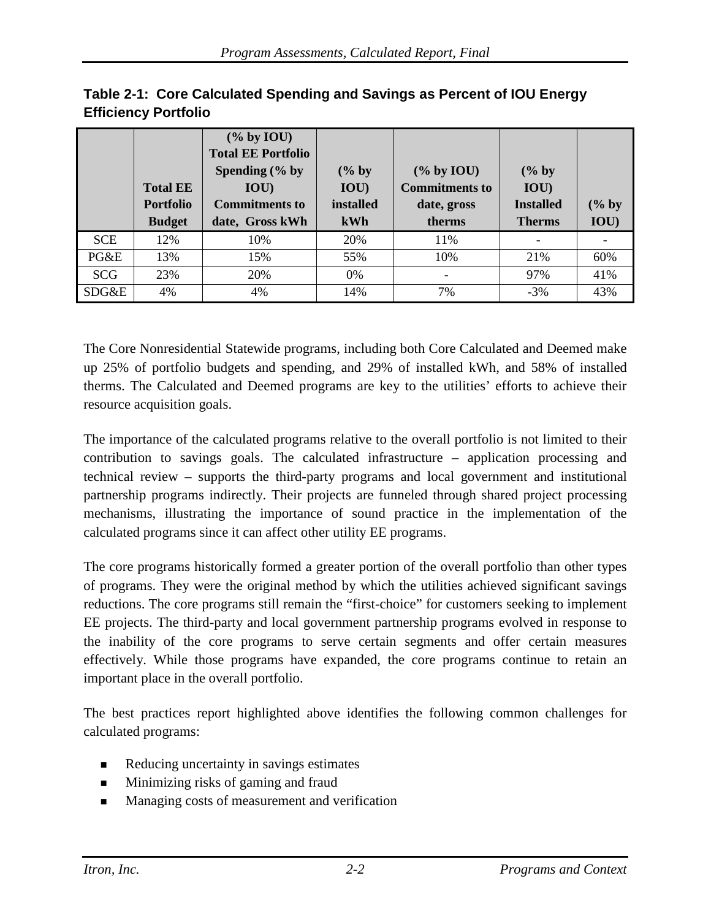**Table 2-1: Core Calculated Spending and Savings as Percent of IOU Energy Efficiency Portfolio**

| | Total EE Portfolio Budget | (% by IOU) Total EE Portfolio Spending (% by IOU) Commitments to date, Gross kWh | (% by IOU) installed kWh | (% by IOU) Commitments to date, gross therms | (% by IOU) Installed Therms | (% by IOU) |
|---|---|---|---|---|---|---|
| SCE | 12% | 10% | 20% | 11% | - | - |
| PG&E | 13% | 15% | 55% | 10% | 21% | 60% |
| SCG | 23% | 20% | 0% | - | 97% | 41% |
| SDG&E | 4% | 4% | 14% | 7% | -3% | 43% |

The Core Nonresidential Statewide programs, including both Core Calculated and Deemed make up 25% of portfolio budgets and spending, and 29% of installed kWh, and 58% of installed therms. The Calculated and Deemed programs are key to the utilities' efforts to achieve their resource acquisition goals.

The importance of the calculated programs relative to the overall portfolio is not limited to their contribution to savings goals. The calculated infrastructure – application processing and technical review – supports the third-party programs and local government and institutional partnership programs indirectly. Their projects are funneled through shared project processing mechanisms, illustrating the importance of sound practice in the implementation of the calculated programs since it can affect other utility EE programs.

The core programs historically formed a greater portion of the overall portfolio than other types of programs. They were the original method by which the utilities achieved significant savings reductions. The core programs still remain the "first-choice" for customers seeking to implement EE projects. The third-party and local government partnership programs evolved in response to the inability of the core programs to serve certain segments and offer certain measures effectively. While those programs have expanded, the core programs continue to retain an important place in the overall portfolio.

The best practices report highlighted above identifies the following common challenges for calculated programs:

- Reducing uncertainty in savings estimates
- Minimizing risks of gaming and fraud
- Managing costs of measurement and verification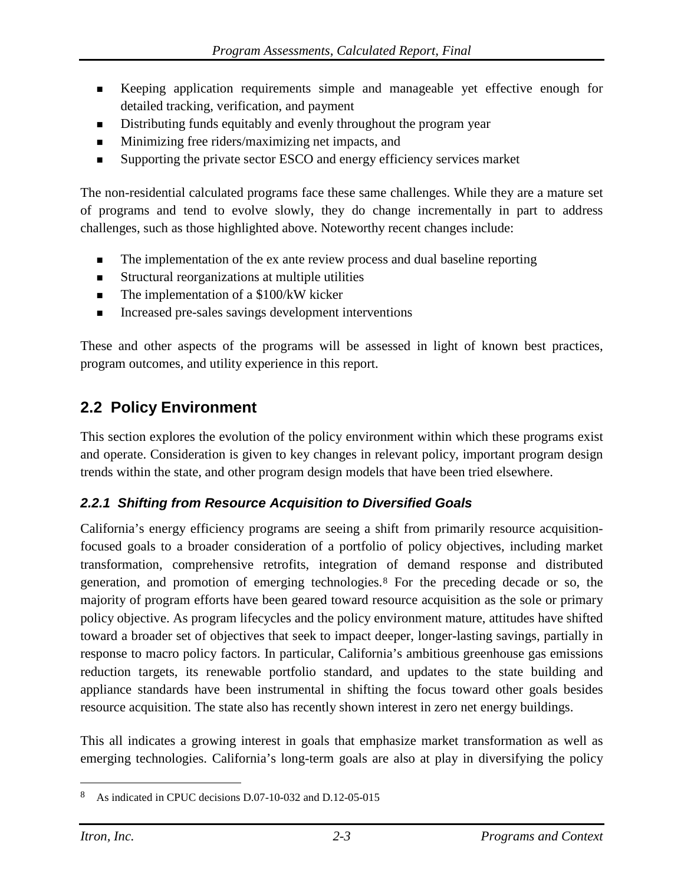- Keeping application requirements simple and manageable yet effective enough for detailed tracking, verification, and payment
- Distributing funds equitably and evenly throughout the program year
- Minimizing free riders/maximizing net impacts, and
- Supporting the private sector ESCO and energy efficiency services market

The non-residential calculated programs face these same challenges. While they are a mature set of programs and tend to evolve slowly, they do change incrementally in part to address challenges, such as those highlighted above. Noteworthy recent changes include:

- The implementation of the ex ante review process and dual baseline reporting
- Structural reorganizations at multiple utilities
- The implementation of a $100/kW kicker
- Increased pre-sales savings development interventions

These and other aspects of the programs will be assessed in light of known best practices, program outcomes, and utility experience in this report.

## 2.2 Policy Environment

This section explores the evolution of the policy environment within which these programs exist and operate. Consideration is given to key changes in relevant policy, important program design trends within the state, and other program design models that have been tried elsewhere.

### *2.2.1 Shifting from Resource Acquisition to Diversified Goals*

California's energy efficiency programs are seeing a shift from primarily resource acquisition-focused goals to a broader consideration of a portfolio of policy objectives, including market transformation, comprehensive retrofits, integration of demand response and distributed generation, and promotion of emerging technologies.[8] For the preceding decade or so, the majority of program efforts have been geared toward resource acquisition as the sole or primary policy objective. As program lifecycles and the policy environment mature, attitudes have shifted toward a broader set of objectives that seek to impact deeper, longer-lasting savings, partially in response to macro policy factors. In particular, California's ambitious greenhouse gas emissions reduction targets, its renewable portfolio standard, and updates to the state building and appliance standards have been instrumental in shifting the focus toward other goals besides resource acquisition. The state also has recently shown interest in zero net energy buildings.

This all indicates a growing interest in goals that emphasize market transformation as well as emerging technologies. California's long-term goals are also at play in diversifying the policy

[8] As indicated in CPUC decisions D.07-10-032 and D.12-05-015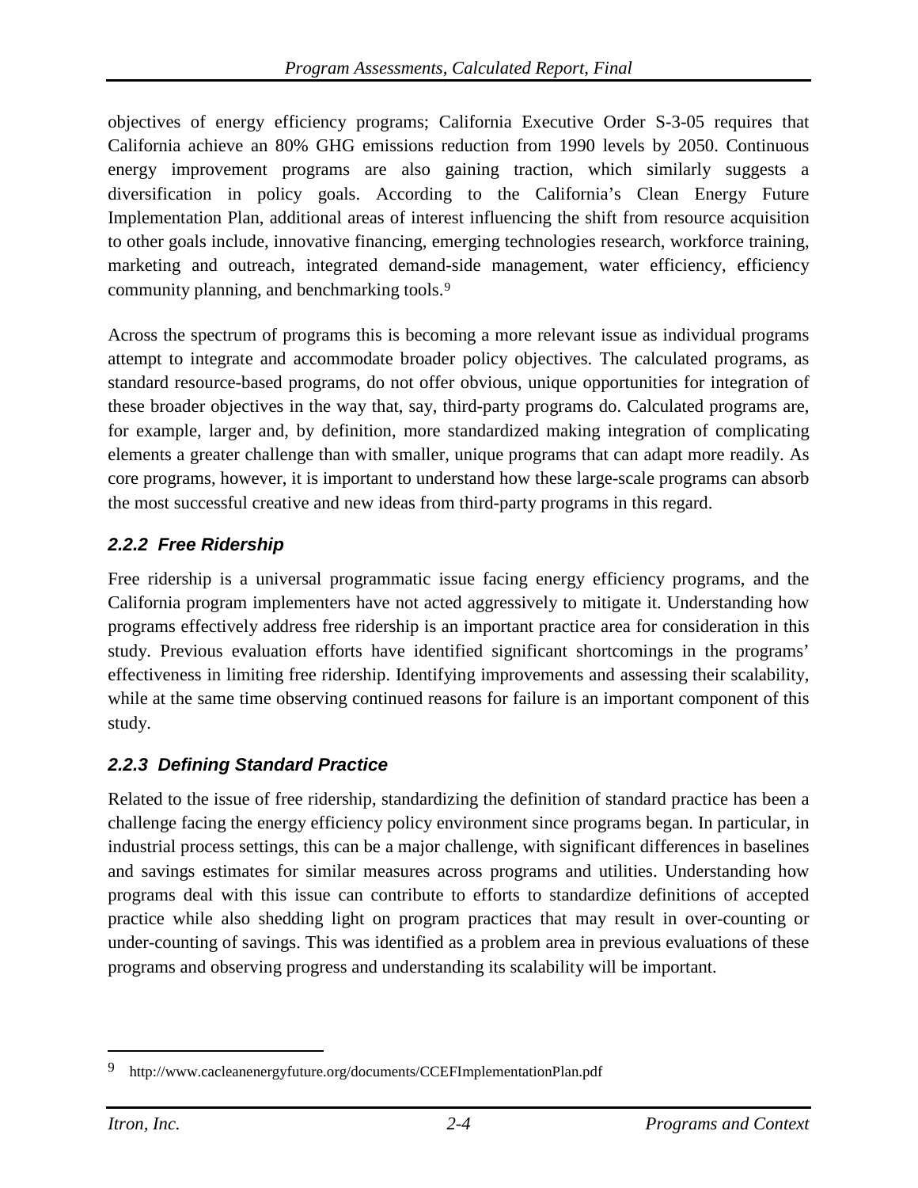objectives of energy efficiency programs; California Executive Order S-3-05 requires that California achieve an 80% GHG emissions reduction from 1990 levels by 2050. Continuous energy improvement programs are also gaining traction, which similarly suggests a diversification in policy goals. According to the California's Clean Energy Future Implementation Plan, additional areas of interest influencing the shift from resource acquisition to other goals include, innovative financing, emerging technologies research, workforce training, marketing and outreach, integrated demand-side management, water efficiency, efficiency community planning, and benchmarking tools.[9]

Across the spectrum of programs this is becoming a more relevant issue as individual programs attempt to integrate and accommodate broader policy objectives. The calculated programs, as standard resource-based programs, do not offer obvious, unique opportunities for integration of these broader objectives in the way that, say, third-party programs do. Calculated programs are, for example, larger and, by definition, more standardized making integration of complicating elements a greater challenge than with smaller, unique programs that can adapt more readily. As core programs, however, it is important to understand how these large-scale programs can absorb the most successful creative and new ideas from third-party programs in this regard.

### 2.2.2 Free Ridership

Free ridership is a universal programmatic issue facing energy efficiency programs, and the California program implementers have not acted aggressively to mitigate it. Understanding how programs effectively address free ridership is an important practice area for consideration in this study. Previous evaluation efforts have identified significant shortcomings in the programs' effectiveness in limiting free ridership. Identifying improvements and assessing their scalability, while at the same time observing continued reasons for failure is an important component of this study.

### 2.2.3 Defining Standard Practice

Related to the issue of free ridership, standardizing the definition of standard practice has been a challenge facing the energy efficiency policy environment since programs began. In particular, in industrial process settings, this can be a major challenge, with significant differences in baselines and savings estimates for similar measures across programs and utilities. Understanding how programs deal with this issue can contribute to efforts to standardize definitions of accepted practice while also shedding light on program practices that may result in over-counting or under-counting of savings. This was identified as a problem area in previous evaluations of these programs and observing progress and understanding its scalability will be important.

---

[9] http://www.cacleanenergyfuture.org/documents/CCEFImplementationPlan.pdf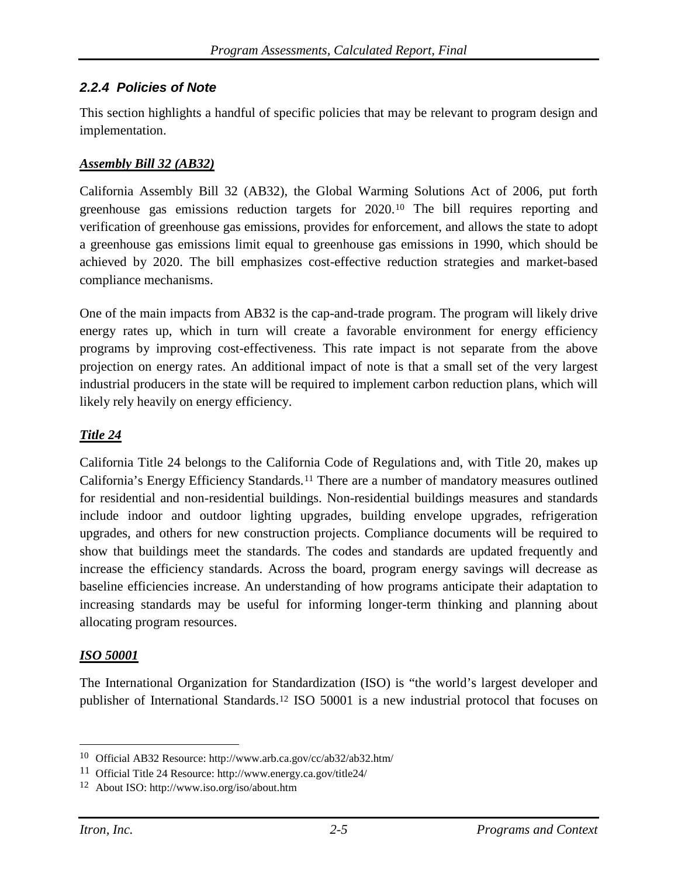### *2.2.4 Policies of Note*

This section highlights a handful of specific policies that may be relevant to program design and implementation.

***Assembly Bill 32 (AB32)***

California Assembly Bill 32 (AB32), the Global Warming Solutions Act of 2006, put forth greenhouse gas emissions reduction targets for 2020.[10] The bill requires reporting and verification of greenhouse gas emissions, provides for enforcement, and allows the state to adopt a greenhouse gas emissions limit equal to greenhouse gas emissions in 1990, which should be achieved by 2020. The bill emphasizes cost-effective reduction strategies and market-based compliance mechanisms.

One of the main impacts from AB32 is the cap-and-trade program. The program will likely drive energy rates up, which in turn will create a favorable environment for energy efficiency programs by improving cost-effectiveness. This rate impact is not separate from the above projection on energy rates. An additional impact of note is that a small set of the very largest industrial producers in the state will be required to implement carbon reduction plans, which will likely rely heavily on energy efficiency.

***Title 24***

California Title 24 belongs to the California Code of Regulations and, with Title 20, makes up California's Energy Efficiency Standards.[11] There are a number of mandatory measures outlined for residential and non-residential buildings. Non-residential buildings measures and standards include indoor and outdoor lighting upgrades, building envelope upgrades, refrigeration upgrades, and others for new construction projects. Compliance documents will be required to show that buildings meet the standards. The codes and standards are updated frequently and increase the efficiency standards. Across the board, program energy savings will decrease as baseline efficiencies increase. An understanding of how programs anticipate their adaptation to increasing standards may be useful for informing longer-term thinking and planning about allocating program resources.

***ISO 50001***

The International Organization for Standardization (ISO) is "the world's largest developer and publisher of International Standards.[12] ISO 50001 is a new industrial protocol that focuses on

---

[10] Official AB32 Resource: http://www.arb.ca.gov/cc/ab32/ab32.htm/

[11] Official Title 24 Resource: http://www.energy.ca.gov/title24/

[12] About ISO: http://www.iso.org/iso/about.htm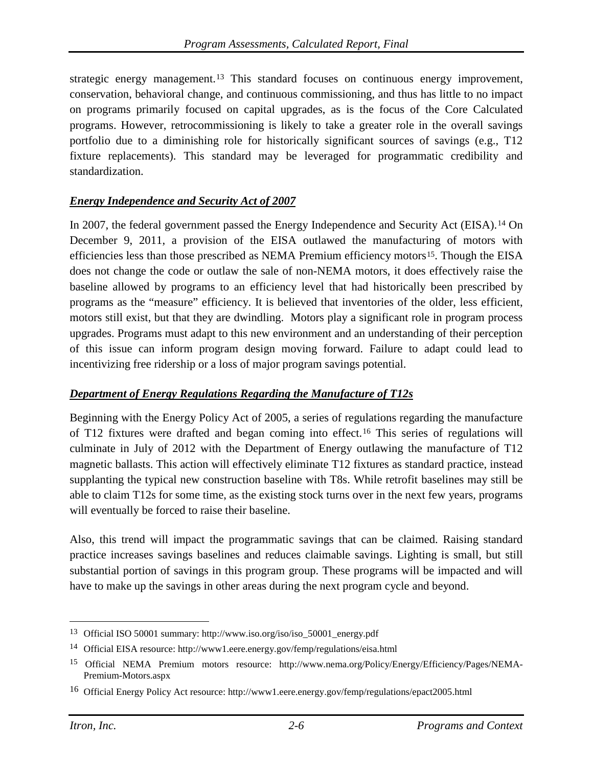strategic energy management.[13] This standard focuses on continuous energy improvement, conservation, behavioral change, and continuous commissioning, and thus has little to no impact on programs primarily focused on capital upgrades, as is the focus of the Core Calculated programs. However, retrocommissioning is likely to take a greater role in the overall savings portfolio due to a diminishing role for historically significant sources of savings (e.g., T12 fixture replacements). This standard may be leveraged for programmatic credibility and standardization.

### ***Energy Independence and Security Act of 2007***

In 2007, the federal government passed the Energy Independence and Security Act (EISA).[14] On December 9, 2011, a provision of the EISA outlawed the manufacturing of motors with efficiencies less than those prescribed as NEMA Premium efficiency motors[15]. Though the EISA does not change the code or outlaw the sale of non-NEMA motors, it does effectively raise the baseline allowed by programs to an efficiency level that had historically been prescribed by programs as the "measure" efficiency. It is believed that inventories of the older, less efficient, motors still exist, but that they are dwindling. Motors play a significant role in program process upgrades. Programs must adapt to this new environment and an understanding of their perception of this issue can inform program design moving forward. Failure to adapt could lead to incentivizing free ridership or a loss of major program savings potential.

### ***Department of Energy Regulations Regarding the Manufacture of T12s***

Beginning with the Energy Policy Act of 2005, a series of regulations regarding the manufacture of T12 fixtures were drafted and began coming into effect.[16] This series of regulations will culminate in July of 2012 with the Department of Energy outlawing the manufacture of T12 magnetic ballasts. This action will effectively eliminate T12 fixtures as standard practice, instead supplanting the typical new construction baseline with T8s. While retrofit baselines may still be able to claim T12s for some time, as the existing stock turns over in the next few years, programs will eventually be forced to raise their baseline.

Also, this trend will impact the programmatic savings that can be claimed. Raising standard practice increases savings baselines and reduces claimable savings. Lighting is small, but still substantial portion of savings in this program group. These programs will be impacted and will have to make up the savings in other areas during the next program cycle and beyond.

---

[13] Official ISO 50001 summary: http://www.iso.org/iso/iso_50001_energy.pdf

[14] Official EISA resource: http://www1.eere.energy.gov/femp/regulations/eisa.html

[15] Official NEMA Premium motors resource: http://www.nema.org/Policy/Energy/Efficiency/Pages/NEMA-Premium-Motors.aspx

[16] Official Energy Policy Act resource: http://www1.eere.energy.gov/femp/regulations/epact2005.html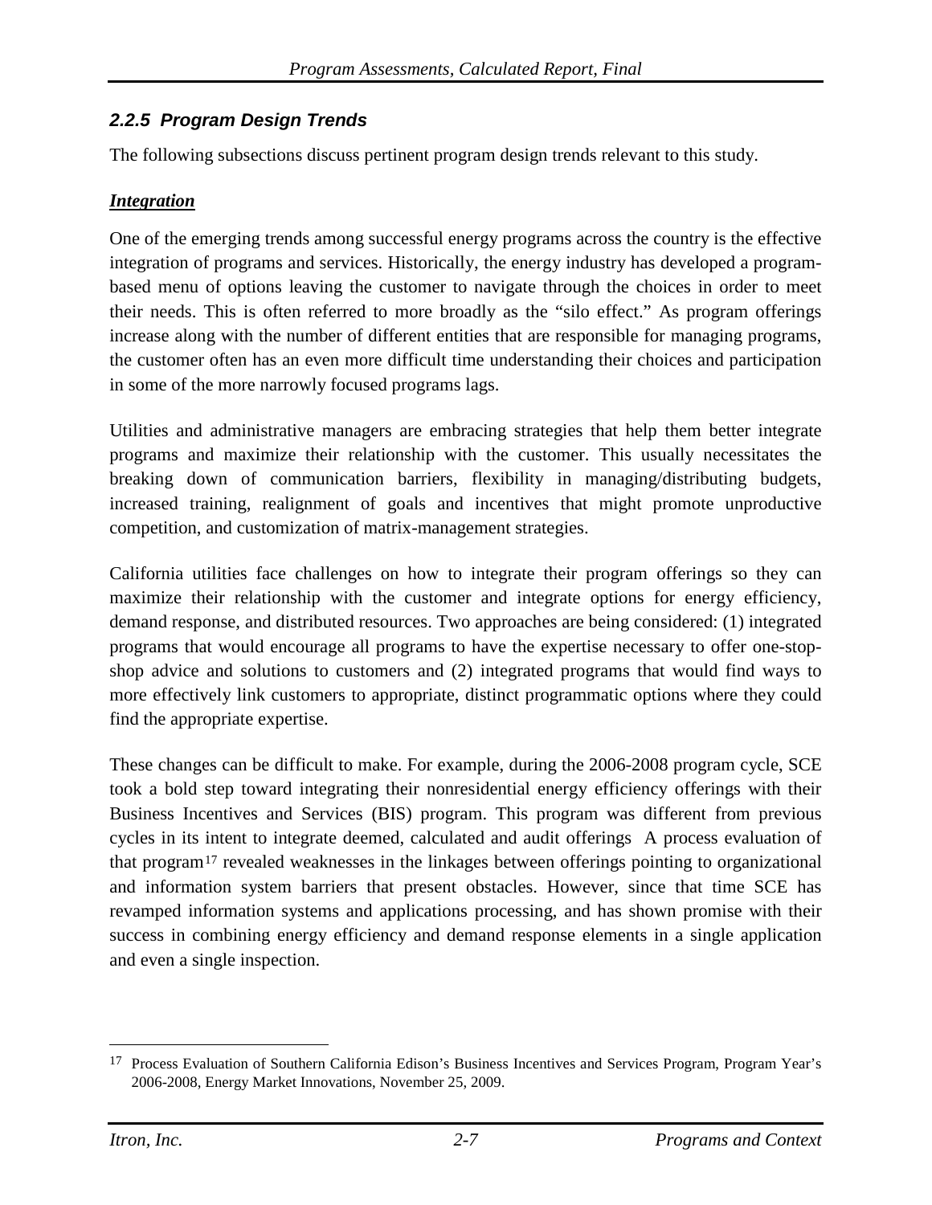### *2.2.5 Program Design Trends*

The following subsections discuss pertinent program design trends relevant to this study.

***Integration***

One of the emerging trends among successful energy programs across the country is the effective integration of programs and services. Historically, the energy industry has developed a program-based menu of options leaving the customer to navigate through the choices in order to meet their needs. This is often referred to more broadly as the "silo effect." As program offerings increase along with the number of different entities that are responsible for managing programs, the customer often has an even more difficult time understanding their choices and participation in some of the more narrowly focused programs lags.

Utilities and administrative managers are embracing strategies that help them better integrate programs and maximize their relationship with the customer. This usually necessitates the breaking down of communication barriers, flexibility in managing/distributing budgets, increased training, realignment of goals and incentives that might promote unproductive competition, and customization of matrix-management strategies.

California utilities face challenges on how to integrate their program offerings so they can maximize their relationship with the customer and integrate options for energy efficiency, demand response, and distributed resources. Two approaches are being considered: (1) integrated programs that would encourage all programs to have the expertise necessary to offer one-stop-shop advice and solutions to customers and (2) integrated programs that would find ways to more effectively link customers to appropriate, distinct programmatic options where they could find the appropriate expertise.

These changes can be difficult to make. For example, during the 2006-2008 program cycle, SCE took a bold step toward integrating their nonresidential energy efficiency offerings with their Business Incentives and Services (BIS) program. This program was different from previous cycles in its intent to integrate deemed, calculated and audit offerings A process evaluation of that program[17] revealed weaknesses in the linkages between offerings pointing to organizational and information system barriers that present obstacles. However, since that time SCE has revamped information systems and applications processing, and has shown promise with their success in combining energy efficiency and demand response elements in a single application and even a single inspection.

---

[17] Process Evaluation of Southern California Edison's Business Incentives and Services Program, Program Year's 2006-2008, Energy Market Innovations, November 25, 2009.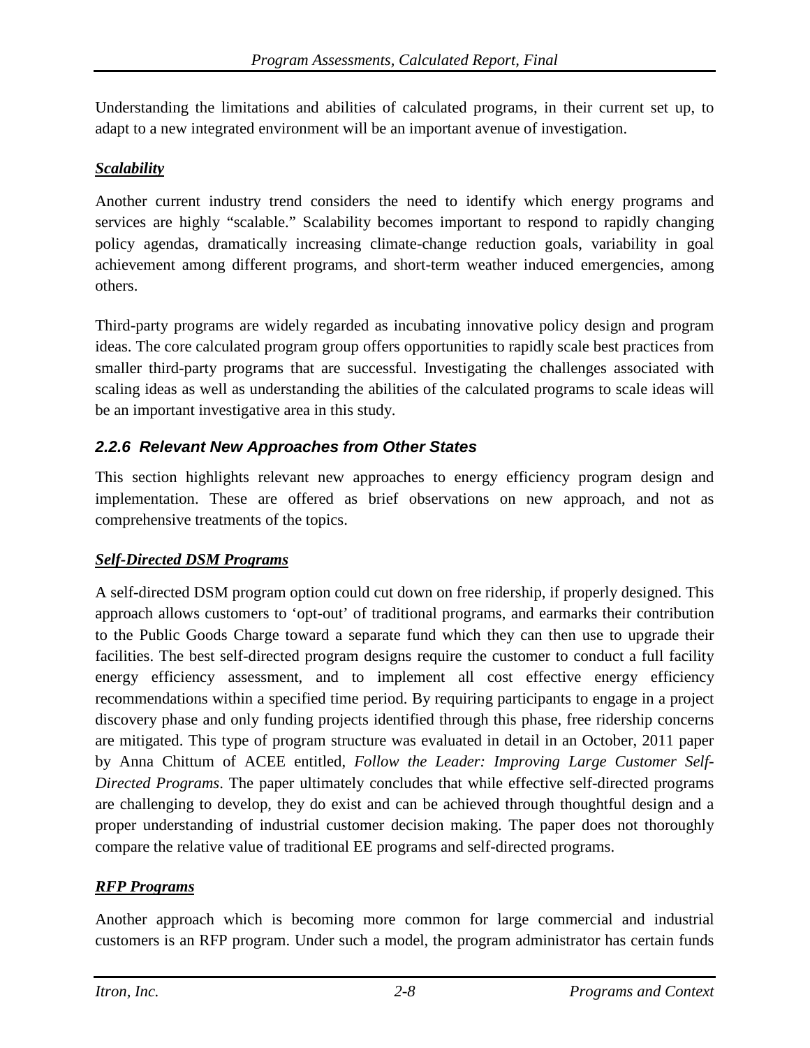Understanding the limitations and abilities of calculated programs, in their current set up, to adapt to a new integrated environment will be an important avenue of investigation.

***Scalability***

Another current industry trend considers the need to identify which energy programs and services are highly "scalable." Scalability becomes important to respond to rapidly changing policy agendas, dramatically increasing climate-change reduction goals, variability in goal achievement among different programs, and short-term weather induced emergencies, among others.

Third-party programs are widely regarded as incubating innovative policy design and program ideas. The core calculated program group offers opportunities to rapidly scale best practices from smaller third-party programs that are successful. Investigating the challenges associated with scaling ideas as well as understanding the abilities of the calculated programs to scale ideas will be an important investigative area in this study.

### *2.2.6 Relevant New Approaches from Other States*

This section highlights relevant new approaches to energy efficiency program design and implementation. These are offered as brief observations on new approach, and not as comprehensive treatments of the topics.

***Self-Directed DSM Programs***

A self-directed DSM program option could cut down on free ridership, if properly designed. This approach allows customers to 'opt-out' of traditional programs, and earmarks their contribution to the Public Goods Charge toward a separate fund which they can then use to upgrade their facilities. The best self-directed program designs require the customer to conduct a full facility energy efficiency assessment, and to implement all cost effective energy efficiency recommendations within a specified time period. By requiring participants to engage in a project discovery phase and only funding projects identified through this phase, free ridership concerns are mitigated. This type of program structure was evaluated in detail in an October, 2011 paper by Anna Chittum of ACEE entitled, *Follow the Leader: Improving Large Customer Self-Directed Programs*. The paper ultimately concludes that while effective self-directed programs are challenging to develop, they do exist and can be achieved through thoughtful design and a proper understanding of industrial customer decision making. The paper does not thoroughly compare the relative value of traditional EE programs and self-directed programs.

***RFP Programs***

Another approach which is becoming more common for large commercial and industrial customers is an RFP program. Under such a model, the program administrator has certain funds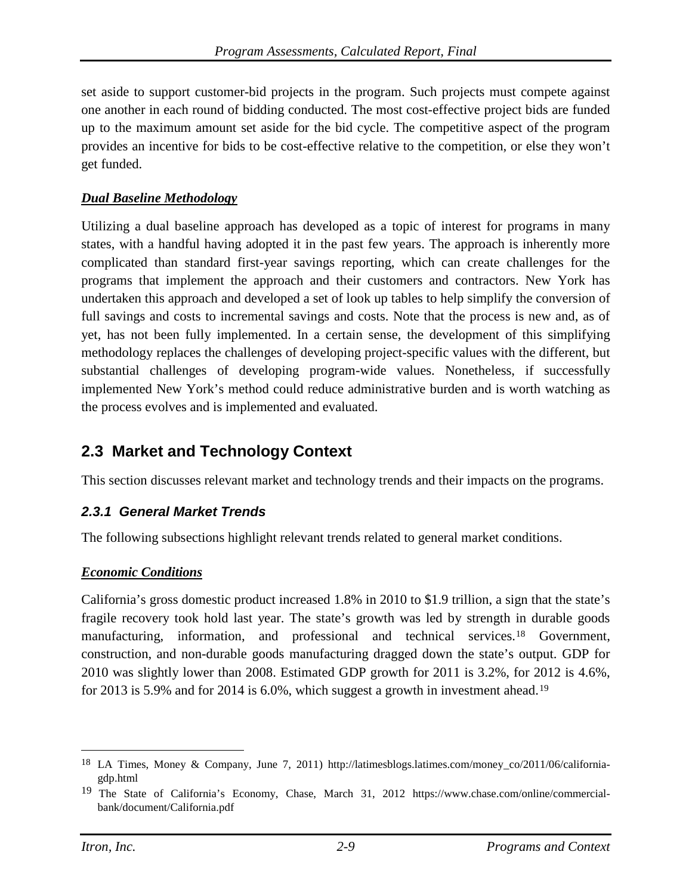set aside to support customer-bid projects in the program. Such projects must compete against one another in each round of bidding conducted. The most cost-effective project bids are funded up to the maximum amount set aside for the bid cycle. The competitive aspect of the program provides an incentive for bids to be cost-effective relative to the competition, or else they won't get funded.

***Dual Baseline Methodology***

Utilizing a dual baseline approach has developed as a topic of interest for programs in many states, with a handful having adopted it in the past few years. The approach is inherently more complicated than standard first-year savings reporting, which can create challenges for the programs that implement the approach and their customers and contractors. New York has undertaken this approach and developed a set of look up tables to help simplify the conversion of full savings and costs to incremental savings and costs. Note that the process is new and, as of yet, has not been fully implemented. In a certain sense, the development of this simplifying methodology replaces the challenges of developing project-specific values with the different, but substantial challenges of developing program-wide values. Nonetheless, if successfully implemented New York's method could reduce administrative burden and is worth watching as the process evolves and is implemented and evaluated.

## 2.3 Market and Technology Context

This section discusses relevant market and technology trends and their impacts on the programs.

### *2.3.1 General Market Trends*

The following subsections highlight relevant trends related to general market conditions.

***Economic Conditions***

California's gross domestic product increased 1.8% in 2010 to $1.9 trillion, a sign that the state's fragile recovery took hold last year. The state's growth was led by strength in durable goods manufacturing, information, and professional and technical services.[18] Government, construction, and non-durable goods manufacturing dragged down the state's output. GDP for 2010 was slightly lower than 2008. Estimated GDP growth for 2011 is 3.2%, for 2012 is 4.6%, for 2013 is 5.9% and for 2014 is 6.0%, which suggest a growth in investment ahead.[19]

---

[18] LA Times, Money & Company, June 7, 2011) http://latimesblogs.latimes.com/money_co/2011/06/california-gdp.html

[19] The State of California's Economy, Chase, March 31, 2012 https://www.chase.com/online/commercial-bank/document/California.pdf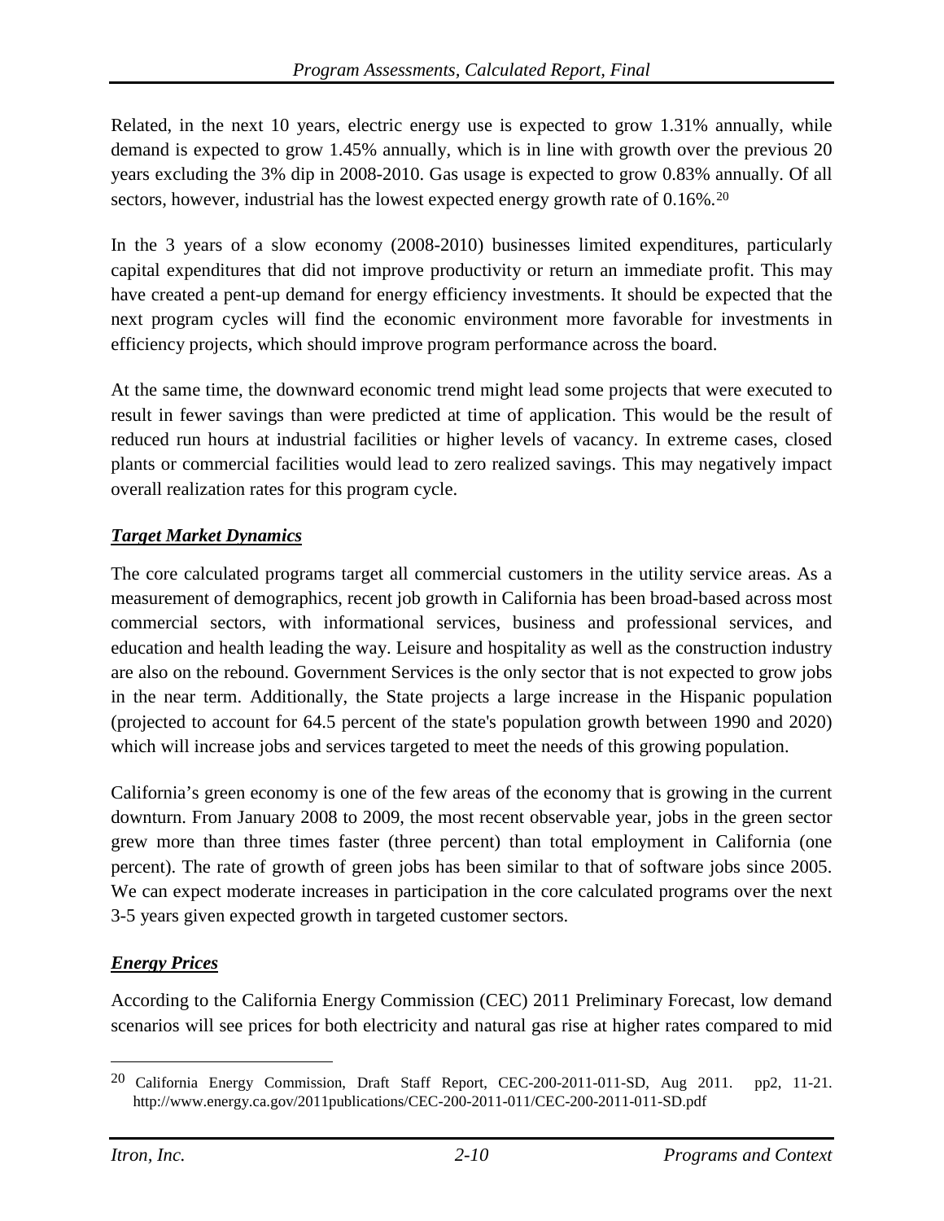Related, in the next 10 years, electric energy use is expected to grow 1.31% annually, while demand is expected to grow 1.45% annually, which is in line with growth over the previous 20 years excluding the 3% dip in 2008-2010. Gas usage is expected to grow 0.83% annually. Of all sectors, however, industrial has the lowest expected energy growth rate of 0.16%.[20]

In the 3 years of a slow economy (2008-2010) businesses limited expenditures, particularly capital expenditures that did not improve productivity or return an immediate profit. This may have created a pent-up demand for energy efficiency investments. It should be expected that the next program cycles will find the economic environment more favorable for investments in efficiency projects, which should improve program performance across the board.

At the same time, the downward economic trend might lead some projects that were executed to result in fewer savings than were predicted at time of application. This would be the result of reduced run hours at industrial facilities or higher levels of vacancy. In extreme cases, closed plants or commercial facilities would lead to zero realized savings. This may negatively impact overall realization rates for this program cycle.

***Target Market Dynamics***

The core calculated programs target all commercial customers in the utility service areas. As a measurement of demographics, recent job growth in California has been broad-based across most commercial sectors, with informational services, business and professional services, and education and health leading the way. Leisure and hospitality as well as the construction industry are also on the rebound. Government Services is the only sector that is not expected to grow jobs in the near term. Additionally, the State projects a large increase in the Hispanic population (projected to account for 64.5 percent of the state's population growth between 1990 and 2020) which will increase jobs and services targeted to meet the needs of this growing population.

California's green economy is one of the few areas of the economy that is growing in the current downturn. From January 2008 to 2009, the most recent observable year, jobs in the green sector grew more than three times faster (three percent) than total employment in California (one percent). The rate of growth of green jobs has been similar to that of software jobs since 2005. We can expect moderate increases in participation in the core calculated programs over the next 3-5 years given expected growth in targeted customer sectors.

***Energy Prices***

According to the California Energy Commission (CEC) 2011 Preliminary Forecast, low demand scenarios will see prices for both electricity and natural gas rise at higher rates compared to mid

[20] California Energy Commission, Draft Staff Report, CEC-200-2011-011-SD, Aug 2011. pp2, 11-21. http://www.energy.ca.gov/2011publications/CEC-200-2011-011/CEC-200-2011-011-SD.pdf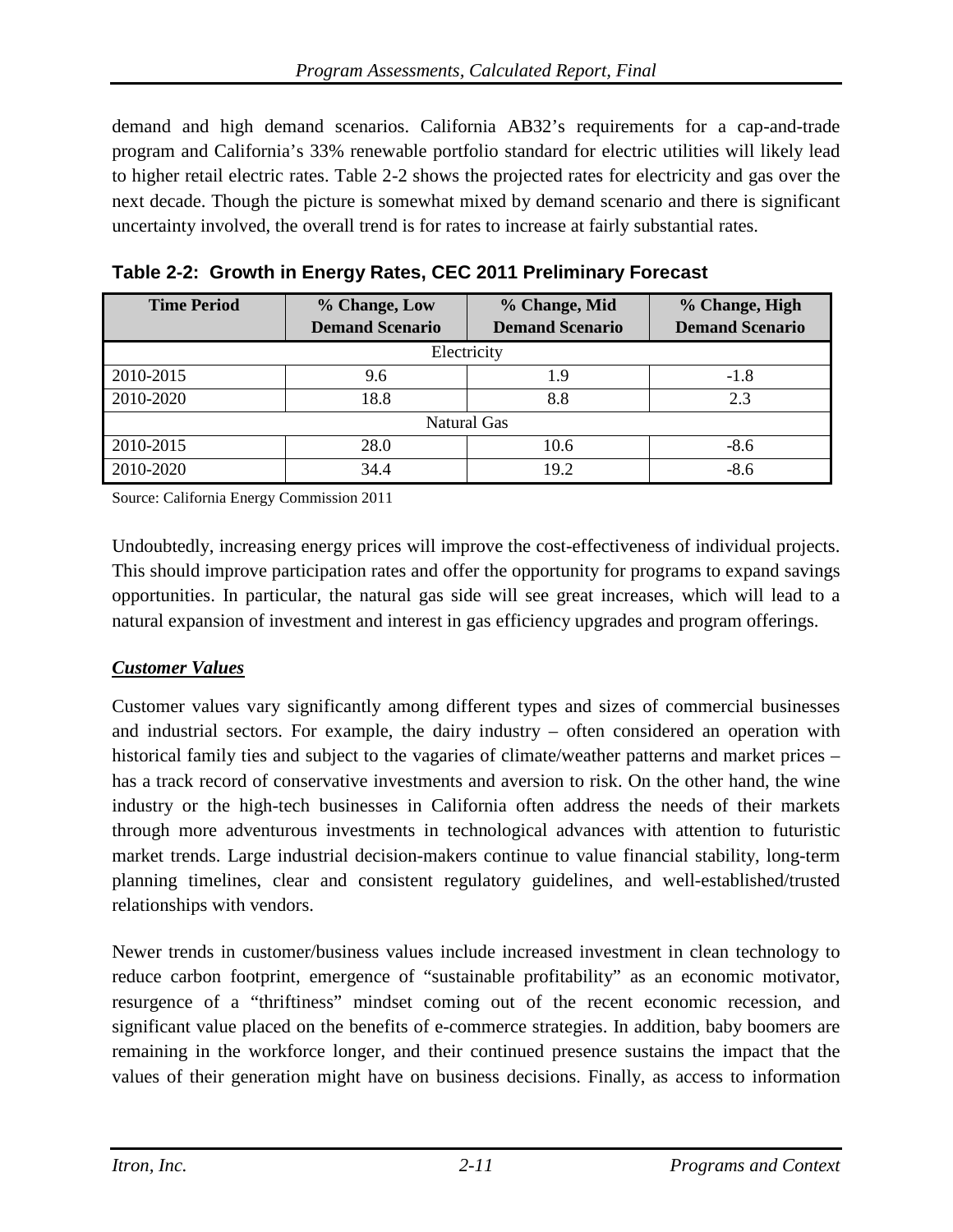demand and high demand scenarios. California AB32's requirements for a cap-and-trade program and California's 33% renewable portfolio standard for electric utilities will likely lead to higher retail electric rates. Table 2-2 shows the projected rates for electricity and gas over the next decade. Though the picture is somewhat mixed by demand scenario and there is significant uncertainty involved, the overall trend is for rates to increase at fairly substantial rates.

**Table 2-2: Growth in Energy Rates, CEC 2011 Preliminary Forecast**

| Time Period | % Change, Low Demand Scenario | % Change, Mid Demand Scenario | % Change, High Demand Scenario |
|---|---|---|---|
| Electricity | | | |
| 2010-2015 | 9.6 | 1.9 | -1.8 |
| 2010-2020 | 18.8 | 8.8 | 2.3 |
| Natural Gas | | | |
| 2010-2015 | 28.0 | 10.6 | -8.6 |
| 2010-2020 | 34.4 | 19.2 | -8.6 |

Source: California Energy Commission 2011

Undoubtedly, increasing energy prices will improve the cost-effectiveness of individual projects. This should improve participation rates and offer the opportunity for programs to expand savings opportunities. In particular, the natural gas side will see great increases, which will lead to a natural expansion of investment and interest in gas efficiency upgrades and program offerings.

***Customer Values***

Customer values vary significantly among different types and sizes of commercial businesses and industrial sectors. For example, the dairy industry – often considered an operation with historical family ties and subject to the vagaries of climate/weather patterns and market prices – has a track record of conservative investments and aversion to risk. On the other hand, the wine industry or the high-tech businesses in California often address the needs of their markets through more adventurous investments in technological advances with attention to futuristic market trends. Large industrial decision-makers continue to value financial stability, long-term planning timelines, clear and consistent regulatory guidelines, and well-established/trusted relationships with vendors.

Newer trends in customer/business values include increased investment in clean technology to reduce carbon footprint, emergence of "sustainable profitability" as an economic motivator, resurgence of a "thriftiness" mindset coming out of the recent economic recession, and significant value placed on the benefits of e-commerce strategies. In addition, baby boomers are remaining in the workforce longer, and their continued presence sustains the impact that the values of their generation might have on business decisions. Finally, as access to information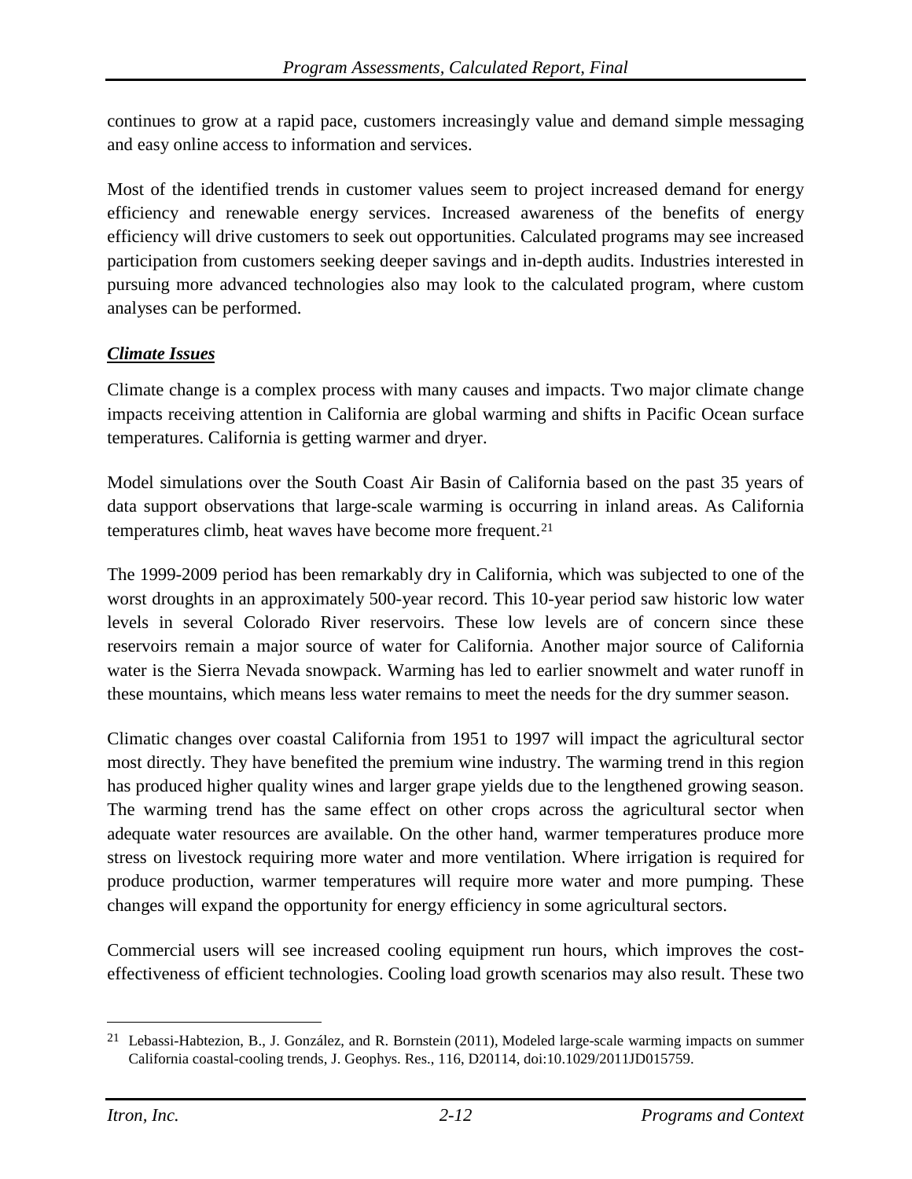continues to grow at a rapid pace, customers increasingly value and demand simple messaging and easy online access to information and services.

Most of the identified trends in customer values seem to project increased demand for energy efficiency and renewable energy services. Increased awareness of the benefits of energy efficiency will drive customers to seek out opportunities. Calculated programs may see increased participation from customers seeking deeper savings and in-depth audits. Industries interested in pursuing more advanced technologies also may look to the calculated program, where custom analyses can be performed.

***Climate Issues***

Climate change is a complex process with many causes and impacts. Two major climate change impacts receiving attention in California are global warming and shifts in Pacific Ocean surface temperatures. California is getting warmer and dryer.

Model simulations over the South Coast Air Basin of California based on the past 35 years of data support observations that large-scale warming is occurring in inland areas. As California temperatures climb, heat waves have become more frequent.[21]

The 1999-2009 period has been remarkably dry in California, which was subjected to one of the worst droughts in an approximately 500-year record. This 10-year period saw historic low water levels in several Colorado River reservoirs. These low levels are of concern since these reservoirs remain a major source of water for California. Another major source of California water is the Sierra Nevada snowpack. Warming has led to earlier snowmelt and water runoff in these mountains, which means less water remains to meet the needs for the dry summer season.

Climatic changes over coastal California from 1951 to 1997 will impact the agricultural sector most directly. They have benefited the premium wine industry. The warming trend in this region has produced higher quality wines and larger grape yields due to the lengthened growing season. The warming trend has the same effect on other crops across the agricultural sector when adequate water resources are available. On the other hand, warmer temperatures produce more stress on livestock requiring more water and more ventilation. Where irrigation is required for produce production, warmer temperatures will require more water and more pumping. These changes will expand the opportunity for energy efficiency in some agricultural sectors.

Commercial users will see increased cooling equipment run hours, which improves the cost-effectiveness of efficient technologies. Cooling load growth scenarios may also result. These two

---

[21] Lebassi-Habtezion, B., J. González, and R. Bornstein (2011), Modeled large-scale warming impacts on summer California coastal-cooling trends, J. Geophys. Res., 116, D20114, doi:10.1029/2011JD015759.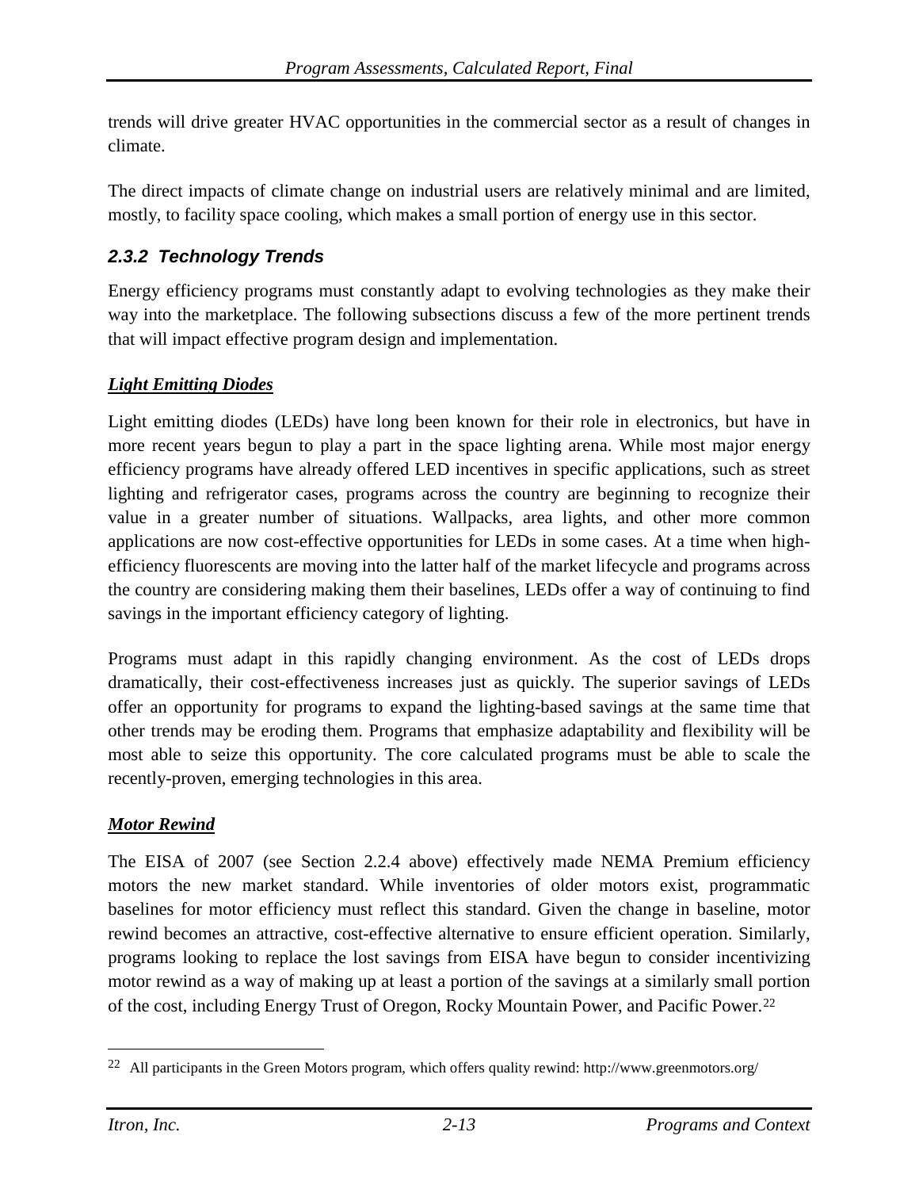trends will drive greater HVAC opportunities in the commercial sector as a result of changes in climate.

The direct impacts of climate change on industrial users are relatively minimal and are limited, mostly, to facility space cooling, which makes a small portion of energy use in this sector.

### *2.3.2 Technology Trends*

Energy efficiency programs must constantly adapt to evolving technologies as they make their way into the marketplace. The following subsections discuss a few of the more pertinent trends that will impact effective program design and implementation.

***Light Emitting Diodes***

Light emitting diodes (LEDs) have long been known for their role in electronics, but have in more recent years begun to play a part in the space lighting arena. While most major energy efficiency programs have already offered LED incentives in specific applications, such as street lighting and refrigerator cases, programs across the country are beginning to recognize their value in a greater number of situations. Wallpacks, area lights, and other more common applications are now cost-effective opportunities for LEDs in some cases. At a time when high-efficiency fluorescents are moving into the latter half of the market lifecycle and programs across the country are considering making them their baselines, LEDs offer a way of continuing to find savings in the important efficiency category of lighting.

Programs must adapt in this rapidly changing environment. As the cost of LEDs drops dramatically, their cost-effectiveness increases just as quickly. The superior savings of LEDs offer an opportunity for programs to expand the lighting-based savings at the same time that other trends may be eroding them. Programs that emphasize adaptability and flexibility will be most able to seize this opportunity. The core calculated programs must be able to scale the recently-proven, emerging technologies in this area.

***Motor Rewind***

The EISA of 2007 (see Section 2.2.4 above) effectively made NEMA Premium efficiency motors the new market standard. While inventories of older motors exist, programmatic baselines for motor efficiency must reflect this standard. Given the change in baseline, motor rewind becomes an attractive, cost-effective alternative to ensure efficient operation. Similarly, programs looking to replace the lost savings from EISA have begun to consider incentivizing motor rewind as a way of making up at least a portion of the savings at a similarly small portion of the cost, including Energy Trust of Oregon, Rocky Mountain Power, and Pacific Power.[22]

[22] All participants in the Green Motors program, which offers quality rewind: http://www.greenmotors.org/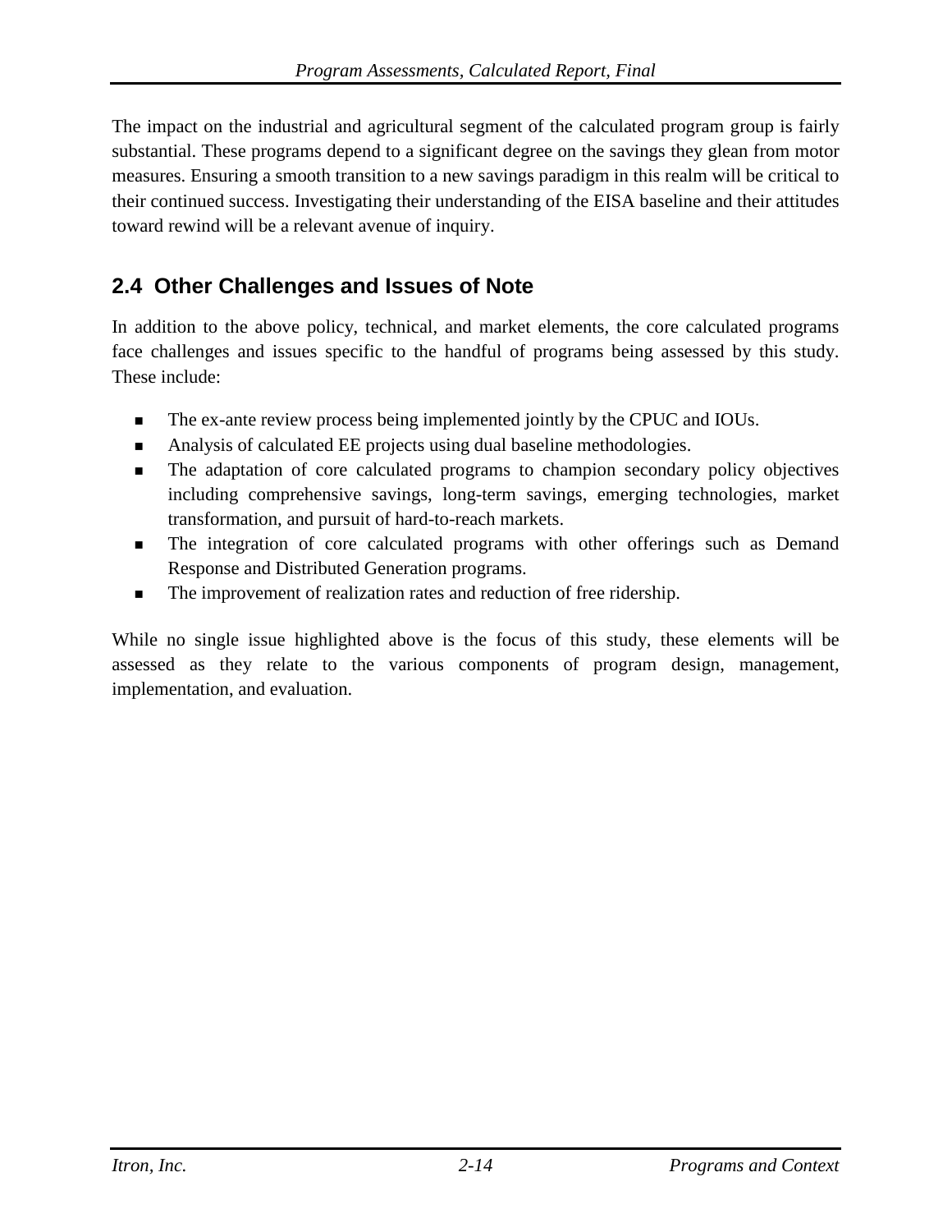The impact on the industrial and agricultural segment of the calculated program group is fairly substantial. These programs depend to a significant degree on the savings they glean from motor measures. Ensuring a smooth transition to a new savings paradigm in this realm will be critical to their continued success. Investigating their understanding of the EISA baseline and their attitudes toward rewind will be a relevant avenue of inquiry.

## 2.4 Other Challenges and Issues of Note

In addition to the above policy, technical, and market elements, the core calculated programs face challenges and issues specific to the handful of programs being assessed by this study. These include:

- The ex-ante review process being implemented jointly by the CPUC and IOUs.
- Analysis of calculated EE projects using dual baseline methodologies.
- The adaptation of core calculated programs to champion secondary policy objectives including comprehensive savings, long-term savings, emerging technologies, market transformation, and pursuit of hard-to-reach markets.
- The integration of core calculated programs with other offerings such as Demand Response and Distributed Generation programs.
- The improvement of realization rates and reduction of free ridership.

While no single issue highlighted above is the focus of this study, these elements will be assessed as they relate to the various components of program design, management, implementation, and evaluation.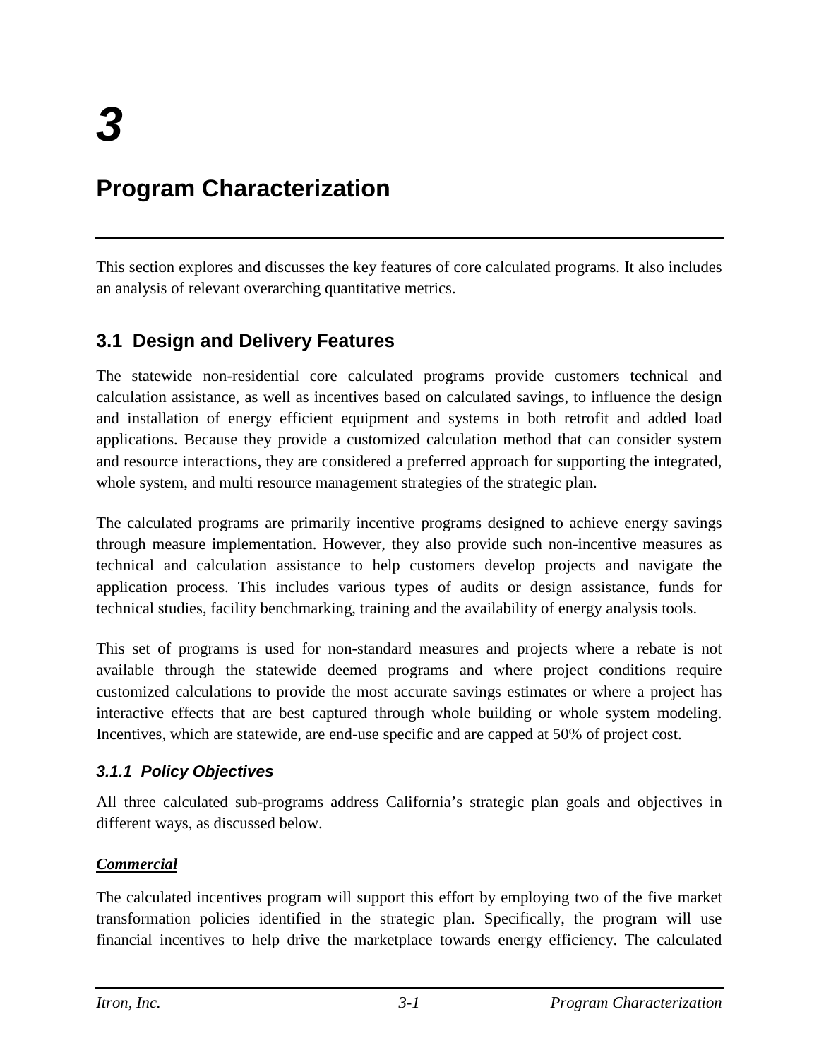# 3

# Program Characterization

This section explores and discusses the key features of core calculated programs. It also includes an analysis of relevant overarching quantitative metrics.

## 3.1 Design and Delivery Features

The statewide non-residential core calculated programs provide customers technical and calculation assistance, as well as incentives based on calculated savings, to influence the design and installation of energy efficient equipment and systems in both retrofit and added load applications. Because they provide a customized calculation method that can consider system and resource interactions, they are considered a preferred approach for supporting the integrated, whole system, and multi resource management strategies of the strategic plan.

The calculated programs are primarily incentive programs designed to achieve energy savings through measure implementation. However, they also provide such non-incentive measures as technical and calculation assistance to help customers develop projects and navigate the application process. This includes various types of audits or design assistance, funds for technical studies, facility benchmarking, training and the availability of energy analysis tools.

This set of programs is used for non-standard measures and projects where a rebate is not available through the statewide deemed programs and where project conditions require customized calculations to provide the most accurate savings estimates or where a project has interactive effects that are best captured through whole building or whole system modeling. Incentives, which are statewide, are end-use specific and are capped at 50% of project cost.

### *3.1.1 Policy Objectives*

All three calculated sub-programs address California's strategic plan goals and objectives in different ways, as discussed below.

***Commercial***

The calculated incentives program will support this effort by employing two of the five market transformation policies identified in the strategic plan. Specifically, the program will use financial incentives to help drive the marketplace towards energy efficiency. The calculated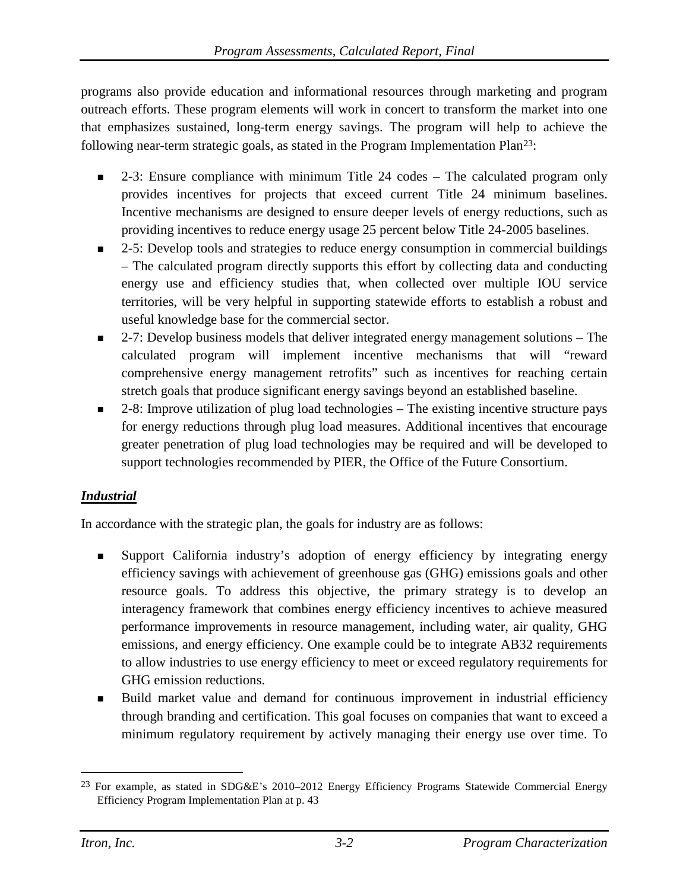programs also provide education and informational resources through marketing and program outreach efforts. These program elements will work in concert to transform the market into one that emphasizes sustained, long-term energy savings. The program will help to achieve the following near-term strategic goals, as stated in the Program Implementation Plan[23]:

- 2-3: Ensure compliance with minimum Title 24 codes – The calculated program only provides incentives for projects that exceed current Title 24 minimum baselines. Incentive mechanisms are designed to ensure deeper levels of energy reductions, such as providing incentives to reduce energy usage 25 percent below Title 24-2005 baselines.
- 2-5: Develop tools and strategies to reduce energy consumption in commercial buildings – The calculated program directly supports this effort by collecting data and conducting energy use and efficiency studies that, when collected over multiple IOU service territories, will be very helpful in supporting statewide efforts to establish a robust and useful knowledge base for the commercial sector.
- 2-7: Develop business models that deliver integrated energy management solutions – The calculated program will implement incentive mechanisms that will "reward comprehensive energy management retrofits" such as incentives for reaching certain stretch goals that produce significant energy savings beyond an established baseline.
- 2-8: Improve utilization of plug load technologies – The existing incentive structure pays for energy reductions through plug load measures. Additional incentives that encourage greater penetration of plug load technologies may be required and will be developed to support technologies recommended by PIER, the Office of the Future Consortium.

***Industrial***

In accordance with the strategic plan, the goals for industry are as follows:

- Support California industry's adoption of energy efficiency by integrating energy efficiency savings with achievement of greenhouse gas (GHG) emissions goals and other resource goals. To address this objective, the primary strategy is to develop an interagency framework that combines energy efficiency incentives to achieve measured performance improvements in resource management, including water, air quality, GHG emissions, and energy efficiency. One example could be to integrate AB32 requirements to allow industries to use energy efficiency to meet or exceed regulatory requirements for GHG emission reductions.
- Build market value and demand for continuous improvement in industrial efficiency through branding and certification. This goal focuses on companies that want to exceed a minimum regulatory requirement by actively managing their energy use over time. To

[23] For example, as stated in SDG&E's 2010–2012 Energy Efficiency Programs Statewide Commercial Energy Efficiency Program Implementation Plan at p. 43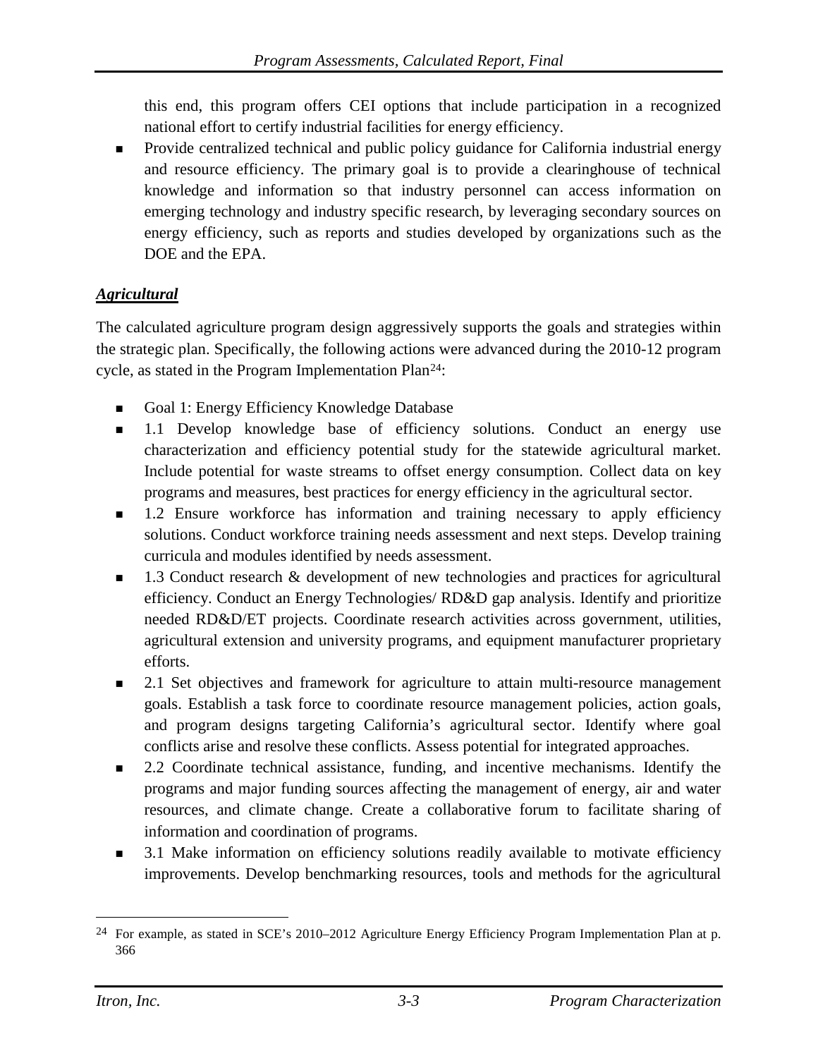this end, this program offers CEI options that include participation in a recognized national effort to certify industrial facilities for energy efficiency.

- Provide centralized technical and public policy guidance for California industrial energy and resource efficiency. The primary goal is to provide a clearinghouse of technical knowledge and information so that industry personnel can access information on emerging technology and industry specific research, by leveraging secondary sources on energy efficiency, such as reports and studies developed by organizations such as the DOE and the EPA.

***Agricultural***

The calculated agriculture program design aggressively supports the goals and strategies within the strategic plan. Specifically, the following actions were advanced during the 2010-12 program cycle, as stated in the Program Implementation Plan[24]:

- Goal 1: Energy Efficiency Knowledge Database
- 1.1 Develop knowledge base of efficiency solutions. Conduct an energy use characterization and efficiency potential study for the statewide agricultural market. Include potential for waste streams to offset energy consumption. Collect data on key programs and measures, best practices for energy efficiency in the agricultural sector.
- 1.2 Ensure workforce has information and training necessary to apply efficiency solutions. Conduct workforce training needs assessment and next steps. Develop training curricula and modules identified by needs assessment.
- 1.3 Conduct research & development of new technologies and practices for agricultural efficiency. Conduct an Energy Technologies/ RD&D gap analysis. Identify and prioritize needed RD&D/ET projects. Coordinate research activities across government, utilities, agricultural extension and university programs, and equipment manufacturer proprietary efforts.
- 2.1 Set objectives and framework for agriculture to attain multi-resource management goals. Establish a task force to coordinate resource management policies, action goals, and program designs targeting California's agricultural sector. Identify where goal conflicts arise and resolve these conflicts. Assess potential for integrated approaches.
- 2.2 Coordinate technical assistance, funding, and incentive mechanisms. Identify the programs and major funding sources affecting the management of energy, air and water resources, and climate change. Create a collaborative forum to facilitate sharing of information and coordination of programs.
- 3.1 Make information on efficiency solutions readily available to motivate efficiency improvements. Develop benchmarking resources, tools and methods for the agricultural

[24] For example, as stated in SCE's 2010–2012 Agriculture Energy Efficiency Program Implementation Plan at p. 366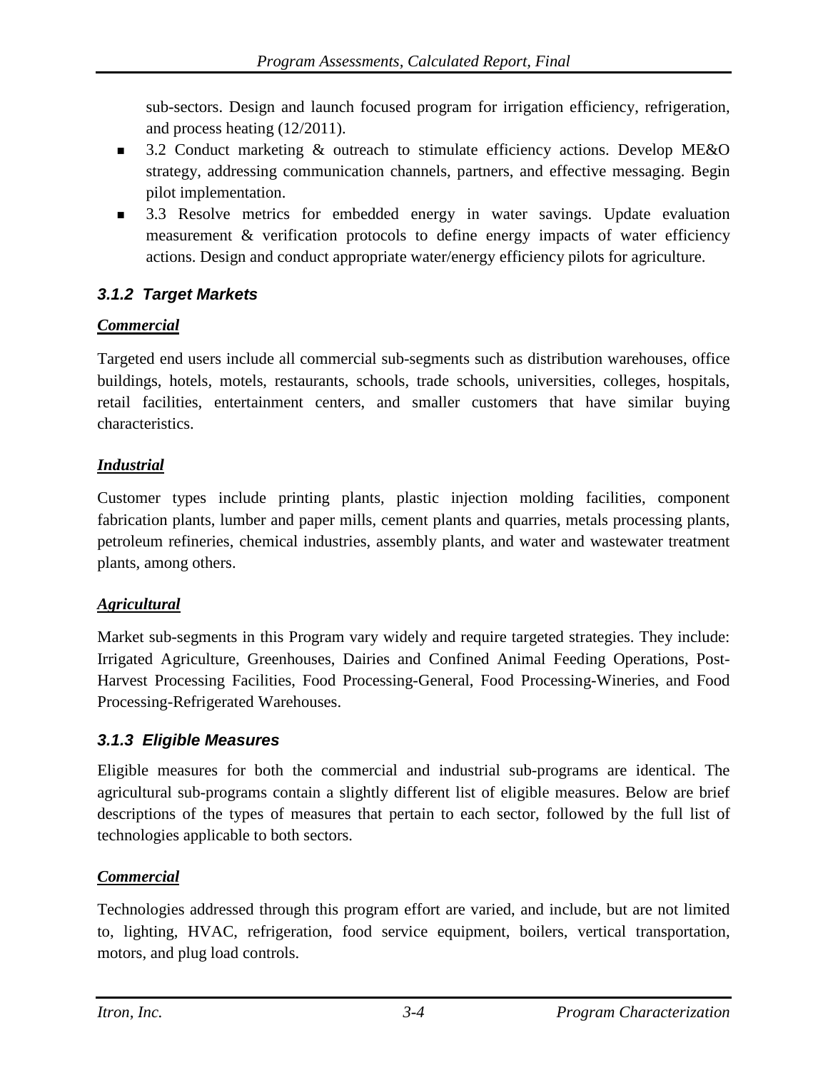sub-sectors. Design and launch focused program for irrigation efficiency, refrigeration, and process heating (12/2011).

- 3.2 Conduct marketing & outreach to stimulate efficiency actions. Develop ME&O strategy, addressing communication channels, partners, and effective messaging. Begin pilot implementation.
- 3.3 Resolve metrics for embedded energy in water savings. Update evaluation measurement & verification protocols to define energy impacts of water efficiency actions. Design and conduct appropriate water/energy efficiency pilots for agriculture.

### *3.1.2 Target Markets*

***Commercial***

Targeted end users include all commercial sub-segments such as distribution warehouses, office buildings, hotels, motels, restaurants, schools, trade schools, universities, colleges, hospitals, retail facilities, entertainment centers, and smaller customers that have similar buying characteristics.

***Industrial***

Customer types include printing plants, plastic injection molding facilities, component fabrication plants, lumber and paper mills, cement plants and quarries, metals processing plants, petroleum refineries, chemical industries, assembly plants, and water and wastewater treatment plants, among others.

***Agricultural***

Market sub-segments in this Program vary widely and require targeted strategies. They include: Irrigated Agriculture, Greenhouses, Dairies and Confined Animal Feeding Operations, Post-Harvest Processing Facilities, Food Processing-General, Food Processing-Wineries, and Food Processing-Refrigerated Warehouses.

### *3.1.3 Eligible Measures*

Eligible measures for both the commercial and industrial sub-programs are identical. The agricultural sub-programs contain a slightly different list of eligible measures. Below are brief descriptions of the types of measures that pertain to each sector, followed by the full list of technologies applicable to both sectors.

***Commercial***

Technologies addressed through this program effort are varied, and include, but are not limited to, lighting, HVAC, refrigeration, food service equipment, boilers, vertical transportation, motors, and plug load controls.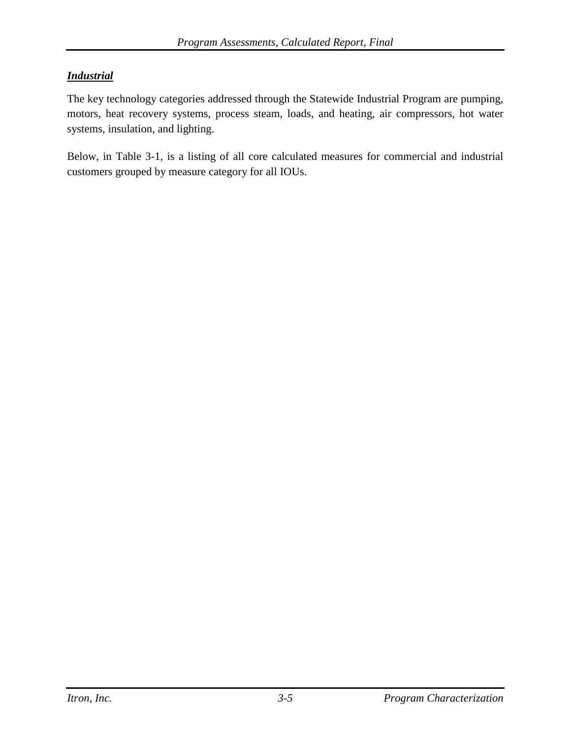***Industrial***

The key technology categories addressed through the Statewide Industrial Program are pumping, motors, heat recovery systems, process steam, loads, and heating, air compressors, hot water systems, insulation, and lighting.

Below, in Table 3-1, is a listing of all core calculated measures for commercial and industrial customers grouped by measure category for all IOUs.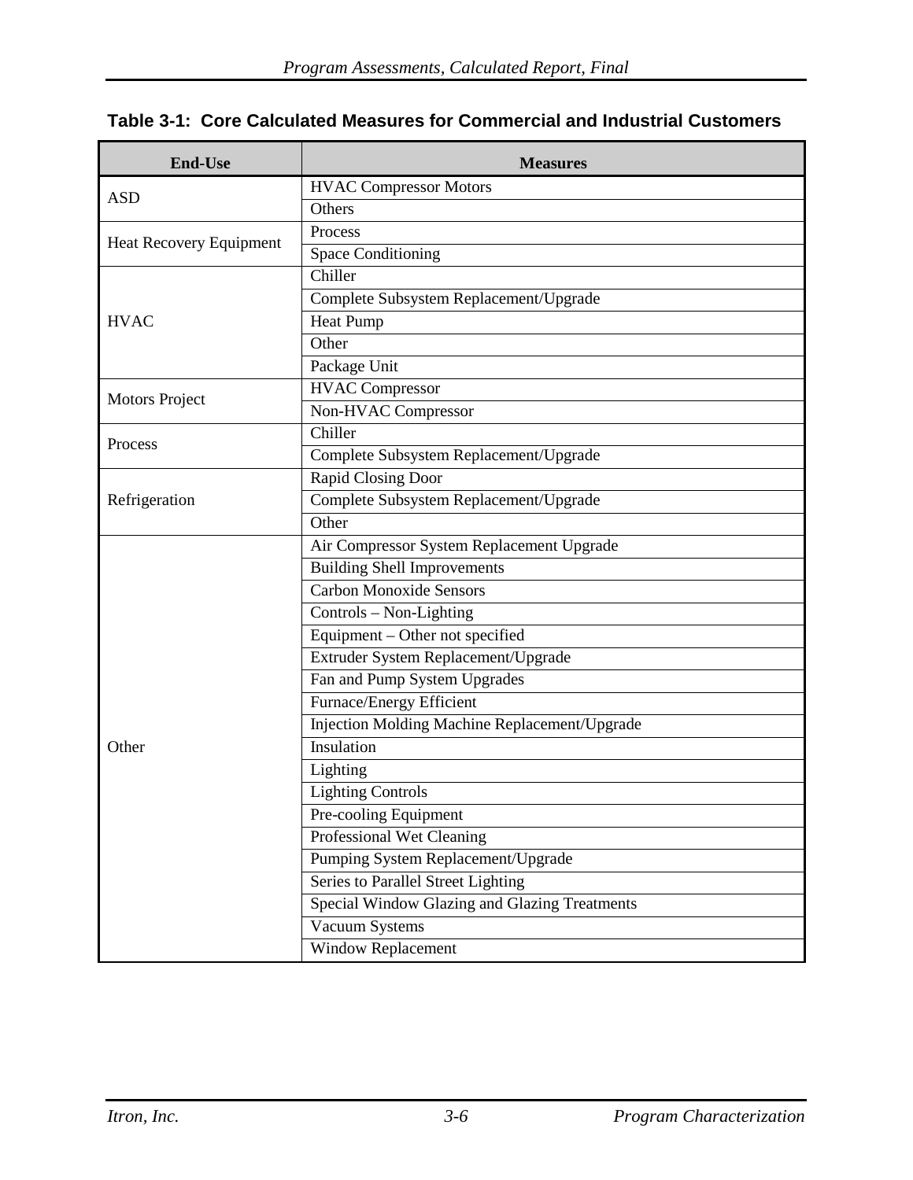**Table 3-1: Core Calculated Measures for Commercial and Industrial Customers**

| End-Use | Measures |
|---|---|
| ASD | HVAC Compressor Motors |
| | Others |
| Heat Recovery Equipment | Process |
| | Space Conditioning |
| HVAC | Chiller |
| | Complete Subsystem Replacement/Upgrade |
| | Heat Pump |
| | Other |
| | Package Unit |
| Motors Project | HVAC Compressor |
| | Non-HVAC Compressor |
| Process | Chiller |
| | Complete Subsystem Replacement/Upgrade |
| Refrigeration | Rapid Closing Door |
| | Complete Subsystem Replacement/Upgrade |
| | Other |
| Other | Air Compressor System Replacement Upgrade |
| | Building Shell Improvements |
| | Carbon Monoxide Sensors |
| | Controls – Non-Lighting |
| | Equipment – Other not specified |
| | Extruder System Replacement/Upgrade |
| | Fan and Pump System Upgrades |
| | Furnace/Energy Efficient |
| | Injection Molding Machine Replacement/Upgrade |
| | Insulation |
| | Lighting |
| | Lighting Controls |
| | Pre-cooling Equipment |
| | Professional Wet Cleaning |
| | Pumping System Replacement/Upgrade |
| | Series to Parallel Street Lighting |
| | Special Window Glazing and Glazing Treatments |
| | Vacuum Systems |
| | Window Replacement |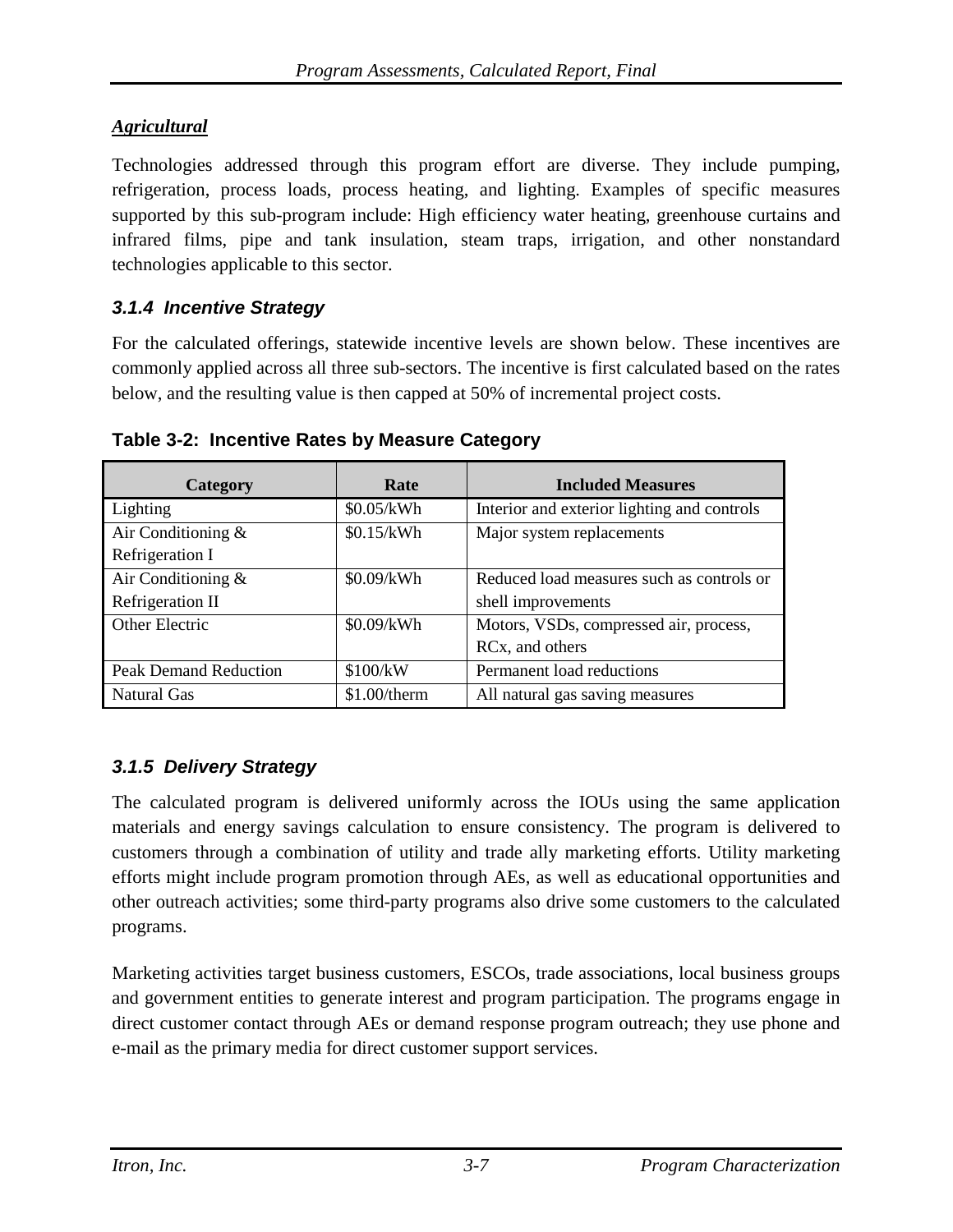***Agricultural***

Technologies addressed through this program effort are diverse. They include pumping, refrigeration, process loads, process heating, and lighting. Examples of specific measures supported by this sub-program include: High efficiency water heating, greenhouse curtains and infrared films, pipe and tank insulation, steam traps, irrigation, and other nonstandard technologies applicable to this sector.

### *3.1.4 Incentive Strategy*

For the calculated offerings, statewide incentive levels are shown below. These incentives are commonly applied across all three sub-sectors. The incentive is first calculated based on the rates below, and the resulting value is then capped at 50% of incremental project costs.

**Table 3-2: Incentive Rates by Measure Category**

| Category | Rate | Included Measures |
|---|---|---|
| Lighting | \$0.05/kWh | Interior and exterior lighting and controls |
| Air Conditioning & Refrigeration I | \$0.15/kWh | Major system replacements |
| Air Conditioning & Refrigeration II | \$0.09/kWh | Reduced load measures such as controls or shell improvements |
| Other Electric | \$0.09/kWh | Motors, VSDs, compressed air, process, RCx, and others |
| Peak Demand Reduction | \$100/kW | Permanent load reductions |
| Natural Gas | \$1.00/therm | All natural gas saving measures |

### *3.1.5 Delivery Strategy*

The calculated program is delivered uniformly across the IOUs using the same application materials and energy savings calculation to ensure consistency. The program is delivered to customers through a combination of utility and trade ally marketing efforts. Utility marketing efforts might include program promotion through AEs, as well as educational opportunities and other outreach activities; some third-party programs also drive some customers to the calculated programs.

Marketing activities target business customers, ESCOs, trade associations, local business groups and government entities to generate interest and program participation. The programs engage in direct customer contact through AEs or demand response program outreach; they use phone and e-mail as the primary media for direct customer support services.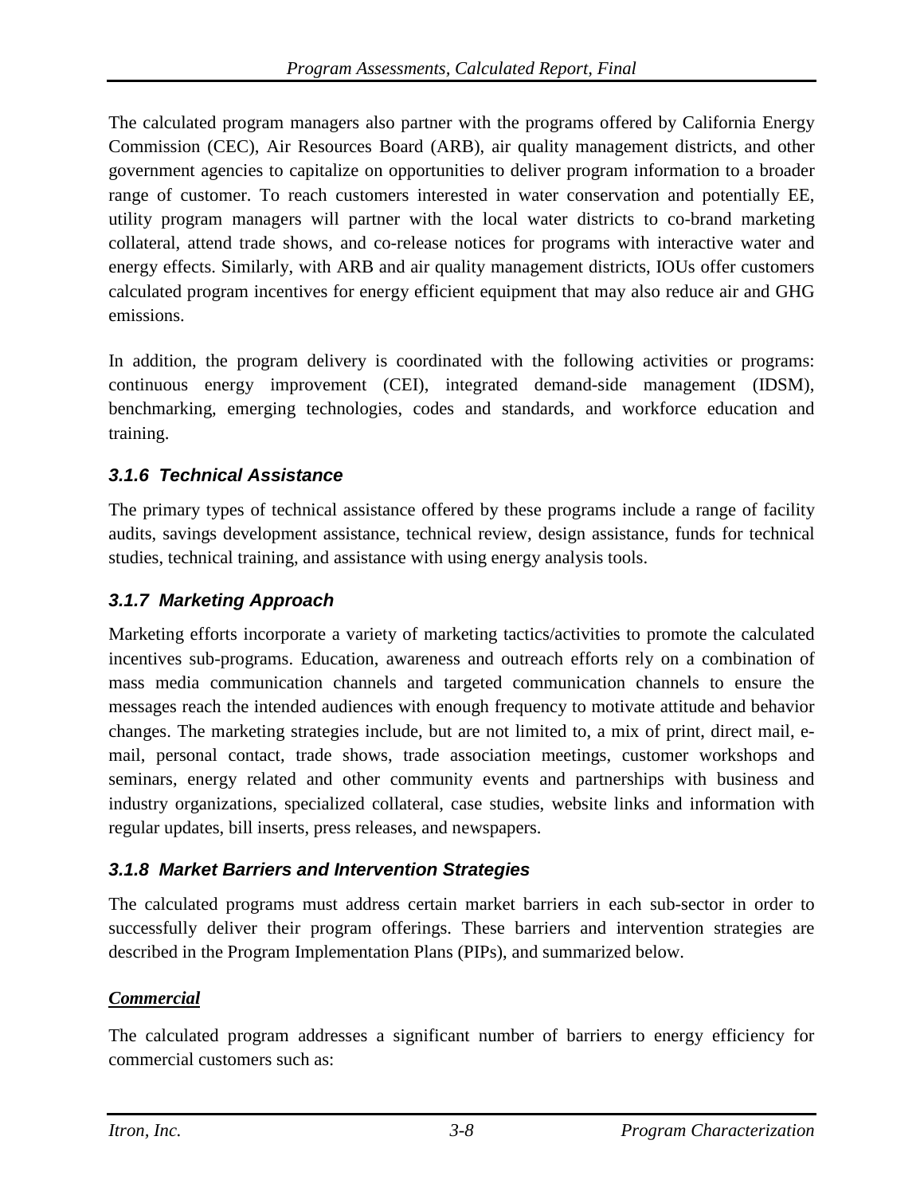The calculated program managers also partner with the programs offered by California Energy Commission (CEC), Air Resources Board (ARB), air quality management districts, and other government agencies to capitalize on opportunities to deliver program information to a broader range of customer. To reach customers interested in water conservation and potentially EE, utility program managers will partner with the local water districts to co-brand marketing collateral, attend trade shows, and co-release notices for programs with interactive water and energy effects. Similarly, with ARB and air quality management districts, IOUs offer customers calculated program incentives for energy efficient equipment that may also reduce air and GHG emissions.

In addition, the program delivery is coordinated with the following activities or programs: continuous energy improvement (CEI), integrated demand-side management (IDSM), benchmarking, emerging technologies, codes and standards, and workforce education and training.

### *3.1.6 Technical Assistance*

The primary types of technical assistance offered by these programs include a range of facility audits, savings development assistance, technical review, design assistance, funds for technical studies, technical training, and assistance with using energy analysis tools.

### *3.1.7 Marketing Approach*

Marketing efforts incorporate a variety of marketing tactics/activities to promote the calculated incentives sub-programs. Education, awareness and outreach efforts rely on a combination of mass media communication channels and targeted communication channels to ensure the messages reach the intended audiences with enough frequency to motivate attitude and behavior changes. The marketing strategies include, but are not limited to, a mix of print, direct mail, e-mail, personal contact, trade shows, trade association meetings, customer workshops and seminars, energy related and other community events and partnerships with business and industry organizations, specialized collateral, case studies, website links and information with regular updates, bill inserts, press releases, and newspapers.

### *3.1.8 Market Barriers and Intervention Strategies*

The calculated programs must address certain market barriers in each sub-sector in order to successfully deliver their program offerings. These barriers and intervention strategies are described in the Program Implementation Plans (PIPs), and summarized below.

***Commercial***

The calculated program addresses a significant number of barriers to energy efficiency for commercial customers such as: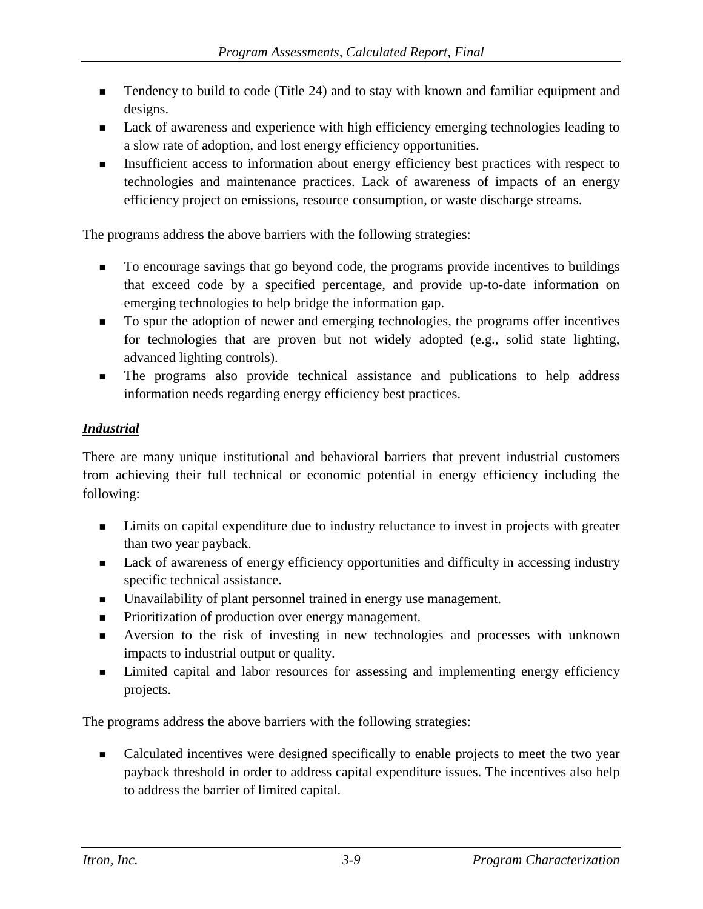- Tendency to build to code (Title 24) and to stay with known and familiar equipment and designs.
- Lack of awareness and experience with high efficiency emerging technologies leading to a slow rate of adoption, and lost energy efficiency opportunities.
- Insufficient access to information about energy efficiency best practices with respect to technologies and maintenance practices. Lack of awareness of impacts of an energy efficiency project on emissions, resource consumption, or waste discharge streams.

The programs address the above barriers with the following strategies:

- To encourage savings that go beyond code, the programs provide incentives to buildings that exceed code by a specified percentage, and provide up-to-date information on emerging technologies to help bridge the information gap.
- To spur the adoption of newer and emerging technologies, the programs offer incentives for technologies that are proven but not widely adopted (e.g., solid state lighting, advanced lighting controls).
- The programs also provide technical assistance and publications to help address information needs regarding energy efficiency best practices.

***Industrial***

There are many unique institutional and behavioral barriers that prevent industrial customers from achieving their full technical or economic potential in energy efficiency including the following:

- Limits on capital expenditure due to industry reluctance to invest in projects with greater than two year payback.
- Lack of awareness of energy efficiency opportunities and difficulty in accessing industry specific technical assistance.
- Unavailability of plant personnel trained in energy use management.
- Prioritization of production over energy management.
- Aversion to the risk of investing in new technologies and processes with unknown impacts to industrial output or quality.
- Limited capital and labor resources for assessing and implementing energy efficiency projects.

The programs address the above barriers with the following strategies:

- Calculated incentives were designed specifically to enable projects to meet the two year payback threshold in order to address capital expenditure issues. The incentives also help to address the barrier of limited capital.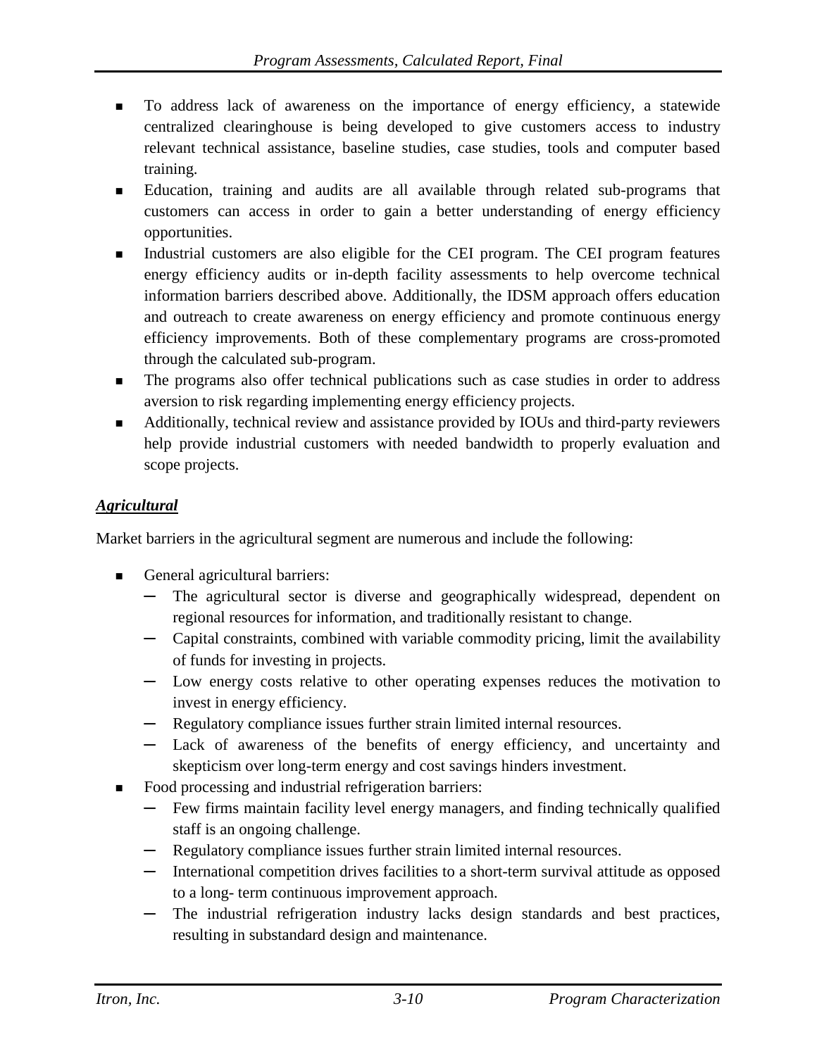- To address lack of awareness on the importance of energy efficiency, a statewide centralized clearinghouse is being developed to give customers access to industry relevant technical assistance, baseline studies, case studies, tools and computer based training.
- Education, training and audits are all available through related sub-programs that customers can access in order to gain a better understanding of energy efficiency opportunities.
- Industrial customers are also eligible for the CEI program. The CEI program features energy efficiency audits or in-depth facility assessments to help overcome technical information barriers described above. Additionally, the IDSM approach offers education and outreach to create awareness on energy efficiency and promote continuous energy efficiency improvements. Both of these complementary programs are cross-promoted through the calculated sub-program.
- The programs also offer technical publications such as case studies in order to address aversion to risk regarding implementing energy efficiency projects.
- Additionally, technical review and assistance provided by IOUs and third-party reviewers help provide industrial customers with needed bandwidth to properly evaluation and scope projects.

***<u>Agricultural</u>***

Market barriers in the agricultural segment are numerous and include the following:

- General agricultural barriers:
  - The agricultural sector is diverse and geographically widespread, dependent on regional resources for information, and traditionally resistant to change.
  - Capital constraints, combined with variable commodity pricing, limit the availability of funds for investing in projects.
  - Low energy costs relative to other operating expenses reduces the motivation to invest in energy efficiency.
  - Regulatory compliance issues further strain limited internal resources.
  - Lack of awareness of the benefits of energy efficiency, and uncertainty and skepticism over long-term energy and cost savings hinders investment.
- Food processing and industrial refrigeration barriers:
  - Few firms maintain facility level energy managers, and finding technically qualified staff is an ongoing challenge.
  - Regulatory compliance issues further strain limited internal resources.
  - International competition drives facilities to a short-term survival attitude as opposed to a long- term continuous improvement approach.
  - The industrial refrigeration industry lacks design standards and best practices, resulting in substandard design and maintenance.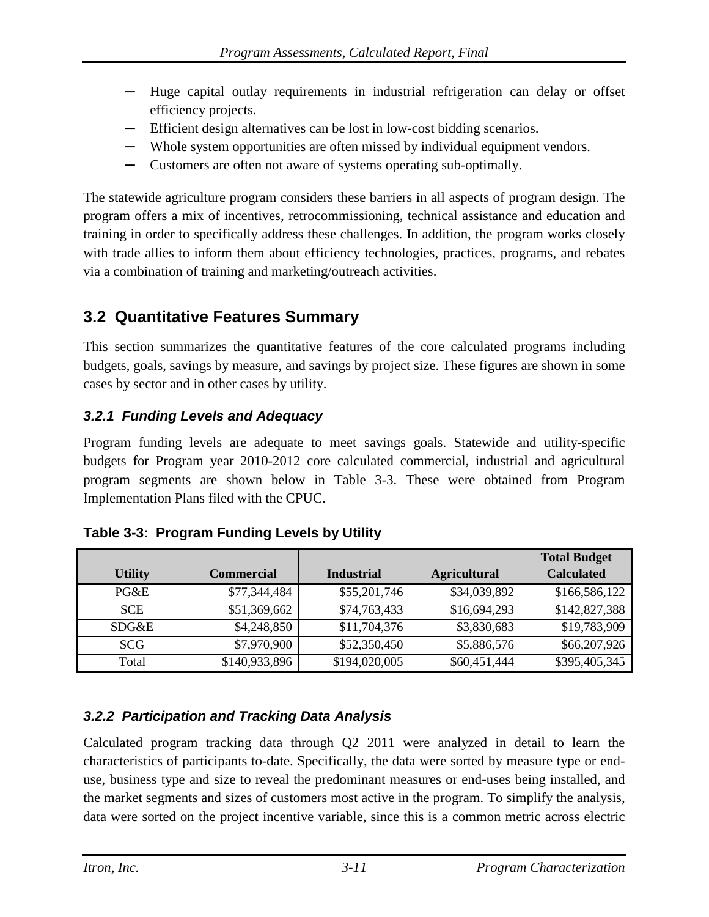- Huge capital outlay requirements in industrial refrigeration can delay or offset efficiency projects.
- Efficient design alternatives can be lost in low-cost bidding scenarios.
- Whole system opportunities are often missed by individual equipment vendors.
- Customers are often not aware of systems operating sub-optimally.

The statewide agriculture program considers these barriers in all aspects of program design. The program offers a mix of incentives, retrocommissioning, technical assistance and education and training in order to specifically address these challenges. In addition, the program works closely with trade allies to inform them about efficiency technologies, practices, programs, and rebates via a combination of training and marketing/outreach activities.

## 3.2 Quantitative Features Summary

This section summarizes the quantitative features of the core calculated programs including budgets, goals, savings by measure, and savings by project size. These figures are shown in some cases by sector and in other cases by utility.

### *3.2.1 Funding Levels and Adequacy*

Program funding levels are adequate to meet savings goals. Statewide and utility-specific budgets for Program year 2010-2012 core calculated commercial, industrial and agricultural program segments are shown below in Table 3-3. These were obtained from Program Implementation Plans filed with the CPUC.

**Table 3-3: Program Funding Levels by Utility**

| Utility | Commercial | Industrial | Agricultural | Total Budget Calculated |
|---|---|---|---|---|
| PG&E | $77,344,484 | $55,201,746 | $34,039,892 | $166,586,122 |
| SCE | $51,369,662 | $74,763,433 | $16,694,293 | $142,827,388 |
| SDG&E | $4,248,850 | $11,704,376 | $3,830,683 | $19,783,909 |
| SCG | $7,970,900 | $52,350,450 | $5,886,576 | $66,207,926 |
| Total | $140,933,896 | $194,020,005 | $60,451,444 | $395,405,345 |

### *3.2.2 Participation and Tracking Data Analysis*

Calculated program tracking data through Q2 2011 were analyzed in detail to learn the characteristics of participants to-date. Specifically, the data were sorted by measure type or end-use, business type and size to reveal the predominant measures or end-uses being installed, and the market segments and sizes of customers most active in the program. To simplify the analysis, data were sorted on the project incentive variable, since this is a common metric across electric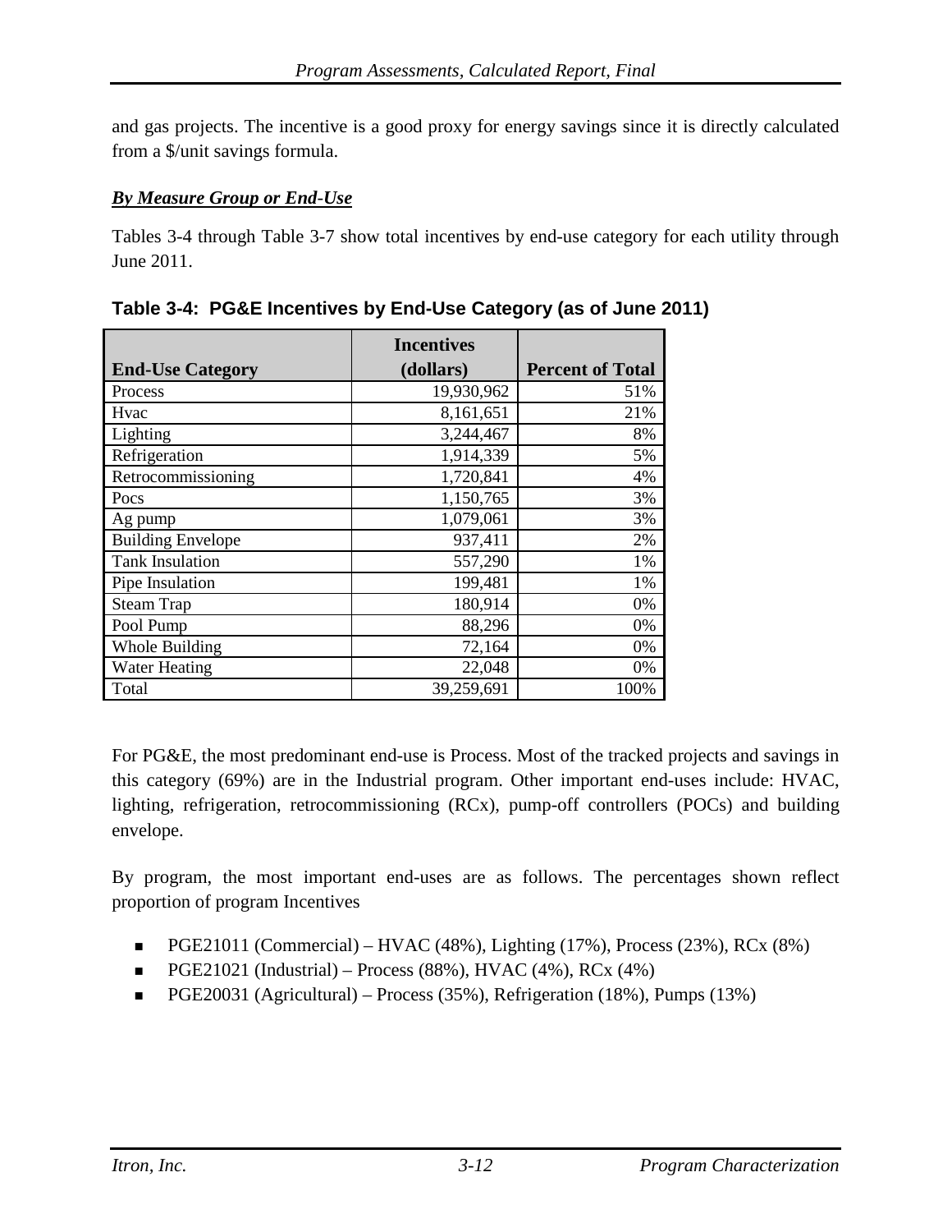and gas projects. The incentive is a good proxy for energy savings since it is directly calculated from a $/unit savings formula.

***By Measure Group or End-Use***

Tables 3-4 through Table 3-7 show total incentives by end-use category for each utility through June 2011.

**Table 3-4: PG&E Incentives by End-Use Category (as of June 2011)**

| End-Use Category | Incentives (dollars) | Percent of Total |
|---|---|---|
| Process | 19,930,962 | 51% |
| Hvac | 8,161,651 | 21% |
| Lighting | 3,244,467 | 8% |
| Refrigeration | 1,914,339 | 5% |
| Retrocommissioning | 1,720,841 | 4% |
| Pocs | 1,150,765 | 3% |
| Ag pump | 1,079,061 | 3% |
| Building Envelope | 937,411 | 2% |
| Tank Insulation | 557,290 | 1% |
| Pipe Insulation | 199,481 | 1% |
| Steam Trap | 180,914 | 0% |
| Pool Pump | 88,296 | 0% |
| Whole Building | 72,164 | 0% |
| Water Heating | 22,048 | 0% |
| Total | 39,259,691 | 100% |

For PG&E, the most predominant end-use is Process. Most of the tracked projects and savings in this category (69%) are in the Industrial program. Other important end-uses include: HVAC, lighting, refrigeration, retrocommissioning (RCx), pump-off controllers (POCs) and building envelope.

By program, the most important end-uses are as follows. The percentages shown reflect proportion of program Incentives

- PGE21011 (Commercial) – HVAC (48%), Lighting (17%), Process (23%), RCx (8%)
- PGE21021 (Industrial) – Process (88%), HVAC (4%), RCx (4%)
- PGE20031 (Agricultural) – Process (35%), Refrigeration (18%), Pumps (13%)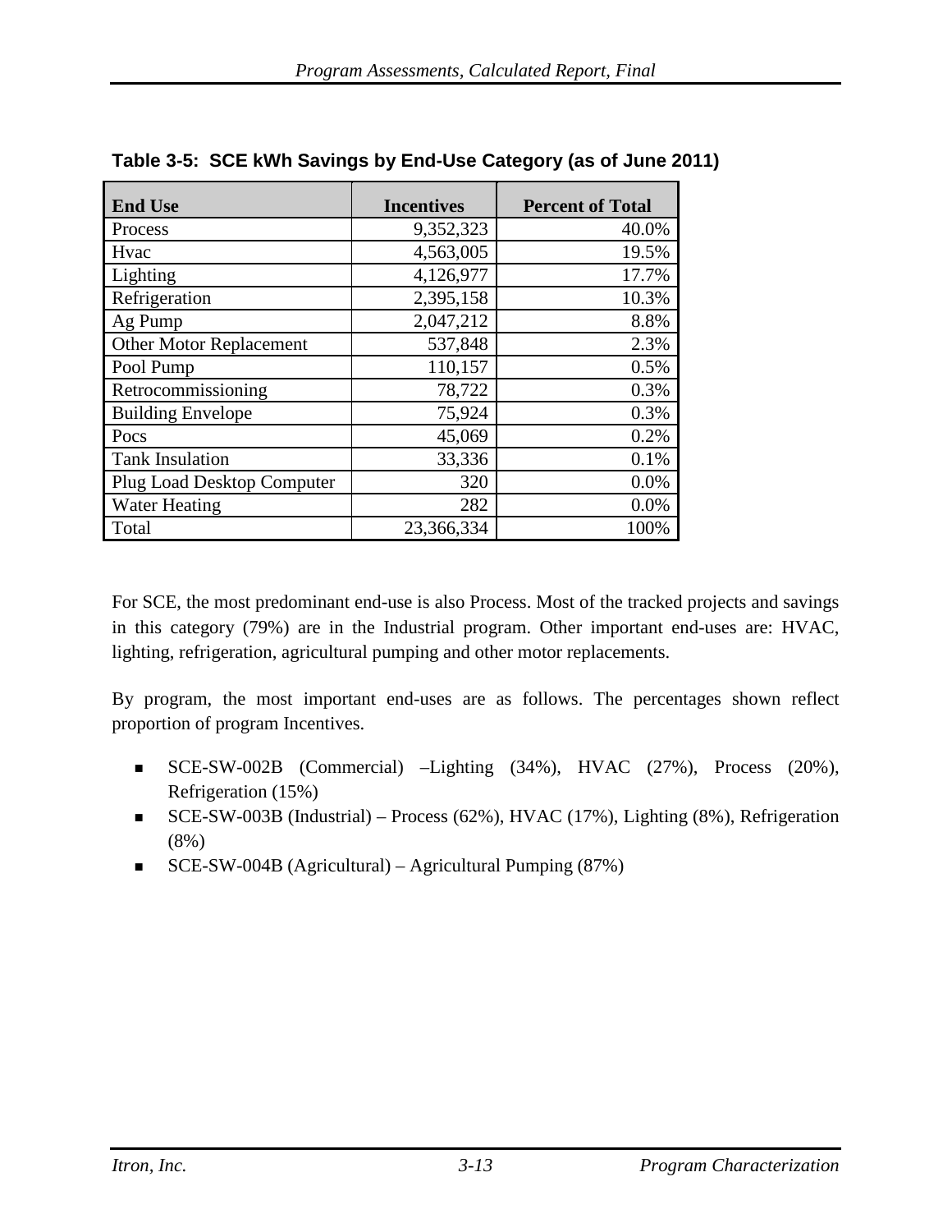**Table 3-5: SCE kWh Savings by End-Use Category (as of June 2011)**

| End Use | Incentives | Percent of Total |
|---|---|---|
| Process | 9,352,323 | 40.0% |
| Hvac | 4,563,005 | 19.5% |
| Lighting | 4,126,977 | 17.7% |
| Refrigeration | 2,395,158 | 10.3% |
| Ag Pump | 2,047,212 | 8.8% |
| Other Motor Replacement | 537,848 | 2.3% |
| Pool Pump | 110,157 | 0.5% |
| Retrocommissioning | 78,722 | 0.3% |
| Building Envelope | 75,924 | 0.3% |
| Pocs | 45,069 | 0.2% |
| Tank Insulation | 33,336 | 0.1% |
| Plug Load Desktop Computer | 320 | 0.0% |
| Water Heating | 282 | 0.0% |
| Total | 23,366,334 | 100% |

For SCE, the most predominant end-use is also Process. Most of the tracked projects and savings in this category (79%) are in the Industrial program. Other important end-uses are: HVAC, lighting, refrigeration, agricultural pumping and other motor replacements.

By program, the most important end-uses are as follows. The percentages shown reflect proportion of program Incentives.

- SCE-SW-002B (Commercial) –Lighting (34%), HVAC (27%), Process (20%), Refrigeration (15%)
- SCE-SW-003B (Industrial) – Process (62%), HVAC (17%), Lighting (8%), Refrigeration (8%)
- SCE-SW-004B (Agricultural) – Agricultural Pumping (87%)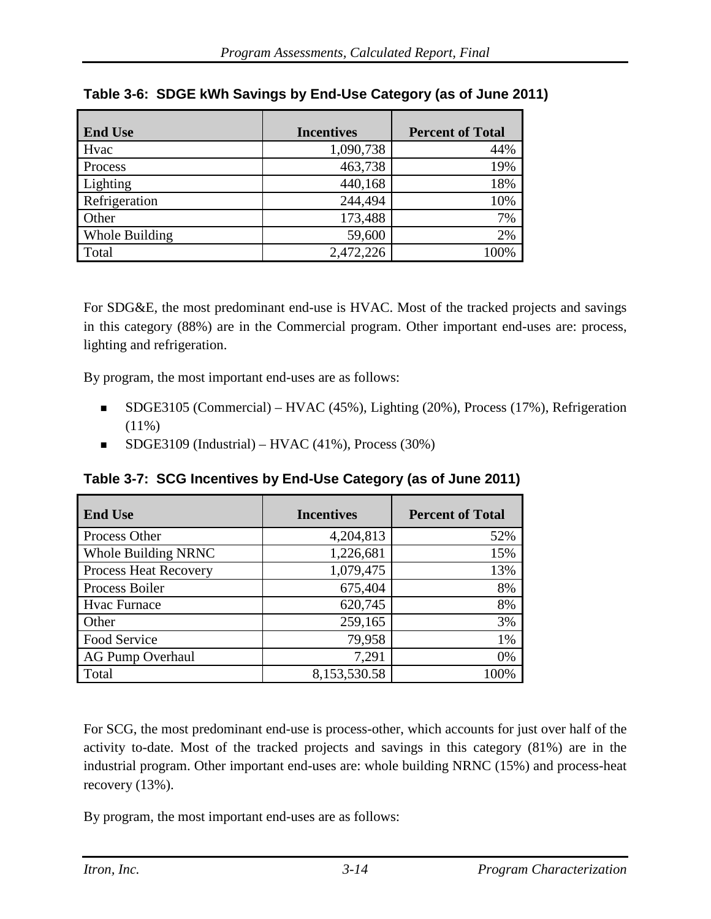**Table 3-6: SDGE kWh Savings by End-Use Category (as of June 2011)**

| End Use | Incentives | Percent of Total |
|---|---|---|
| Hvac | 1,090,738 | 44% |
| Process | 463,738 | 19% |
| Lighting | 440,168 | 18% |
| Refrigeration | 244,494 | 10% |
| Other | 173,488 | 7% |
| Whole Building | 59,600 | 2% |
| Total | 2,472,226 | 100% |

For SDG&E, the most predominant end-use is HVAC. Most of the tracked projects and savings in this category (88%) are in the Commercial program. Other important end-uses are: process, lighting and refrigeration.

By program, the most important end-uses are as follows:

- SDGE3105 (Commercial) – HVAC (45%), Lighting (20%), Process (17%), Refrigeration (11%)
- SDGE3109 (Industrial) – HVAC (41%), Process (30%)

**Table 3-7: SCG Incentives by End-Use Category (as of June 2011)**

| End Use | Incentives | Percent of Total |
|---|---|---|
| Process Other | 4,204,813 | 52% |
| Whole Building NRNC | 1,226,681 | 15% |
| Process Heat Recovery | 1,079,475 | 13% |
| Process Boiler | 675,404 | 8% |
| Hvac Furnace | 620,745 | 8% |
| Other | 259,165 | 3% |
| Food Service | 79,958 | 1% |
| AG Pump Overhaul | 7,291 | 0% |
| Total | 8,153,530.58 | 100% |

For SCG, the most predominant end-use is process-other, which accounts for just over half of the activity to-date. Most of the tracked projects and savings in this category (81%) are in the industrial program. Other important end-uses are: whole building NRNC (15%) and process-heat recovery (13%).

By program, the most important end-uses are as follows: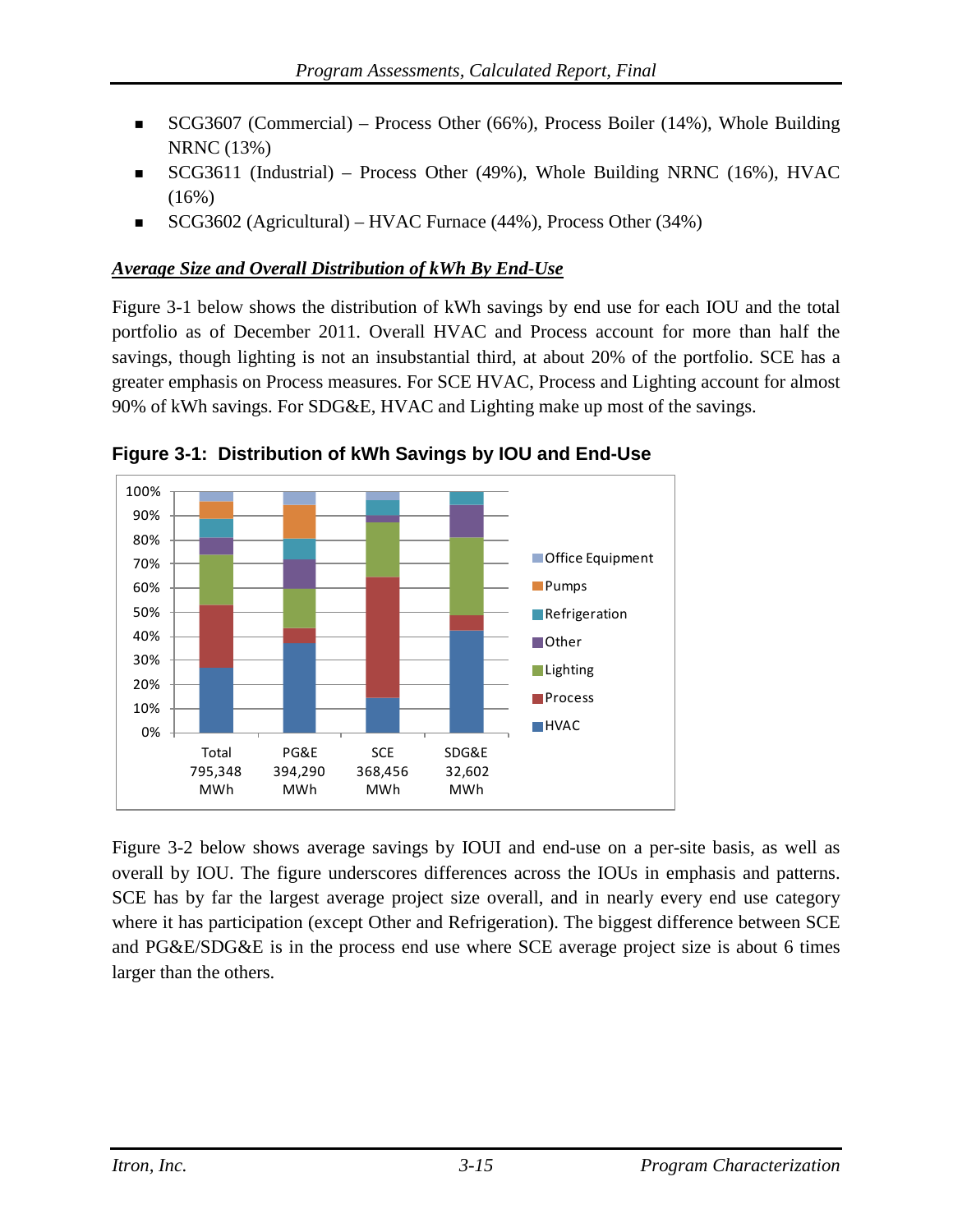- SCG3607 (Commercial) – Process Other (66%), Process Boiler (14%), Whole Building NRNC (13%)
- SCG3611 (Industrial) – Process Other (49%), Whole Building NRNC (16%), HVAC (16%)
- SCG3602 (Agricultural) – HVAC Furnace (44%), Process Other (34%)

***Average Size and Overall Distribution of kWh By End-Use***

Figure 3-1 below shows the distribution of kWh savings by end use for each IOU and the total portfolio as of December 2011. Overall HVAC and Process account for more than half the savings, though lighting is not an insubstantial third, at about 20% of the portfolio. SCE has a greater emphasis on Process measures. For SCE HVAC, Process and Lighting account for almost 90% of kWh savings. For SDG&E, HVAC and Lighting make up most of the savings.

**Figure 3-1: Distribution of kWh Savings by IOU and End-Use**

Figure 3-2 below shows average savings by IOUI and end-use on a per-site basis, as well as overall by IOU. The figure underscores differences across the IOUs in emphasis and patterns. SCE has by far the largest average project size overall, and in nearly every end use category where it has participation (except Other and Refrigeration). The biggest difference between SCE and PG&E/SDG&E is in the process end use where SCE average project size is about 6 times larger than the others.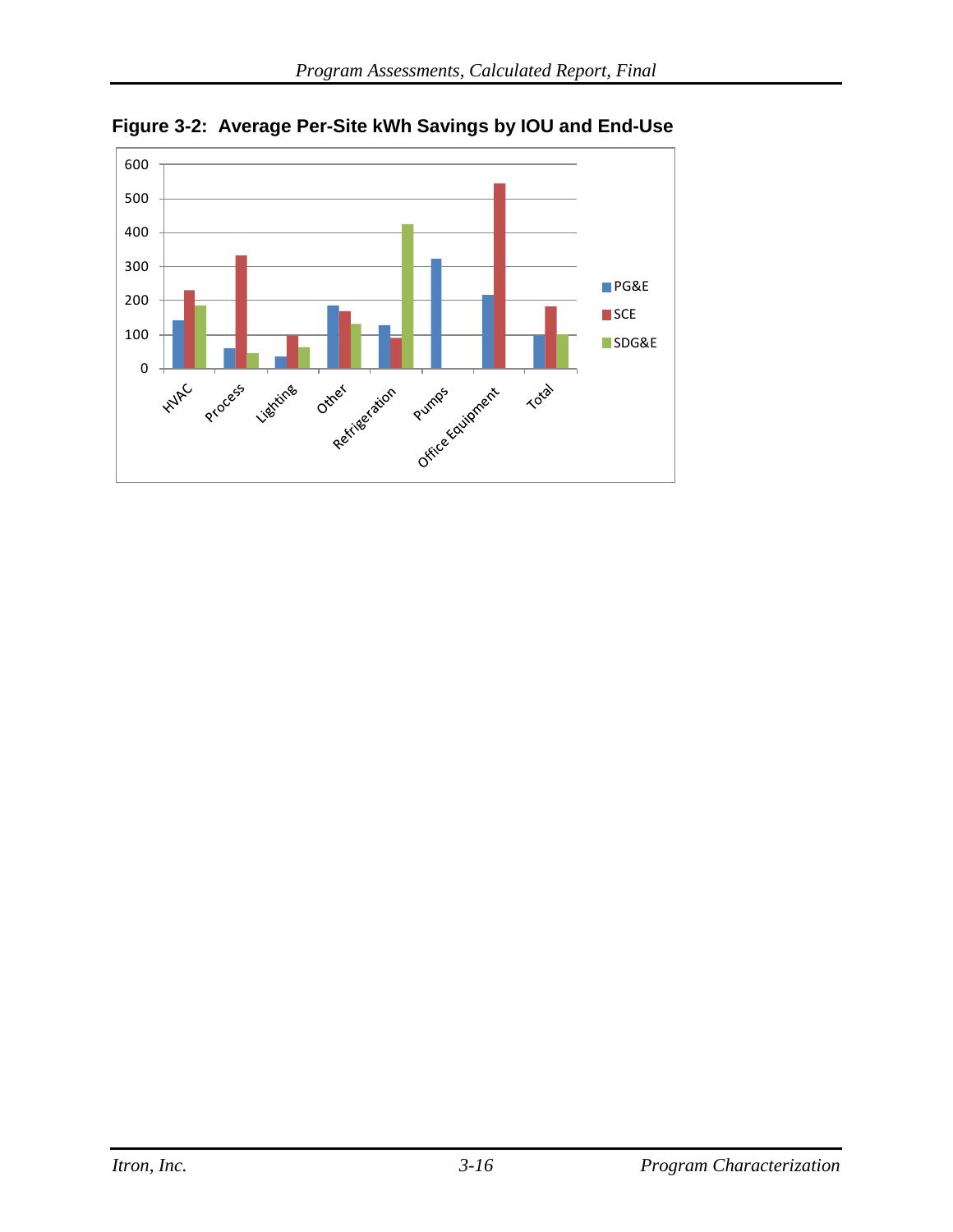**Figure 3-2: Average Per-Site kWh Savings by IOU and End-Use**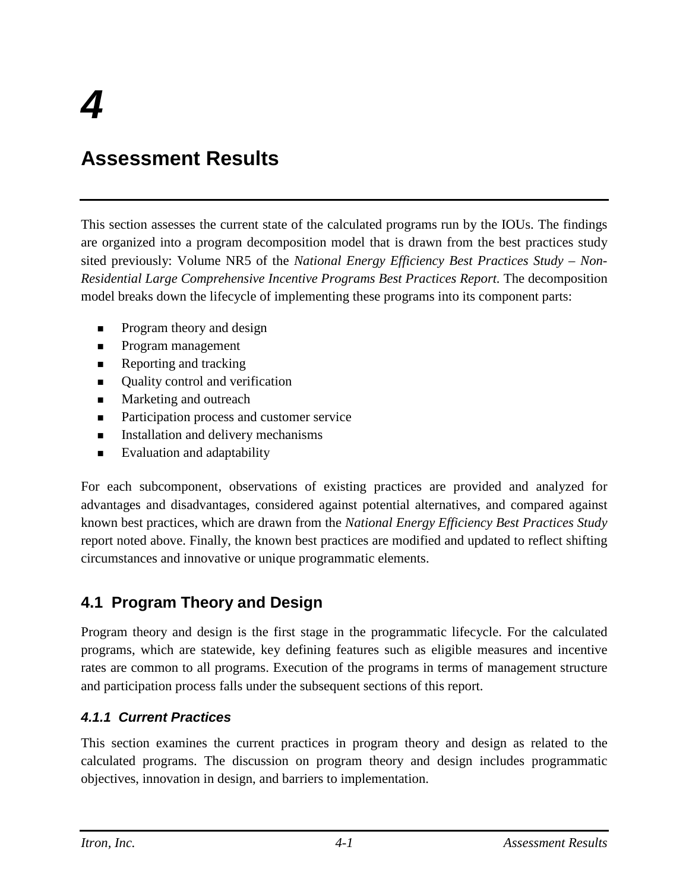# 4

# Assessment Results

This section assesses the current state of the calculated programs run by the IOUs. The findings are organized into a program decomposition model that is drawn from the best practices study sited previously: Volume NR5 of the *National Energy Efficiency Best Practices Study – Non-Residential Large Comprehensive Incentive Programs Best Practices Report.* The decomposition model breaks down the lifecycle of implementing these programs into its component parts:

- Program theory and design
- Program management
- Reporting and tracking
- Quality control and verification
- Marketing and outreach
- Participation process and customer service
- Installation and delivery mechanisms
- Evaluation and adaptability

For each subcomponent, observations of existing practices are provided and analyzed for advantages and disadvantages, considered against potential alternatives, and compared against known best practices, which are drawn from the *National Energy Efficiency Best Practices Study* report noted above. Finally, the known best practices are modified and updated to reflect shifting circumstances and innovative or unique programmatic elements.

## 4.1 Program Theory and Design

Program theory and design is the first stage in the programmatic lifecycle. For the calculated programs, which are statewide, key defining features such as eligible measures and incentive rates are common to all programs. Execution of the programs in terms of management structure and participation process falls under the subsequent sections of this report.

### *4.1.1 Current Practices*

This section examines the current practices in program theory and design as related to the calculated programs. The discussion on program theory and design includes programmatic objectives, innovation in design, and barriers to implementation.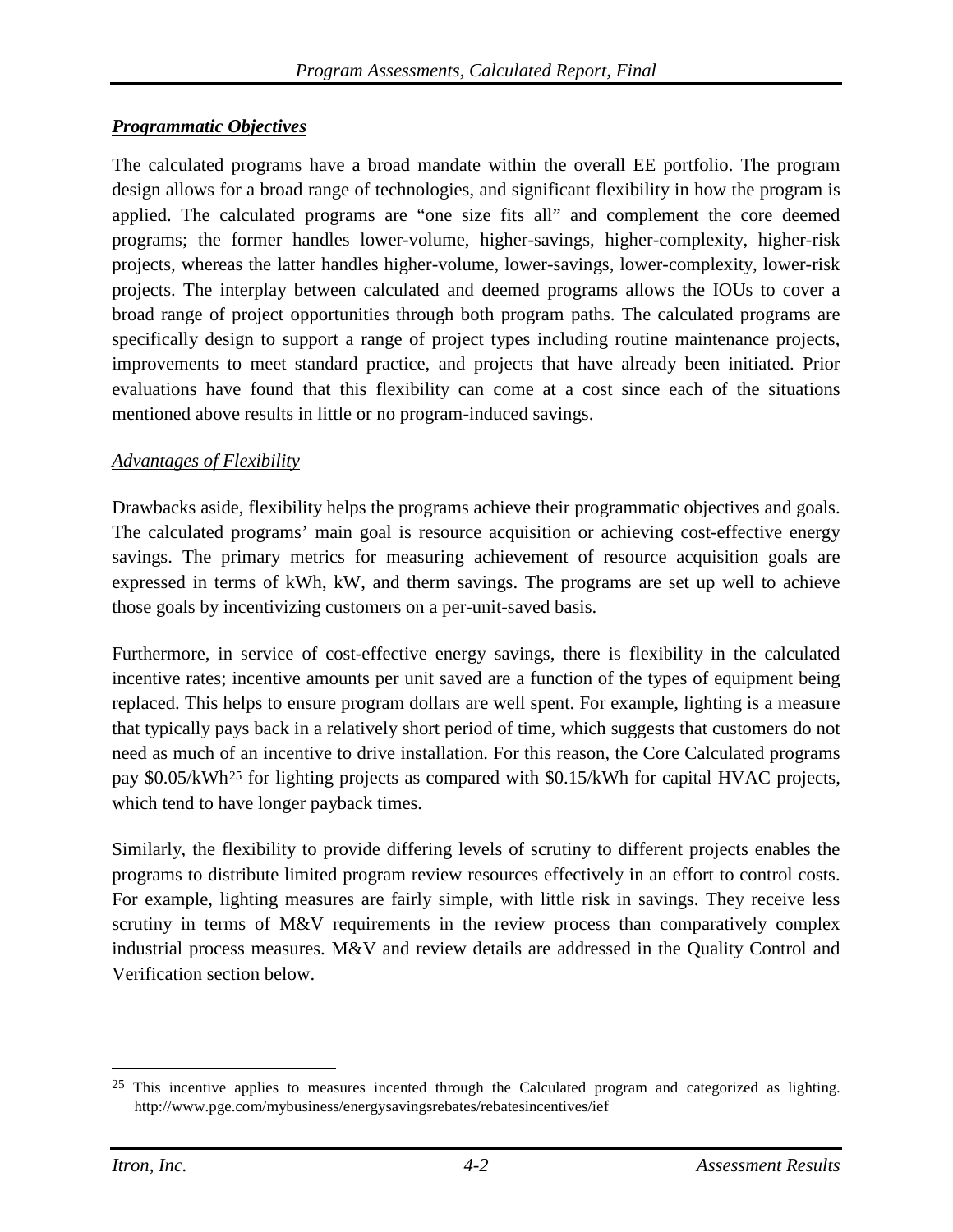***Programmatic Objectives***

The calculated programs have a broad mandate within the overall EE portfolio. The program design allows for a broad range of technologies, and significant flexibility in how the program is applied. The calculated programs are "one size fits all" and complement the core deemed programs; the former handles lower-volume, higher-savings, higher-complexity, higher-risk projects, whereas the latter handles higher-volume, lower-savings, lower-complexity, lower-risk projects. The interplay between calculated and deemed programs allows the IOUs to cover a broad range of project opportunities through both program paths. The calculated programs are specifically design to support a range of project types including routine maintenance projects, improvements to meet standard practice, and projects that have already been initiated. Prior evaluations have found that this flexibility can come at a cost since each of the situations mentioned above results in little or no program-induced savings.

*Advantages of Flexibility*

Drawbacks aside, flexibility helps the programs achieve their programmatic objectives and goals. The calculated programs' main goal is resource acquisition or achieving cost-effective energy savings. The primary metrics for measuring achievement of resource acquisition goals are expressed in terms of kWh, kW, and therm savings. The programs are set up well to achieve those goals by incentivizing customers on a per-unit-saved basis.

Furthermore, in service of cost-effective energy savings, there is flexibility in the calculated incentive rates; incentive amounts per unit saved are a function of the types of equipment being replaced. This helps to ensure program dollars are well spent. For example, lighting is a measure that typically pays back in a relatively short period of time, which suggests that customers do not need as much of an incentive to drive installation. For this reason, the Core Calculated programs pay $0.05/kWh[25] for lighting projects as compared with $0.15/kWh for capital HVAC projects, which tend to have longer payback times.

Similarly, the flexibility to provide differing levels of scrutiny to different projects enables the programs to distribute limited program review resources effectively in an effort to control costs. For example, lighting measures are fairly simple, with little risk in savings. They receive less scrutiny in terms of M&V requirements in the review process than comparatively complex industrial process measures. M&V and review details are addressed in the Quality Control and Verification section below.

---

[25] This incentive applies to measures incented through the Calculated program and categorized as lighting. http://www.pge.com/mybusiness/energysavingsrebates/rebatesincentives/ief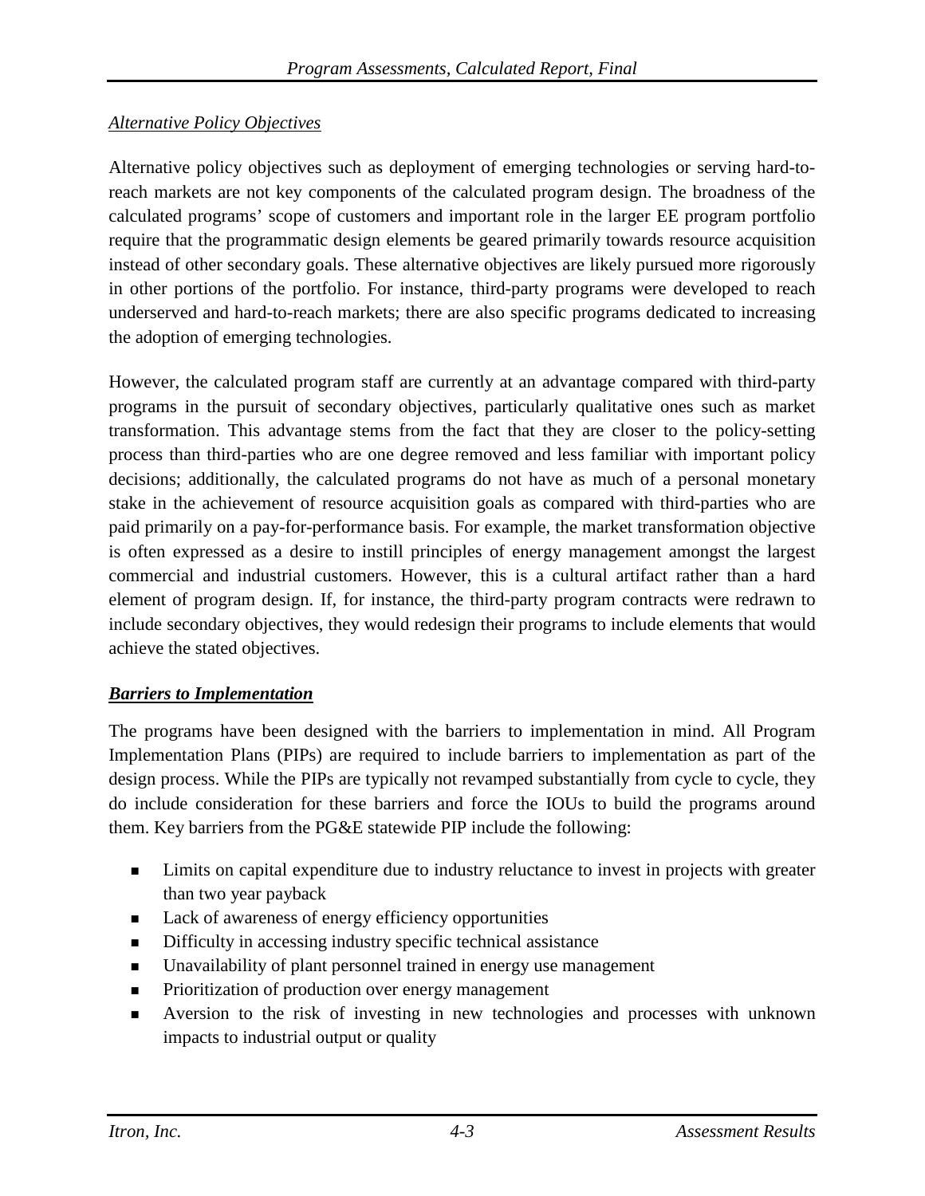*Alternative Policy Objectives*

Alternative policy objectives such as deployment of emerging technologies or serving hard-to-reach markets are not key components of the calculated program design. The broadness of the calculated programs' scope of customers and important role in the larger EE program portfolio require that the programmatic design elements be geared primarily towards resource acquisition instead of other secondary goals. These alternative objectives are likely pursued more rigorously in other portions of the portfolio. For instance, third-party programs were developed to reach underserved and hard-to-reach markets; there are also specific programs dedicated to increasing the adoption of emerging technologies.

However, the calculated program staff are currently at an advantage compared with third-party programs in the pursuit of secondary objectives, particularly qualitative ones such as market transformation. This advantage stems from the fact that they are closer to the policy-setting process than third-parties who are one degree removed and less familiar with important policy decisions; additionally, the calculated programs do not have as much of a personal monetary stake in the achievement of resource acquisition goals as compared with third-parties who are paid primarily on a pay-for-performance basis. For example, the market transformation objective is often expressed as a desire to instill principles of energy management amongst the largest commercial and industrial customers. However, this is a cultural artifact rather than a hard element of program design. If, for instance, the third-party program contracts were redrawn to include secondary objectives, they would redesign their programs to include elements that would achieve the stated objectives.

***Barriers to Implementation***

The programs have been designed with the barriers to implementation in mind. All Program Implementation Plans (PIPs) are required to include barriers to implementation as part of the design process. While the PIPs are typically not revamped substantially from cycle to cycle, they do include consideration for these barriers and force the IOUs to build the programs around them. Key barriers from the PG&E statewide PIP include the following:

- Limits on capital expenditure due to industry reluctance to invest in projects with greater than two year payback
- Lack of awareness of energy efficiency opportunities
- Difficulty in accessing industry specific technical assistance
- Unavailability of plant personnel trained in energy use management
- Prioritization of production over energy management
- Aversion to the risk of investing in new technologies and processes with unknown impacts to industrial output or quality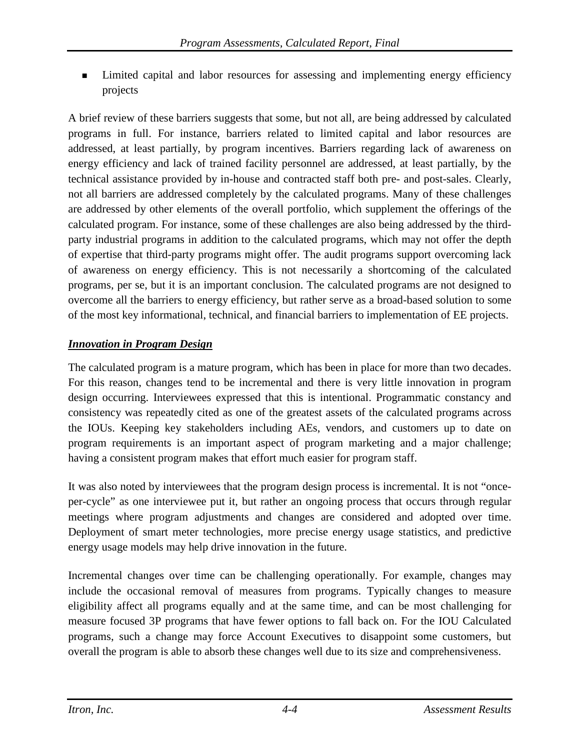- Limited capital and labor resources for assessing and implementing energy efficiency projects

A brief review of these barriers suggests that some, but not all, are being addressed by calculated programs in full. For instance, barriers related to limited capital and labor resources are addressed, at least partially, by program incentives. Barriers regarding lack of awareness on energy efficiency and lack of trained facility personnel are addressed, at least partially, by the technical assistance provided by in-house and contracted staff both pre- and post-sales. Clearly, not all barriers are addressed completely by the calculated programs. Many of these challenges are addressed by other elements of the overall portfolio, which supplement the offerings of the calculated program. For instance, some of these challenges are also being addressed by the third-party industrial programs in addition to the calculated programs, which may not offer the depth of expertise that third-party programs might offer. The audit programs support overcoming lack of awareness on energy efficiency. This is not necessarily a shortcoming of the calculated programs, per se, but it is an important conclusion. The calculated programs are not designed to overcome all the barriers to energy efficiency, but rather serve as a broad-based solution to some of the most key informational, technical, and financial barriers to implementation of EE projects.

***Innovation in Program Design***

The calculated program is a mature program, which has been in place for more than two decades. For this reason, changes tend to be incremental and there is very little innovation in program design occurring. Interviewees expressed that this is intentional. Programmatic constancy and consistency was repeatedly cited as one of the greatest assets of the calculated programs across the IOUs. Keeping key stakeholders including AEs, vendors, and customers up to date on program requirements is an important aspect of program marketing and a major challenge; having a consistent program makes that effort much easier for program staff.

It was also noted by interviewees that the program design process is incremental. It is not "once-per-cycle" as one interviewee put it, but rather an ongoing process that occurs through regular meetings where program adjustments and changes are considered and adopted over time. Deployment of smart meter technologies, more precise energy usage statistics, and predictive energy usage models may help drive innovation in the future.

Incremental changes over time can be challenging operationally. For example, changes may include the occasional removal of measures from programs. Typically changes to measure eligibility affect all programs equally and at the same time, and can be most challenging for measure focused 3P programs that have fewer options to fall back on. For the IOU Calculated programs, such a change may force Account Executives to disappoint some customers, but overall the program is able to absorb these changes well due to its size and comprehensiveness.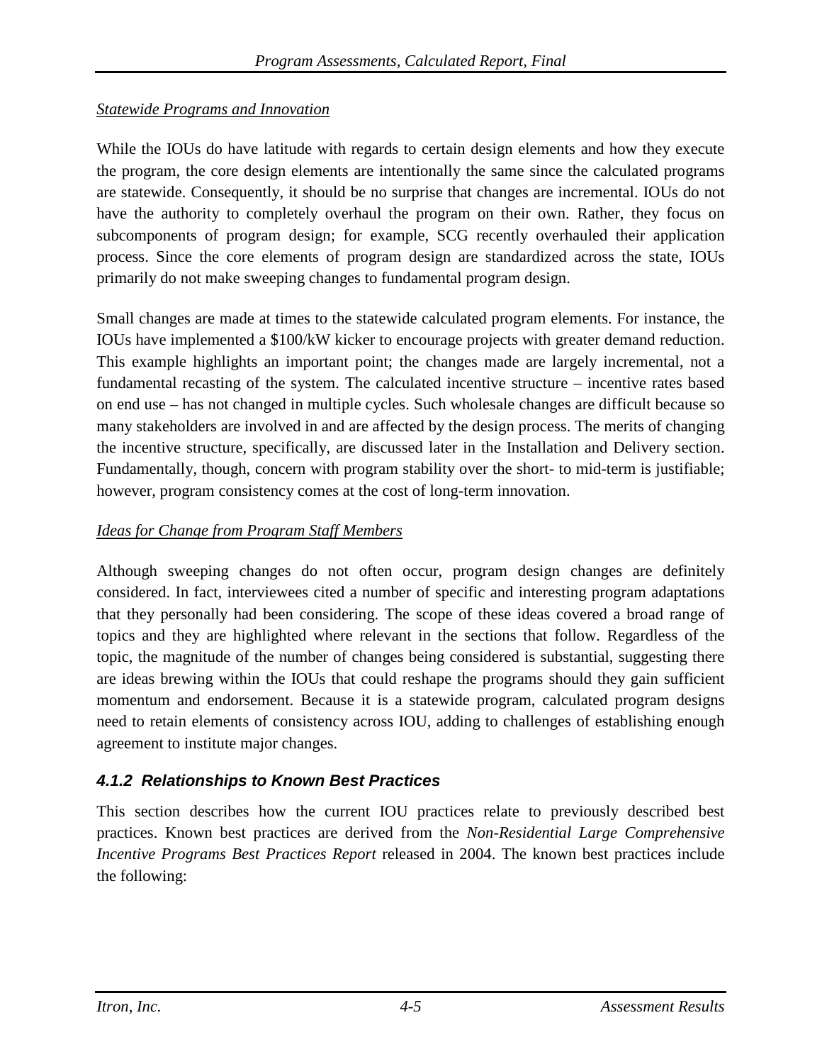*Statewide Programs and Innovation*

While the IOUs do have latitude with regards to certain design elements and how they execute the program, the core design elements are intentionally the same since the calculated programs are statewide. Consequently, it should be no surprise that changes are incremental. IOUs do not have the authority to completely overhaul the program on their own. Rather, they focus on subcomponents of program design; for example, SCG recently overhauled their application process. Since the core elements of program design are standardized across the state, IOUs primarily do not make sweeping changes to fundamental program design.

Small changes are made at times to the statewide calculated program elements. For instance, the IOUs have implemented a $100/kW kicker to encourage projects with greater demand reduction. This example highlights an important point; the changes made are largely incremental, not a fundamental recasting of the system. The calculated incentive structure – incentive rates based on end use – has not changed in multiple cycles. Such wholesale changes are difficult because so many stakeholders are involved in and are affected by the design process. The merits of changing the incentive structure, specifically, are discussed later in the Installation and Delivery section. Fundamentally, though, concern with program stability over the short- to mid-term is justifiable; however, program consistency comes at the cost of long-term innovation.

*Ideas for Change from Program Staff Members*

Although sweeping changes do not often occur, program design changes are definitely considered. In fact, interviewees cited a number of specific and interesting program adaptations that they personally had been considering. The scope of these ideas covered a broad range of topics and they are highlighted where relevant in the sections that follow. Regardless of the topic, the magnitude of the number of changes being considered is substantial, suggesting there are ideas brewing within the IOUs that could reshape the programs should they gain sufficient momentum and endorsement. Because it is a statewide program, calculated program designs need to retain elements of consistency across IOU, adding to challenges of establishing enough agreement to institute major changes.

### 4.1.2 Relationships to Known Best Practices

This section describes how the current IOU practices relate to previously described best practices. Known best practices are derived from the *Non-Residential Large Comprehensive Incentive Programs Best Practices Report* released in 2004. The known best practices include the following: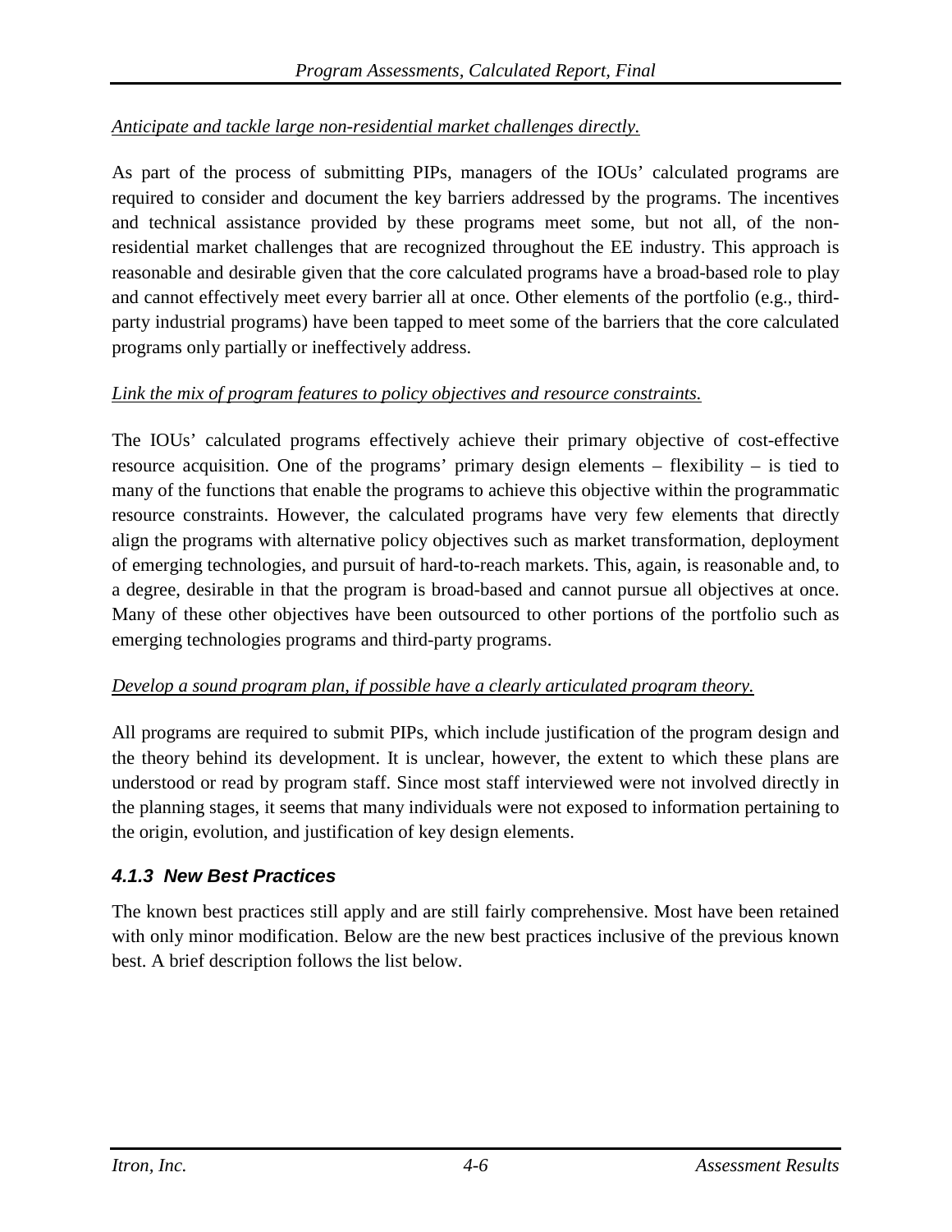*Anticipate and tackle large non-residential market challenges directly.*

As part of the process of submitting PIPs, managers of the IOUs' calculated programs are required to consider and document the key barriers addressed by the programs. The incentives and technical assistance provided by these programs meet some, but not all, of the non-residential market challenges that are recognized throughout the EE industry. This approach is reasonable and desirable given that the core calculated programs have a broad-based role to play and cannot effectively meet every barrier all at once. Other elements of the portfolio (e.g., third-party industrial programs) have been tapped to meet some of the barriers that the core calculated programs only partially or ineffectively address.

*Link the mix of program features to policy objectives and resource constraints.*

The IOUs' calculated programs effectively achieve their primary objective of cost-effective resource acquisition. One of the programs' primary design elements – flexibility – is tied to many of the functions that enable the programs to achieve this objective within the programmatic resource constraints. However, the calculated programs have very few elements that directly align the programs with alternative policy objectives such as market transformation, deployment of emerging technologies, and pursuit of hard-to-reach markets. This, again, is reasonable and, to a degree, desirable in that the program is broad-based and cannot pursue all objectives at once. Many of these other objectives have been outsourced to other portions of the portfolio such as emerging technologies programs and third-party programs.

*Develop a sound program plan, if possible have a clearly articulated program theory.*

All programs are required to submit PIPs, which include justification of the program design and the theory behind its development. It is unclear, however, the extent to which these plans are understood or read by program staff. Since most staff interviewed were not involved directly in the planning stages, it seems that many individuals were not exposed to information pertaining to the origin, evolution, and justification of key design elements.

### 4.1.3 New Best Practices

The known best practices still apply and are still fairly comprehensive. Most have been retained with only minor modification. Below are the new best practices inclusive of the previous known best. A brief description follows the list below.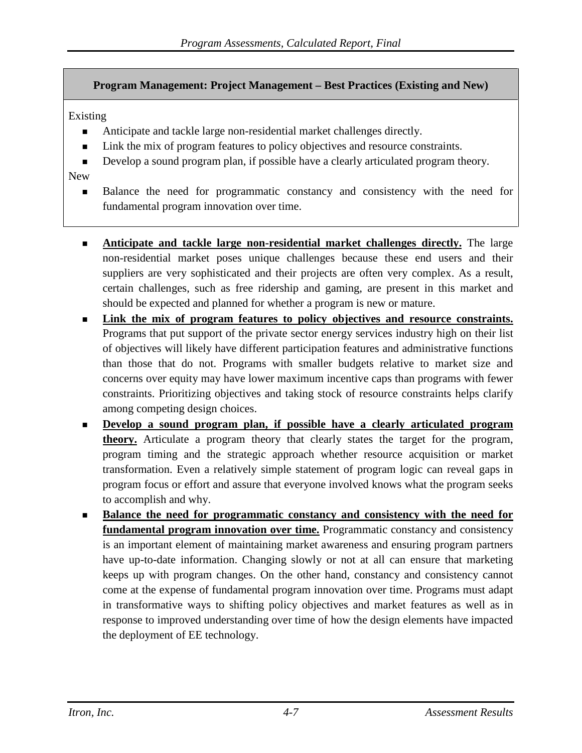**Program Management: Project Management – Best Practices (Existing and New)**

Existing

- Anticipate and tackle large non-residential market challenges directly.
- Link the mix of program features to policy objectives and resource constraints.
- Develop a sound program plan, if possible have a clearly articulated program theory.

New

- Balance the need for programmatic constancy and consistency with the need for fundamental program innovation over time.

- **Anticipate and tackle large non-residential market challenges directly.** The large non-residential market poses unique challenges because these end users and their suppliers are very sophisticated and their projects are often very complex. As a result, certain challenges, such as free ridership and gaming, are present in this market and should be expected and planned for whether a program is new or mature.
- **Link the mix of program features to policy objectives and resource constraints.** Programs that put support of the private sector energy services industry high on their list of objectives will likely have different participation features and administrative functions than those that do not. Programs with smaller budgets relative to market size and concerns over equity may have lower maximum incentive caps than programs with fewer constraints. Prioritizing objectives and taking stock of resource constraints helps clarify among competing design choices.
- **Develop a sound program plan, if possible have a clearly articulated program theory.** Articulate a program theory that clearly states the target for the program, program timing and the strategic approach whether resource acquisition or market transformation. Even a relatively simple statement of program logic can reveal gaps in program focus or effort and assure that everyone involved knows what the program seeks to accomplish and why.
- **Balance the need for programmatic constancy and consistency with the need for fundamental program innovation over time.** Programmatic constancy and consistency is an important element of maintaining market awareness and ensuring program partners have up-to-date information. Changing slowly or not at all can ensure that marketing keeps up with program changes. On the other hand, constancy and consistency cannot come at the expense of fundamental program innovation over time. Programs must adapt in transformative ways to shifting policy objectives and market features as well as in response to improved understanding over time of how the design elements have impacted the deployment of EE technology.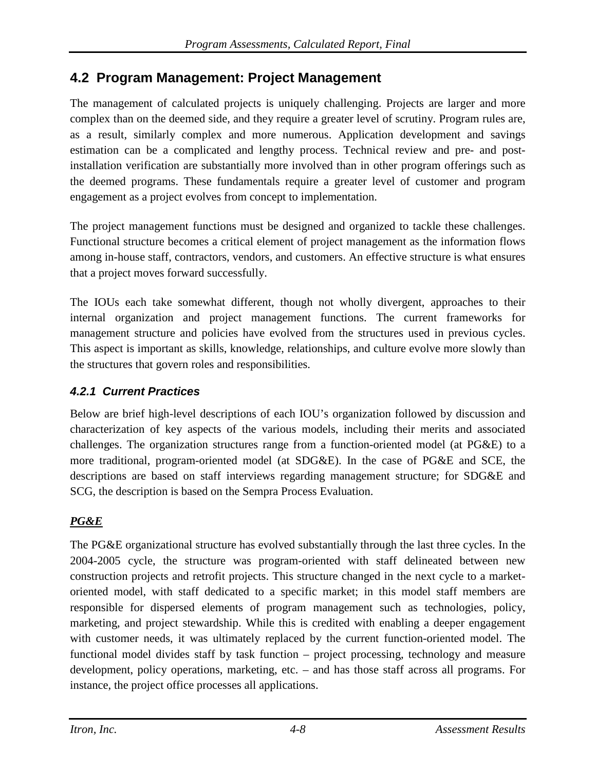## 4.2 Program Management: Project Management

The management of calculated projects is uniquely challenging. Projects are larger and more complex than on the deemed side, and they require a greater level of scrutiny. Program rules are, as a result, similarly complex and more numerous. Application development and savings estimation can be a complicated and lengthy process. Technical review and pre- and post-installation verification are substantially more involved than in other program offerings such as the deemed programs. These fundamentals require a greater level of customer and program engagement as a project evolves from concept to implementation.

The project management functions must be designed and organized to tackle these challenges. Functional structure becomes a critical element of project management as the information flows among in-house staff, contractors, vendors, and customers. An effective structure is what ensures that a project moves forward successfully.

The IOUs each take somewhat different, though not wholly divergent, approaches to their internal organization and project management functions. The current frameworks for management structure and policies have evolved from the structures used in previous cycles. This aspect is important as skills, knowledge, relationships, and culture evolve more slowly than the structures that govern roles and responsibilities.

### *4.2.1 Current Practices*

Below are brief high-level descriptions of each IOU's organization followed by discussion and characterization of key aspects of the various models, including their merits and associated challenges. The organization structures range from a function-oriented model (at PG&E) to a more traditional, program-oriented model (at SDG&E). In the case of PG&E and SCE, the descriptions are based on staff interviews regarding management structure; for SDG&E and SCG, the description is based on the Sempra Process Evaluation.

***PG&E***

The PG&E organizational structure has evolved substantially through the last three cycles. In the 2004-2005 cycle, the structure was program-oriented with staff delineated between new construction projects and retrofit projects. This structure changed in the next cycle to a market-oriented model, with staff dedicated to a specific market; in this model staff members are responsible for dispersed elements of program management such as technologies, policy, marketing, and project stewardship. While this is credited with enabling a deeper engagement with customer needs, it was ultimately replaced by the current function-oriented model. The functional model divides staff by task function – project processing, technology and measure development, policy operations, marketing, etc. – and has those staff across all programs. For instance, the project office processes all applications.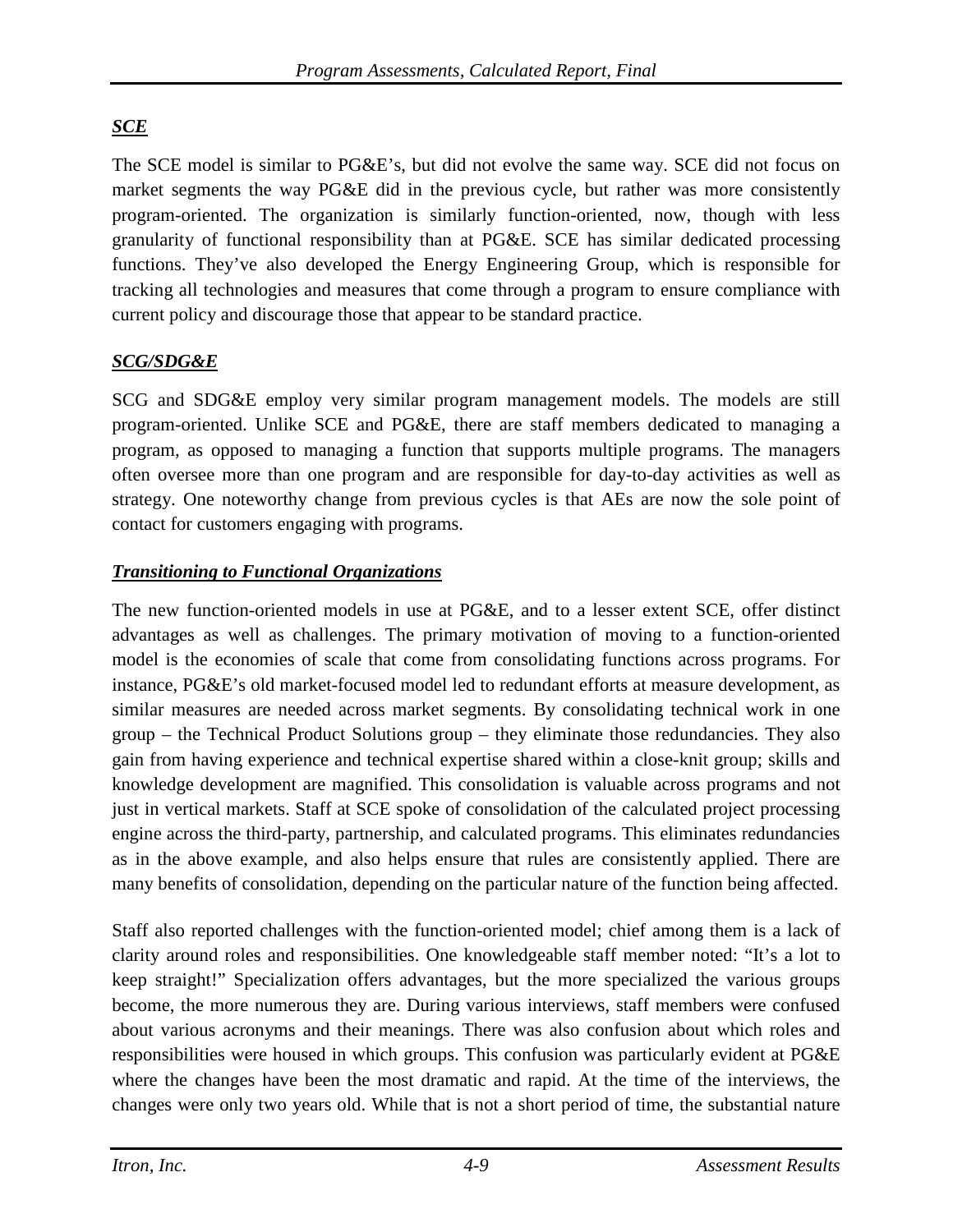### ***SCE***

The SCE model is similar to PG&E's, but did not evolve the same way. SCE did not focus on market segments the way PG&E did in the previous cycle, but rather was more consistently program-oriented. The organization is similarly function-oriented, now, though with less granularity of functional responsibility than at PG&E. SCE has similar dedicated processing functions. They've also developed the Energy Engineering Group, which is responsible for tracking all technologies and measures that come through a program to ensure compliance with current policy and discourage those that appear to be standard practice.

### ***SCG/SDG&E***

SCG and SDG&E employ very similar program management models. The models are still program-oriented. Unlike SCE and PG&E, there are staff members dedicated to managing a program, as opposed to managing a function that supports multiple programs. The managers often oversee more than one program and are responsible for day-to-day activities as well as strategy. One noteworthy change from previous cycles is that AEs are now the sole point of contact for customers engaging with programs.

### ***Transitioning to Functional Organizations***

The new function-oriented models in use at PG&E, and to a lesser extent SCE, offer distinct advantages as well as challenges. The primary motivation of moving to a function-oriented model is the economies of scale that come from consolidating functions across programs. For instance, PG&E's old market-focused model led to redundant efforts at measure development, as similar measures are needed across market segments. By consolidating technical work in one group – the Technical Product Solutions group – they eliminate those redundancies. They also gain from having experience and technical expertise shared within a close-knit group; skills and knowledge development are magnified. This consolidation is valuable across programs and not just in vertical markets. Staff at SCE spoke of consolidation of the calculated project processing engine across the third-party, partnership, and calculated programs. This eliminates redundancies as in the above example, and also helps ensure that rules are consistently applied. There are many benefits of consolidation, depending on the particular nature of the function being affected.

Staff also reported challenges with the function-oriented model; chief among them is a lack of clarity around roles and responsibilities. One knowledgeable staff member noted: "It's a lot to keep straight!" Specialization offers advantages, but the more specialized the various groups become, the more numerous they are. During various interviews, staff members were confused about various acronyms and their meanings. There was also confusion about which roles and responsibilities were housed in which groups. This confusion was particularly evident at PG&E where the changes have been the most dramatic and rapid. At the time of the interviews, the changes were only two years old. While that is not a short period of time, the substantial nature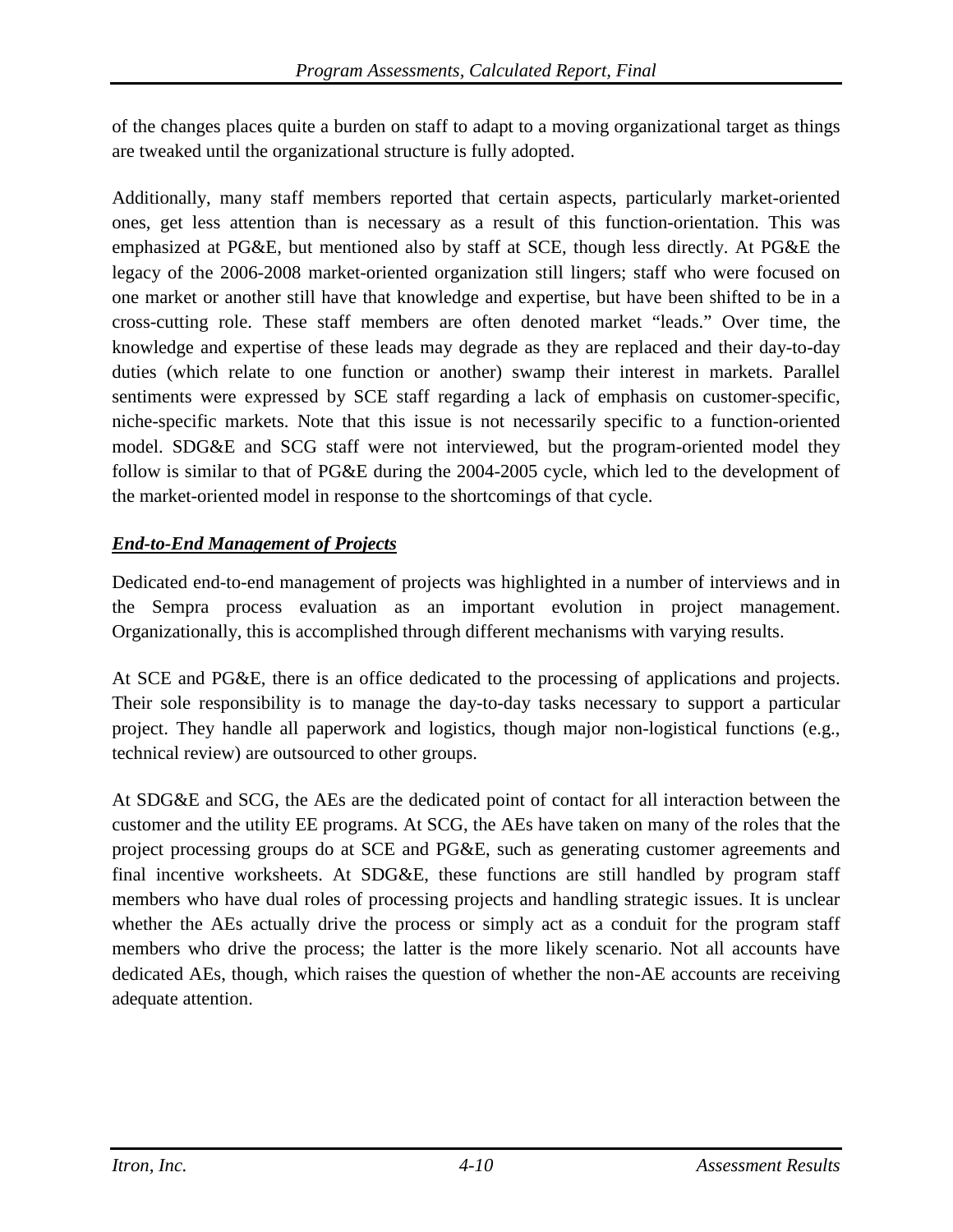of the changes places quite a burden on staff to adapt to a moving organizational target as things are tweaked until the organizational structure is fully adopted.

Additionally, many staff members reported that certain aspects, particularly market-oriented ones, get less attention than is necessary as a result of this function-orientation. This was emphasized at PG&E, but mentioned also by staff at SCE, though less directly. At PG&E the legacy of the 2006-2008 market-oriented organization still lingers; staff who were focused on one market or another still have that knowledge and expertise, but have been shifted to be in a cross-cutting role. These staff members are often denoted market "leads." Over time, the knowledge and expertise of these leads may degrade as they are replaced and their day-to-day duties (which relate to one function or another) swamp their interest in markets. Parallel sentiments were expressed by SCE staff regarding a lack of emphasis on customer-specific, niche-specific markets. Note that this issue is not necessarily specific to a function-oriented model. SDG&E and SCG staff were not interviewed, but the program-oriented model they follow is similar to that of PG&E during the 2004-2005 cycle, which led to the development of the market-oriented model in response to the shortcomings of that cycle.

***End-to-End Management of Projects***

Dedicated end-to-end management of projects was highlighted in a number of interviews and in the Sempra process evaluation as an important evolution in project management. Organizationally, this is accomplished through different mechanisms with varying results.

At SCE and PG&E, there is an office dedicated to the processing of applications and projects. Their sole responsibility is to manage the day-to-day tasks necessary to support a particular project. They handle all paperwork and logistics, though major non-logistical functions (e.g., technical review) are outsourced to other groups.

At SDG&E and SCG, the AEs are the dedicated point of contact for all interaction between the customer and the utility EE programs. At SCG, the AEs have taken on many of the roles that the project processing groups do at SCE and PG&E, such as generating customer agreements and final incentive worksheets. At SDG&E, these functions are still handled by program staff members who have dual roles of processing projects and handling strategic issues. It is unclear whether the AEs actually drive the process or simply act as a conduit for the program staff members who drive the process; the latter is the more likely scenario. Not all accounts have dedicated AEs, though, which raises the question of whether the non-AE accounts are receiving adequate attention.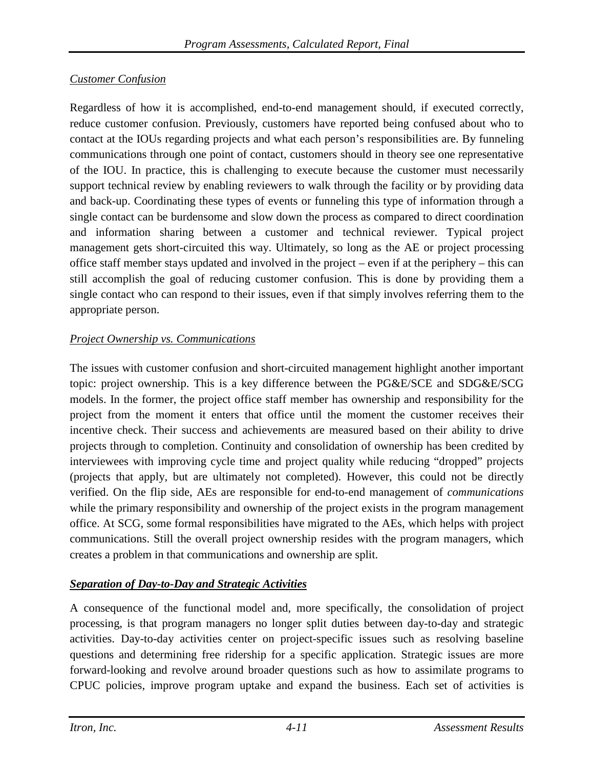*Customer Confusion*

Regardless of how it is accomplished, end-to-end management should, if executed correctly, reduce customer confusion. Previously, customers have reported being confused about who to contact at the IOUs regarding projects and what each person's responsibilities are. By funneling communications through one point of contact, customers should in theory see one representative of the IOU. In practice, this is challenging to execute because the customer must necessarily support technical review by enabling reviewers to walk through the facility or by providing data and back-up. Coordinating these types of events or funneling this type of information through a single contact can be burdensome and slow down the process as compared to direct coordination and information sharing between a customer and technical reviewer. Typical project management gets short-circuited this way. Ultimately, so long as the AE or project processing office staff member stays updated and involved in the project – even if at the periphery – this can still accomplish the goal of reducing customer confusion. This is done by providing them a single contact who can respond to their issues, even if that simply involves referring them to the appropriate person.

*Project Ownership vs. Communications*

The issues with customer confusion and short-circuited management highlight another important topic: project ownership. This is a key difference between the PG&E/SCE and SDG&E/SCG models. In the former, the project office staff member has ownership and responsibility for the project from the moment it enters that office until the moment the customer receives their incentive check. Their success and achievements are measured based on their ability to drive projects through to completion. Continuity and consolidation of ownership has been credited by interviewees with improving cycle time and project quality while reducing "dropped" projects (projects that apply, but are ultimately not completed). However, this could not be directly verified. On the flip side, AEs are responsible for end-to-end management of *communications* while the primary responsibility and ownership of the project exists in the program management office. At SCG, some formal responsibilities have migrated to the AEs, which helps with project communications. Still the overall project ownership resides with the program managers, which creates a problem in that communications and ownership are split.

***Separation of Day-to-Day and Strategic Activities***

A consequence of the functional model and, more specifically, the consolidation of project processing, is that program managers no longer split duties between day-to-day and strategic activities. Day-to-day activities center on project-specific issues such as resolving baseline questions and determining free ridership for a specific application. Strategic issues are more forward-looking and revolve around broader questions such as how to assimilate programs to CPUC policies, improve program uptake and expand the business. Each set of activities is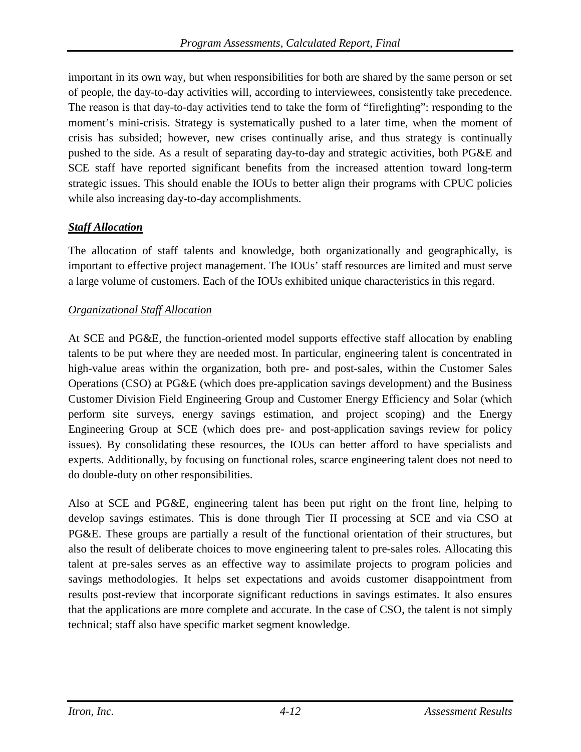important in its own way, but when responsibilities for both are shared by the same person or set of people, the day-to-day activities will, according to interviewees, consistently take precedence. The reason is that day-to-day activities tend to take the form of "firefighting": responding to the moment's mini-crisis. Strategy is systematically pushed to a later time, when the moment of crisis has subsided; however, new crises continually arise, and thus strategy is continually pushed to the side. As a result of separating day-to-day and strategic activities, both PG&E and SCE staff have reported significant benefits from the increased attention toward long-term strategic issues. This should enable the IOUs to better align their programs with CPUC policies while also increasing day-to-day accomplishments.

***Staff Allocation***

The allocation of staff talents and knowledge, both organizationally and geographically, is important to effective project management. The IOUs' staff resources are limited and must serve a large volume of customers. Each of the IOUs exhibited unique characteristics in this regard.

*Organizational Staff Allocation*

At SCE and PG&E, the function-oriented model supports effective staff allocation by enabling talents to be put where they are needed most. In particular, engineering talent is concentrated in high-value areas within the organization, both pre- and post-sales, within the Customer Sales Operations (CSO) at PG&E (which does pre-application savings development) and the Business Customer Division Field Engineering Group and Customer Energy Efficiency and Solar (which perform site surveys, energy savings estimation, and project scoping) and the Energy Engineering Group at SCE (which does pre- and post-application savings review for policy issues). By consolidating these resources, the IOUs can better afford to have specialists and experts. Additionally, by focusing on functional roles, scarce engineering talent does not need to do double-duty on other responsibilities.

Also at SCE and PG&E, engineering talent has been put right on the front line, helping to develop savings estimates. This is done through Tier II processing at SCE and via CSO at PG&E. These groups are partially a result of the functional orientation of their structures, but also the result of deliberate choices to move engineering talent to pre-sales roles. Allocating this talent at pre-sales serves as an effective way to assimilate projects to program policies and savings methodologies. It helps set expectations and avoids customer disappointment from results post-review that incorporate significant reductions in savings estimates. It also ensures that the applications are more complete and accurate. In the case of CSO, the talent is not simply technical; staff also have specific market segment knowledge.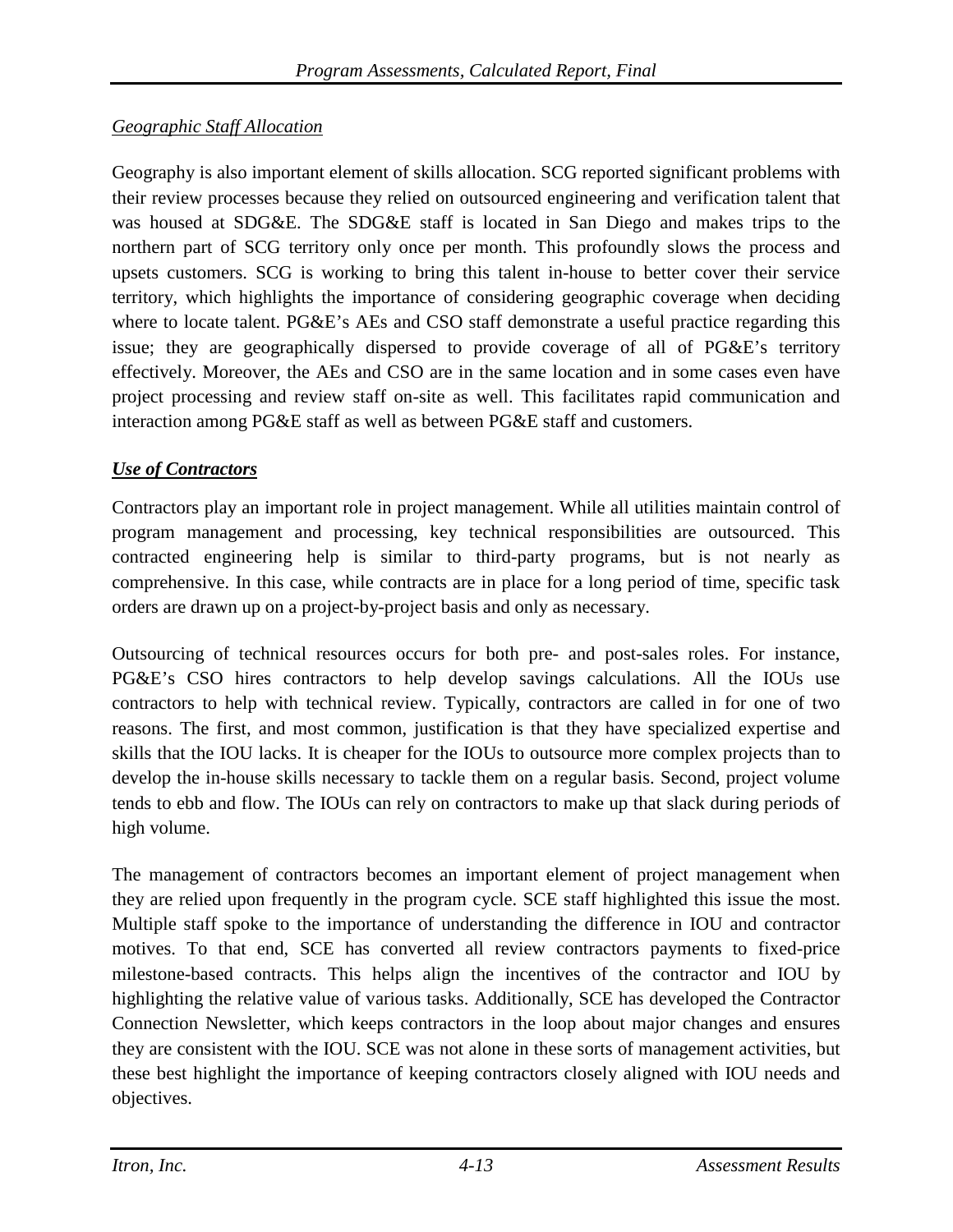*Geographic Staff Allocation*

Geography is also important element of skills allocation. SCG reported significant problems with their review processes because they relied on outsourced engineering and verification talent that was housed at SDG&E. The SDG&E staff is located in San Diego and makes trips to the northern part of SCG territory only once per month. This profoundly slows the process and upsets customers. SCG is working to bring this talent in-house to better cover their service territory, which highlights the importance of considering geographic coverage when deciding where to locate talent. PG&E's AEs and CSO staff demonstrate a useful practice regarding this issue; they are geographically dispersed to provide coverage of all of PG&E's territory effectively. Moreover, the AEs and CSO are in the same location and in some cases even have project processing and review staff on-site as well. This facilitates rapid communication and interaction among PG&E staff as well as between PG&E staff and customers.

***Use of Contractors***

Contractors play an important role in project management. While all utilities maintain control of program management and processing, key technical responsibilities are outsourced. This contracted engineering help is similar to third-party programs, but is not nearly as comprehensive. In this case, while contracts are in place for a long period of time, specific task orders are drawn up on a project-by-project basis and only as necessary.

Outsourcing of technical resources occurs for both pre- and post-sales roles. For instance, PG&E's CSO hires contractors to help develop savings calculations. All the IOUs use contractors to help with technical review. Typically, contractors are called in for one of two reasons. The first, and most common, justification is that they have specialized expertise and skills that the IOU lacks. It is cheaper for the IOUs to outsource more complex projects than to develop the in-house skills necessary to tackle them on a regular basis. Second, project volume tends to ebb and flow. The IOUs can rely on contractors to make up that slack during periods of high volume.

The management of contractors becomes an important element of project management when they are relied upon frequently in the program cycle. SCE staff highlighted this issue the most. Multiple staff spoke to the importance of understanding the difference in IOU and contractor motives. To that end, SCE has converted all review contractors payments to fixed-price milestone-based contracts. This helps align the incentives of the contractor and IOU by highlighting the relative value of various tasks. Additionally, SCE has developed the Contractor Connection Newsletter, which keeps contractors in the loop about major changes and ensures they are consistent with the IOU. SCE was not alone in these sorts of management activities, but these best highlight the importance of keeping contractors closely aligned with IOU needs and objectives.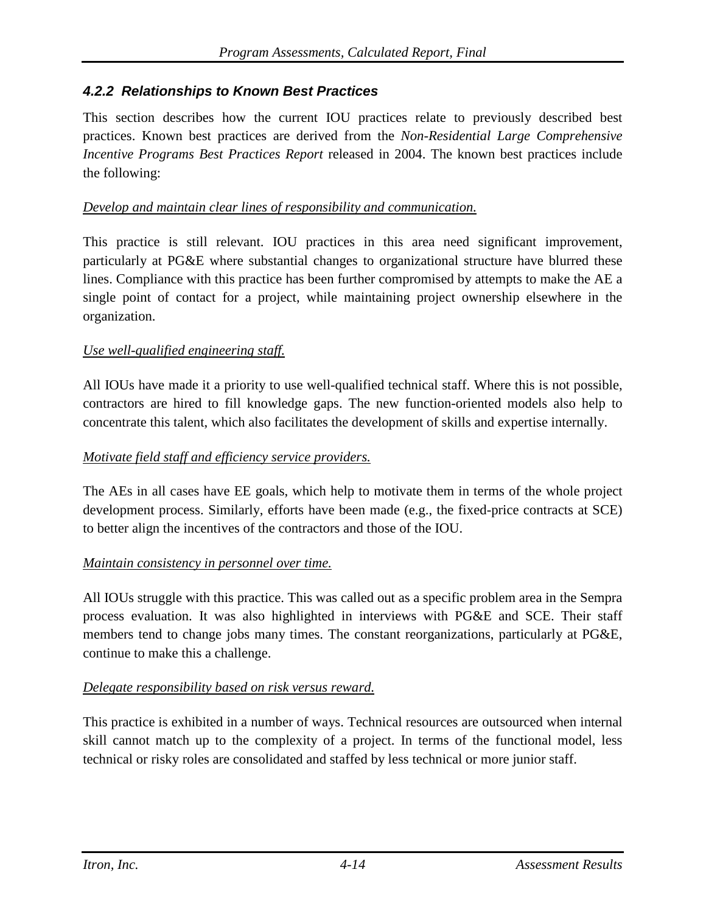### *4.2.2 Relationships to Known Best Practices*

This section describes how the current IOU practices relate to previously described best practices. Known best practices are derived from the *Non-Residential Large Comprehensive Incentive Programs Best Practices Report* released in 2004. The known best practices include the following:

*Develop and maintain clear lines of responsibility and communication.*

This practice is still relevant. IOU practices in this area need significant improvement, particularly at PG&E where substantial changes to organizational structure have blurred these lines. Compliance with this practice has been further compromised by attempts to make the AE a single point of contact for a project, while maintaining project ownership elsewhere in the organization.

*Use well-qualified engineering staff.*

All IOUs have made it a priority to use well-qualified technical staff. Where this is not possible, contractors are hired to fill knowledge gaps. The new function-oriented models also help to concentrate this talent, which also facilitates the development of skills and expertise internally.

*Motivate field staff and efficiency service providers.*

The AEs in all cases have EE goals, which help to motivate them in terms of the whole project development process. Similarly, efforts have been made (e.g., the fixed-price contracts at SCE) to better align the incentives of the contractors and those of the IOU.

*Maintain consistency in personnel over time.*

All IOUs struggle with this practice. This was called out as a specific problem area in the Sempra process evaluation. It was also highlighted in interviews with PG&E and SCE. Their staff members tend to change jobs many times. The constant reorganizations, particularly at PG&E, continue to make this a challenge.

*Delegate responsibility based on risk versus reward.*

This practice is exhibited in a number of ways. Technical resources are outsourced when internal skill cannot match up to the complexity of a project. In terms of the functional model, less technical or risky roles are consolidated and staffed by less technical or more junior staff.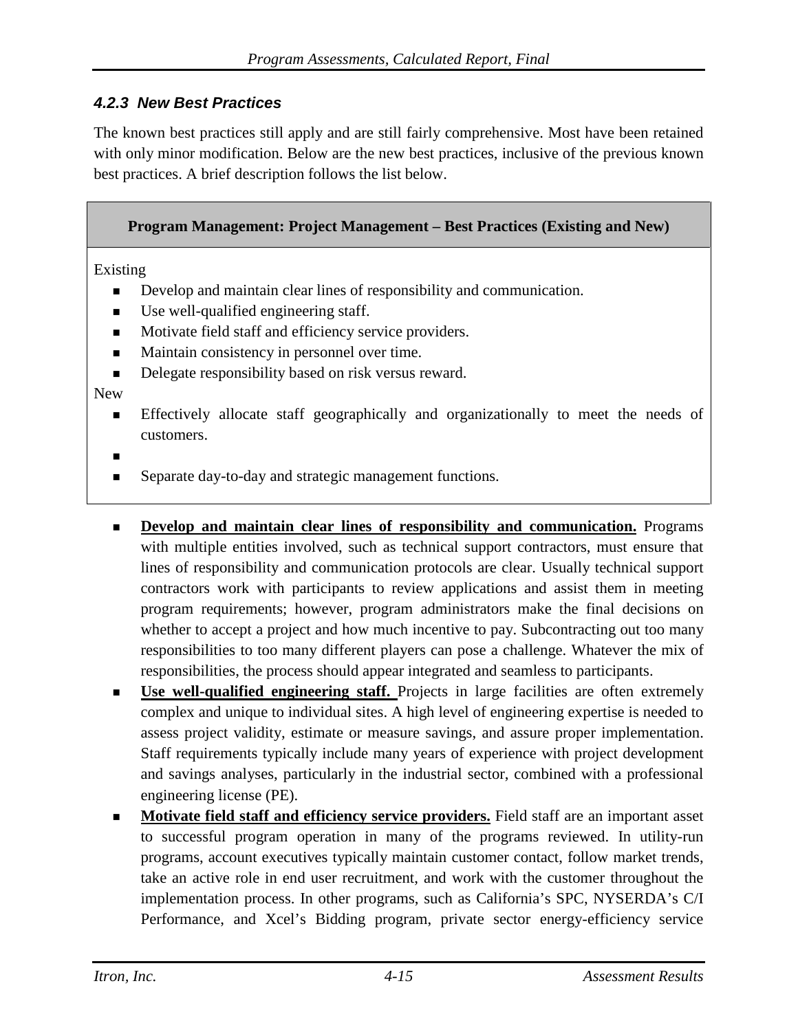### 4.2.3 New Best Practices

The known best practices still apply and are still fairly comprehensive. Most have been retained with only minor modification. Below are the new best practices, inclusive of the previous known best practices. A brief description follows the list below.

**Program Management: Project Management – Best Practices (Existing and New)**

Existing

- Develop and maintain clear lines of responsibility and communication.
- Use well-qualified engineering staff.
- Motivate field staff and efficiency service providers.
- Maintain consistency in personnel over time.
- Delegate responsibility based on risk versus reward.

New

- Effectively allocate staff geographically and organizationally to meet the needs of customers.
- 
- Separate day-to-day and strategic management functions.

---

- **Develop and maintain clear lines of responsibility and communication.** Programs with multiple entities involved, such as technical support contractors, must ensure that lines of responsibility and communication protocols are clear. Usually technical support contractors work with participants to review applications and assist them in meeting program requirements; however, program administrators make the final decisions on whether to accept a project and how much incentive to pay. Subcontracting out too many responsibilities to too many different players can pose a challenge. Whatever the mix of responsibilities, the process should appear integrated and seamless to participants.
- **Use well-qualified engineering staff.** Projects in large facilities are often extremely complex and unique to individual sites. A high level of engineering expertise is needed to assess project validity, estimate or measure savings, and assure proper implementation. Staff requirements typically include many years of experience with project development and savings analyses, particularly in the industrial sector, combined with a professional engineering license (PE).
- **Motivate field staff and efficiency service providers.** Field staff are an important asset to successful program operation in many of the programs reviewed. In utility-run programs, account executives typically maintain customer contact, follow market trends, take an active role in end user recruitment, and work with the customer throughout the implementation process. In other programs, such as California's SPC, NYSERDA's C/I Performance, and Xcel's Bidding program, private sector energy-efficiency service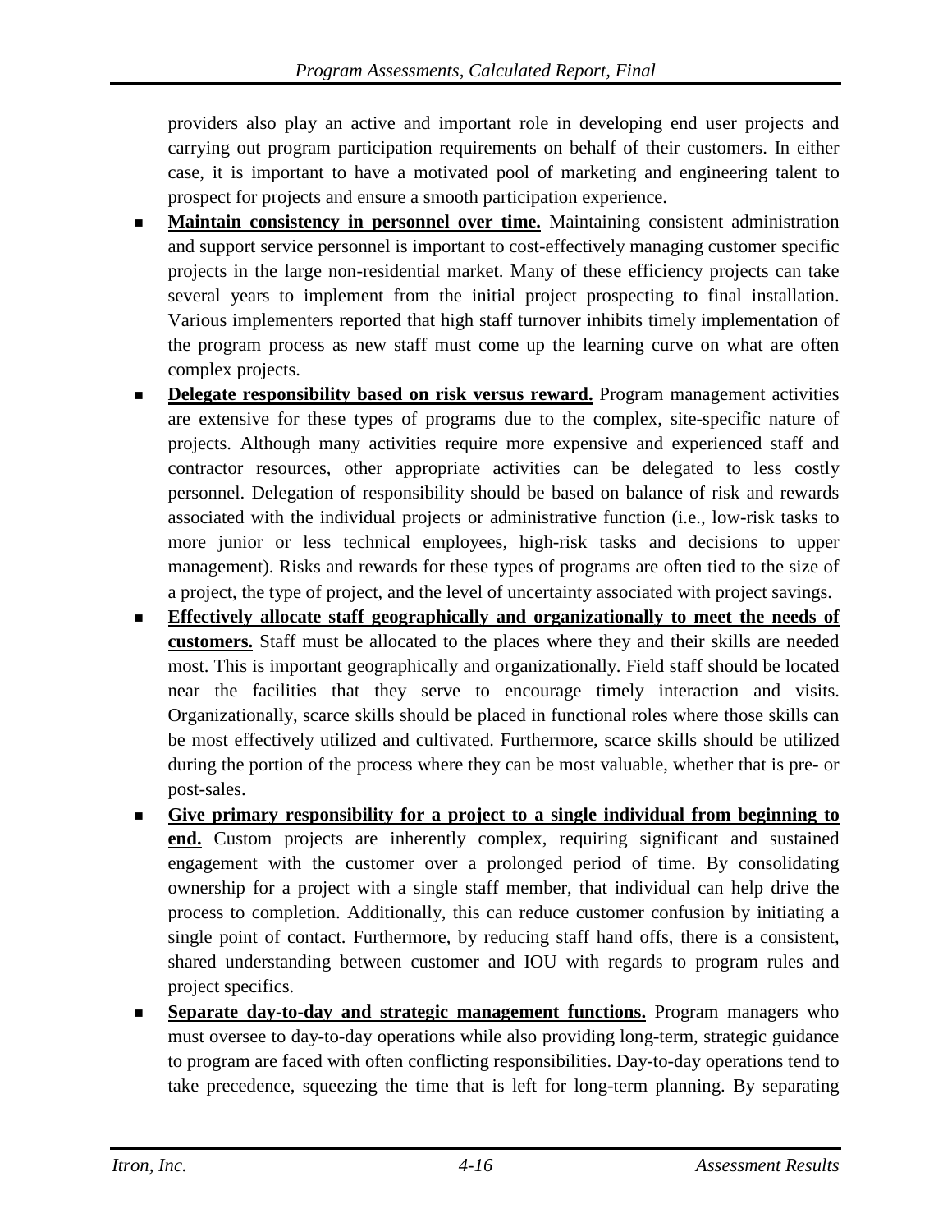providers also play an active and important role in developing end user projects and carrying out program participation requirements on behalf of their customers. In either case, it is important to have a motivated pool of marketing and engineering talent to prospect for projects and ensure a smooth participation experience.

- **Maintain consistency in personnel over time.** Maintaining consistent administration and support service personnel is important to cost-effectively managing customer specific projects in the large non-residential market. Many of these efficiency projects can take several years to implement from the initial project prospecting to final installation. Various implementers reported that high staff turnover inhibits timely implementation of the program process as new staff must come up the learning curve on what are often complex projects.
- **Delegate responsibility based on risk versus reward.** Program management activities are extensive for these types of programs due to the complex, site-specific nature of projects. Although many activities require more expensive and experienced staff and contractor resources, other appropriate activities can be delegated to less costly personnel. Delegation of responsibility should be based on balance of risk and rewards associated with the individual projects or administrative function (i.e., low-risk tasks to more junior or less technical employees, high-risk tasks and decisions to upper management). Risks and rewards for these types of programs are often tied to the size of a project, the type of project, and the level of uncertainty associated with project savings.
- **Effectively allocate staff geographically and organizationally to meet the needs of customers.** Staff must be allocated to the places where they and their skills are needed most. This is important geographically and organizationally. Field staff should be located near the facilities that they serve to encourage timely interaction and visits. Organizationally, scarce skills should be placed in functional roles where those skills can be most effectively utilized and cultivated. Furthermore, scarce skills should be utilized during the portion of the process where they can be most valuable, whether that is pre- or post-sales.
- **Give primary responsibility for a project to a single individual from beginning to end.** Custom projects are inherently complex, requiring significant and sustained engagement with the customer over a prolonged period of time. By consolidating ownership for a project with a single staff member, that individual can help drive the process to completion. Additionally, this can reduce customer confusion by initiating a single point of contact. Furthermore, by reducing staff hand offs, there is a consistent, shared understanding between customer and IOU with regards to program rules and project specifics.
- **Separate day-to-day and strategic management functions.** Program managers who must oversee to day-to-day operations while also providing long-term, strategic guidance to program are faced with often conflicting responsibilities. Day-to-day operations tend to take precedence, squeezing the time that is left for long-term planning. By separating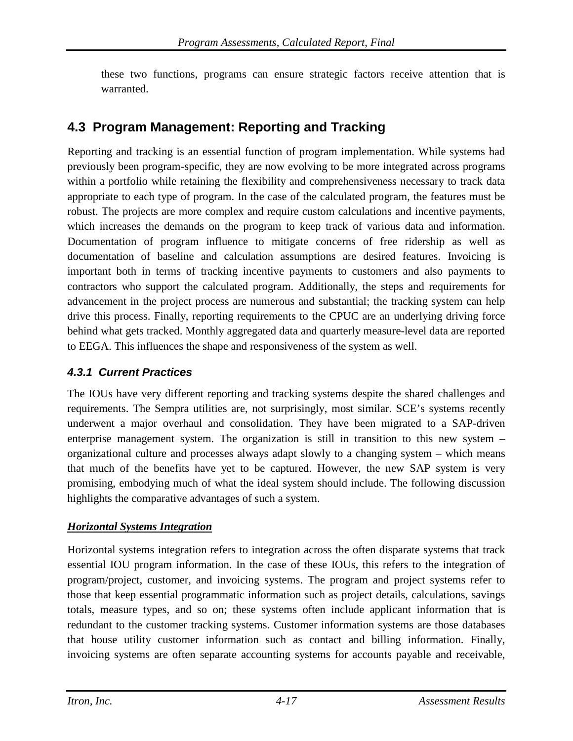these two functions, programs can ensure strategic factors receive attention that is warranted.

## 4.3 Program Management: Reporting and Tracking

Reporting and tracking is an essential function of program implementation. While systems had previously been program-specific, they are now evolving to be more integrated across programs within a portfolio while retaining the flexibility and comprehensiveness necessary to track data appropriate to each type of program. In the case of the calculated program, the features must be robust. The projects are more complex and require custom calculations and incentive payments, which increases the demands on the program to keep track of various data and information. Documentation of program influence to mitigate concerns of free ridership as well as documentation of baseline and calculation assumptions are desired features. Invoicing is important both in terms of tracking incentive payments to customers and also payments to contractors who support the calculated program. Additionally, the steps and requirements for advancement in the project process are numerous and substantial; the tracking system can help drive this process. Finally, reporting requirements to the CPUC are an underlying driving force behind what gets tracked. Monthly aggregated data and quarterly measure-level data are reported to EEGA. This influences the shape and responsiveness of the system as well.

### *4.3.1 Current Practices*

The IOUs have very different reporting and tracking systems despite the shared challenges and requirements. The Sempra utilities are, not surprisingly, most similar. SCE's systems recently underwent a major overhaul and consolidation. They have been migrated to a SAP-driven enterprise management system. The organization is still in transition to this new system – organizational culture and processes always adapt slowly to a changing system – which means that much of the benefits have yet to be captured. However, the new SAP system is very promising, embodying much of what the ideal system should include. The following discussion highlights the comparative advantages of such a system.

***Horizontal Systems Integration***

Horizontal systems integration refers to integration across the often disparate systems that track essential IOU program information. In the case of these IOUs, this refers to the integration of program/project, customer, and invoicing systems. The program and project systems refer to those that keep essential programmatic information such as project details, calculations, savings totals, measure types, and so on; these systems often include applicant information that is redundant to the customer tracking systems. Customer information systems are those databases that house utility customer information such as contact and billing information. Finally, invoicing systems are often separate accounting systems for accounts payable and receivable,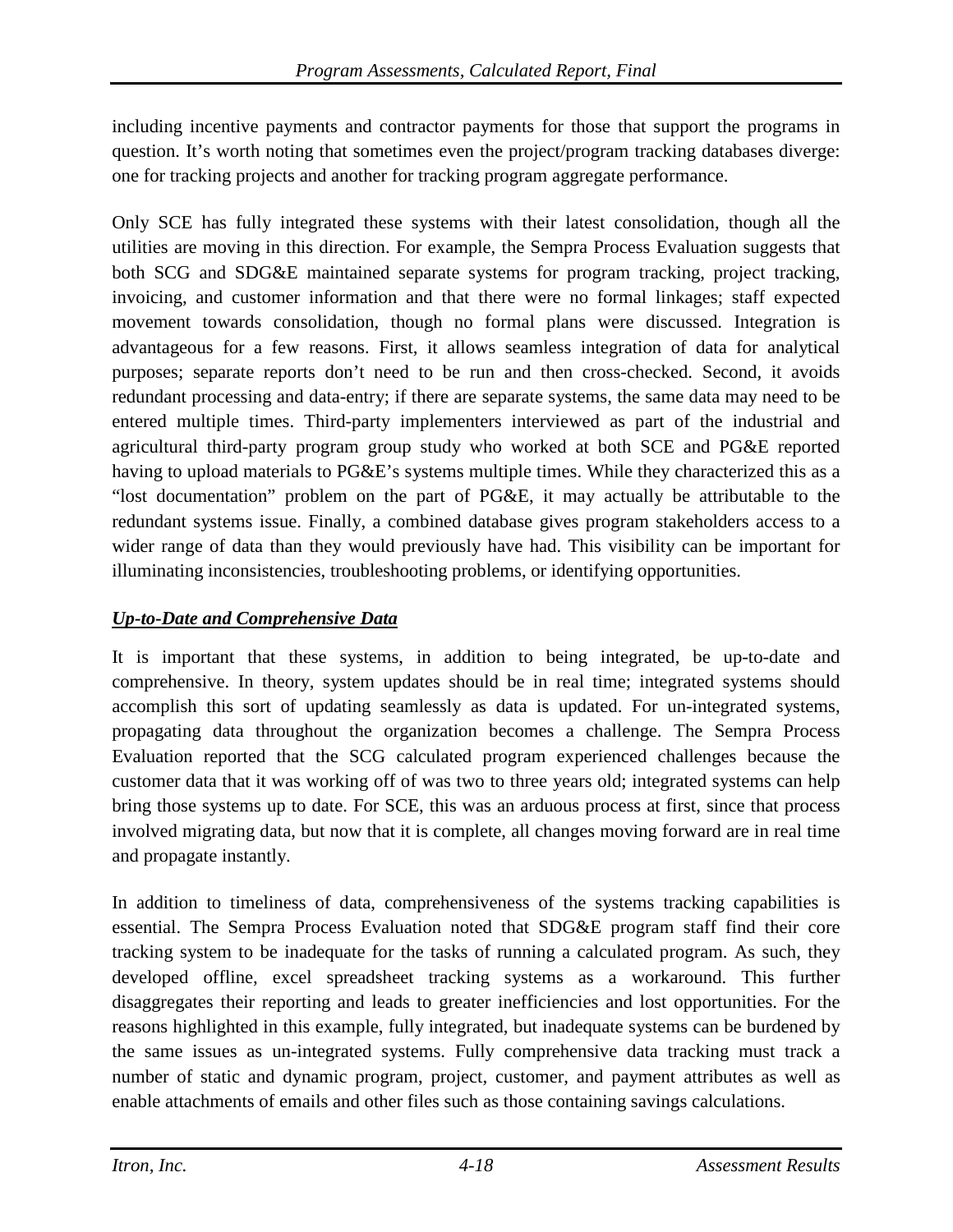including incentive payments and contractor payments for those that support the programs in question. It's worth noting that sometimes even the project/program tracking databases diverge: one for tracking projects and another for tracking program aggregate performance.

Only SCE has fully integrated these systems with their latest consolidation, though all the utilities are moving in this direction. For example, the Sempra Process Evaluation suggests that both SCG and SDG&E maintained separate systems for program tracking, project tracking, invoicing, and customer information and that there were no formal linkages; staff expected movement towards consolidation, though no formal plans were discussed. Integration is advantageous for a few reasons. First, it allows seamless integration of data for analytical purposes; separate reports don't need to be run and then cross-checked. Second, it avoids redundant processing and data-entry; if there are separate systems, the same data may need to be entered multiple times. Third-party implementers interviewed as part of the industrial and agricultural third-party program group study who worked at both SCE and PG&E reported having to upload materials to PG&E's systems multiple times. While they characterized this as a "lost documentation" problem on the part of PG&E, it may actually be attributable to the redundant systems issue. Finally, a combined database gives program stakeholders access to a wider range of data than they would previously have had. This visibility can be important for illuminating inconsistencies, troubleshooting problems, or identifying opportunities.

***Up-to-Date and Comprehensive Data***

It is important that these systems, in addition to being integrated, be up-to-date and comprehensive. In theory, system updates should be in real time; integrated systems should accomplish this sort of updating seamlessly as data is updated. For un-integrated systems, propagating data throughout the organization becomes a challenge. The Sempra Process Evaluation reported that the SCG calculated program experienced challenges because the customer data that it was working off of was two to three years old; integrated systems can help bring those systems up to date. For SCE, this was an arduous process at first, since that process involved migrating data, but now that it is complete, all changes moving forward are in real time and propagate instantly.

In addition to timeliness of data, comprehensiveness of the systems tracking capabilities is essential. The Sempra Process Evaluation noted that SDG&E program staff find their core tracking system to be inadequate for the tasks of running a calculated program. As such, they developed offline, excel spreadsheet tracking systems as a workaround. This further disaggregates their reporting and leads to greater inefficiencies and lost opportunities. For the reasons highlighted in this example, fully integrated, but inadequate systems can be burdened by the same issues as un-integrated systems. Fully comprehensive data tracking must track a number of static and dynamic program, project, customer, and payment attributes as well as enable attachments of emails and other files such as those containing savings calculations.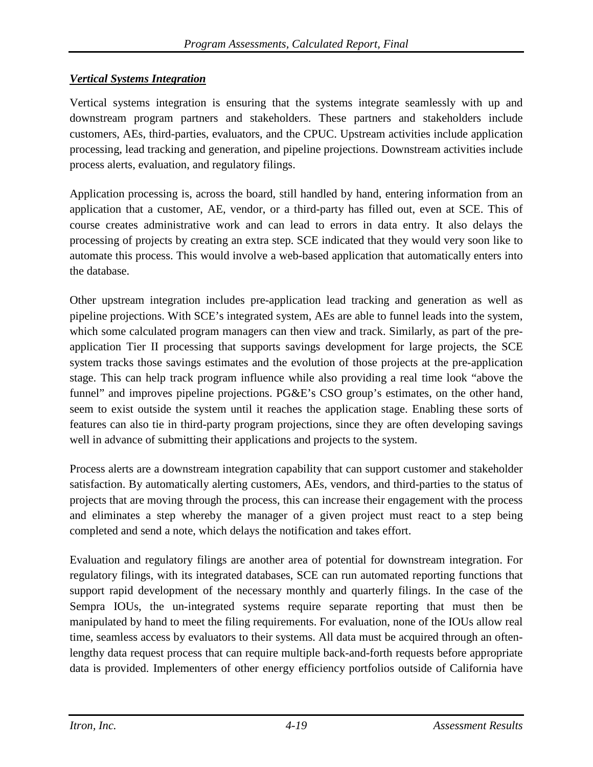### ***Vertical Systems Integration***

Vertical systems integration is ensuring that the systems integrate seamlessly with up and downstream program partners and stakeholders. These partners and stakeholders include customers, AEs, third-parties, evaluators, and the CPUC. Upstream activities include application processing, lead tracking and generation, and pipeline projections. Downstream activities include process alerts, evaluation, and regulatory filings.

Application processing is, across the board, still handled by hand, entering information from an application that a customer, AE, vendor, or a third-party has filled out, even at SCE. This of course creates administrative work and can lead to errors in data entry. It also delays the processing of projects by creating an extra step. SCE indicated that they would very soon like to automate this process. This would involve a web-based application that automatically enters into the database.

Other upstream integration includes pre-application lead tracking and generation as well as pipeline projections. With SCE's integrated system, AEs are able to funnel leads into the system, which some calculated program managers can then view and track. Similarly, as part of the pre-application Tier II processing that supports savings development for large projects, the SCE system tracks those savings estimates and the evolution of those projects at the pre-application stage. This can help track program influence while also providing a real time look "above the funnel" and improves pipeline projections. PG&E's CSO group's estimates, on the other hand, seem to exist outside the system until it reaches the application stage. Enabling these sorts of features can also tie in third-party program projections, since they are often developing savings well in advance of submitting their applications and projects to the system.

Process alerts are a downstream integration capability that can support customer and stakeholder satisfaction. By automatically alerting customers, AEs, vendors, and third-parties to the status of projects that are moving through the process, this can increase their engagement with the process and eliminates a step whereby the manager of a given project must react to a step being completed and send a note, which delays the notification and takes effort.

Evaluation and regulatory filings are another area of potential for downstream integration. For regulatory filings, with its integrated databases, SCE can run automated reporting functions that support rapid development of the necessary monthly and quarterly filings. In the case of the Sempra IOUs, the un-integrated systems require separate reporting that must then be manipulated by hand to meet the filing requirements. For evaluation, none of the IOUs allow real time, seamless access by evaluators to their systems. All data must be acquired through an often-lengthy data request process that can require multiple back-and-forth requests before appropriate data is provided. Implementers of other energy efficiency portfolios outside of California have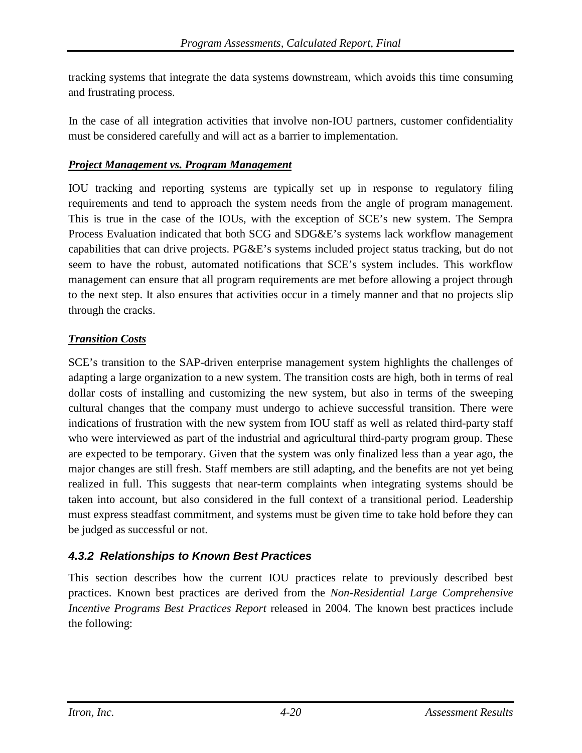tracking systems that integrate the data systems downstream, which avoids this time consuming and frustrating process.

In the case of all integration activities that involve non-IOU partners, customer confidentiality must be considered carefully and will act as a barrier to implementation.

***Project Management vs. Program Management***

IOU tracking and reporting systems are typically set up in response to regulatory filing requirements and tend to approach the system needs from the angle of program management. This is true in the case of the IOUs, with the exception of SCE's new system. The Sempra Process Evaluation indicated that both SCG and SDG&E's systems lack workflow management capabilities that can drive projects. PG&E's systems included project status tracking, but do not seem to have the robust, automated notifications that SCE's system includes. This workflow management can ensure that all program requirements are met before allowing a project through to the next step. It also ensures that activities occur in a timely manner and that no projects slip through the cracks.

***Transition Costs***

SCE's transition to the SAP-driven enterprise management system highlights the challenges of adapting a large organization to a new system. The transition costs are high, both in terms of real dollar costs of installing and customizing the new system, but also in terms of the sweeping cultural changes that the company must undergo to achieve successful transition. There were indications of frustration with the new system from IOU staff as well as related third-party staff who were interviewed as part of the industrial and agricultural third-party program group. These are expected to be temporary. Given that the system was only finalized less than a year ago, the major changes are still fresh. Staff members are still adapting, and the benefits are not yet being realized in full. This suggests that near-term complaints when integrating systems should be taken into account, but also considered in the full context of a transitional period. Leadership must express steadfast commitment, and systems must be given time to take hold before they can be judged as successful or not.

### *4.3.2 Relationships to Known Best Practices*

This section describes how the current IOU practices relate to previously described best practices. Known best practices are derived from the *Non-Residential Large Comprehensive Incentive Programs Best Practices Report* released in 2004. The known best practices include the following: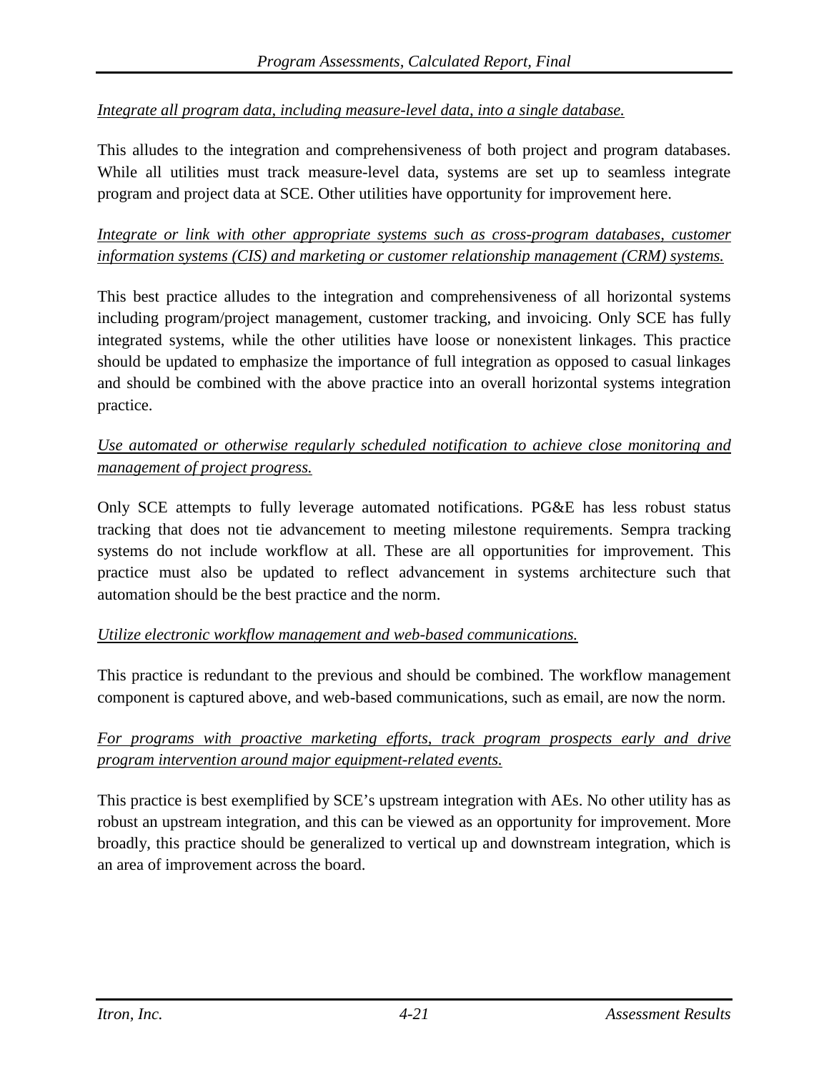*Integrate all program data, including measure-level data, into a single database.*

This alludes to the integration and comprehensiveness of both project and program databases. While all utilities must track measure-level data, systems are set up to seamless integrate program and project data at SCE. Other utilities have opportunity for improvement here.

*Integrate or link with other appropriate systems such as cross-program databases, customer information systems (CIS) and marketing or customer relationship management (CRM) systems.*

This best practice alludes to the integration and comprehensiveness of all horizontal systems including program/project management, customer tracking, and invoicing. Only SCE has fully integrated systems, while the other utilities have loose or nonexistent linkages. This practice should be updated to emphasize the importance of full integration as opposed to casual linkages and should be combined with the above practice into an overall horizontal systems integration practice.

*Use automated or otherwise regularly scheduled notification to achieve close monitoring and management of project progress.*

Only SCE attempts to fully leverage automated notifications. PG&E has less robust status tracking that does not tie advancement to meeting milestone requirements. Sempra tracking systems do not include workflow at all. These are all opportunities for improvement. This practice must also be updated to reflect advancement in systems architecture such that automation should be the best practice and the norm.

*Utilize electronic workflow management and web-based communications.*

This practice is redundant to the previous and should be combined. The workflow management component is captured above, and web-based communications, such as email, are now the norm.

*For programs with proactive marketing efforts, track program prospects early and drive program intervention around major equipment-related events.*

This practice is best exemplified by SCE's upstream integration with AEs. No other utility has as robust an upstream integration, and this can be viewed as an opportunity for improvement. More broadly, this practice should be generalized to vertical up and downstream integration, which is an area of improvement across the board.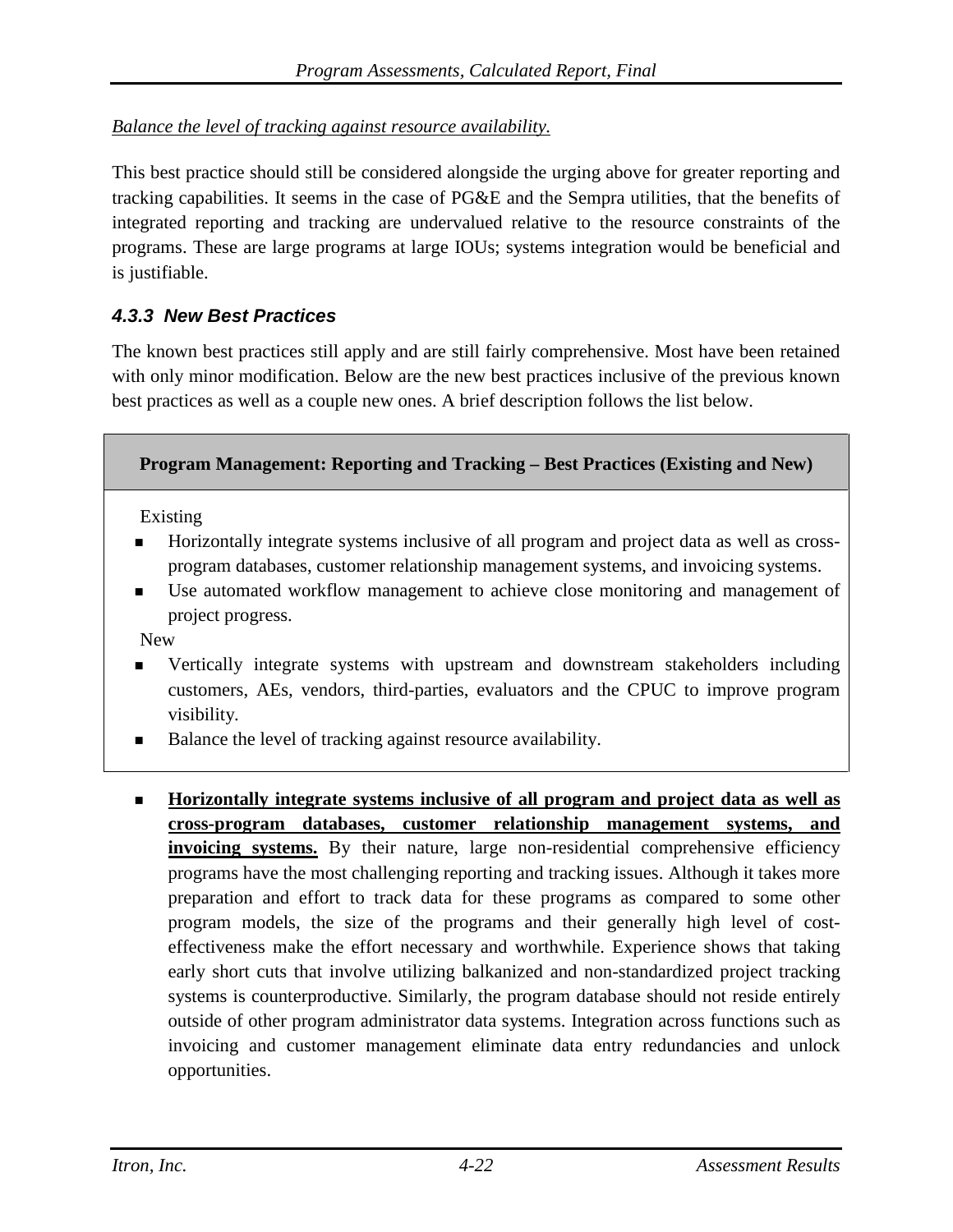*Balance the level of tracking against resource availability.*

This best practice should still be considered alongside the urging above for greater reporting and tracking capabilities. It seems in the case of PG&E and the Sempra utilities, that the benefits of integrated reporting and tracking are undervalued relative to the resource constraints of the programs. These are large programs at large IOUs; systems integration would be beneficial and is justifiable.

### 4.3.3 New Best Practices

The known best practices still apply and are still fairly comprehensive. Most have been retained with only minor modification. Below are the new best practices inclusive of the previous known best practices as well as a couple new ones. A brief description follows the list below.

**Program Management: Reporting and Tracking – Best Practices (Existing and New)**

Existing

- Horizontally integrate systems inclusive of all program and project data as well as cross-program databases, customer relationship management systems, and invoicing systems.
- Use automated workflow management to achieve close monitoring and management of project progress.

New

- Vertically integrate systems with upstream and downstream stakeholders including customers, AEs, vendors, third-parties, evaluators and the CPUC to improve program visibility.
- Balance the level of tracking against resource availability.

- **Horizontally integrate systems inclusive of all program and project data as well as cross-program databases, customer relationship management systems, and invoicing systems.** By their nature, large non-residential comprehensive efficiency programs have the most challenging reporting and tracking issues. Although it takes more preparation and effort to track data for these programs as compared to some other program models, the size of the programs and their generally high level of cost-effectiveness make the effort necessary and worthwhile. Experience shows that taking early short cuts that involve utilizing balkanized and non-standardized project tracking systems is counterproductive. Similarly, the program database should not reside entirely outside of other program administrator data systems. Integration across functions such as invoicing and customer management eliminate data entry redundancies and unlock opportunities.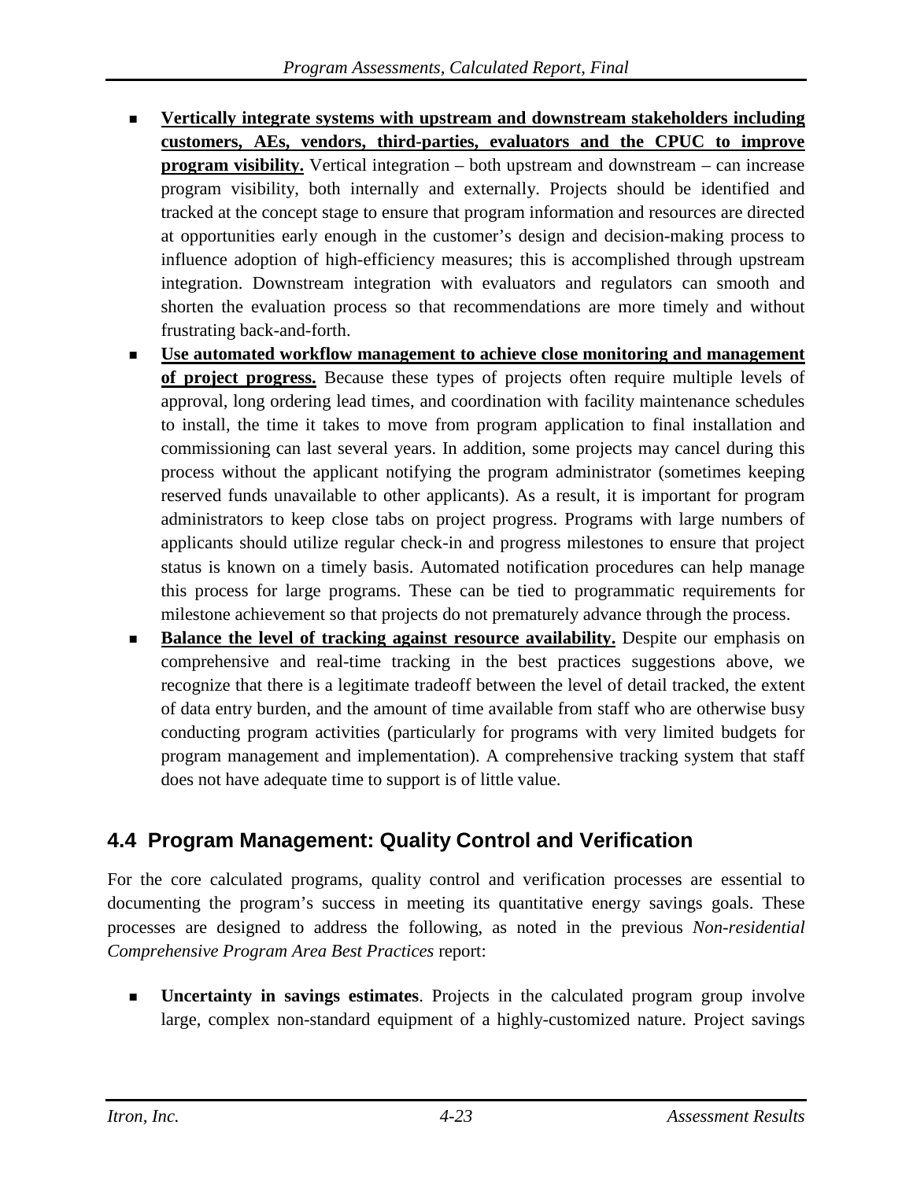- **Vertically integrate systems with upstream and downstream stakeholders including customers, AEs, vendors, third-parties, evaluators and the CPUC to improve program visibility.** Vertical integration – both upstream and downstream – can increase program visibility, both internally and externally. Projects should be identified and tracked at the concept stage to ensure that program information and resources are directed at opportunities early enough in the customer's design and decision-making process to influence adoption of high-efficiency measures; this is accomplished through upstream integration. Downstream integration with evaluators and regulators can smooth and shorten the evaluation process so that recommendations are more timely and without frustrating back-and-forth.
- **Use automated workflow management to achieve close monitoring and management of project progress.** Because these types of projects often require multiple levels of approval, long ordering lead times, and coordination with facility maintenance schedules to install, the time it takes to move from program application to final installation and commissioning can last several years. In addition, some projects may cancel during this process without the applicant notifying the program administrator (sometimes keeping reserved funds unavailable to other applicants). As a result, it is important for program administrators to keep close tabs on project progress. Programs with large numbers of applicants should utilize regular check-in and progress milestones to ensure that project status is known on a timely basis. Automated notification procedures can help manage this process for large programs. These can be tied to programmatic requirements for milestone achievement so that projects do not prematurely advance through the process.
- **Balance the level of tracking against resource availability.** Despite our emphasis on comprehensive and real-time tracking in the best practices suggestions above, we recognize that there is a legitimate tradeoff between the level of detail tracked, the extent of data entry burden, and the amount of time available from staff who are otherwise busy conducting program activities (particularly for programs with very limited budgets for program management and implementation). A comprehensive tracking system that staff does not have adequate time to support is of little value.

## 4.4 Program Management: Quality Control and Verification

For the core calculated programs, quality control and verification processes are essential to documenting the program's success in meeting its quantitative energy savings goals. These processes are designed to address the following, as noted in the previous *Non-residential Comprehensive Program Area Best Practices* report:

- **Uncertainty in savings estimates**. Projects in the calculated program group involve large, complex non-standard equipment of a highly-customized nature. Project savings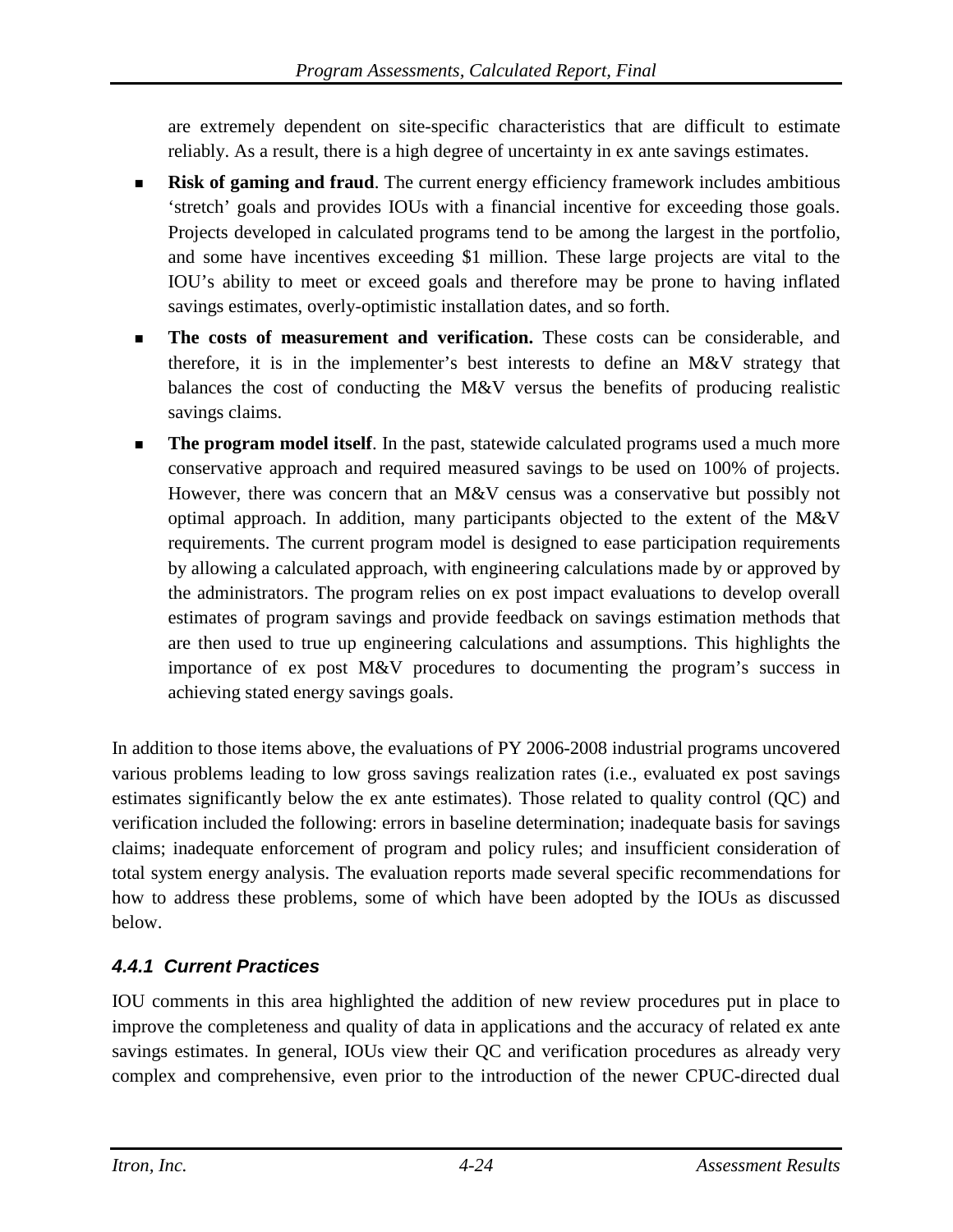are extremely dependent on site-specific characteristics that are difficult to estimate reliably. As a result, there is a high degree of uncertainty in ex ante savings estimates.

- **Risk of gaming and fraud**. The current energy efficiency framework includes ambitious 'stretch' goals and provides IOUs with a financial incentive for exceeding those goals. Projects developed in calculated programs tend to be among the largest in the portfolio, and some have incentives exceeding $1 million. These large projects are vital to the IOU's ability to meet or exceed goals and therefore may be prone to having inflated savings estimates, overly-optimistic installation dates, and so forth.
- **The costs of measurement and verification.** These costs can be considerable, and therefore, it is in the implementer's best interests to define an M&V strategy that balances the cost of conducting the M&V versus the benefits of producing realistic savings claims.
- **The program model itself**. In the past, statewide calculated programs used a much more conservative approach and required measured savings to be used on 100% of projects. However, there was concern that an M&V census was a conservative but possibly not optimal approach. In addition, many participants objected to the extent of the M&V requirements. The current program model is designed to ease participation requirements by allowing a calculated approach, with engineering calculations made by or approved by the administrators. The program relies on ex post impact evaluations to develop overall estimates of program savings and provide feedback on savings estimation methods that are then used to true up engineering calculations and assumptions. This highlights the importance of ex post M&V procedures to documenting the program's success in achieving stated energy savings goals.

In addition to those items above, the evaluations of PY 2006-2008 industrial programs uncovered various problems leading to low gross savings realization rates (i.e., evaluated ex post savings estimates significantly below the ex ante estimates). Those related to quality control (QC) and verification included the following: errors in baseline determination; inadequate basis for savings claims; inadequate enforcement of program and policy rules; and insufficient consideration of total system energy analysis. The evaluation reports made several specific recommendations for how to address these problems, some of which have been adopted by the IOUs as discussed below.

### *4.4.1 Current Practices*

IOU comments in this area highlighted the addition of new review procedures put in place to improve the completeness and quality of data in applications and the accuracy of related ex ante savings estimates. In general, IOUs view their QC and verification procedures as already very complex and comprehensive, even prior to the introduction of the newer CPUC-directed dual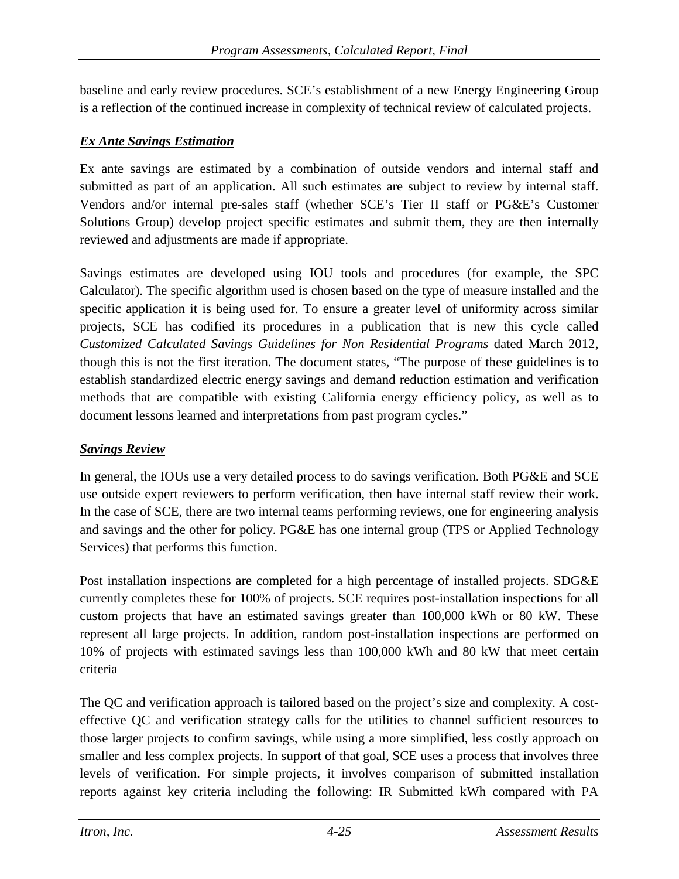baseline and early review procedures. SCE's establishment of a new Energy Engineering Group is a reflection of the continued increase in complexity of technical review of calculated projects.

***Ex Ante Savings Estimation***

Ex ante savings are estimated by a combination of outside vendors and internal staff and submitted as part of an application. All such estimates are subject to review by internal staff. Vendors and/or internal pre-sales staff (whether SCE's Tier II staff or PG&E's Customer Solutions Group) develop project specific estimates and submit them, they are then internally reviewed and adjustments are made if appropriate.

Savings estimates are developed using IOU tools and procedures (for example, the SPC Calculator). The specific algorithm used is chosen based on the type of measure installed and the specific application it is being used for. To ensure a greater level of uniformity across similar projects, SCE has codified its procedures in a publication that is new this cycle called *Customized Calculated Savings Guidelines for Non Residential Programs* dated March 2012, though this is not the first iteration. The document states, "The purpose of these guidelines is to establish standardized electric energy savings and demand reduction estimation and verification methods that are compatible with existing California energy efficiency policy, as well as to document lessons learned and interpretations from past program cycles."

***Savings Review***

In general, the IOUs use a very detailed process to do savings verification. Both PG&E and SCE use outside expert reviewers to perform verification, then have internal staff review their work. In the case of SCE, there are two internal teams performing reviews, one for engineering analysis and savings and the other for policy. PG&E has one internal group (TPS or Applied Technology Services) that performs this function.

Post installation inspections are completed for a high percentage of installed projects. SDG&E currently completes these for 100% of projects. SCE requires post-installation inspections for all custom projects that have an estimated savings greater than 100,000 kWh or 80 kW. These represent all large projects. In addition, random post-installation inspections are performed on 10% of projects with estimated savings less than 100,000 kWh and 80 kW that meet certain criteria

The QC and verification approach is tailored based on the project's size and complexity. A cost-effective QC and verification strategy calls for the utilities to channel sufficient resources to those larger projects to confirm savings, while using a more simplified, less costly approach on smaller and less complex projects. In support of that goal, SCE uses a process that involves three levels of verification. For simple projects, it involves comparison of submitted installation reports against key criteria including the following: IR Submitted kWh compared with PA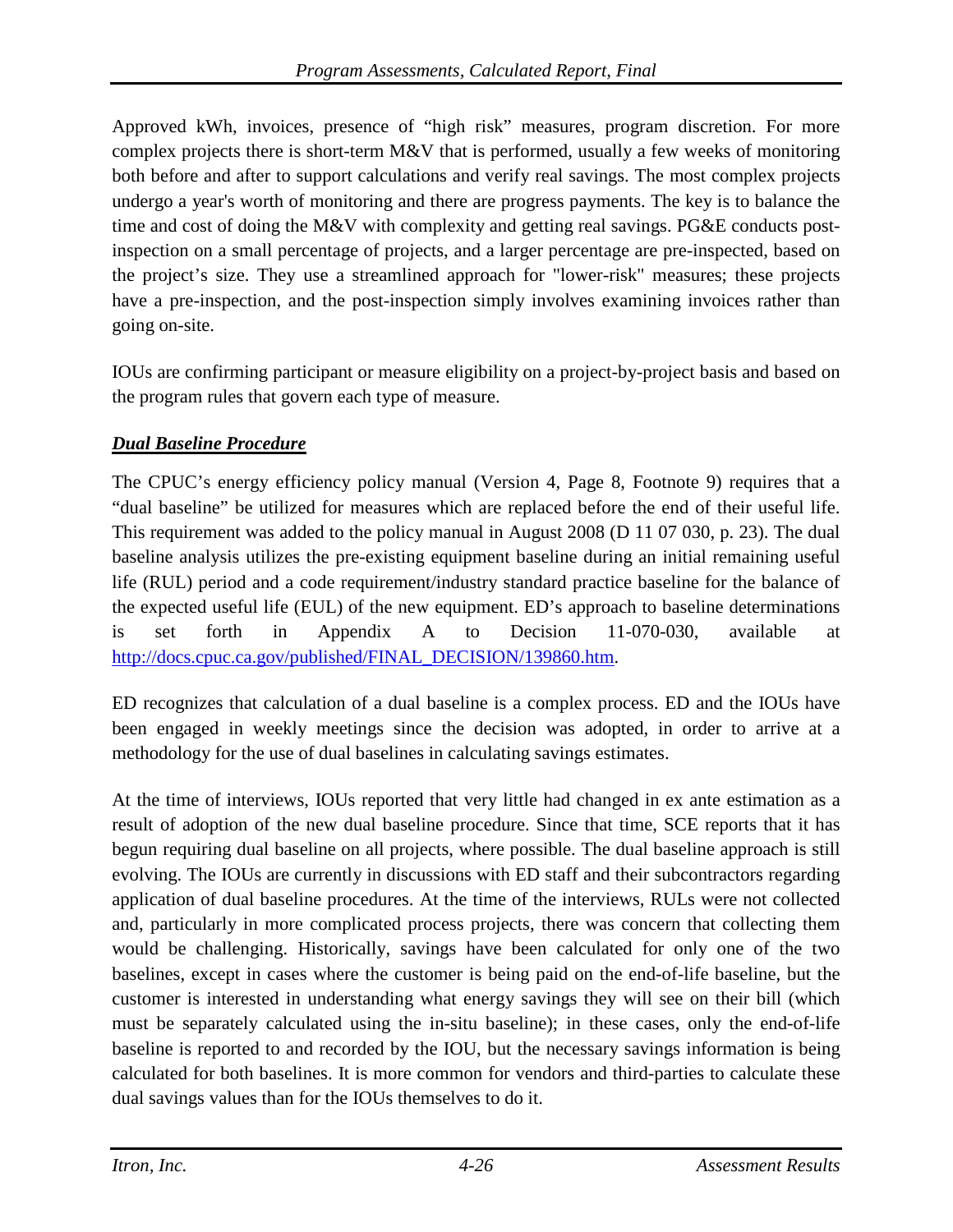Approved kWh, invoices, presence of “high risk” measures, program discretion. For more complex projects there is short-term M&V that is performed, usually a few weeks of monitoring both before and after to support calculations and verify real savings. The most complex projects undergo a year's worth of monitoring and there are progress payments. The key is to balance the time and cost of doing the M&V with complexity and getting real savings. PG&E conducts post-inspection on a small percentage of projects, and a larger percentage are pre-inspected, based on the project’s size. They use a streamlined approach for "lower-risk" measures; these projects have a pre-inspection, and the post-inspection simply involves examining invoices rather than going on-site.

IOUs are confirming participant or measure eligibility on a project-by-project basis and based on the program rules that govern each type of measure.

***Dual Baseline Procedure***

The CPUC’s energy efficiency policy manual (Version 4, Page 8, Footnote 9) requires that a “dual baseline” be utilized for measures which are replaced before the end of their useful life. This requirement was added to the policy manual in August 2008 (D 11 07 030, p. 23). The dual baseline analysis utilizes the pre-existing equipment baseline during an initial remaining useful life (RUL) period and a code requirement/industry standard practice baseline for the balance of the expected useful life (EUL) of the new equipment. ED’s approach to baseline determinations is set forth in Appendix A to Decision 11-070-030, available at http://docs.cpuc.ca.gov/published/FINAL_DECISION/139860.htm.

ED recognizes that calculation of a dual baseline is a complex process. ED and the IOUs have been engaged in weekly meetings since the decision was adopted, in order to arrive at a methodology for the use of dual baselines in calculating savings estimates.

At the time of interviews, IOUs reported that very little had changed in ex ante estimation as a result of adoption of the new dual baseline procedure. Since that time, SCE reports that it has begun requiring dual baseline on all projects, where possible. The dual baseline approach is still evolving. The IOUs are currently in discussions with ED staff and their subcontractors regarding application of dual baseline procedures. At the time of the interviews, RULs were not collected and, particularly in more complicated process projects, there was concern that collecting them would be challenging. Historically, savings have been calculated for only one of the two baselines, except in cases where the customer is being paid on the end-of-life baseline, but the customer is interested in understanding what energy savings they will see on their bill (which must be separately calculated using the in-situ baseline); in these cases, only the end-of-life baseline is reported to and recorded by the IOU, but the necessary savings information is being calculated for both baselines. It is more common for vendors and third-parties to calculate these dual savings values than for the IOUs themselves to do it.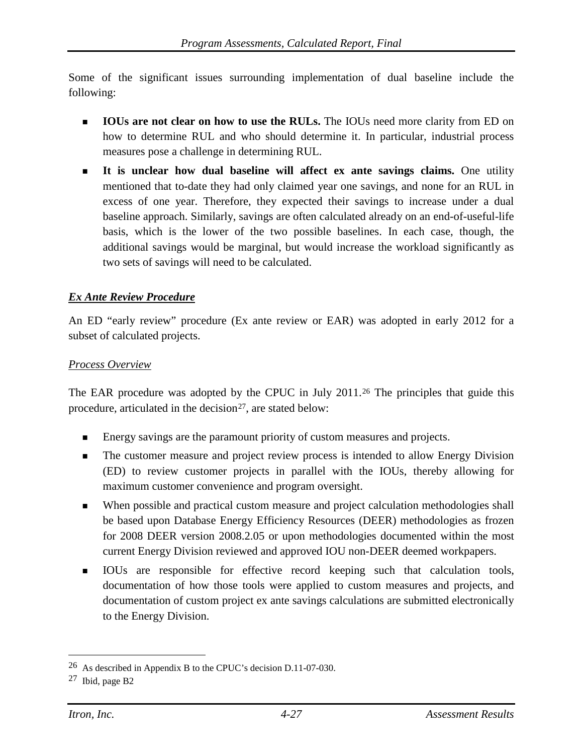Some of the significant issues surrounding implementation of dual baseline include the following:

- **IOUs are not clear on how to use the RULs.** The IOUs need more clarity from ED on how to determine RUL and who should determine it. In particular, industrial process measures pose a challenge in determining RUL.
- **It is unclear how dual baseline will affect ex ante savings claims.** One utility mentioned that to-date they had only claimed year one savings, and none for an RUL in excess of one year. Therefore, they expected their savings to increase under a dual baseline approach. Similarly, savings are often calculated already on an end-of-useful-life basis, which is the lower of the two possible baselines. In each case, though, the additional savings would be marginal, but would increase the workload significantly as two sets of savings will need to be calculated.

***Ex Ante Review Procedure***

An ED "early review" procedure (Ex ante review or EAR) was adopted in early 2012 for a subset of calculated projects.

*Process Overview*

The EAR procedure was adopted by the CPUC in July 2011.[26] The principles that guide this procedure, articulated in the decision[27], are stated below:

- Energy savings are the paramount priority of custom measures and projects.
- The customer measure and project review process is intended to allow Energy Division (ED) to review customer projects in parallel with the IOUs, thereby allowing for maximum customer convenience and program oversight.
- When possible and practical custom measure and project calculation methodologies shall be based upon Database Energy Efficiency Resources (DEER) methodologies as frozen for 2008 DEER version 2008.2.05 or upon methodologies documented within the most current Energy Division reviewed and approved IOU non-DEER deemed workpapers.
- IOUs are responsible for effective record keeping such that calculation tools, documentation of how those tools were applied to custom measures and projects, and documentation of custom project ex ante savings calculations are submitted electronically to the Energy Division.

[26] As described in Appendix B to the CPUC's decision D.11-07-030.

[27] Ibid, page B2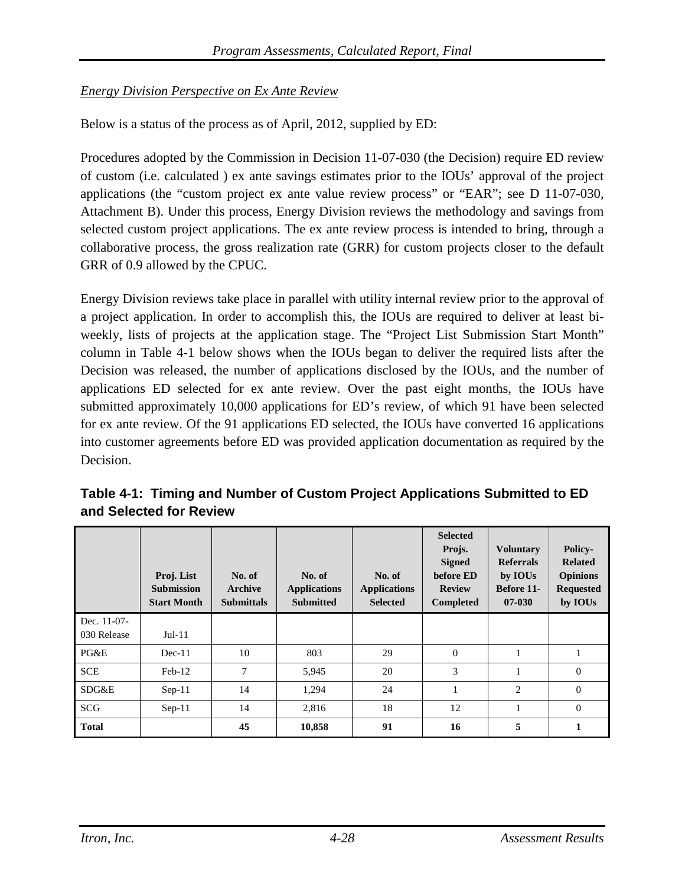*Energy Division Perspective on Ex Ante Review*

Below is a status of the process as of April, 2012, supplied by ED:

Procedures adopted by the Commission in Decision 11-07-030 (the Decision) require ED review of custom (i.e. calculated ) ex ante savings estimates prior to the IOUs' approval of the project applications (the "custom project ex ante value review process" or "EAR"; see D 11-07-030, Attachment B). Under this process, Energy Division reviews the methodology and savings from selected custom project applications. The ex ante review process is intended to bring, through a collaborative process, the gross realization rate (GRR) for custom projects closer to the default GRR of 0.9 allowed by the CPUC.

Energy Division reviews take place in parallel with utility internal review prior to the approval of a project application. In order to accomplish this, the IOUs are required to deliver at least bi-weekly, lists of projects at the application stage. The "Project List Submission Start Month" column in Table 4-1 below shows when the IOUs began to deliver the required lists after the Decision was released, the number of applications disclosed by the IOUs, and the number of applications ED selected for ex ante review. Over the past eight months, the IOUs have submitted approximately 10,000 applications for ED's review, of which 91 have been selected for ex ante review. Of the 91 applications ED selected, the IOUs have converted 16 applications into customer agreements before ED was provided application documentation as required by the Decision.

**Table 4-1: Timing and Number of Custom Project Applications Submitted to ED and Selected for Review**

| | Proj. List Submission Start Month | No. of Archive Submittals | No. of Applications Submitted | No. of Applications Selected | Selected Projs. Signed before ED Review Completed | Voluntary Referrals by IOUs Before 11-07-030 | Policy-Related Opinions Requested by IOUs |
|---|---|---|---|---|---|---|---|
| Dec. 11-07-030 Release | Jul-11 | | | | | | |
| PG&E | Dec-11 | 10 | 803 | 29 | 0 | 1 | 1 |
| SCE | Feb-12 | 7 | 5,945 | 20 | 3 | 1 | 0 |
| SDG&E | Sep-11 | 14 | 1,294 | 24 | 1 | 2 | 0 |
| SCG | Sep-11 | 14 | 2,816 | 18 | 12 | 1 | 0 |
| **Total** | | **45** | **10,858** | **91** | **16** | **5** | **1** |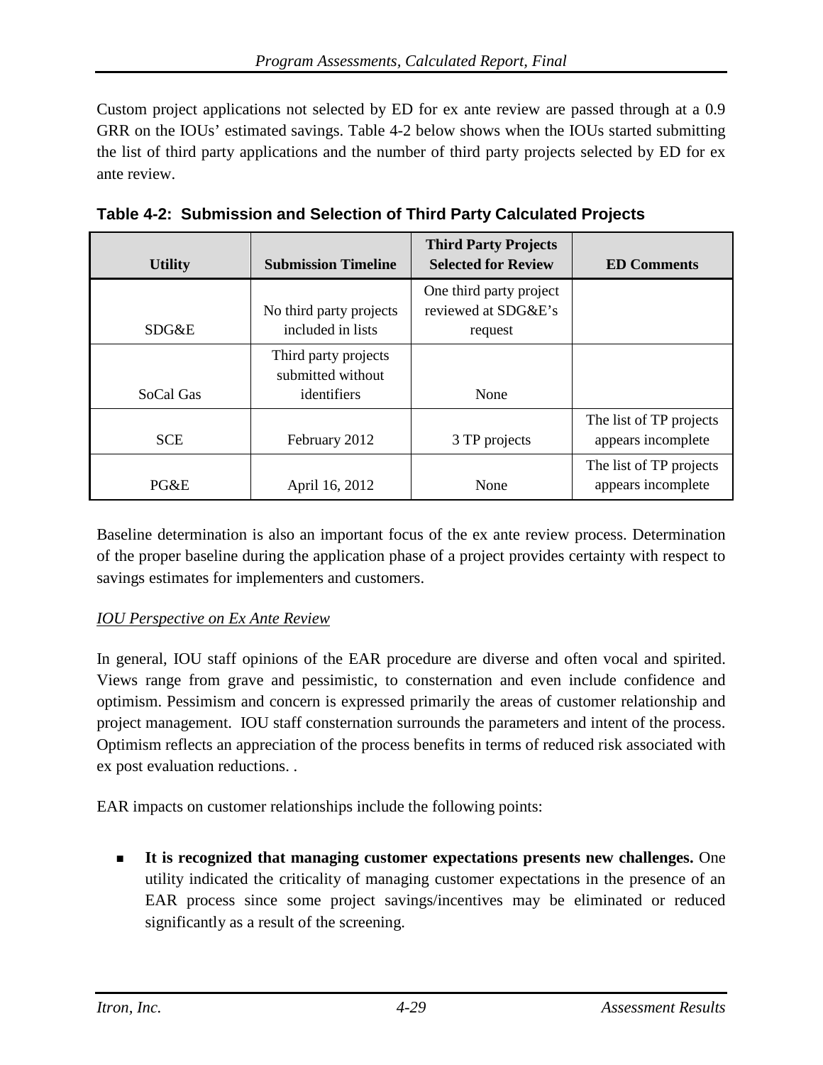Custom project applications not selected by ED for ex ante review are passed through at a 0.9 GRR on the IOUs' estimated savings. Table 4-2 below shows when the IOUs started submitting the list of third party applications and the number of third party projects selected by ED for ex ante review.

**Table 4-2: Submission and Selection of Third Party Calculated Projects**

| Utility | Submission Timeline | Third Party Projects Selected for Review | ED Comments |
|---|---|---|---|
| SDG&E | No third party projects included in lists | One third party project reviewed at SDG&E's request | |
| SoCal Gas | Third party projects submitted without identifiers | None | |
| SCE | February 2012 | 3 TP projects | The list of TP projects appears incomplete |
| PG&E | April 16, 2012 | None | The list of TP projects appears incomplete |

Baseline determination is also an important focus of the ex ante review process. Determination of the proper baseline during the application phase of a project provides certainty with respect to savings estimates for implementers and customers.

*IOU Perspective on Ex Ante Review*

In general, IOU staff opinions of the EAR procedure are diverse and often vocal and spirited. Views range from grave and pessimistic, to consternation and even include confidence and optimism. Pessimism and concern is expressed primarily the areas of customer relationship and project management. IOU staff consternation surrounds the parameters and intent of the process. Optimism reflects an appreciation of the process benefits in terms of reduced risk associated with ex post evaluation reductions. .

EAR impacts on customer relationships include the following points:

- **It is recognized that managing customer expectations presents new challenges.** One utility indicated the criticality of managing customer expectations in the presence of an EAR process since some project savings/incentives may be eliminated or reduced significantly as a result of the screening.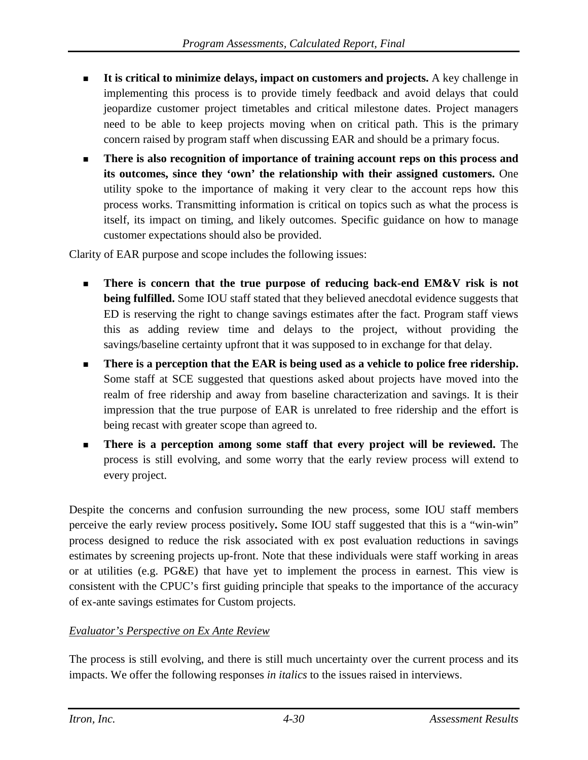- **It is critical to minimize delays, impact on customers and projects.** A key challenge in implementing this process is to provide timely feedback and avoid delays that could jeopardize customer project timetables and critical milestone dates. Project managers need to be able to keep projects moving when on critical path. This is the primary concern raised by program staff when discussing EAR and should be a primary focus.
- **There is also recognition of importance of training account reps on this process and its outcomes, since they 'own' the relationship with their assigned customers.** One utility spoke to the importance of making it very clear to the account reps how this process works. Transmitting information is critical on topics such as what the process is itself, its impact on timing, and likely outcomes. Specific guidance on how to manage customer expectations should also be provided.

Clarity of EAR purpose and scope includes the following issues:

- **There is concern that the true purpose of reducing back-end EM&V risk is not being fulfilled.** Some IOU staff stated that they believed anecdotal evidence suggests that ED is reserving the right to change savings estimates after the fact. Program staff views this as adding review time and delays to the project, without providing the savings/baseline certainty upfront that it was supposed to in exchange for that delay.
- **There is a perception that the EAR is being used as a vehicle to police free ridership.** Some staff at SCE suggested that questions asked about projects have moved into the realm of free ridership and away from baseline characterization and savings. It is their impression that the true purpose of EAR is unrelated to free ridership and the effort is being recast with greater scope than agreed to.
- **There is a perception among some staff that every project will be reviewed.** The process is still evolving, and some worry that the early review process will extend to every project.

Despite the concerns and confusion surrounding the new process, some IOU staff members perceive the early review process positively**.** Some IOU staff suggested that this is a "win-win" process designed to reduce the risk associated with ex post evaluation reductions in savings estimates by screening projects up-front. Note that these individuals were staff working in areas or at utilities (e.g. PG&E) that have yet to implement the process in earnest. This view is consistent with the CPUC's first guiding principle that speaks to the importance of the accuracy of ex-ante savings estimates for Custom projects.

*Evaluator's Perspective on Ex Ante Review*

The process is still evolving, and there is still much uncertainty over the current process and its impacts. We offer the following responses *in italics* to the issues raised in interviews.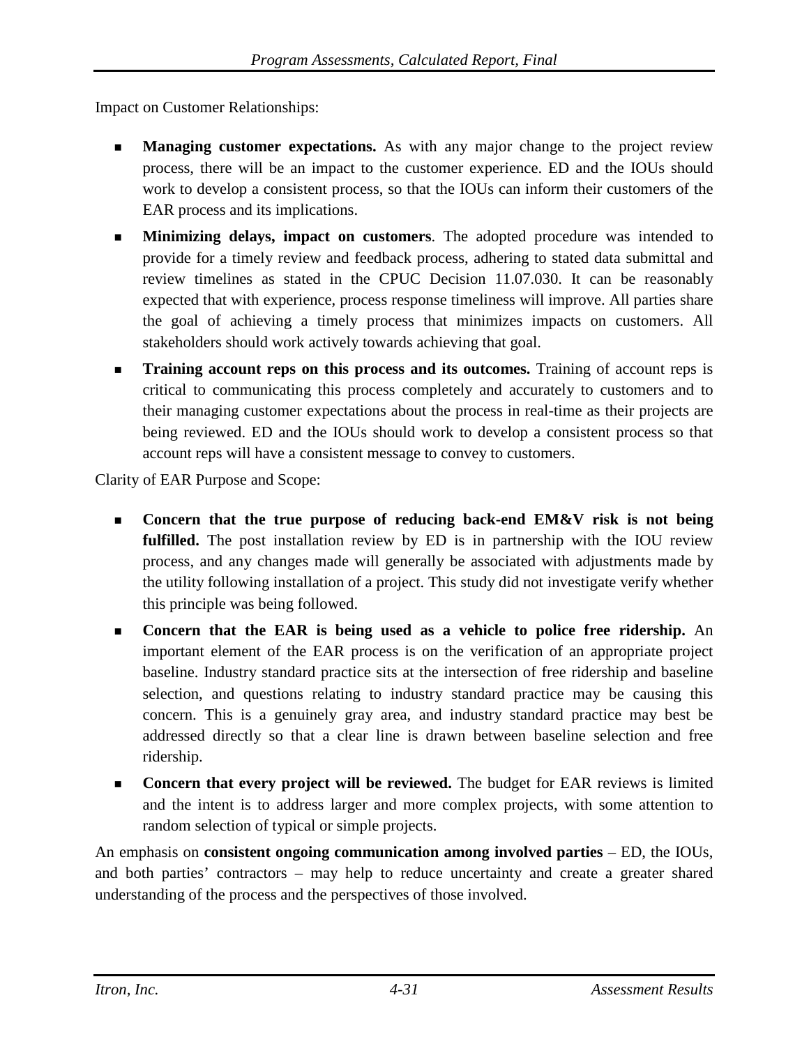Impact on Customer Relationships:

- **Managing customer expectations.** As with any major change to the project review process, there will be an impact to the customer experience. ED and the IOUs should work to develop a consistent process, so that the IOUs can inform their customers of the EAR process and its implications.
- **Minimizing delays, impact on customers**. The adopted procedure was intended to provide for a timely review and feedback process, adhering to stated data submittal and review timelines as stated in the CPUC Decision 11.07.030. It can be reasonably expected that with experience, process response timeliness will improve. All parties share the goal of achieving a timely process that minimizes impacts on customers. All stakeholders should work actively towards achieving that goal.
- **Training account reps on this process and its outcomes.** Training of account reps is critical to communicating this process completely and accurately to customers and to their managing customer expectations about the process in real-time as their projects are being reviewed. ED and the IOUs should work to develop a consistent process so that account reps will have a consistent message to convey to customers.

Clarity of EAR Purpose and Scope:

- **Concern that the true purpose of reducing back-end EM&V risk is not being fulfilled.** The post installation review by ED is in partnership with the IOU review process, and any changes made will generally be associated with adjustments made by the utility following installation of a project. This study did not investigate verify whether this principle was being followed.
- **Concern that the EAR is being used as a vehicle to police free ridership.** An important element of the EAR process is on the verification of an appropriate project baseline. Industry standard practice sits at the intersection of free ridership and baseline selection, and questions relating to industry standard practice may be causing this concern. This is a genuinely gray area, and industry standard practice may best be addressed directly so that a clear line is drawn between baseline selection and free ridership.
- **Concern that every project will be reviewed.** The budget for EAR reviews is limited and the intent is to address larger and more complex projects, with some attention to random selection of typical or simple projects.

An emphasis on **consistent ongoing communication among involved parties** – ED, the IOUs, and both parties' contractors – may help to reduce uncertainty and create a greater shared understanding of the process and the perspectives of those involved.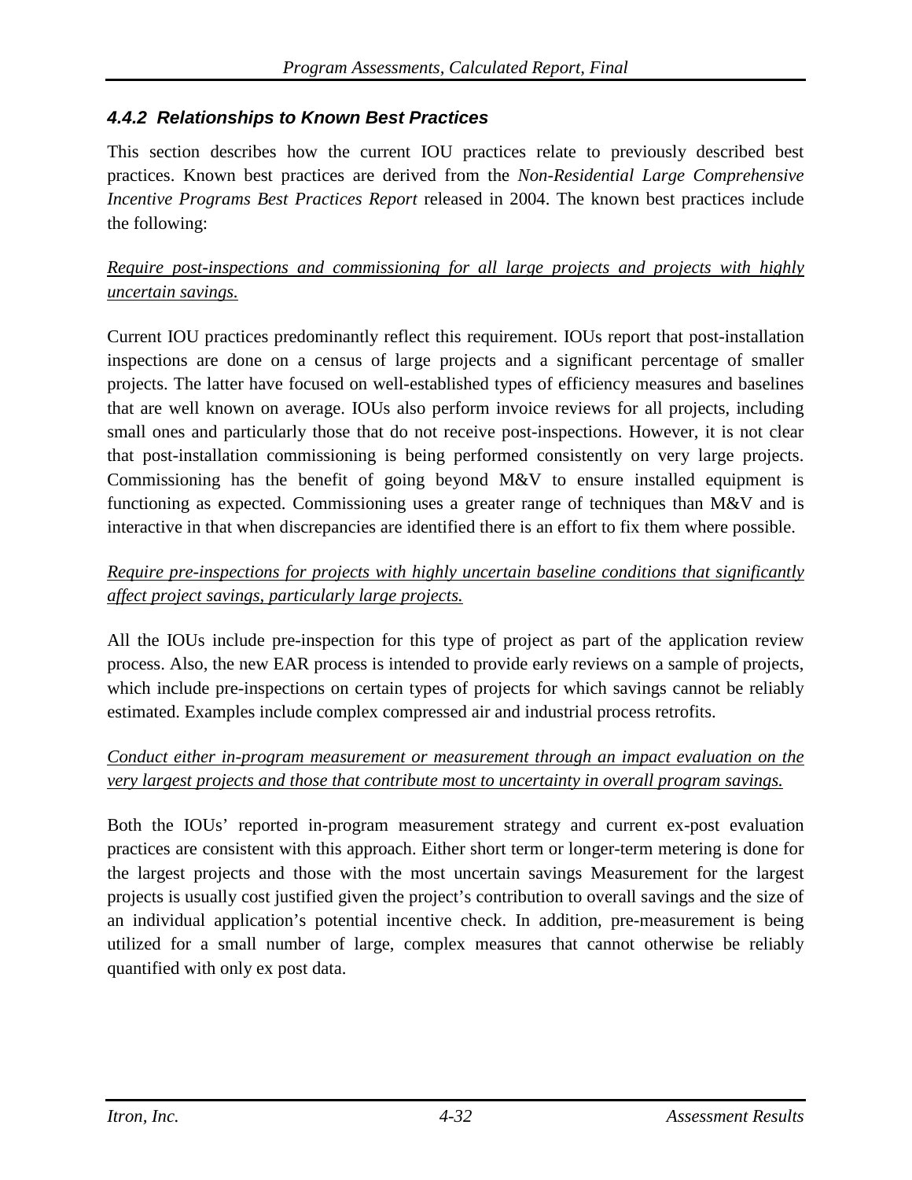### *4.4.2 Relationships to Known Best Practices*

This section describes how the current IOU practices relate to previously described best practices. Known best practices are derived from the *Non-Residential Large Comprehensive Incentive Programs Best Practices Report* released in 2004. The known best practices include the following:

*Require post-inspections and commissioning for all large projects and projects with highly uncertain savings.*

Current IOU practices predominantly reflect this requirement. IOUs report that post-installation inspections are done on a census of large projects and a significant percentage of smaller projects. The latter have focused on well-established types of efficiency measures and baselines that are well known on average. IOUs also perform invoice reviews for all projects, including small ones and particularly those that do not receive post-inspections. However, it is not clear that post-installation commissioning is being performed consistently on very large projects. Commissioning has the benefit of going beyond M&V to ensure installed equipment is functioning as expected. Commissioning uses a greater range of techniques than M&V and is interactive in that when discrepancies are identified there is an effort to fix them where possible.

*Require pre-inspections for projects with highly uncertain baseline conditions that significantly affect project savings, particularly large projects.*

All the IOUs include pre-inspection for this type of project as part of the application review process. Also, the new EAR process is intended to provide early reviews on a sample of projects, which include pre-inspections on certain types of projects for which savings cannot be reliably estimated. Examples include complex compressed air and industrial process retrofits.

*Conduct either in-program measurement or measurement through an impact evaluation on the very largest projects and those that contribute most to uncertainty in overall program savings.*

Both the IOUs' reported in-program measurement strategy and current ex-post evaluation practices are consistent with this approach. Either short term or longer-term metering is done for the largest projects and those with the most uncertain savings Measurement for the largest projects is usually cost justified given the project's contribution to overall savings and the size of an individual application's potential incentive check. In addition, pre-measurement is being utilized for a small number of large, complex measures that cannot otherwise be reliably quantified with only ex post data.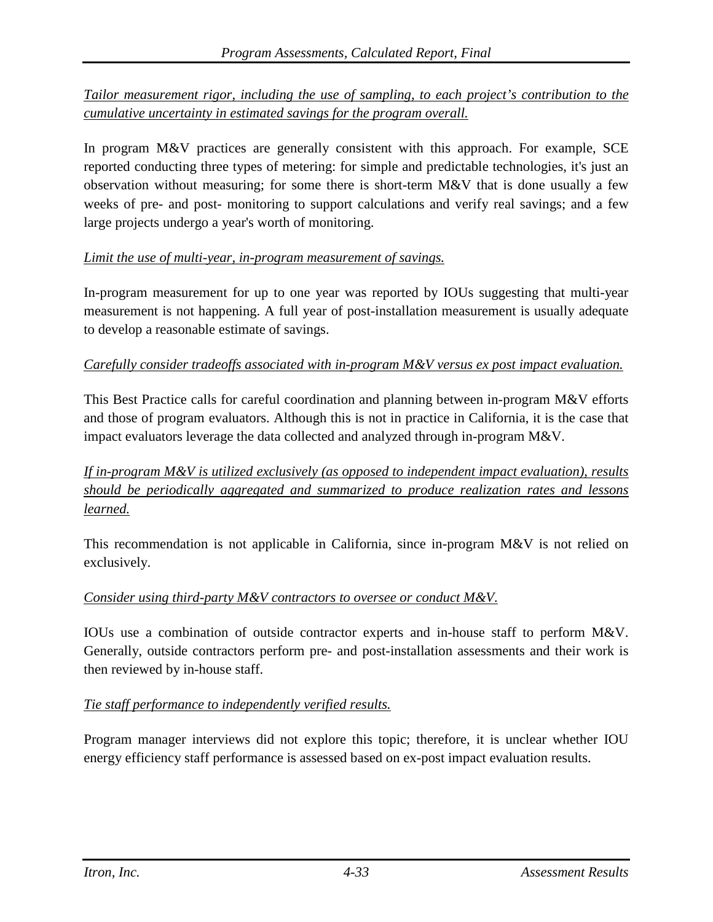*Tailor measurement rigor, including the use of sampling, to each project's contribution to the cumulative uncertainty in estimated savings for the program overall.*

In program M&V practices are generally consistent with this approach. For example, SCE reported conducting three types of metering: for simple and predictable technologies, it's just an observation without measuring; for some there is short-term M&V that is done usually a few weeks of pre- and post- monitoring to support calculations and verify real savings; and a few large projects undergo a year's worth of monitoring.

*Limit the use of multi-year, in-program measurement of savings.*

In-program measurement for up to one year was reported by IOUs suggesting that multi-year measurement is not happening. A full year of post-installation measurement is usually adequate to develop a reasonable estimate of savings.

*Carefully consider tradeoffs associated with in-program M&V versus ex post impact evaluation.*

This Best Practice calls for careful coordination and planning between in-program M&V efforts and those of program evaluators. Although this is not in practice in California, it is the case that impact evaluators leverage the data collected and analyzed through in-program M&V.

*If in-program M&V is utilized exclusively (as opposed to independent impact evaluation), results should be periodically aggregated and summarized to produce realization rates and lessons learned.*

This recommendation is not applicable in California, since in-program M&V is not relied on exclusively.

*Consider using third-party M&V contractors to oversee or conduct M&V.*

IOUs use a combination of outside contractor experts and in-house staff to perform M&V. Generally, outside contractors perform pre- and post-installation assessments and their work is then reviewed by in-house staff.

*Tie staff performance to independently verified results.*

Program manager interviews did not explore this topic; therefore, it is unclear whether IOU energy efficiency staff performance is assessed based on ex-post impact evaluation results.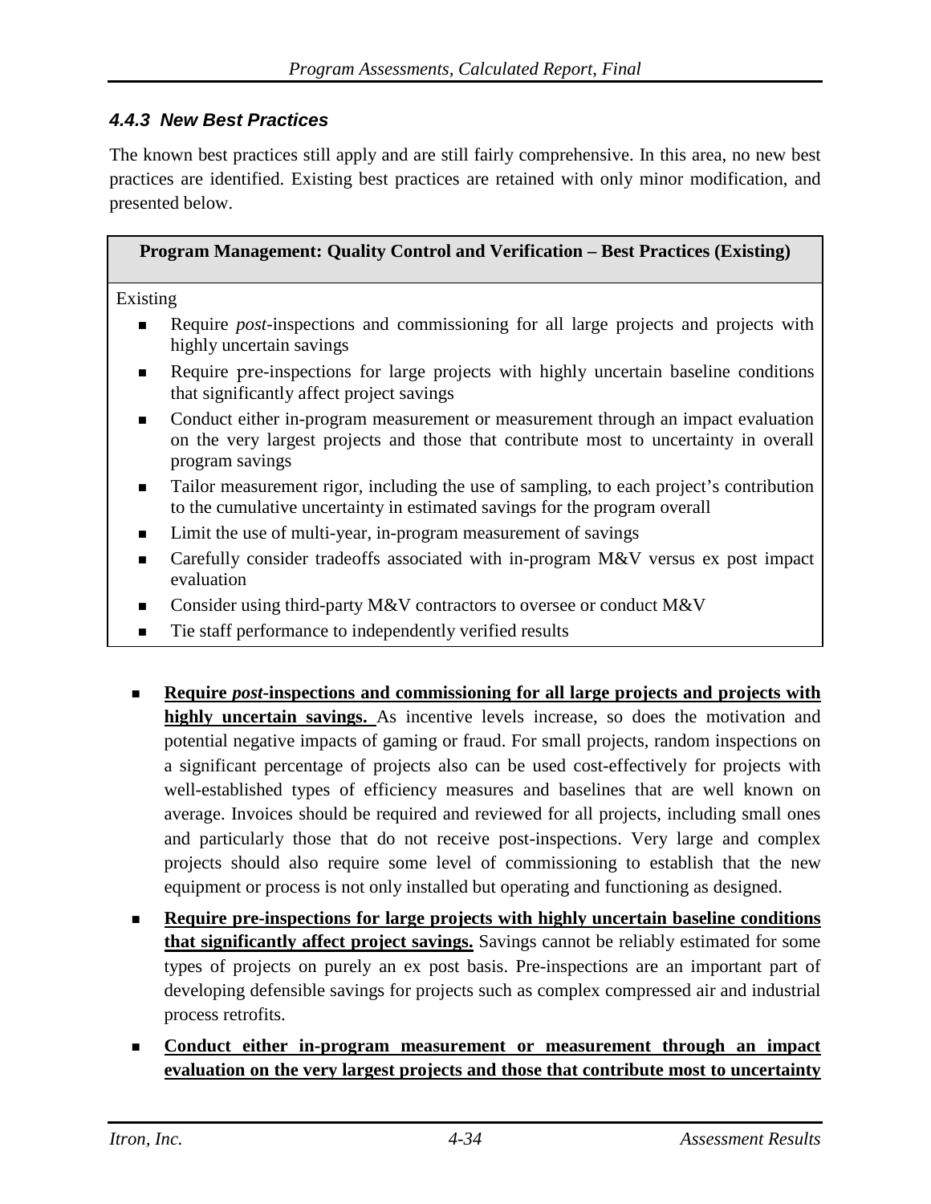### *4.4.3 New Best Practices*

The known best practices still apply and are still fairly comprehensive. In this area, no new best practices are identified. Existing best practices are retained with only minor modification, and presented below.

| **Program Management: Quality Control and Verification – Best Practices (Existing)** |
|---|
| Existing<br>▪ Require *post*-inspections and commissioning for all large projects and projects with highly uncertain savings<br>▪ Require pre-inspections for large projects with highly uncertain baseline conditions that significantly affect project savings<br>▪ Conduct either in-program measurement or measurement through an impact evaluation on the very largest projects and those that contribute most to uncertainty in overall program savings<br>▪ Tailor measurement rigor, including the use of sampling, to each project's contribution to the cumulative uncertainty in estimated savings for the program overall<br>▪ Limit the use of multi-year, in-program measurement of savings<br>▪ Carefully consider tradeoffs associated with in-program M&V versus ex post impact evaluation<br>▪ Consider using third-party M&V contractors to oversee or conduct M&V<br>▪ Tie staff performance to independently verified results |

- **Require *post*-inspections and commissioning for all large projects and projects with highly uncertain savings.** As incentive levels increase, so does the motivation and potential negative impacts of gaming or fraud. For small projects, random inspections on a significant percentage of projects also can be used cost-effectively for projects with well-established types of efficiency measures and baselines that are well known on average. Invoices should be required and reviewed for all projects, including small ones and particularly those that do not receive post-inspections. Very large and complex projects should also require some level of commissioning to establish that the new equipment or process is not only installed but operating and functioning as designed.
- **Require pre-inspections for large projects with highly uncertain baseline conditions that significantly affect project savings.** Savings cannot be reliably estimated for some types of projects on purely an ex post basis. Pre-inspections are an important part of developing defensible savings for projects such as complex compressed air and industrial process retrofits.
- **Conduct either in-program measurement or measurement through an impact evaluation on the very largest projects and those that contribute most to uncertainty**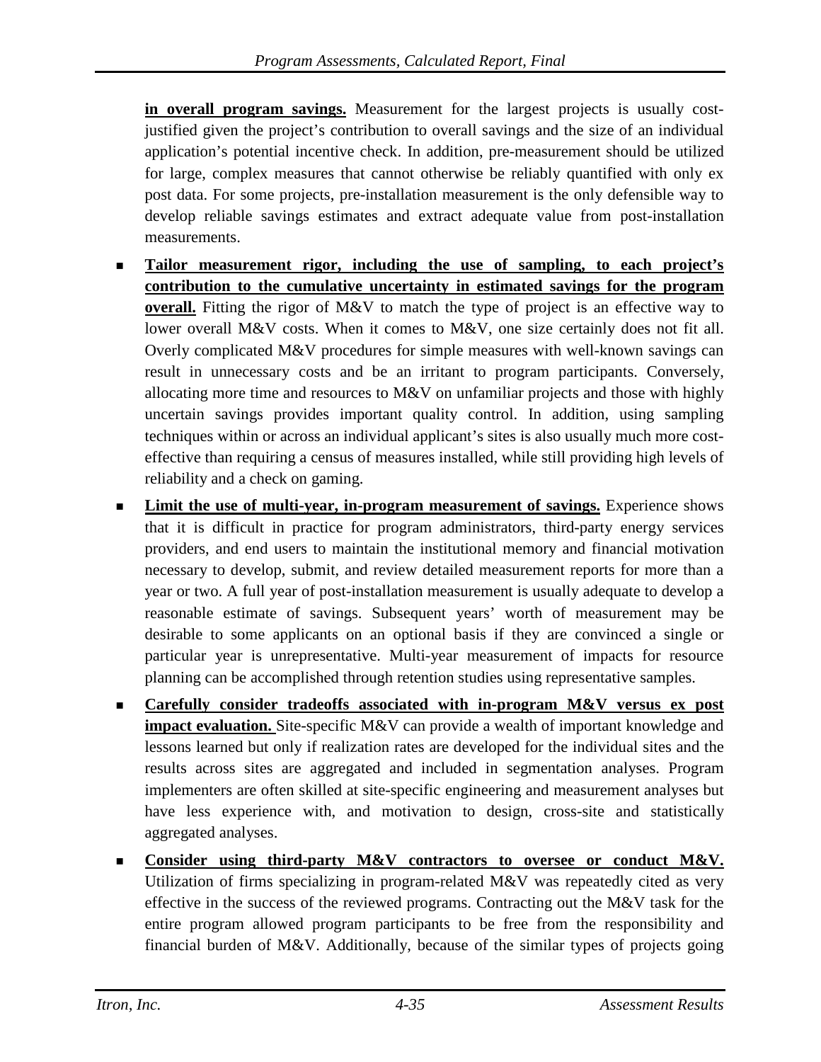**in overall program savings.** Measurement for the largest projects is usually cost-justified given the project's contribution to overall savings and the size of an individual application's potential incentive check. In addition, pre-measurement should be utilized for large, complex measures that cannot otherwise be reliably quantified with only ex post data. For some projects, pre-installation measurement is the only defensible way to develop reliable savings estimates and extract adequate value from post-installation measurements.

- **Tailor measurement rigor, including the use of sampling, to each project's contribution to the cumulative uncertainty in estimated savings for the program overall.** Fitting the rigor of M&V to match the type of project is an effective way to lower overall M&V costs. When it comes to M&V, one size certainly does not fit all. Overly complicated M&V procedures for simple measures with well-known savings can result in unnecessary costs and be an irritant to program participants. Conversely, allocating more time and resources to M&V on unfamiliar projects and those with highly uncertain savings provides important quality control. In addition, using sampling techniques within or across an individual applicant's sites is also usually much more cost-effective than requiring a census of measures installed, while still providing high levels of reliability and a check on gaming.
- **Limit the use of multi-year, in-program measurement of savings.** Experience shows that it is difficult in practice for program administrators, third-party energy services providers, and end users to maintain the institutional memory and financial motivation necessary to develop, submit, and review detailed measurement reports for more than a year or two. A full year of post-installation measurement is usually adequate to develop a reasonable estimate of savings. Subsequent years' worth of measurement may be desirable to some applicants on an optional basis if they are convinced a single or particular year is unrepresentative. Multi-year measurement of impacts for resource planning can be accomplished through retention studies using representative samples.
- **Carefully consider tradeoffs associated with in-program M&V versus ex post impact evaluation.** Site-specific M&V can provide a wealth of important knowledge and lessons learned but only if realization rates are developed for the individual sites and the results across sites are aggregated and included in segmentation analyses. Program implementers are often skilled at site-specific engineering and measurement analyses but have less experience with, and motivation to design, cross-site and statistically aggregated analyses.
- **Consider using third-party M&V contractors to oversee or conduct M&V.** Utilization of firms specializing in program-related M&V was repeatedly cited as very effective in the success of the reviewed programs. Contracting out the M&V task for the entire program allowed program participants to be free from the responsibility and financial burden of M&V. Additionally, because of the similar types of projects going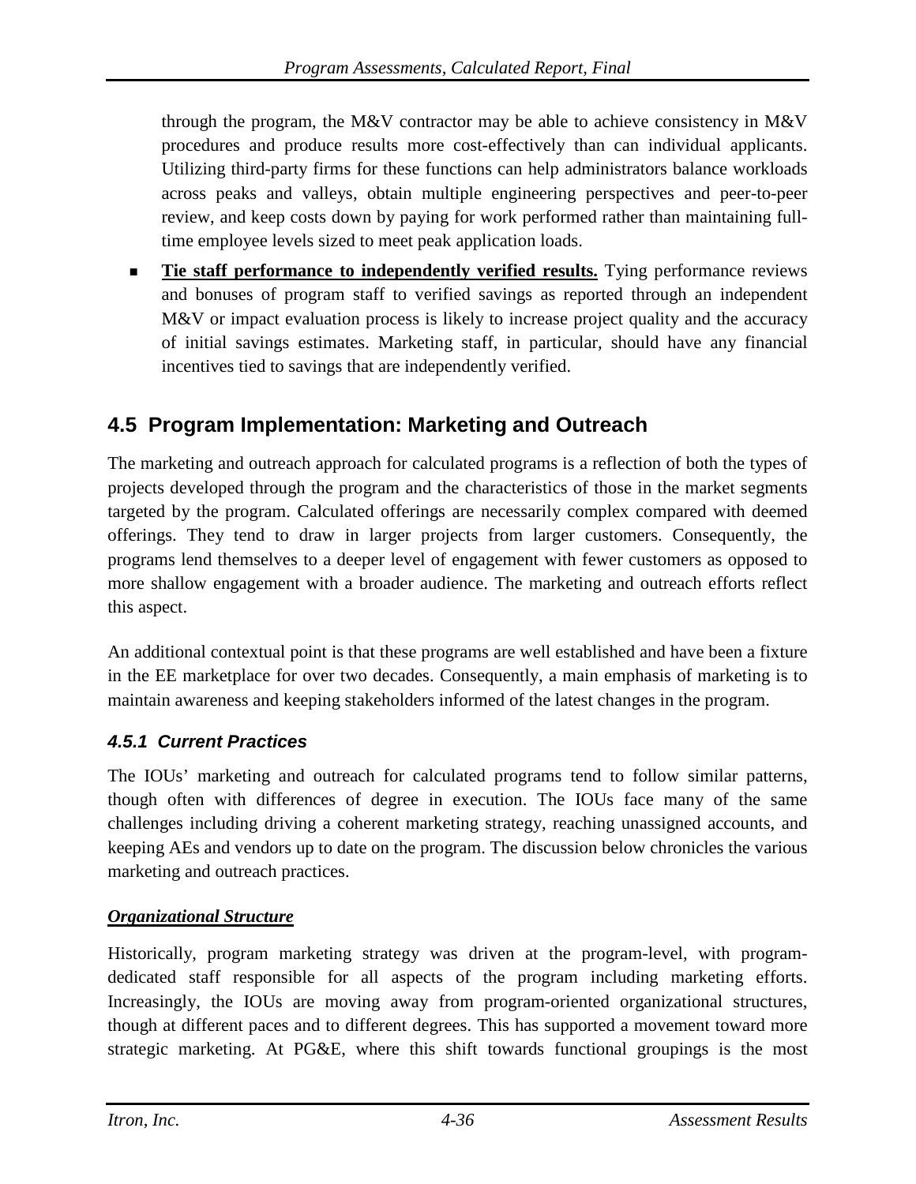through the program, the M&V contractor may be able to achieve consistency in M&V procedures and produce results more cost-effectively than can individual applicants. Utilizing third-party firms for these functions can help administrators balance workloads across peaks and valleys, obtain multiple engineering perspectives and peer-to-peer review, and keep costs down by paying for work performed rather than maintaining full-time employee levels sized to meet peak application loads.

- **Tie staff performance to independently verified results.** Tying performance reviews and bonuses of program staff to verified savings as reported through an independent M&V or impact evaluation process is likely to increase project quality and the accuracy of initial savings estimates. Marketing staff, in particular, should have any financial incentives tied to savings that are independently verified.

## 4.5 Program Implementation: Marketing and Outreach

The marketing and outreach approach for calculated programs is a reflection of both the types of projects developed through the program and the characteristics of those in the market segments targeted by the program. Calculated offerings are necessarily complex compared with deemed offerings. They tend to draw in larger projects from larger customers. Consequently, the programs lend themselves to a deeper level of engagement with fewer customers as opposed to more shallow engagement with a broader audience. The marketing and outreach efforts reflect this aspect.

An additional contextual point is that these programs are well established and have been a fixture in the EE marketplace for over two decades. Consequently, a main emphasis of marketing is to maintain awareness and keeping stakeholders informed of the latest changes in the program.

### *4.5.1 Current Practices*

The IOUs' marketing and outreach for calculated programs tend to follow similar patterns, though often with differences of degree in execution. The IOUs face many of the same challenges including driving a coherent marketing strategy, reaching unassigned accounts, and keeping AEs and vendors up to date on the program. The discussion below chronicles the various marketing and outreach practices.

***Organizational Structure***

Historically, program marketing strategy was driven at the program-level, with program-dedicated staff responsible for all aspects of the program including marketing efforts. Increasingly, the IOUs are moving away from program-oriented organizational structures, though at different paces and to different degrees. This has supported a movement toward more strategic marketing. At PG&E, where this shift towards functional groupings is the most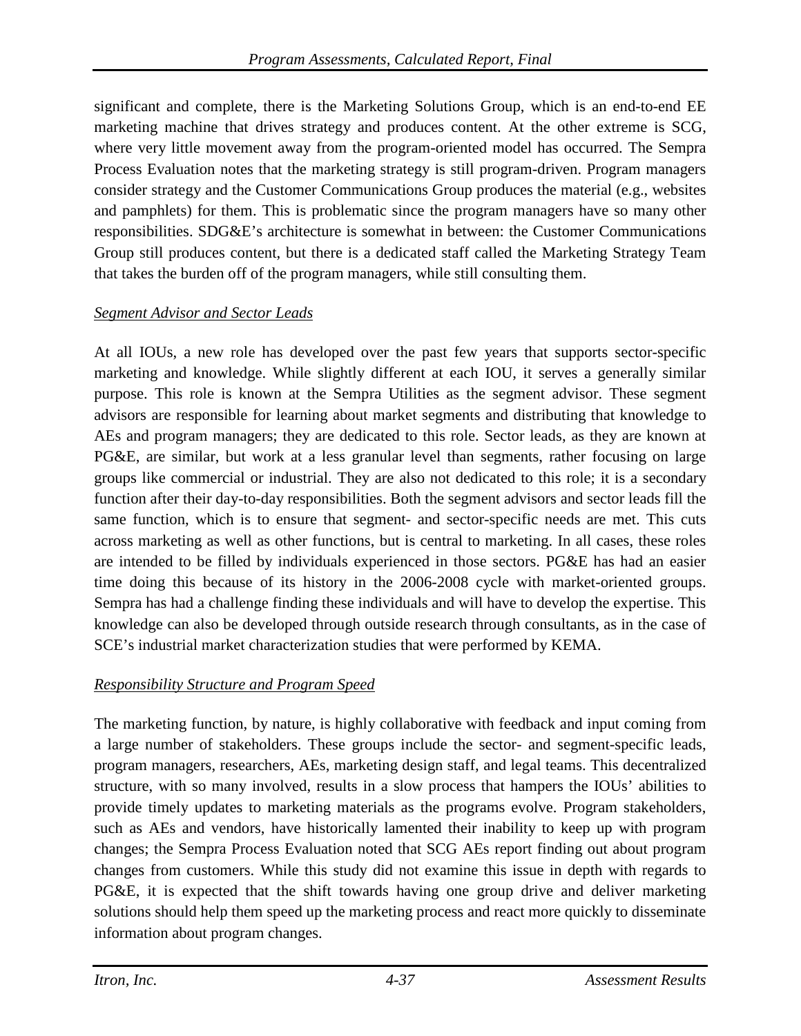significant and complete, there is the Marketing Solutions Group, which is an end-to-end EE marketing machine that drives strategy and produces content. At the other extreme is SCG, where very little movement away from the program-oriented model has occurred. The Sempra Process Evaluation notes that the marketing strategy is still program-driven. Program managers consider strategy and the Customer Communications Group produces the material (e.g., websites and pamphlets) for them. This is problematic since the program managers have so many other responsibilities. SDG&E's architecture is somewhat in between: the Customer Communications Group still produces content, but there is a dedicated staff called the Marketing Strategy Team that takes the burden off of the program managers, while still consulting them.

*Segment Advisor and Sector Leads*

At all IOUs, a new role has developed over the past few years that supports sector-specific marketing and knowledge. While slightly different at each IOU, it serves a generally similar purpose. This role is known at the Sempra Utilities as the segment advisor. These segment advisors are responsible for learning about market segments and distributing that knowledge to AEs and program managers; they are dedicated to this role. Sector leads, as they are known at PG&E, are similar, but work at a less granular level than segments, rather focusing on large groups like commercial or industrial. They are also not dedicated to this role; it is a secondary function after their day-to-day responsibilities. Both the segment advisors and sector leads fill the same function, which is to ensure that segment- and sector-specific needs are met. This cuts across marketing as well as other functions, but is central to marketing. In all cases, these roles are intended to be filled by individuals experienced in those sectors. PG&E has had an easier time doing this because of its history in the 2006-2008 cycle with market-oriented groups. Sempra has had a challenge finding these individuals and will have to develop the expertise. This knowledge can also be developed through outside research through consultants, as in the case of SCE's industrial market characterization studies that were performed by KEMA.

*Responsibility Structure and Program Speed*

The marketing function, by nature, is highly collaborative with feedback and input coming from a large number of stakeholders. These groups include the sector- and segment-specific leads, program managers, researchers, AEs, marketing design staff, and legal teams. This decentralized structure, with so many involved, results in a slow process that hampers the IOUs' abilities to provide timely updates to marketing materials as the programs evolve. Program stakeholders, such as AEs and vendors, have historically lamented their inability to keep up with program changes; the Sempra Process Evaluation noted that SCG AEs report finding out about program changes from customers. While this study did not examine this issue in depth with regards to PG&E, it is expected that the shift towards having one group drive and deliver marketing solutions should help them speed up the marketing process and react more quickly to disseminate information about program changes.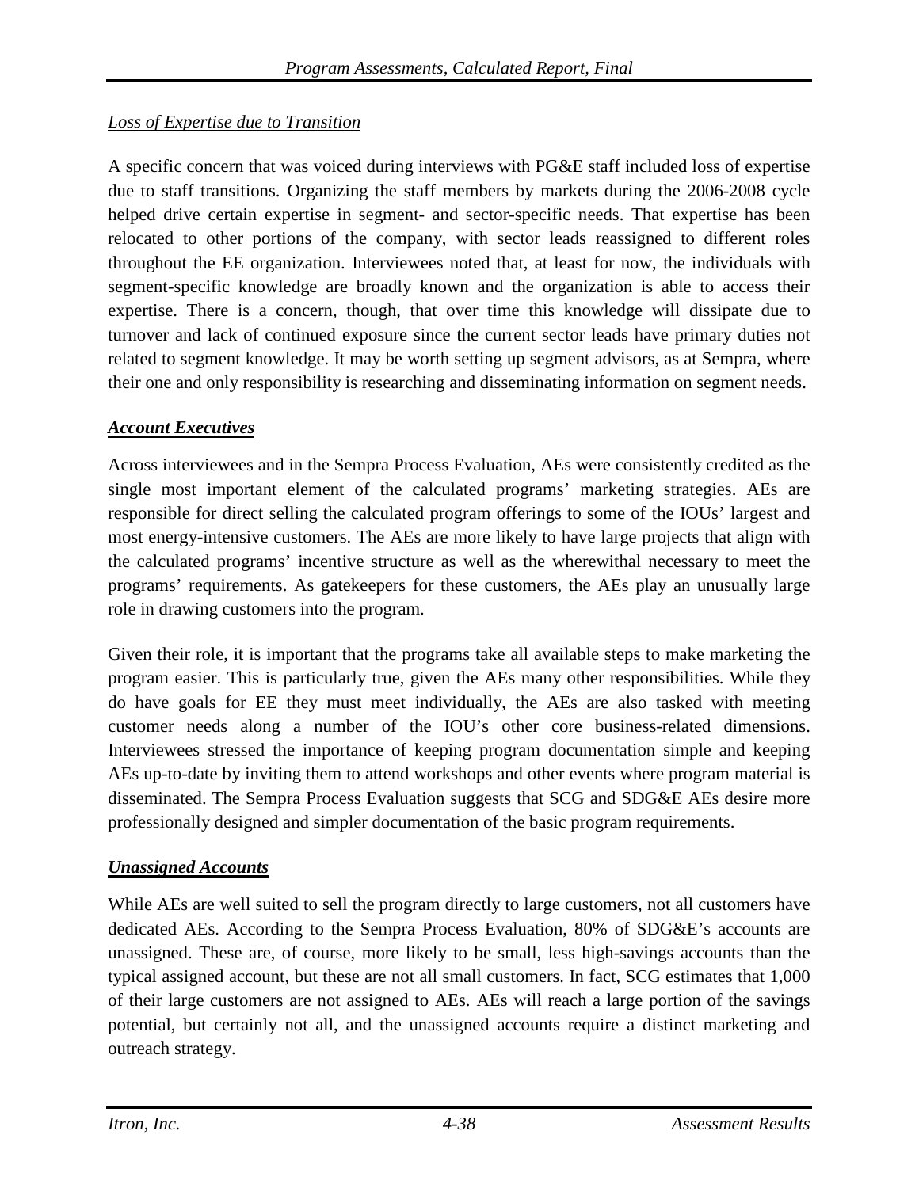*Loss of Expertise due to Transition*

A specific concern that was voiced during interviews with PG&E staff included loss of expertise due to staff transitions. Organizing the staff members by markets during the 2006-2008 cycle helped drive certain expertise in segment- and sector-specific needs. That expertise has been relocated to other portions of the company, with sector leads reassigned to different roles throughout the EE organization. Interviewees noted that, at least for now, the individuals with segment-specific knowledge are broadly known and the organization is able to access their expertise. There is a concern, though, that over time this knowledge will dissipate due to turnover and lack of continued exposure since the current sector leads have primary duties not related to segment knowledge. It may be worth setting up segment advisors, as at Sempra, where their one and only responsibility is researching and disseminating information on segment needs.

***Account Executives***

Across interviewees and in the Sempra Process Evaluation, AEs were consistently credited as the single most important element of the calculated programs' marketing strategies. AEs are responsible for direct selling the calculated program offerings to some of the IOUs' largest and most energy-intensive customers. The AEs are more likely to have large projects that align with the calculated programs' incentive structure as well as the wherewithal necessary to meet the programs' requirements. As gatekeepers for these customers, the AEs play an unusually large role in drawing customers into the program.

Given their role, it is important that the programs take all available steps to make marketing the program easier. This is particularly true, given the AEs many other responsibilities. While they do have goals for EE they must meet individually, the AEs are also tasked with meeting customer needs along a number of the IOU's other core business-related dimensions. Interviewees stressed the importance of keeping program documentation simple and keeping AEs up-to-date by inviting them to attend workshops and other events where program material is disseminated. The Sempra Process Evaluation suggests that SCG and SDG&E AEs desire more professionally designed and simpler documentation of the basic program requirements.

***Unassigned Accounts***

While AEs are well suited to sell the program directly to large customers, not all customers have dedicated AEs. According to the Sempra Process Evaluation, 80% of SDG&E's accounts are unassigned. These are, of course, more likely to be small, less high-savings accounts than the typical assigned account, but these are not all small customers. In fact, SCG estimates that 1,000 of their large customers are not assigned to AEs. AEs will reach a large portion of the savings potential, but certainly not all, and the unassigned accounts require a distinct marketing and outreach strategy.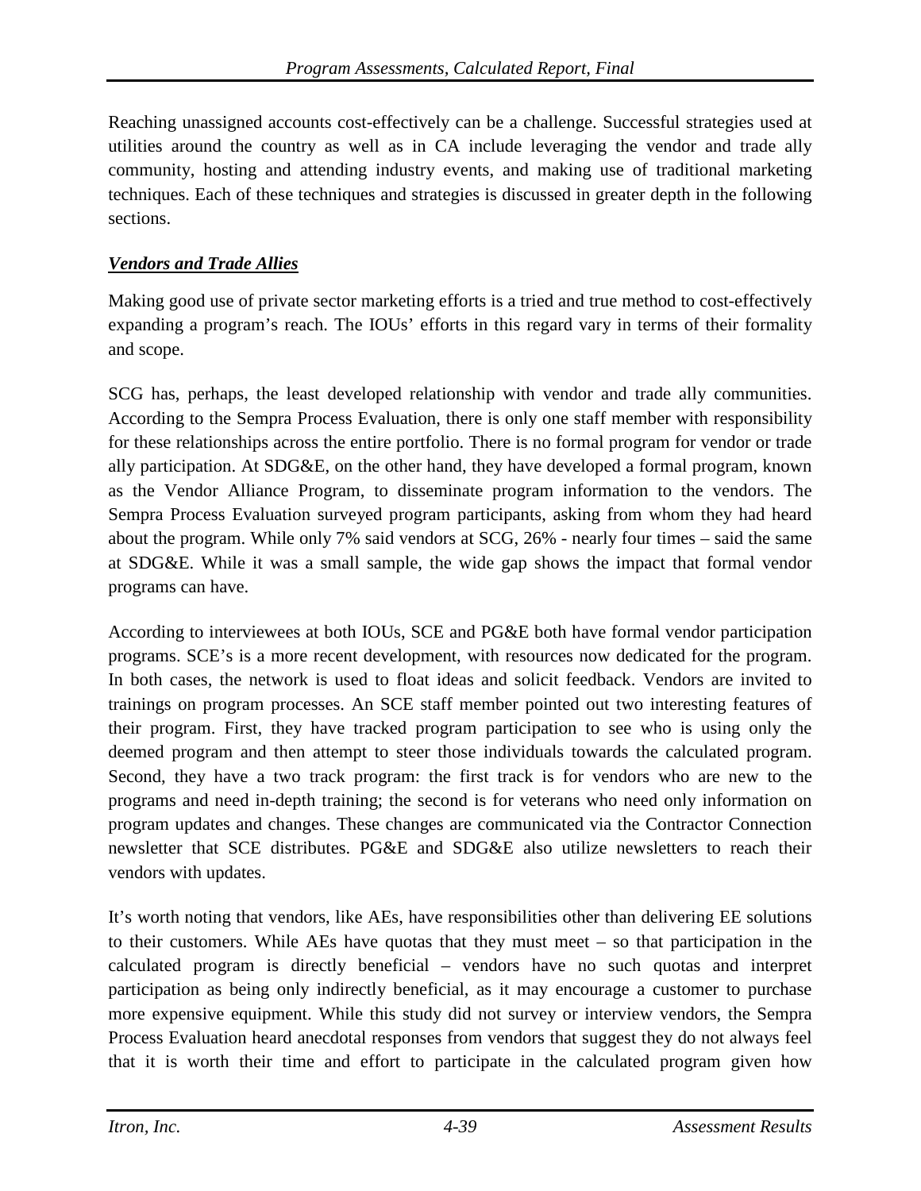Reaching unassigned accounts cost-effectively can be a challenge. Successful strategies used at utilities around the country as well as in CA include leveraging the vendor and trade ally community, hosting and attending industry events, and making use of traditional marketing techniques. Each of these techniques and strategies is discussed in greater depth in the following sections.

***Vendors and Trade Allies***

Making good use of private sector marketing efforts is a tried and true method to cost-effectively expanding a program's reach. The IOUs' efforts in this regard vary in terms of their formality and scope.

SCG has, perhaps, the least developed relationship with vendor and trade ally communities. According to the Sempra Process Evaluation, there is only one staff member with responsibility for these relationships across the entire portfolio. There is no formal program for vendor or trade ally participation. At SDG&E, on the other hand, they have developed a formal program, known as the Vendor Alliance Program, to disseminate program information to the vendors. The Sempra Process Evaluation surveyed program participants, asking from whom they had heard about the program. While only 7% said vendors at SCG, 26% - nearly four times – said the same at SDG&E. While it was a small sample, the wide gap shows the impact that formal vendor programs can have.

According to interviewees at both IOUs, SCE and PG&E both have formal vendor participation programs. SCE's is a more recent development, with resources now dedicated for the program. In both cases, the network is used to float ideas and solicit feedback. Vendors are invited to trainings on program processes. An SCE staff member pointed out two interesting features of their program. First, they have tracked program participation to see who is using only the deemed program and then attempt to steer those individuals towards the calculated program. Second, they have a two track program: the first track is for vendors who are new to the programs and need in-depth training; the second is for veterans who need only information on program updates and changes. These changes are communicated via the Contractor Connection newsletter that SCE distributes. PG&E and SDG&E also utilize newsletters to reach their vendors with updates.

It's worth noting that vendors, like AEs, have responsibilities other than delivering EE solutions to their customers. While AEs have quotas that they must meet – so that participation in the calculated program is directly beneficial – vendors have no such quotas and interpret participation as being only indirectly beneficial, as it may encourage a customer to purchase more expensive equipment. While this study did not survey or interview vendors, the Sempra Process Evaluation heard anecdotal responses from vendors that suggest they do not always feel that it is worth their time and effort to participate in the calculated program given how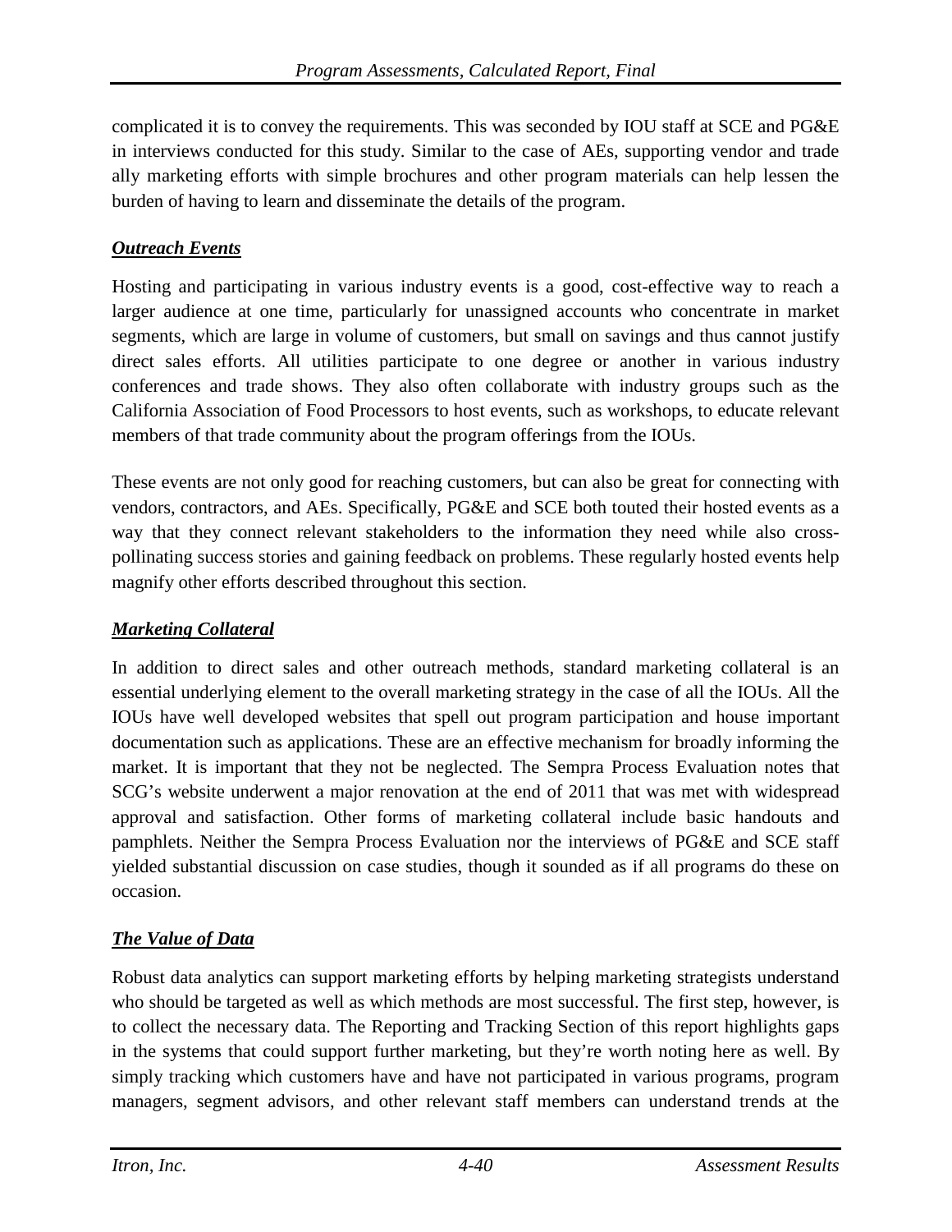complicated it is to convey the requirements. This was seconded by IOU staff at SCE and PG&E in interviews conducted for this study. Similar to the case of AEs, supporting vendor and trade ally marketing efforts with simple brochures and other program materials can help lessen the burden of having to learn and disseminate the details of the program.

### ***Outreach Events***

Hosting and participating in various industry events is a good, cost-effective way to reach a larger audience at one time, particularly for unassigned accounts who concentrate in market segments, which are large in volume of customers, but small on savings and thus cannot justify direct sales efforts. All utilities participate to one degree or another in various industry conferences and trade shows. They also often collaborate with industry groups such as the California Association of Food Processors to host events, such as workshops, to educate relevant members of that trade community about the program offerings from the IOUs.

These events are not only good for reaching customers, but can also be great for connecting with vendors, contractors, and AEs. Specifically, PG&E and SCE both touted their hosted events as a way that they connect relevant stakeholders to the information they need while also cross-pollinating success stories and gaining feedback on problems. These regularly hosted events help magnify other efforts described throughout this section.

### ***Marketing Collateral***

In addition to direct sales and other outreach methods, standard marketing collateral is an essential underlying element to the overall marketing strategy in the case of all the IOUs. All the IOUs have well developed websites that spell out program participation and house important documentation such as applications. These are an effective mechanism for broadly informing the market. It is important that they not be neglected. The Sempra Process Evaluation notes that SCG's website underwent a major renovation at the end of 2011 that was met with widespread approval and satisfaction. Other forms of marketing collateral include basic handouts and pamphlets. Neither the Sempra Process Evaluation nor the interviews of PG&E and SCE staff yielded substantial discussion on case studies, though it sounded as if all programs do these on occasion.

### ***The Value of Data***

Robust data analytics can support marketing efforts by helping marketing strategists understand who should be targeted as well as which methods are most successful. The first step, however, is to collect the necessary data. The Reporting and Tracking Section of this report highlights gaps in the systems that could support further marketing, but they're worth noting here as well. By simply tracking which customers have and have not participated in various programs, program managers, segment advisors, and other relevant staff members can understand trends at the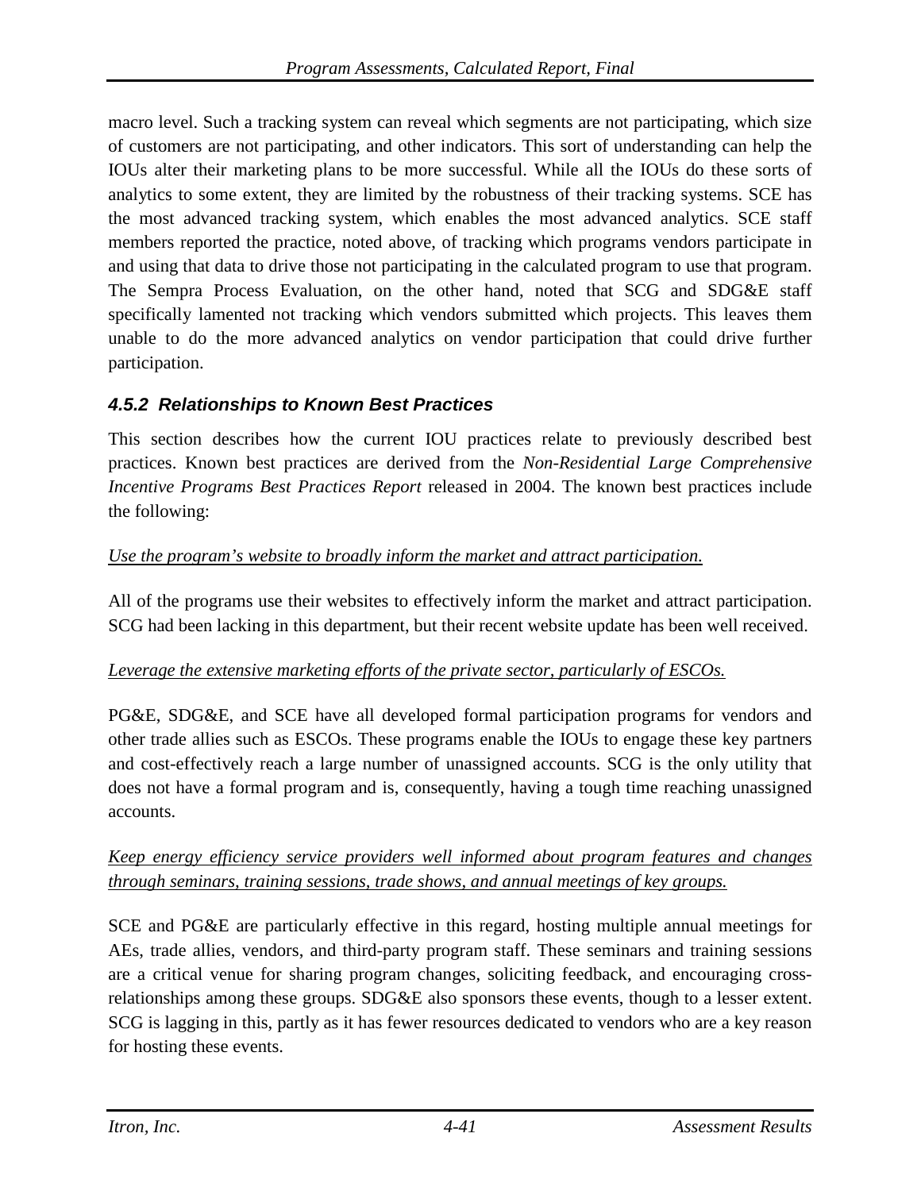macro level. Such a tracking system can reveal which segments are not participating, which size of customers are not participating, and other indicators. This sort of understanding can help the IOUs alter their marketing plans to be more successful. While all the IOUs do these sorts of analytics to some extent, they are limited by the robustness of their tracking systems. SCE has the most advanced tracking system, which enables the most advanced analytics. SCE staff members reported the practice, noted above, of tracking which programs vendors participate in and using that data to drive those not participating in the calculated program to use that program. The Sempra Process Evaluation, on the other hand, noted that SCG and SDG&E staff specifically lamented not tracking which vendors submitted which projects. This leaves them unable to do the more advanced analytics on vendor participation that could drive further participation.

### 4.5.2 Relationships to Known Best Practices

This section describes how the current IOU practices relate to previously described best practices. Known best practices are derived from the *Non-Residential Large Comprehensive Incentive Programs Best Practices Report* released in 2004. The known best practices include the following:

*Use the program's website to broadly inform the market and attract participation.*

All of the programs use their websites to effectively inform the market and attract participation. SCG had been lacking in this department, but their recent website update has been well received.

*Leverage the extensive marketing efforts of the private sector, particularly of ESCOs.*

PG&E, SDG&E, and SCE have all developed formal participation programs for vendors and other trade allies such as ESCOs. These programs enable the IOUs to engage these key partners and cost-effectively reach a large number of unassigned accounts. SCG is the only utility that does not have a formal program and is, consequently, having a tough time reaching unassigned accounts.

*Keep energy efficiency service providers well informed about program features and changes through seminars, training sessions, trade shows, and annual meetings of key groups.*

SCE and PG&E are particularly effective in this regard, hosting multiple annual meetings for AEs, trade allies, vendors, and third-party program staff. These seminars and training sessions are a critical venue for sharing program changes, soliciting feedback, and encouraging cross-relationships among these groups. SDG&E also sponsors these events, though to a lesser extent. SCG is lagging in this, partly as it has fewer resources dedicated to vendors who are a key reason for hosting these events.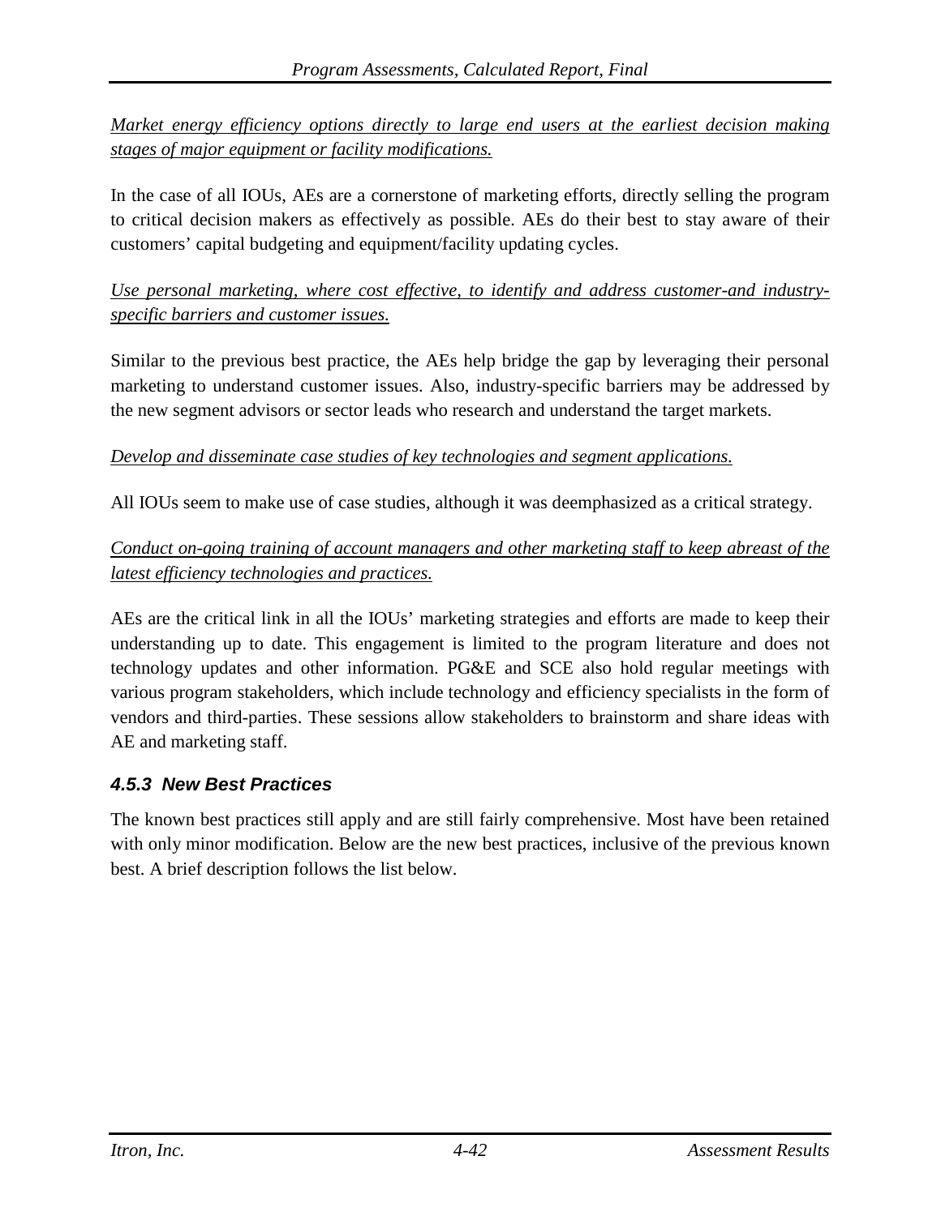*Market energy efficiency options directly to large end users at the earliest decision making stages of major equipment or facility modifications.*

In the case of all IOUs, AEs are a cornerstone of marketing efforts, directly selling the program to critical decision makers as effectively as possible. AEs do their best to stay aware of their customers' capital budgeting and equipment/facility updating cycles.

*Use personal marketing, where cost effective, to identify and address customer-and industry-specific barriers and customer issues.*

Similar to the previous best practice, the AEs help bridge the gap by leveraging their personal marketing to understand customer issues. Also, industry-specific barriers may be addressed by the new segment advisors or sector leads who research and understand the target markets.

*Develop and disseminate case studies of key technologies and segment applications.*

All IOUs seem to make use of case studies, although it was deemphasized as a critical strategy.

*Conduct on-going training of account managers and other marketing staff to keep abreast of the latest efficiency technologies and practices.*

AEs are the critical link in all the IOUs' marketing strategies and efforts are made to keep their understanding up to date. This engagement is limited to the program literature and does not technology updates and other information. PG&E and SCE also hold regular meetings with various program stakeholders, which include technology and efficiency specialists in the form of vendors and third-parties. These sessions allow stakeholders to brainstorm and share ideas with AE and marketing staff.

### 4.5.3 New Best Practices

The known best practices still apply and are still fairly comprehensive. Most have been retained with only minor modification. Below are the new best practices, inclusive of the previous known best. A brief description follows the list below.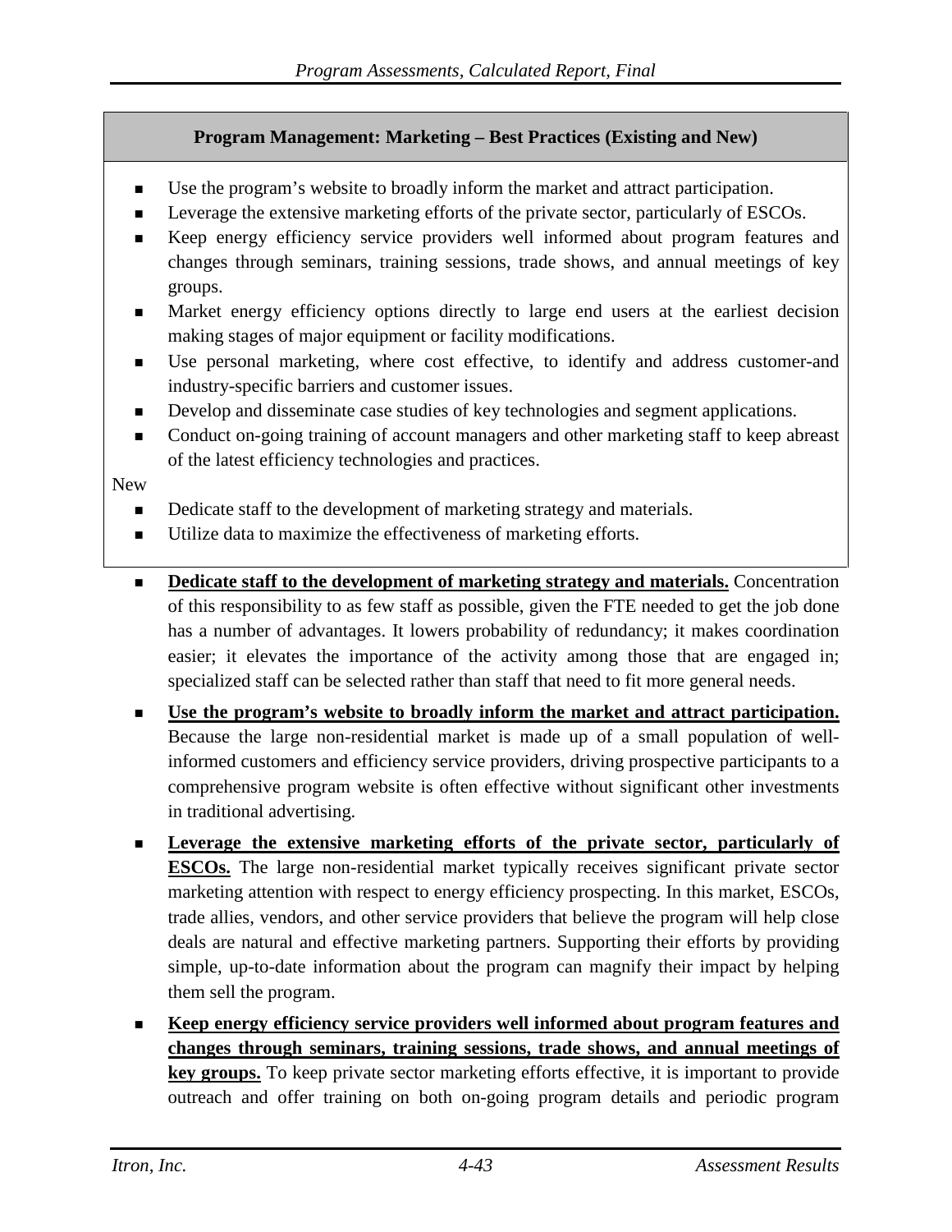| Program Management: Marketing – Best Practices (Existing and New) |
|---|
| ■ Use the program's website to broadly inform the market and attract participation.<br>■ Leverage the extensive marketing efforts of the private sector, particularly of ESCOs.<br>■ Keep energy efficiency service providers well informed about program features and changes through seminars, training sessions, trade shows, and annual meetings of key groups.<br>■ Market energy efficiency options directly to large end users at the earliest decision making stages of major equipment or facility modifications.<br>■ Use personal marketing, where cost effective, to identify and address customer-and industry-specific barriers and customer issues.<br>■ Develop and disseminate case studies of key technologies and segment applications.<br>■ Conduct on-going training of account managers and other marketing staff to keep abreast of the latest efficiency technologies and practices.<br>New<br>■ Dedicate staff to the development of marketing strategy and materials.<br>■ Utilize data to maximize the effectiveness of marketing efforts. |

- **Dedicate staff to the development of marketing strategy and materials.** Concentration of this responsibility to as few staff as possible, given the FTE needed to get the job done has a number of advantages. It lowers probability of redundancy; it makes coordination easier; it elevates the importance of the activity among those that are engaged in; specialized staff can be selected rather than staff that need to fit more general needs.

- **Use the program's website to broadly inform the market and attract participation.** Because the large non-residential market is made up of a small population of well-informed customers and efficiency service providers, driving prospective participants to a comprehensive program website is often effective without significant other investments in traditional advertising.

- **Leverage the extensive marketing efforts of the private sector, particularly of ESCOs.** The large non-residential market typically receives significant private sector marketing attention with respect to energy efficiency prospecting. In this market, ESCOs, trade allies, vendors, and other service providers that believe the program will help close deals are natural and effective marketing partners. Supporting their efforts by providing simple, up-to-date information about the program can magnify their impact by helping them sell the program.

- **Keep energy efficiency service providers well informed about program features and changes through seminars, training sessions, trade shows, and annual meetings of key groups.** To keep private sector marketing efforts effective, it is important to provide outreach and offer training on both on-going program details and periodic program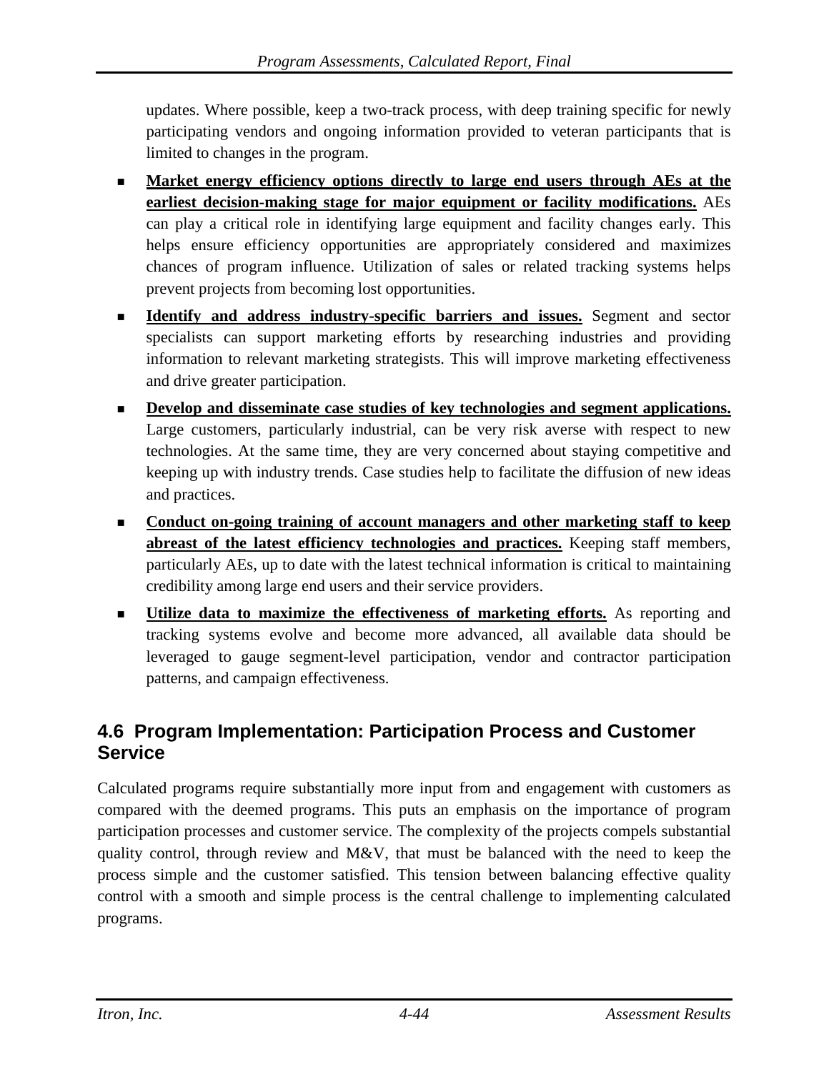updates. Where possible, keep a two-track process, with deep training specific for newly participating vendors and ongoing information provided to veteran participants that is limited to changes in the program.

- **Market energy efficiency options directly to large end users through AEs at the earliest decision-making stage for major equipment or facility modifications.** AEs can play a critical role in identifying large equipment and facility changes early. This helps ensure efficiency opportunities are appropriately considered and maximizes chances of program influence. Utilization of sales or related tracking systems helps prevent projects from becoming lost opportunities.
- **Identify and address industry-specific barriers and issues.** Segment and sector specialists can support marketing efforts by researching industries and providing information to relevant marketing strategists. This will improve marketing effectiveness and drive greater participation.
- **Develop and disseminate case studies of key technologies and segment applications.** Large customers, particularly industrial, can be very risk averse with respect to new technologies. At the same time, they are very concerned about staying competitive and keeping up with industry trends. Case studies help to facilitate the diffusion of new ideas and practices.
- **Conduct on-going training of account managers and other marketing staff to keep abreast of the latest efficiency technologies and practices.** Keeping staff members, particularly AEs, up to date with the latest technical information is critical to maintaining credibility among large end users and their service providers.
- **Utilize data to maximize the effectiveness of marketing efforts.** As reporting and tracking systems evolve and become more advanced, all available data should be leveraged to gauge segment-level participation, vendor and contractor participation patterns, and campaign effectiveness.

## 4.6 Program Implementation: Participation Process and Customer Service

Calculated programs require substantially more input from and engagement with customers as compared with the deemed programs. This puts an emphasis on the importance of program participation processes and customer service. The complexity of the projects compels substantial quality control, through review and M&V, that must be balanced with the need to keep the process simple and the customer satisfied. This tension between balancing effective quality control with a smooth and simple process is the central challenge to implementing calculated programs.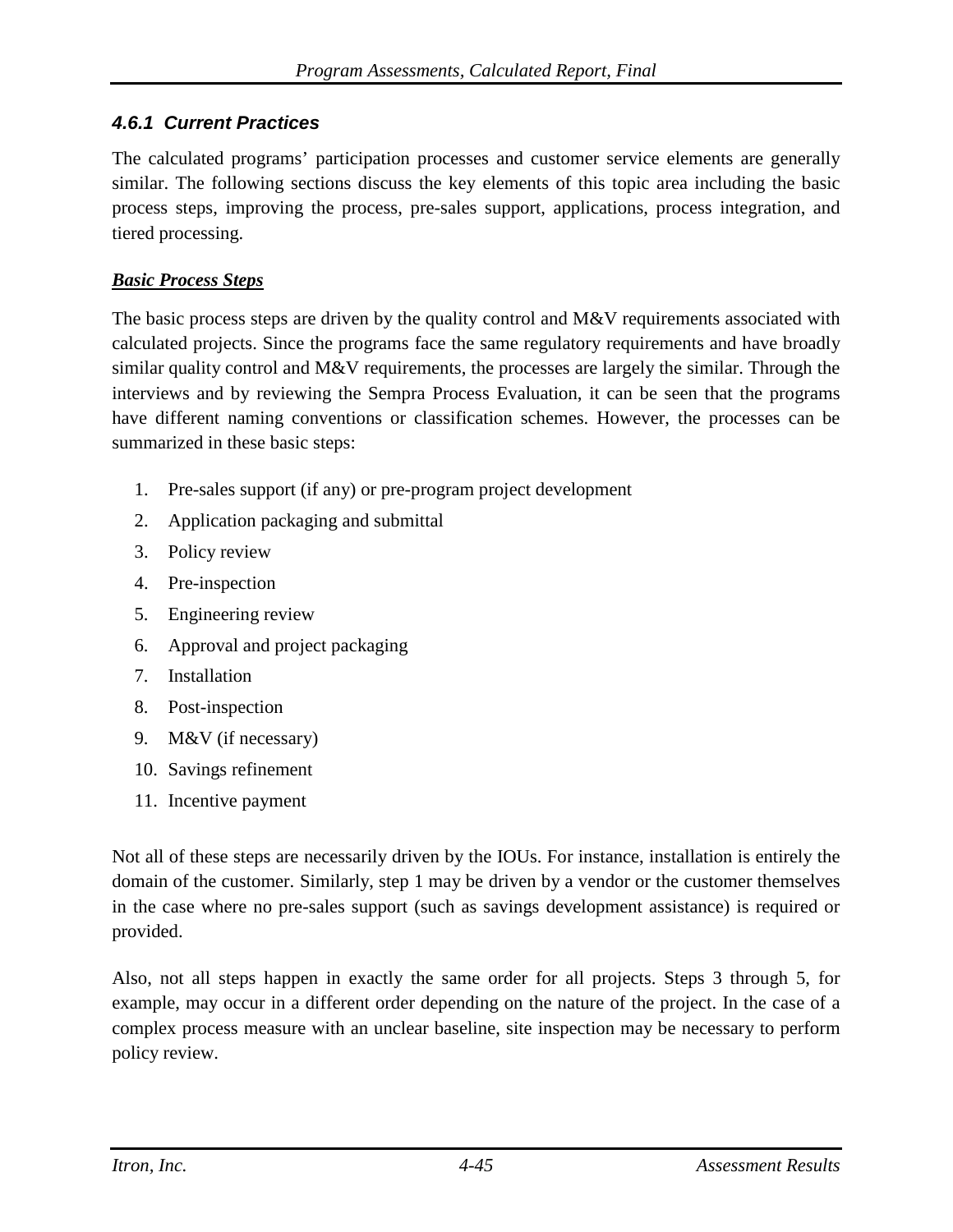### *4.6.1 Current Practices*

The calculated programs' participation processes and customer service elements are generally similar. The following sections discuss the key elements of this topic area including the basic process steps, improving the process, pre-sales support, applications, process integration, and tiered processing.

***Basic Process Steps***

The basic process steps are driven by the quality control and M&V requirements associated with calculated projects. Since the programs face the same regulatory requirements and have broadly similar quality control and M&V requirements, the processes are largely the similar. Through the interviews and by reviewing the Sempra Process Evaluation, it can be seen that the programs have different naming conventions or classification schemes. However, the processes can be summarized in these basic steps:

1. Pre-sales support (if any) or pre-program project development
2. Application packaging and submittal
3. Policy review
4. Pre-inspection
5. Engineering review
6. Approval and project packaging
7. Installation
8. Post-inspection
9. M&V (if necessary)
10. Savings refinement
11. Incentive payment

Not all of these steps are necessarily driven by the IOUs. For instance, installation is entirely the domain of the customer. Similarly, step 1 may be driven by a vendor or the customer themselves in the case where no pre-sales support (such as savings development assistance) is required or provided.

Also, not all steps happen in exactly the same order for all projects. Steps 3 through 5, for example, may occur in a different order depending on the nature of the project. In the case of a complex process measure with an unclear baseline, site inspection may be necessary to perform policy review.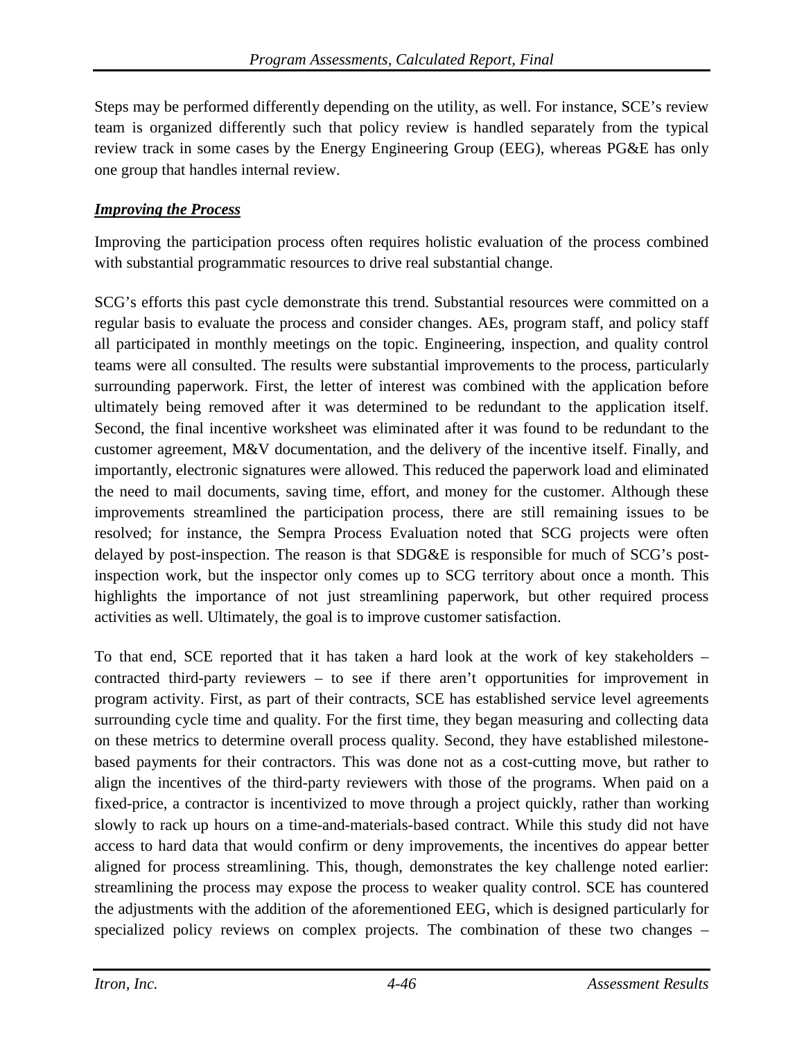Steps may be performed differently depending on the utility, as well. For instance, SCE's review team is organized differently such that policy review is handled separately from the typical review track in some cases by the Energy Engineering Group (EEG), whereas PG&E has only one group that handles internal review.

***Improving the Process***

Improving the participation process often requires holistic evaluation of the process combined with substantial programmatic resources to drive real substantial change.

SCG's efforts this past cycle demonstrate this trend. Substantial resources were committed on a regular basis to evaluate the process and consider changes. AEs, program staff, and policy staff all participated in monthly meetings on the topic. Engineering, inspection, and quality control teams were all consulted. The results were substantial improvements to the process, particularly surrounding paperwork. First, the letter of interest was combined with the application before ultimately being removed after it was determined to be redundant to the application itself. Second, the final incentive worksheet was eliminated after it was found to be redundant to the customer agreement, M&V documentation, and the delivery of the incentive itself. Finally, and importantly, electronic signatures were allowed. This reduced the paperwork load and eliminated the need to mail documents, saving time, effort, and money for the customer. Although these improvements streamlined the participation process, there are still remaining issues to be resolved; for instance, the Sempra Process Evaluation noted that SCG projects were often delayed by post-inspection. The reason is that SDG&E is responsible for much of SCG's post-inspection work, but the inspector only comes up to SCG territory about once a month. This highlights the importance of not just streamlining paperwork, but other required process activities as well. Ultimately, the goal is to improve customer satisfaction.

To that end, SCE reported that it has taken a hard look at the work of key stakeholders – contracted third-party reviewers – to see if there aren't opportunities for improvement in program activity. First, as part of their contracts, SCE has established service level agreements surrounding cycle time and quality. For the first time, they began measuring and collecting data on these metrics to determine overall process quality. Second, they have established milestone-based payments for their contractors. This was done not as a cost-cutting move, but rather to align the incentives of the third-party reviewers with those of the programs. When paid on a fixed-price, a contractor is incentivized to move through a project quickly, rather than working slowly to rack up hours on a time-and-materials-based contract. While this study did not have access to hard data that would confirm or deny improvements, the incentives do appear better aligned for process streamlining. This, though, demonstrates the key challenge noted earlier: streamlining the process may expose the process to weaker quality control. SCE has countered the adjustments with the addition of the aforementioned EEG, which is designed particularly for specialized policy reviews on complex projects. The combination of these two changes –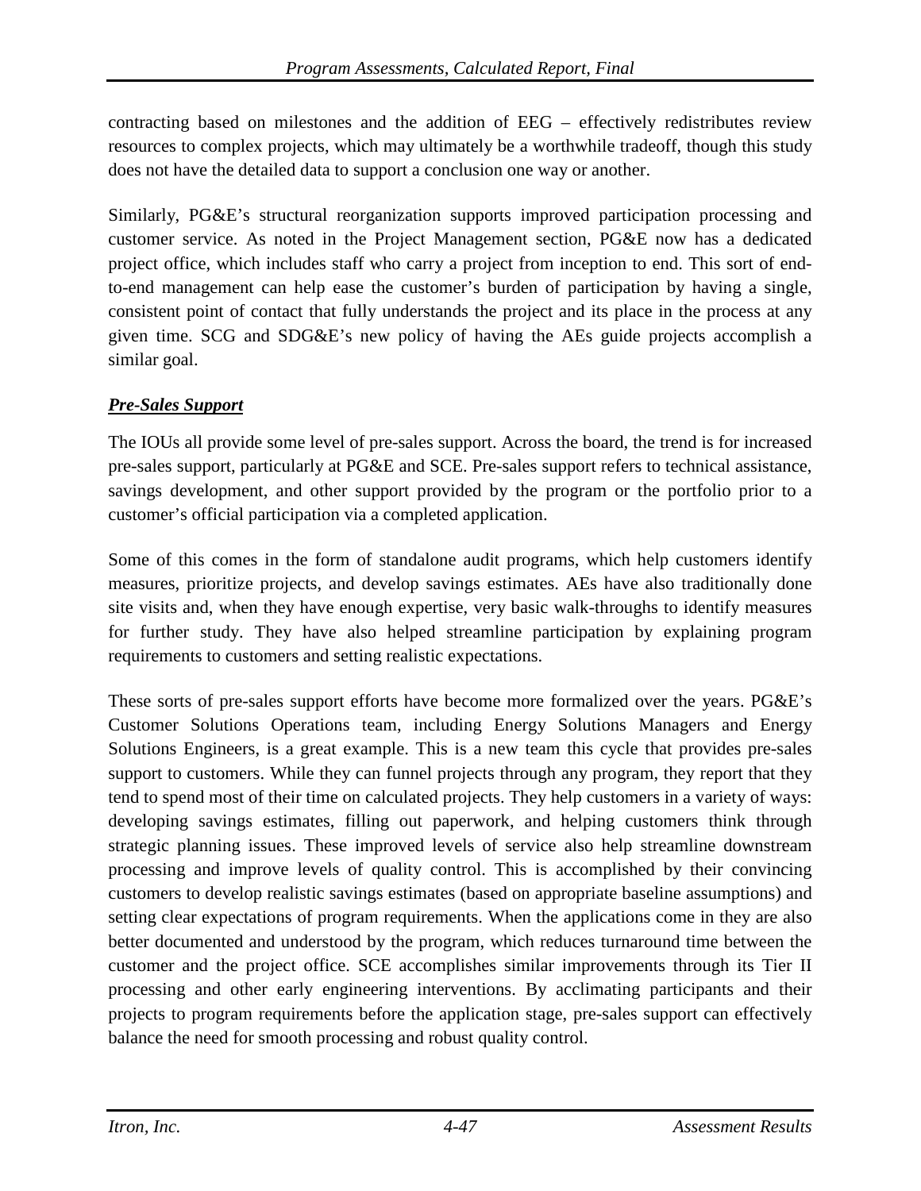contracting based on milestones and the addition of EEG – effectively redistributes review resources to complex projects, which may ultimately be a worthwhile tradeoff, though this study does not have the detailed data to support a conclusion one way or another.

Similarly, PG&E's structural reorganization supports improved participation processing and customer service. As noted in the Project Management section, PG&E now has a dedicated project office, which includes staff who carry a project from inception to end. This sort of end-to-end management can help ease the customer's burden of participation by having a single, consistent point of contact that fully understands the project and its place in the process at any given time. SCG and SDG&E's new policy of having the AEs guide projects accomplish a similar goal.

***Pre-Sales Support***

The IOUs all provide some level of pre-sales support. Across the board, the trend is for increased pre-sales support, particularly at PG&E and SCE. Pre-sales support refers to technical assistance, savings development, and other support provided by the program or the portfolio prior to a customer's official participation via a completed application.

Some of this comes in the form of standalone audit programs, which help customers identify measures, prioritize projects, and develop savings estimates. AEs have also traditionally done site visits and, when they have enough expertise, very basic walk-throughs to identify measures for further study. They have also helped streamline participation by explaining program requirements to customers and setting realistic expectations.

These sorts of pre-sales support efforts have become more formalized over the years. PG&E's Customer Solutions Operations team, including Energy Solutions Managers and Energy Solutions Engineers, is a great example. This is a new team this cycle that provides pre-sales support to customers. While they can funnel projects through any program, they report that they tend to spend most of their time on calculated projects. They help customers in a variety of ways: developing savings estimates, filling out paperwork, and helping customers think through strategic planning issues. These improved levels of service also help streamline downstream processing and improve levels of quality control. This is accomplished by their convincing customers to develop realistic savings estimates (based on appropriate baseline assumptions) and setting clear expectations of program requirements. When the applications come in they are also better documented and understood by the program, which reduces turnaround time between the customer and the project office. SCE accomplishes similar improvements through its Tier II processing and other early engineering interventions. By acclimating participants and their projects to program requirements before the application stage, pre-sales support can effectively balance the need for smooth processing and robust quality control.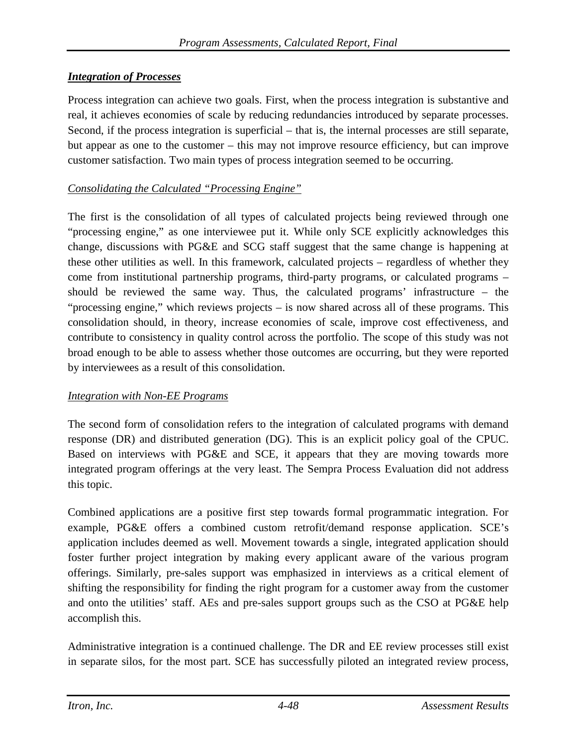***Integration of Processes***

Process integration can achieve two goals. First, when the process integration is substantive and real, it achieves economies of scale by reducing redundancies introduced by separate processes. Second, if the process integration is superficial – that is, the internal processes are still separate, but appear as one to the customer – this may not improve resource efficiency, but can improve customer satisfaction. Two main types of process integration seemed to be occurring.

*Consolidating the Calculated "Processing Engine"*

The first is the consolidation of all types of calculated projects being reviewed through one "processing engine," as one interviewee put it. While only SCE explicitly acknowledges this change, discussions with PG&E and SCG staff suggest that the same change is happening at these other utilities as well. In this framework, calculated projects – regardless of whether they come from institutional partnership programs, third-party programs, or calculated programs – should be reviewed the same way. Thus, the calculated programs' infrastructure – the "processing engine," which reviews projects – is now shared across all of these programs. This consolidation should, in theory, increase economies of scale, improve cost effectiveness, and contribute to consistency in quality control across the portfolio. The scope of this study was not broad enough to be able to assess whether those outcomes are occurring, but they were reported by interviewees as a result of this consolidation.

*Integration with Non-EE Programs*

The second form of consolidation refers to the integration of calculated programs with demand response (DR) and distributed generation (DG). This is an explicit policy goal of the CPUC. Based on interviews with PG&E and SCE, it appears that they are moving towards more integrated program offerings at the very least. The Sempra Process Evaluation did not address this topic.

Combined applications are a positive first step towards formal programmatic integration. For example, PG&E offers a combined custom retrofit/demand response application. SCE's application includes deemed as well. Movement towards a single, integrated application should foster further project integration by making every applicant aware of the various program offerings. Similarly, pre-sales support was emphasized in interviews as a critical element of shifting the responsibility for finding the right program for a customer away from the customer and onto the utilities' staff. AEs and pre-sales support groups such as the CSO at PG&E help accomplish this.

Administrative integration is a continued challenge. The DR and EE review processes still exist in separate silos, for the most part. SCE has successfully piloted an integrated review process,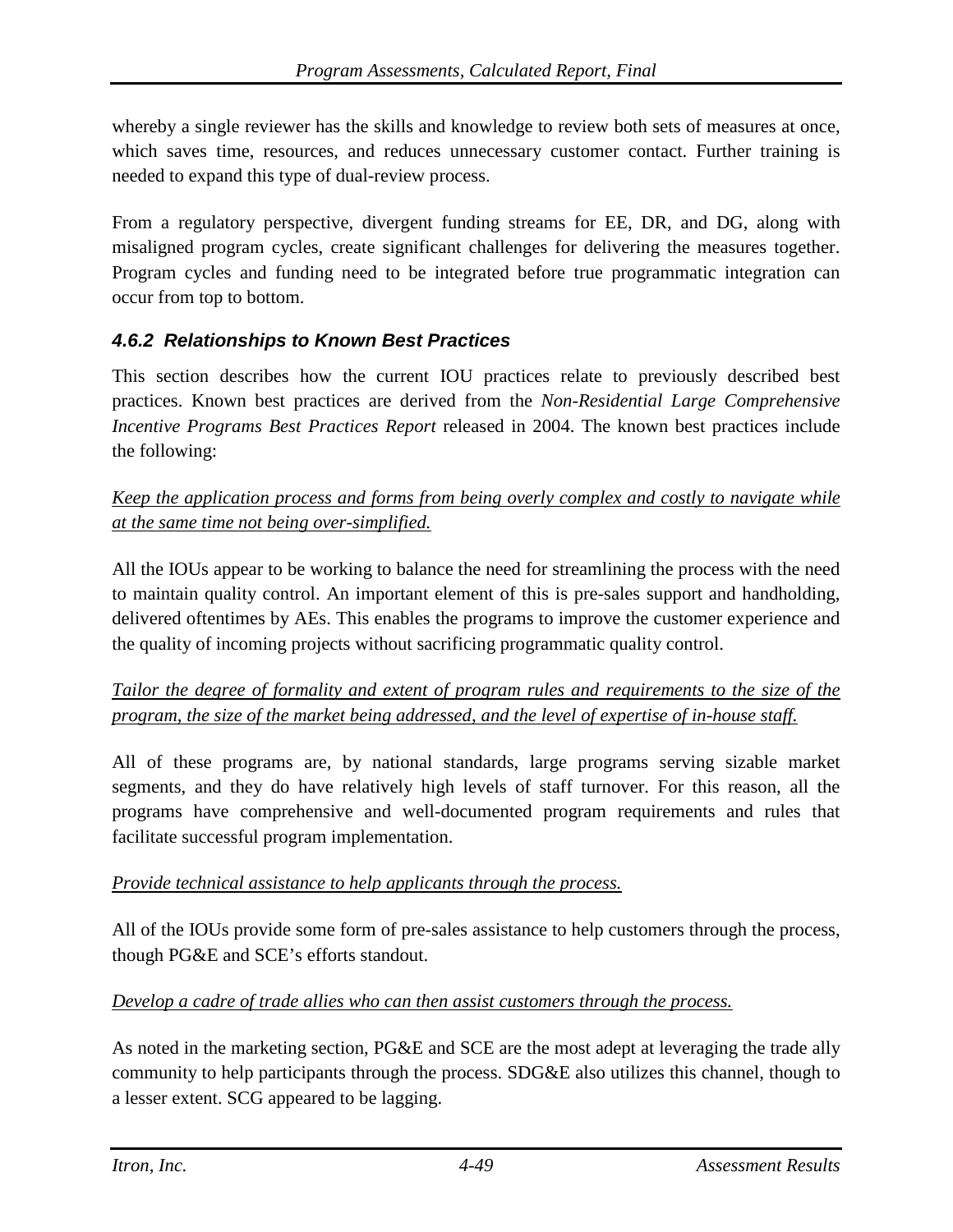whereby a single reviewer has the skills and knowledge to review both sets of measures at once, which saves time, resources, and reduces unnecessary customer contact. Further training is needed to expand this type of dual-review process.

From a regulatory perspective, divergent funding streams for EE, DR, and DG, along with misaligned program cycles, create significant challenges for delivering the measures together. Program cycles and funding need to be integrated before true programmatic integration can occur from top to bottom.

### *4.6.2 Relationships to Known Best Practices*

This section describes how the current IOU practices relate to previously described best practices. Known best practices are derived from the *Non-Residential Large Comprehensive Incentive Programs Best Practices Report* released in 2004. The known best practices include the following:

*Keep the application process and forms from being overly complex and costly to navigate while at the same time not being over-simplified.*

All the IOUs appear to be working to balance the need for streamlining the process with the need to maintain quality control. An important element of this is pre-sales support and handholding, delivered oftentimes by AEs. This enables the programs to improve the customer experience and the quality of incoming projects without sacrificing programmatic quality control.

*Tailor the degree of formality and extent of program rules and requirements to the size of the program, the size of the market being addressed, and the level of expertise of in-house staff.*

All of these programs are, by national standards, large programs serving sizable market segments, and they do have relatively high levels of staff turnover. For this reason, all the programs have comprehensive and well-documented program requirements and rules that facilitate successful program implementation.

*Provide technical assistance to help applicants through the process.*

All of the IOUs provide some form of pre-sales assistance to help customers through the process, though PG&E and SCE's efforts standout.

*Develop a cadre of trade allies who can then assist customers through the process.*

As noted in the marketing section, PG&E and SCE are the most adept at leveraging the trade ally community to help participants through the process. SDG&E also utilizes this channel, though to a lesser extent. SCG appeared to be lagging.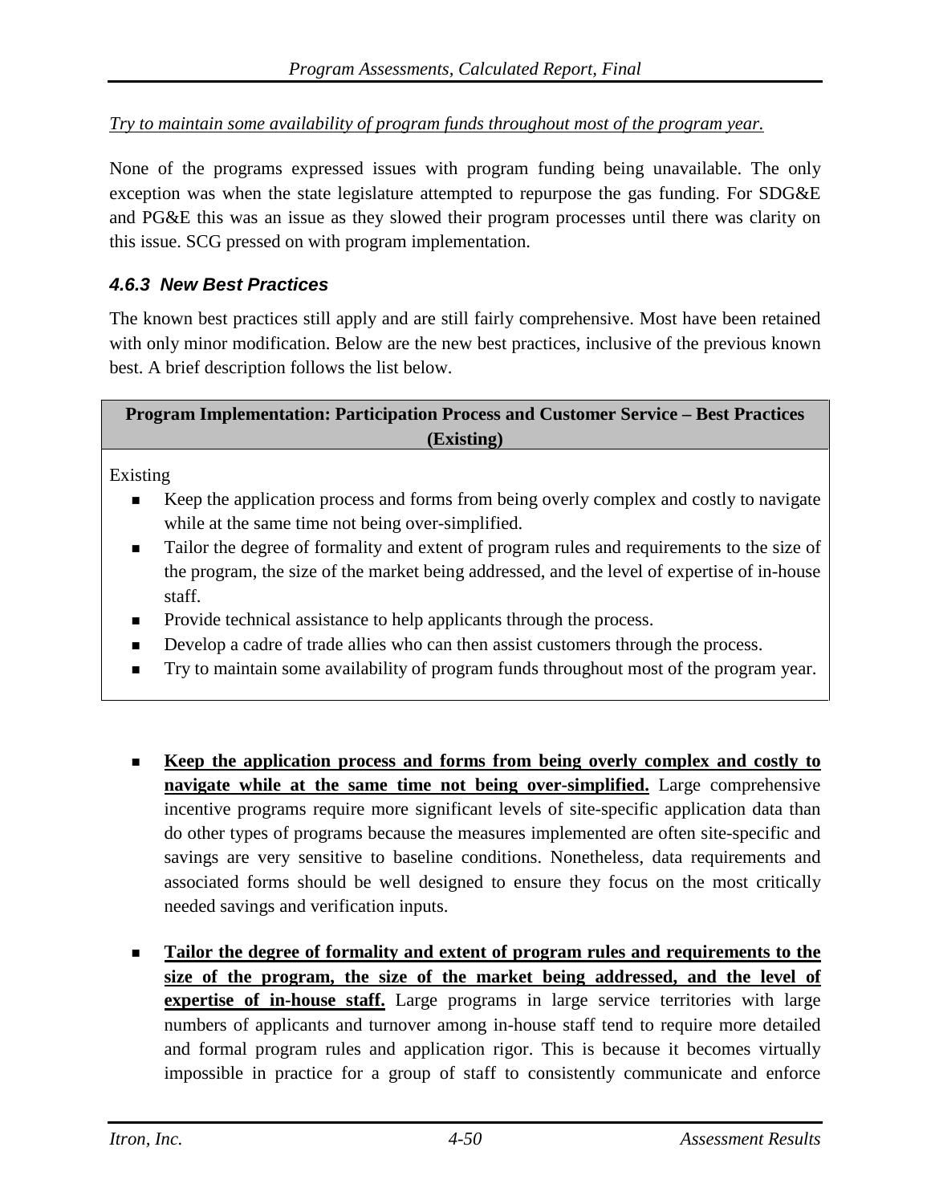*Try to maintain some availability of program funds throughout most of the program year.*

None of the programs expressed issues with program funding being unavailable. The only exception was when the state legislature attempted to repurpose the gas funding. For SDG&E and PG&E this was an issue as they slowed their program processes until there was clarity on this issue. SCG pressed on with program implementation.

### 4.6.3 New Best Practices

The known best practices still apply and are still fairly comprehensive. Most have been retained with only minor modification. Below are the new best practices, inclusive of the previous known best. A brief description follows the list below.

| Program Implementation: Participation Process and Customer Service – Best Practices (Existing) |
|---|
| Existing<br>▪ Keep the application process and forms from being overly complex and costly to navigate while at the same time not being over-simplified.<br>▪ Tailor the degree of formality and extent of program rules and requirements to the size of the program, the size of the market being addressed, and the level of expertise of in-house staff.<br>▪ Provide technical assistance to help applicants through the process.<br>▪ Develop a cadre of trade allies who can then assist customers through the process.<br>▪ Try to maintain some availability of program funds throughout most of the program year. |

- **Keep the application process and forms from being overly complex and costly to navigate while at the same time not being over-simplified.** Large comprehensive incentive programs require more significant levels of site-specific application data than do other types of programs because the measures implemented are often site-specific and savings are very sensitive to baseline conditions. Nonetheless, data requirements and associated forms should be well designed to ensure they focus on the most critically needed savings and verification inputs.

- **Tailor the degree of formality and extent of program rules and requirements to the size of the program, the size of the market being addressed, and the level of expertise of in-house staff.** Large programs in large service territories with large numbers of applicants and turnover among in-house staff tend to require more detailed and formal program rules and application rigor. This is because it becomes virtually impossible in practice for a group of staff to consistently communicate and enforce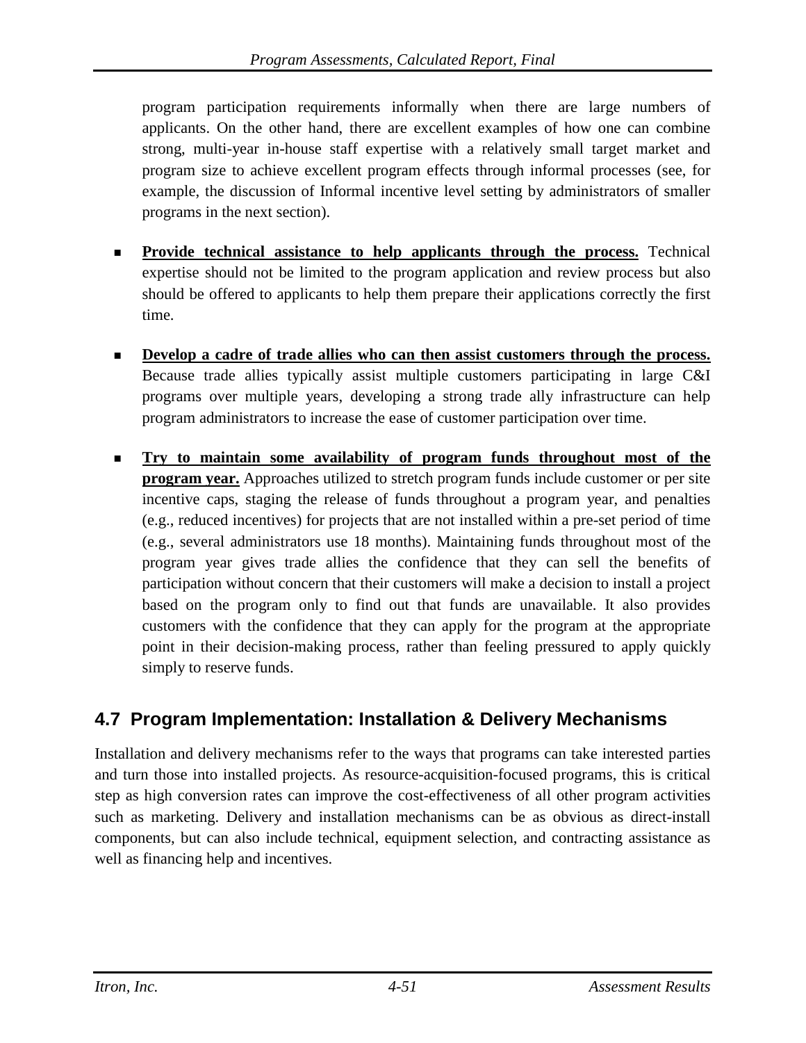program participation requirements informally when there are large numbers of applicants. On the other hand, there are excellent examples of how one can combine strong, multi-year in-house staff expertise with a relatively small target market and program size to achieve excellent program effects through informal processes (see, for example, the discussion of Informal incentive level setting by administrators of smaller programs in the next section).

- **Provide technical assistance to help applicants through the process.** Technical expertise should not be limited to the program application and review process but also should be offered to applicants to help them prepare their applications correctly the first time.

- **Develop a cadre of trade allies who can then assist customers through the process.** Because trade allies typically assist multiple customers participating in large C&I programs over multiple years, developing a strong trade ally infrastructure can help program administrators to increase the ease of customer participation over time.

- **Try to maintain some availability of program funds throughout most of the program year.** Approaches utilized to stretch program funds include customer or per site incentive caps, staging the release of funds throughout a program year, and penalties (e.g., reduced incentives) for projects that are not installed within a pre-set period of time (e.g., several administrators use 18 months). Maintaining funds throughout most of the program year gives trade allies the confidence that they can sell the benefits of participation without concern that their customers will make a decision to install a project based on the program only to find out that funds are unavailable. It also provides customers with the confidence that they can apply for the program at the appropriate point in their decision-making process, rather than feeling pressured to apply quickly simply to reserve funds.

## 4.7 Program Implementation: Installation & Delivery Mechanisms

Installation and delivery mechanisms refer to the ways that programs can take interested parties and turn those into installed projects. As resource-acquisition-focused programs, this is critical step as high conversion rates can improve the cost-effectiveness of all other program activities such as marketing. Delivery and installation mechanisms can be as obvious as direct-install components, but can also include technical, equipment selection, and contracting assistance as well as financing help and incentives.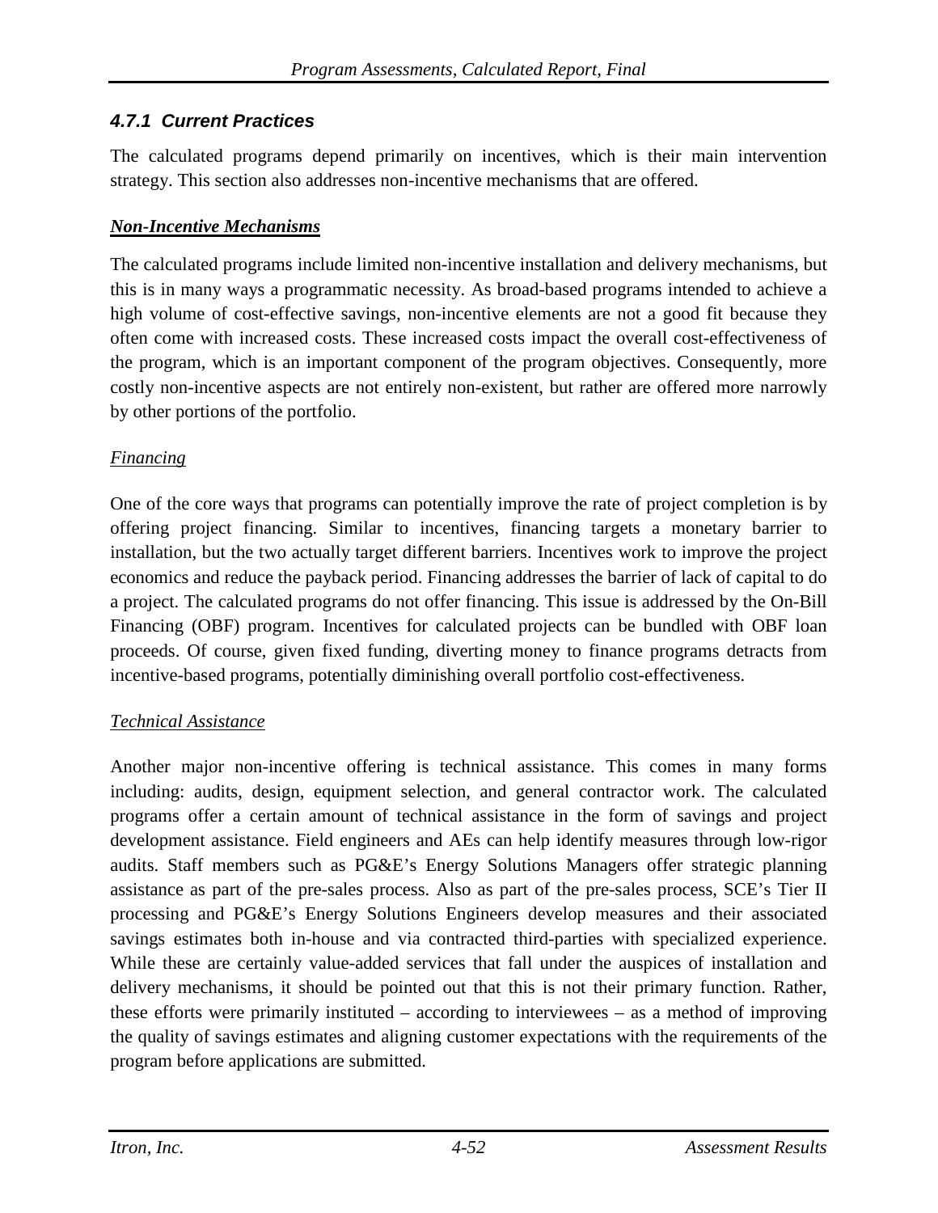### *4.7.1 Current Practices*

The calculated programs depend primarily on incentives, which is their main intervention strategy. This section also addresses non-incentive mechanisms that are offered.

***Non-Incentive Mechanisms***

The calculated programs include limited non-incentive installation and delivery mechanisms, but this is in many ways a programmatic necessity. As broad-based programs intended to achieve a high volume of cost-effective savings, non-incentive elements are not a good fit because they often come with increased costs. These increased costs impact the overall cost-effectiveness of the program, which is an important component of the program objectives. Consequently, more costly non-incentive aspects are not entirely non-existent, but rather are offered more narrowly by other portions of the portfolio.

*Financing*

One of the core ways that programs can potentially improve the rate of project completion is by offering project financing. Similar to incentives, financing targets a monetary barrier to installation, but the two actually target different barriers. Incentives work to improve the project economics and reduce the payback period. Financing addresses the barrier of lack of capital to do a project. The calculated programs do not offer financing. This issue is addressed by the On-Bill Financing (OBF) program. Incentives for calculated projects can be bundled with OBF loan proceeds. Of course, given fixed funding, diverting money to finance programs detracts from incentive-based programs, potentially diminishing overall portfolio cost-effectiveness.

*Technical Assistance*

Another major non-incentive offering is technical assistance. This comes in many forms including: audits, design, equipment selection, and general contractor work. The calculated programs offer a certain amount of technical assistance in the form of savings and project development assistance. Field engineers and AEs can help identify measures through low-rigor audits. Staff members such as PG&E's Energy Solutions Managers offer strategic planning assistance as part of the pre-sales process. Also as part of the pre-sales process, SCE's Tier II processing and PG&E's Energy Solutions Engineers develop measures and their associated savings estimates both in-house and via contracted third-parties with specialized experience. While these are certainly value-added services that fall under the auspices of installation and delivery mechanisms, it should be pointed out that this is not their primary function. Rather, these efforts were primarily instituted – according to interviewees – as a method of improving the quality of savings estimates and aligning customer expectations with the requirements of the program before applications are submitted.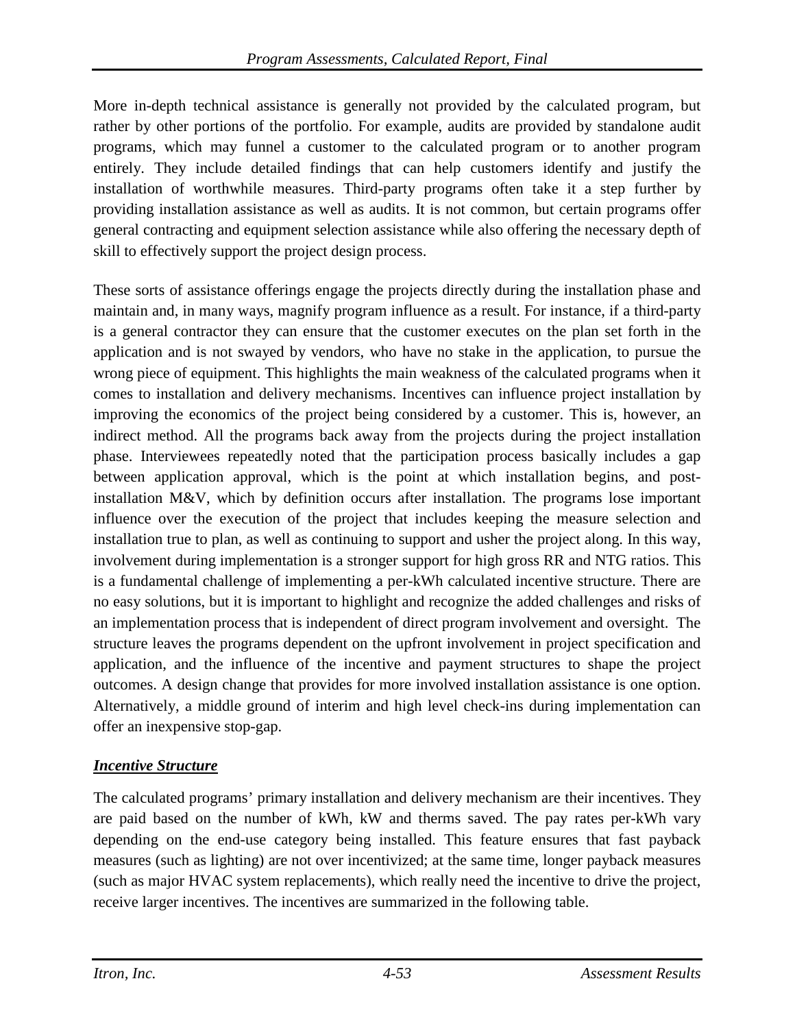More in-depth technical assistance is generally not provided by the calculated program, but rather by other portions of the portfolio. For example, audits are provided by standalone audit programs, which may funnel a customer to the calculated program or to another program entirely. They include detailed findings that can help customers identify and justify the installation of worthwhile measures. Third-party programs often take it a step further by providing installation assistance as well as audits. It is not common, but certain programs offer general contracting and equipment selection assistance while also offering the necessary depth of skill to effectively support the project design process.

These sorts of assistance offerings engage the projects directly during the installation phase and maintain and, in many ways, magnify program influence as a result. For instance, if a third-party is a general contractor they can ensure that the customer executes on the plan set forth in the application and is not swayed by vendors, who have no stake in the application, to pursue the wrong piece of equipment. This highlights the main weakness of the calculated programs when it comes to installation and delivery mechanisms. Incentives can influence project installation by improving the economics of the project being considered by a customer. This is, however, an indirect method. All the programs back away from the projects during the project installation phase. Interviewees repeatedly noted that the participation process basically includes a gap between application approval, which is the point at which installation begins, and post-installation M&V, which by definition occurs after installation. The programs lose important influence over the execution of the project that includes keeping the measure selection and installation true to plan, as well as continuing to support and usher the project along. In this way, involvement during implementation is a stronger support for high gross RR and NTG ratios. This is a fundamental challenge of implementing a per-kWh calculated incentive structure. There are no easy solutions, but it is important to highlight and recognize the added challenges and risks of an implementation process that is independent of direct program involvement and oversight. The structure leaves the programs dependent on the upfront involvement in project specification and application, and the influence of the incentive and payment structures to shape the project outcomes. A design change that provides for more involved installation assistance is one option. Alternatively, a middle ground of interim and high level check-ins during implementation can offer an inexpensive stop-gap.

***Incentive Structure***

The calculated programs' primary installation and delivery mechanism are their incentives. They are paid based on the number of kWh, kW and therms saved. The pay rates per-kWh vary depending on the end-use category being installed. This feature ensures that fast payback measures (such as lighting) are not over incentivized; at the same time, longer payback measures (such as major HVAC system replacements), which really need the incentive to drive the project, receive larger incentives. The incentives are summarized in the following table.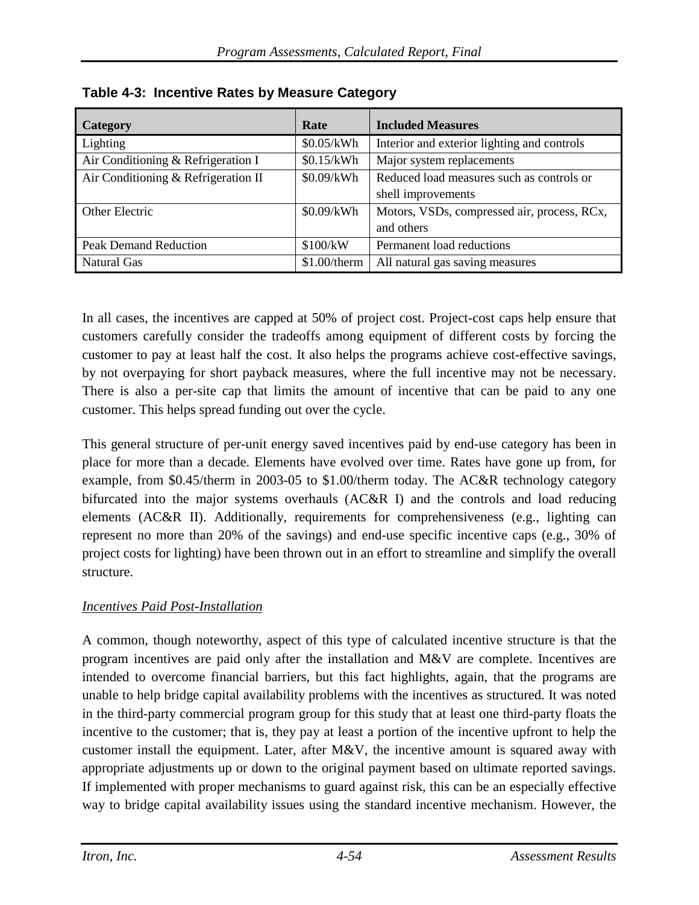**Table 4-3: Incentive Rates by Measure Category**

| Category | Rate | Included Measures |
|---|---|---|
| Lighting | $0.05/kWh | Interior and exterior lighting and controls |
| Air Conditioning & Refrigeration I | $0.15/kWh | Major system replacements |
| Air Conditioning & Refrigeration II | $0.09/kWh | Reduced load measures such as controls or shell improvements |
| Other Electric | $0.09/kWh | Motors, VSDs, compressed air, process, RCx, and others |
| Peak Demand Reduction | $100/kW | Permanent load reductions |
| Natural Gas | $1.00/therm | All natural gas saving measures |

In all cases, the incentives are capped at 50% of project cost. Project-cost caps help ensure that customers carefully consider the tradeoffs among equipment of different costs by forcing the customer to pay at least half the cost. It also helps the programs achieve cost-effective savings, by not overpaying for short payback measures, where the full incentive may not be necessary. There is also a per-site cap that limits the amount of incentive that can be paid to any one customer. This helps spread funding out over the cycle.

This general structure of per-unit energy saved incentives paid by end-use category has been in place for more than a decade. Elements have evolved over time. Rates have gone up from, for example, from $0.45/therm in 2003-05 to $1.00/therm today. The AC&R technology category bifurcated into the major systems overhauls (AC&R I) and the controls and load reducing elements (AC&R II). Additionally, requirements for comprehensiveness (e.g., lighting can represent no more than 20% of the savings) and end-use specific incentive caps (e.g., 30% of project costs for lighting) have been thrown out in an effort to streamline and simplify the overall structure.

*Incentives Paid Post-Installation*

A common, though noteworthy, aspect of this type of calculated incentive structure is that the program incentives are paid only after the installation and M&V are complete. Incentives are intended to overcome financial barriers, but this fact highlights, again, that the programs are unable to help bridge capital availability problems with the incentives as structured. It was noted in the third-party commercial program group for this study that at least one third-party floats the incentive to the customer; that is, they pay at least a portion of the incentive upfront to help the customer install the equipment. Later, after M&V, the incentive amount is squared away with appropriate adjustments up or down to the original payment based on ultimate reported savings. If implemented with proper mechanisms to guard against risk, this can be an especially effective way to bridge capital availability issues using the standard incentive mechanism. However, the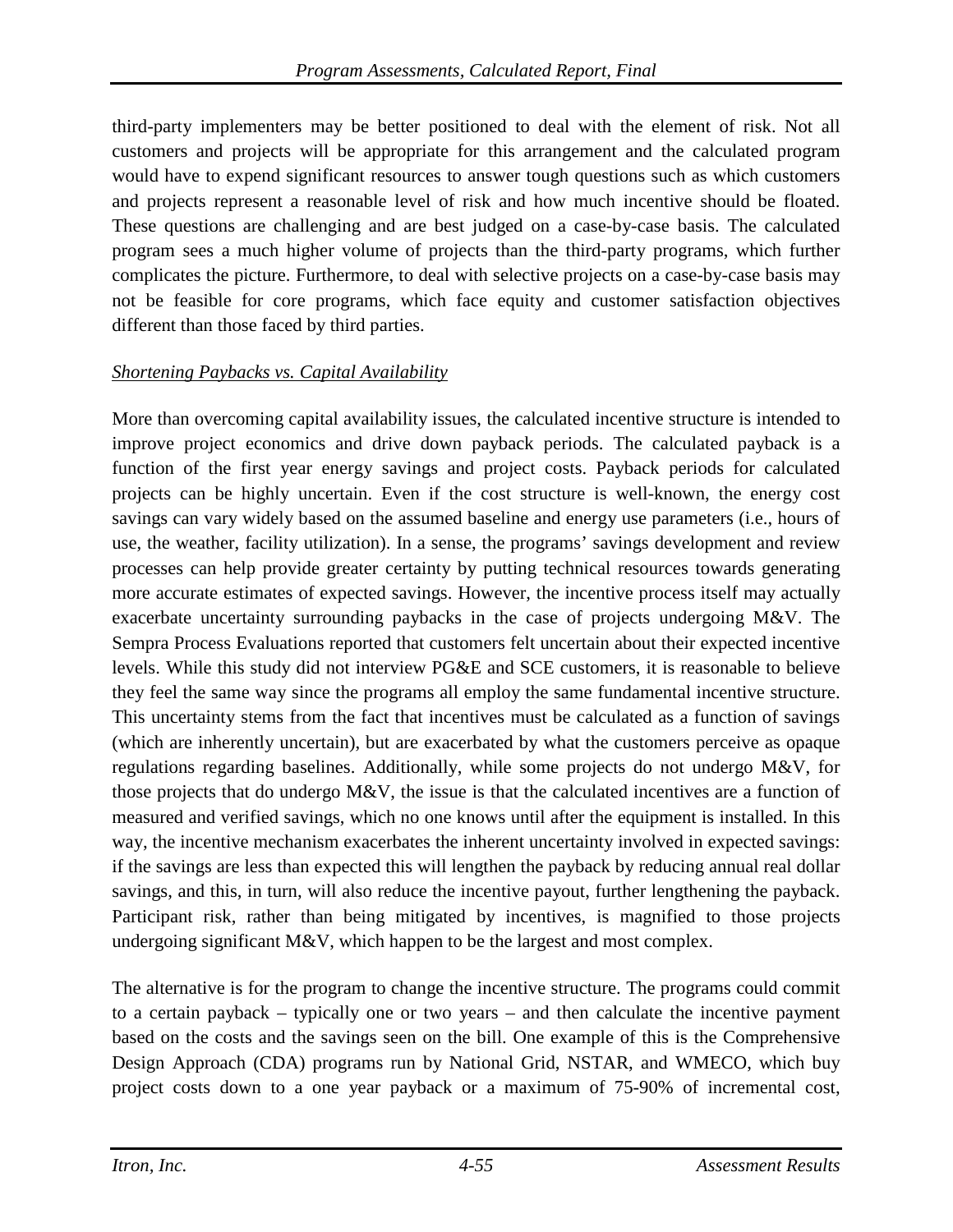third-party implementers may be better positioned to deal with the element of risk. Not all customers and projects will be appropriate for this arrangement and the calculated program would have to expend significant resources to answer tough questions such as which customers and projects represent a reasonable level of risk and how much incentive should be floated. These questions are challenging and are best judged on a case-by-case basis. The calculated program sees a much higher volume of projects than the third-party programs, which further complicates the picture. Furthermore, to deal with selective projects on a case-by-case basis may not be feasible for core programs, which face equity and customer satisfaction objectives different than those faced by third parties.

*Shortening Paybacks vs. Capital Availability*

More than overcoming capital availability issues, the calculated incentive structure is intended to improve project economics and drive down payback periods. The calculated payback is a function of the first year energy savings and project costs. Payback periods for calculated projects can be highly uncertain. Even if the cost structure is well-known, the energy cost savings can vary widely based on the assumed baseline and energy use parameters (i.e., hours of use, the weather, facility utilization). In a sense, the programs' savings development and review processes can help provide greater certainty by putting technical resources towards generating more accurate estimates of expected savings. However, the incentive process itself may actually exacerbate uncertainty surrounding paybacks in the case of projects undergoing M&V. The Sempra Process Evaluations reported that customers felt uncertain about their expected incentive levels. While this study did not interview PG&E and SCE customers, it is reasonable to believe they feel the same way since the programs all employ the same fundamental incentive structure. This uncertainty stems from the fact that incentives must be calculated as a function of savings (which are inherently uncertain), but are exacerbated by what the customers perceive as opaque regulations regarding baselines. Additionally, while some projects do not undergo M&V, for those projects that do undergo M&V, the issue is that the calculated incentives are a function of measured and verified savings, which no one knows until after the equipment is installed. In this way, the incentive mechanism exacerbates the inherent uncertainty involved in expected savings: if the savings are less than expected this will lengthen the payback by reducing annual real dollar savings, and this, in turn, will also reduce the incentive payout, further lengthening the payback. Participant risk, rather than being mitigated by incentives, is magnified to those projects undergoing significant M&V, which happen to be the largest and most complex.

The alternative is for the program to change the incentive structure. The programs could commit to a certain payback – typically one or two years – and then calculate the incentive payment based on the costs and the savings seen on the bill. One example of this is the Comprehensive Design Approach (CDA) programs run by National Grid, NSTAR, and WMECO, which buy project costs down to a one year payback or a maximum of 75-90% of incremental cost,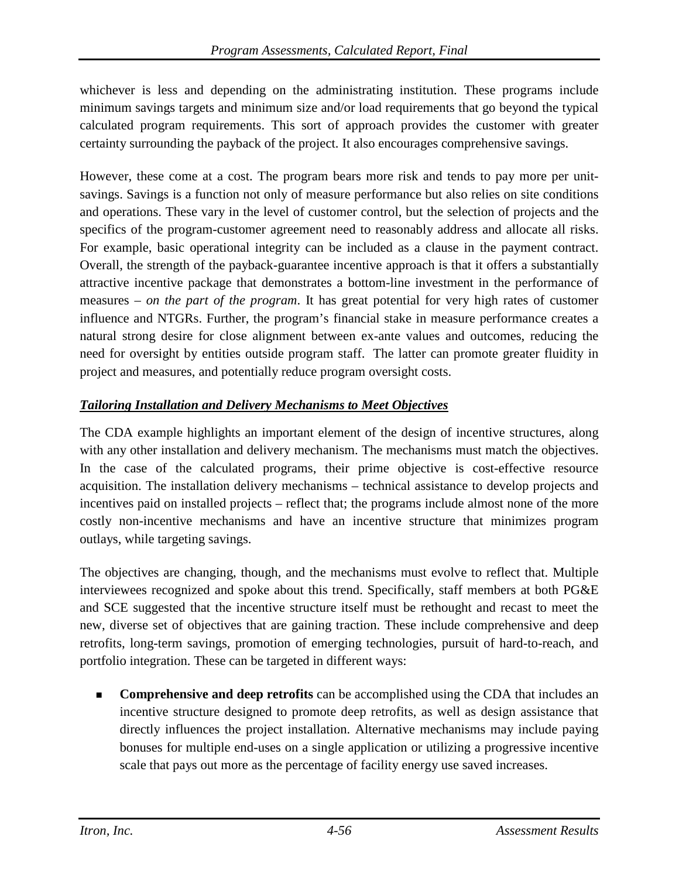whichever is less and depending on the administrating institution. These programs include minimum savings targets and minimum size and/or load requirements that go beyond the typical calculated program requirements. This sort of approach provides the customer with greater certainty surrounding the payback of the project. It also encourages comprehensive savings.

However, these come at a cost. The program bears more risk and tends to pay more per unit-savings. Savings is a function not only of measure performance but also relies on site conditions and operations. These vary in the level of customer control, but the selection of projects and the specifics of the program-customer agreement need to reasonably address and allocate all risks. For example, basic operational integrity can be included as a clause in the payment contract. Overall, the strength of the payback-guarantee incentive approach is that it offers a substantially attractive incentive package that demonstrates a bottom-line investment in the performance of measures – *on the part of the program*. It has great potential for very high rates of customer influence and NTGRs. Further, the program's financial stake in measure performance creates a natural strong desire for close alignment between ex-ante values and outcomes, reducing the need for oversight by entities outside program staff. The latter can promote greater fluidity in project and measures, and potentially reduce program oversight costs.

***Tailoring Installation and Delivery Mechanisms to Meet Objectives***

The CDA example highlights an important element of the design of incentive structures, along with any other installation and delivery mechanism. The mechanisms must match the objectives. In the case of the calculated programs, their prime objective is cost-effective resource acquisition. The installation delivery mechanisms – technical assistance to develop projects and incentives paid on installed projects – reflect that; the programs include almost none of the more costly non-incentive mechanisms and have an incentive structure that minimizes program outlays, while targeting savings.

The objectives are changing, though, and the mechanisms must evolve to reflect that. Multiple interviewees recognized and spoke about this trend. Specifically, staff members at both PG&E and SCE suggested that the incentive structure itself must be rethought and recast to meet the new, diverse set of objectives that are gaining traction. These include comprehensive and deep retrofits, long-term savings, promotion of emerging technologies, pursuit of hard-to-reach, and portfolio integration. These can be targeted in different ways:

- **Comprehensive and deep retrofits** can be accomplished using the CDA that includes an incentive structure designed to promote deep retrofits, as well as design assistance that directly influences the project installation. Alternative mechanisms may include paying bonuses for multiple end-uses on a single application or utilizing a progressive incentive scale that pays out more as the percentage of facility energy use saved increases.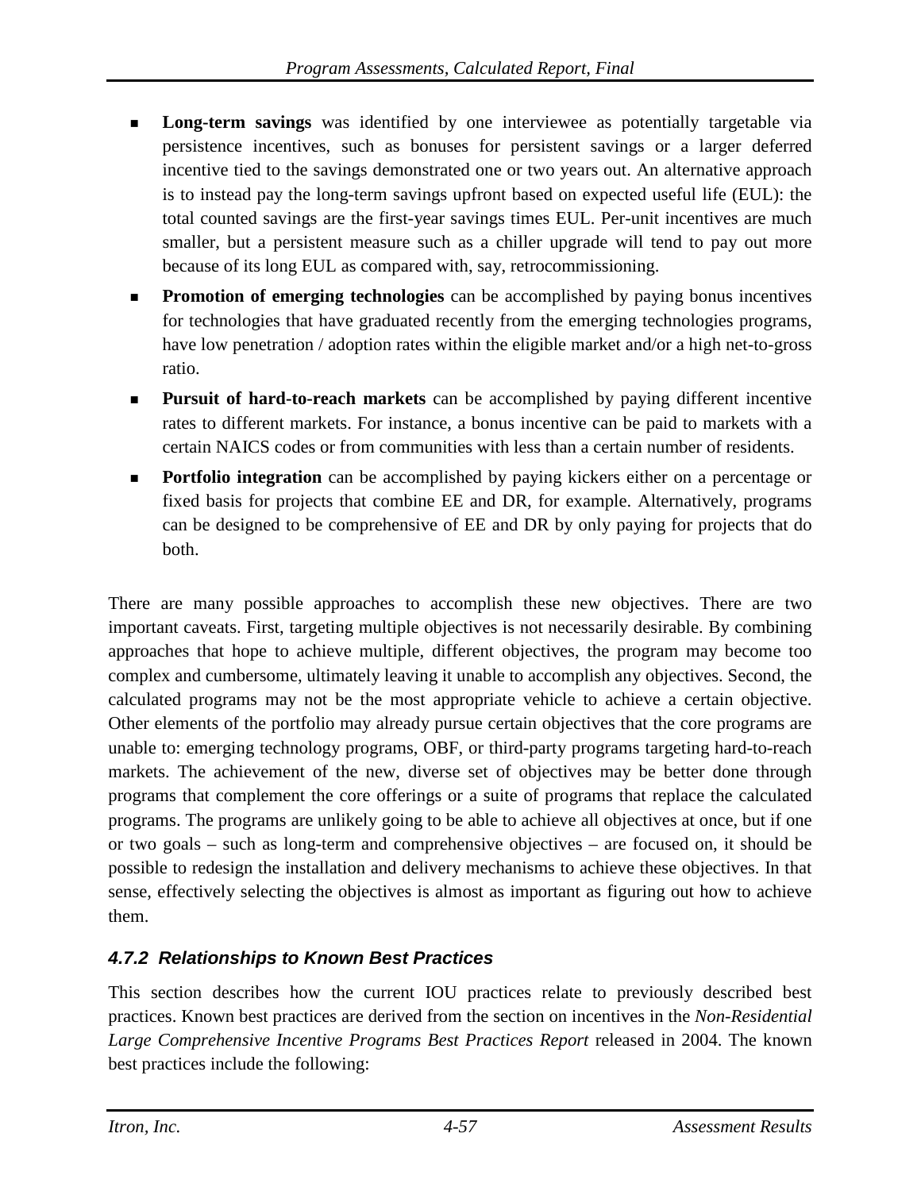- **Long-term savings** was identified by one interviewee as potentially targetable via persistence incentives, such as bonuses for persistent savings or a larger deferred incentive tied to the savings demonstrated one or two years out. An alternative approach is to instead pay the long-term savings upfront based on expected useful life (EUL): the total counted savings are the first-year savings times EUL. Per-unit incentives are much smaller, but a persistent measure such as a chiller upgrade will tend to pay out more because of its long EUL as compared with, say, retrocommissioning.
- **Promotion of emerging technologies** can be accomplished by paying bonus incentives for technologies that have graduated recently from the emerging technologies programs, have low penetration / adoption rates within the eligible market and/or a high net-to-gross ratio.
- **Pursuit of hard-to-reach markets** can be accomplished by paying different incentive rates to different markets. For instance, a bonus incentive can be paid to markets with a certain NAICS codes or from communities with less than a certain number of residents.
- **Portfolio integration** can be accomplished by paying kickers either on a percentage or fixed basis for projects that combine EE and DR, for example. Alternatively, programs can be designed to be comprehensive of EE and DR by only paying for projects that do both.

There are many possible approaches to accomplish these new objectives. There are two important caveats. First, targeting multiple objectives is not necessarily desirable. By combining approaches that hope to achieve multiple, different objectives, the program may become too complex and cumbersome, ultimately leaving it unable to accomplish any objectives. Second, the calculated programs may not be the most appropriate vehicle to achieve a certain objective. Other elements of the portfolio may already pursue certain objectives that the core programs are unable to: emerging technology programs, OBF, or third-party programs targeting hard-to-reach markets. The achievement of the new, diverse set of objectives may be better done through programs that complement the core offerings or a suite of programs that replace the calculated programs. The programs are unlikely going to be able to achieve all objectives at once, but if one or two goals – such as long-term and comprehensive objectives – are focused on, it should be possible to redesign the installation and delivery mechanisms to achieve these objectives. In that sense, effectively selecting the objectives is almost as important as figuring out how to achieve them.

### 4.7.2 Relationships to Known Best Practices

This section describes how the current IOU practices relate to previously described best practices. Known best practices are derived from the section on incentives in the *Non-Residential Large Comprehensive Incentive Programs Best Practices Report* released in 2004. The known best practices include the following: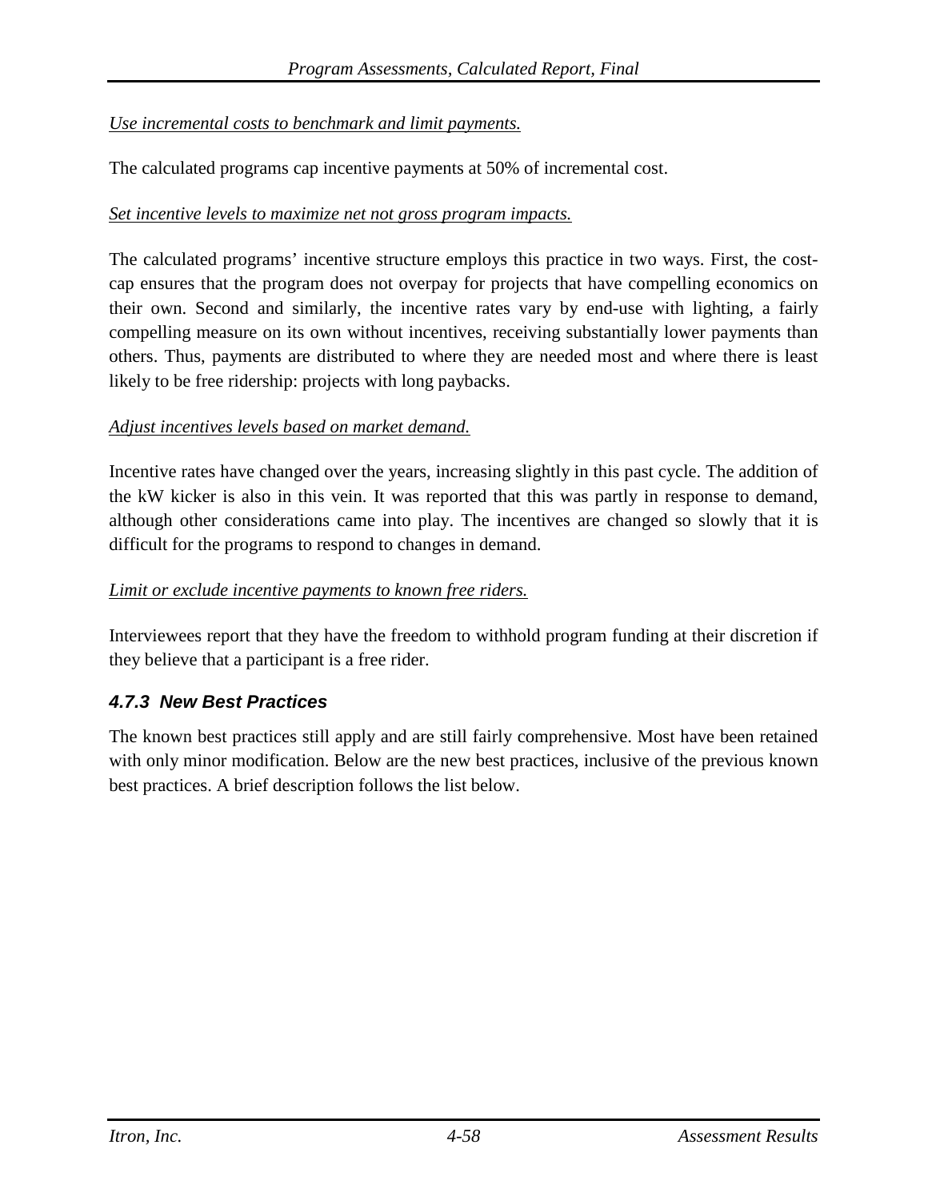*Use incremental costs to benchmark and limit payments.*

The calculated programs cap incentive payments at 50% of incremental cost.

*Set incentive levels to maximize net not gross program impacts.*

The calculated programs' incentive structure employs this practice in two ways. First, the cost-cap ensures that the program does not overpay for projects that have compelling economics on their own. Second and similarly, the incentive rates vary by end-use with lighting, a fairly compelling measure on its own without incentives, receiving substantially lower payments than others. Thus, payments are distributed to where they are needed most and where there is least likely to be free ridership: projects with long paybacks.

*Adjust incentives levels based on market demand.*

Incentive rates have changed over the years, increasing slightly in this past cycle. The addition of the kW kicker is also in this vein. It was reported that this was partly in response to demand, although other considerations came into play. The incentives are changed so slowly that it is difficult for the programs to respond to changes in demand.

*Limit or exclude incentive payments to known free riders.*

Interviewees report that they have the freedom to withhold program funding at their discretion if they believe that a participant is a free rider.

### *4.7.3 New Best Practices*

The known best practices still apply and are still fairly comprehensive. Most have been retained with only minor modification. Below are the new best practices, inclusive of the previous known best practices. A brief description follows the list below.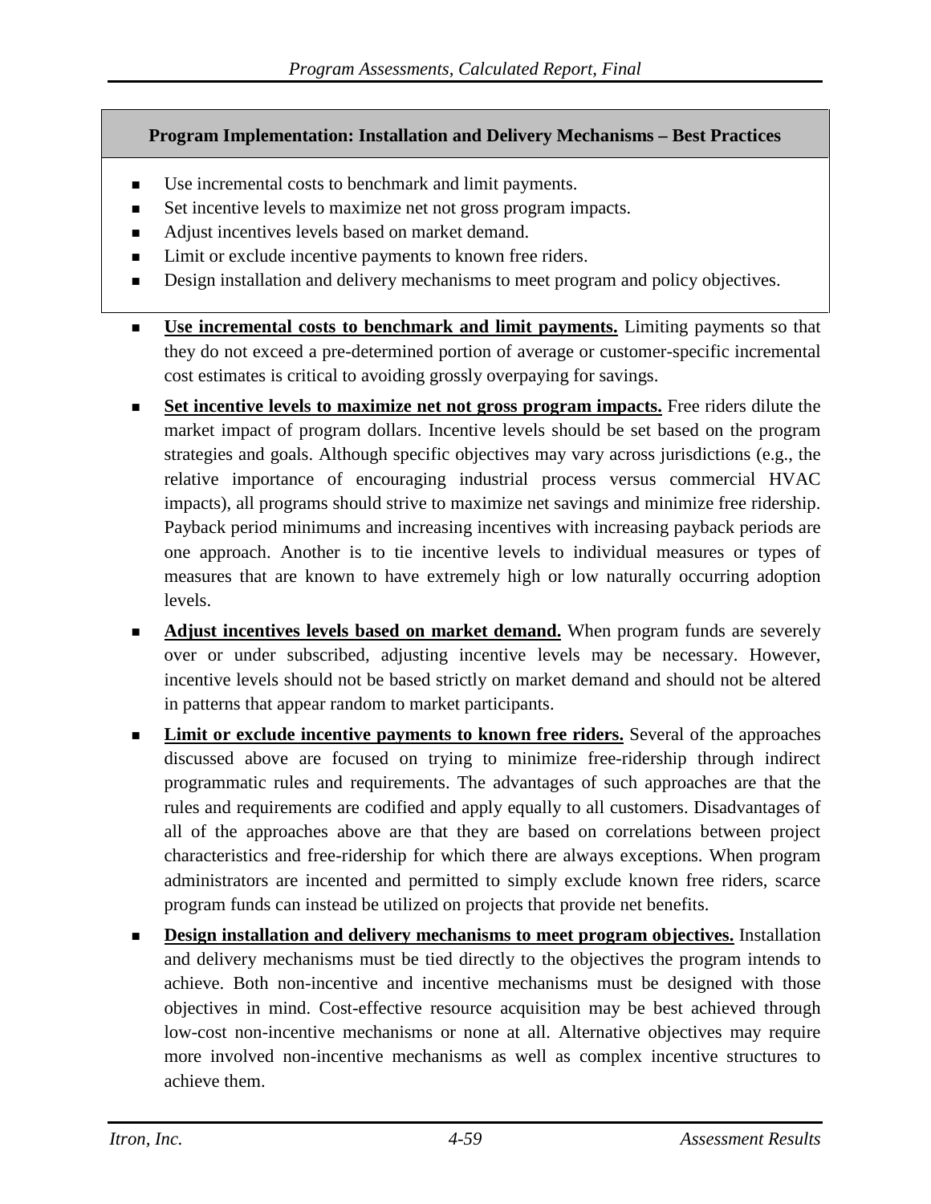**Program Implementation: Installation and Delivery Mechanisms – Best Practices**

- Use incremental costs to benchmark and limit payments.
- Set incentive levels to maximize net not gross program impacts.
- Adjust incentives levels based on market demand.
- Limit or exclude incentive payments to known free riders.
- Design installation and delivery mechanisms to meet program and policy objectives.

- **Use incremental costs to benchmark and limit payments.** Limiting payments so that they do not exceed a pre-determined portion of average or customer-specific incremental cost estimates is critical to avoiding grossly overpaying for savings.
- **Set incentive levels to maximize net not gross program impacts.** Free riders dilute the market impact of program dollars. Incentive levels should be set based on the program strategies and goals. Although specific objectives may vary across jurisdictions (e.g., the relative importance of encouraging industrial process versus commercial HVAC impacts), all programs should strive to maximize net savings and minimize free ridership. Payback period minimums and increasing incentives with increasing payback periods are one approach. Another is to tie incentive levels to individual measures or types of measures that are known to have extremely high or low naturally occurring adoption levels.
- **Adjust incentives levels based on market demand.** When program funds are severely over or under subscribed, adjusting incentive levels may be necessary. However, incentive levels should not be based strictly on market demand and should not be altered in patterns that appear random to market participants.
- **Limit or exclude incentive payments to known free riders.** Several of the approaches discussed above are focused on trying to minimize free-ridership through indirect programmatic rules and requirements. The advantages of such approaches are that the rules and requirements are codified and apply equally to all customers. Disadvantages of all of the approaches above are that they are based on correlations between project characteristics and free-ridership for which there are always exceptions. When program administrators are incented and permitted to simply exclude known free riders, scarce program funds can instead be utilized on projects that provide net benefits.
- **Design installation and delivery mechanisms to meet program objectives.** Installation and delivery mechanisms must be tied directly to the objectives the program intends to achieve. Both non-incentive and incentive mechanisms must be designed with those objectives in mind. Cost-effective resource acquisition may be best achieved through low-cost non-incentive mechanisms or none at all. Alternative objectives may require more involved non-incentive mechanisms as well as complex incentive structures to achieve them.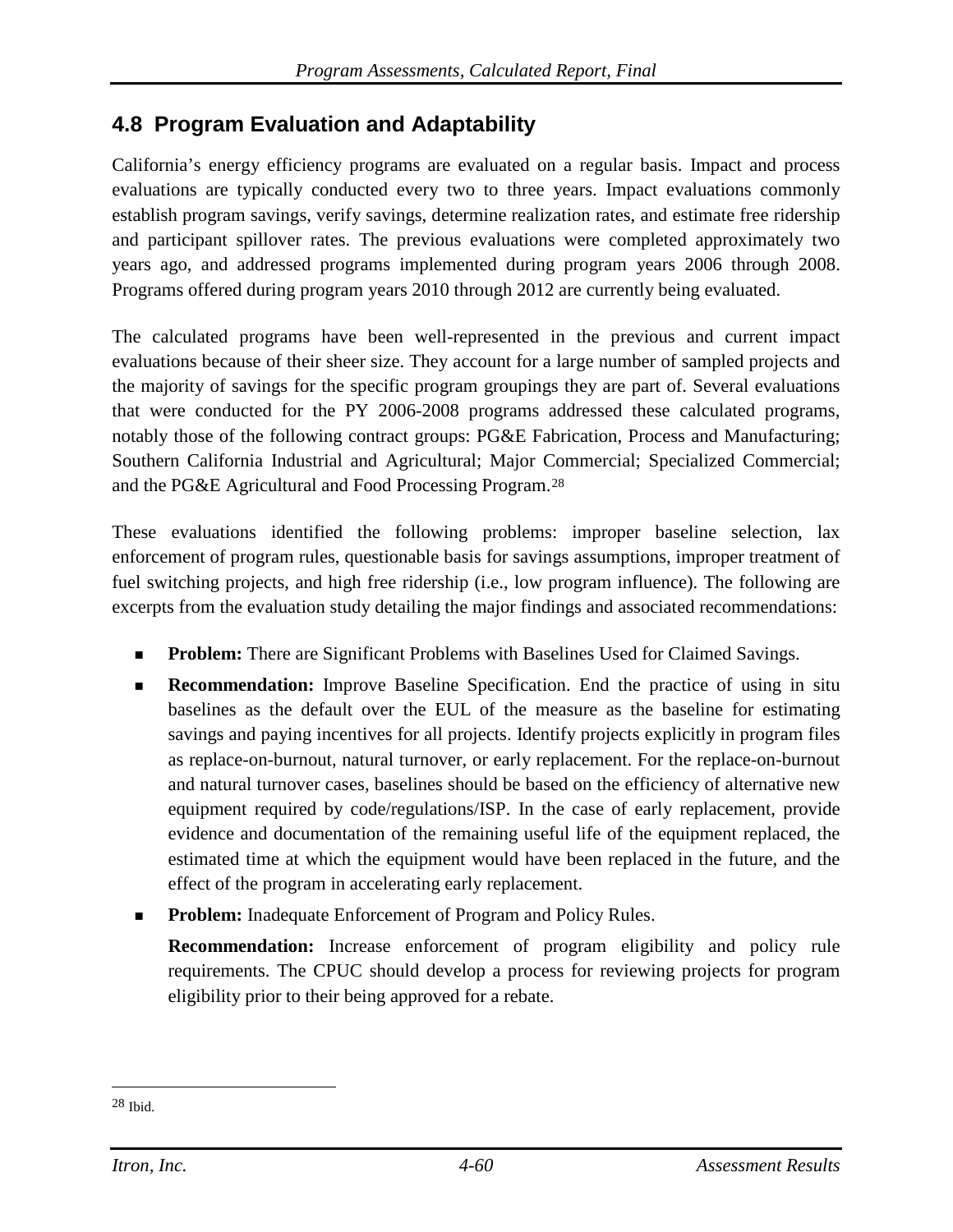## 4.8 Program Evaluation and Adaptability

California's energy efficiency programs are evaluated on a regular basis. Impact and process evaluations are typically conducted every two to three years. Impact evaluations commonly establish program savings, verify savings, determine realization rates, and estimate free ridership and participant spillover rates. The previous evaluations were completed approximately two years ago, and addressed programs implemented during program years 2006 through 2008. Programs offered during program years 2010 through 2012 are currently being evaluated.

The calculated programs have been well-represented in the previous and current impact evaluations because of their sheer size. They account for a large number of sampled projects and the majority of savings for the specific program groupings they are part of. Several evaluations that were conducted for the PY 2006-2008 programs addressed these calculated programs, notably those of the following contract groups: PG&E Fabrication, Process and Manufacturing; Southern California Industrial and Agricultural; Major Commercial; Specialized Commercial; and the PG&E Agricultural and Food Processing Program.[28]

These evaluations identified the following problems: improper baseline selection, lax enforcement of program rules, questionable basis for savings assumptions, improper treatment of fuel switching projects, and high free ridership (i.e., low program influence). The following are excerpts from the evaluation study detailing the major findings and associated recommendations:

- **Problem:** There are Significant Problems with Baselines Used for Claimed Savings.
- **Recommendation:** Improve Baseline Specification. End the practice of using in situ baselines as the default over the EUL of the measure as the baseline for estimating savings and paying incentives for all projects. Identify projects explicitly in program files as replace-on-burnout, natural turnover, or early replacement. For the replace-on-burnout and natural turnover cases, baselines should be based on the efficiency of alternative new equipment required by code/regulations/ISP. In the case of early replacement, provide evidence and documentation of the remaining useful life of the equipment replaced, the estimated time at which the equipment would have been replaced in the future, and the effect of the program in accelerating early replacement.
- **Problem:** Inadequate Enforcement of Program and Policy Rules.

  **Recommendation:** Increase enforcement of program eligibility and policy rule requirements. The CPUC should develop a process for reviewing projects for program eligibility prior to their being approved for a rebate.

---

[28] Ibid.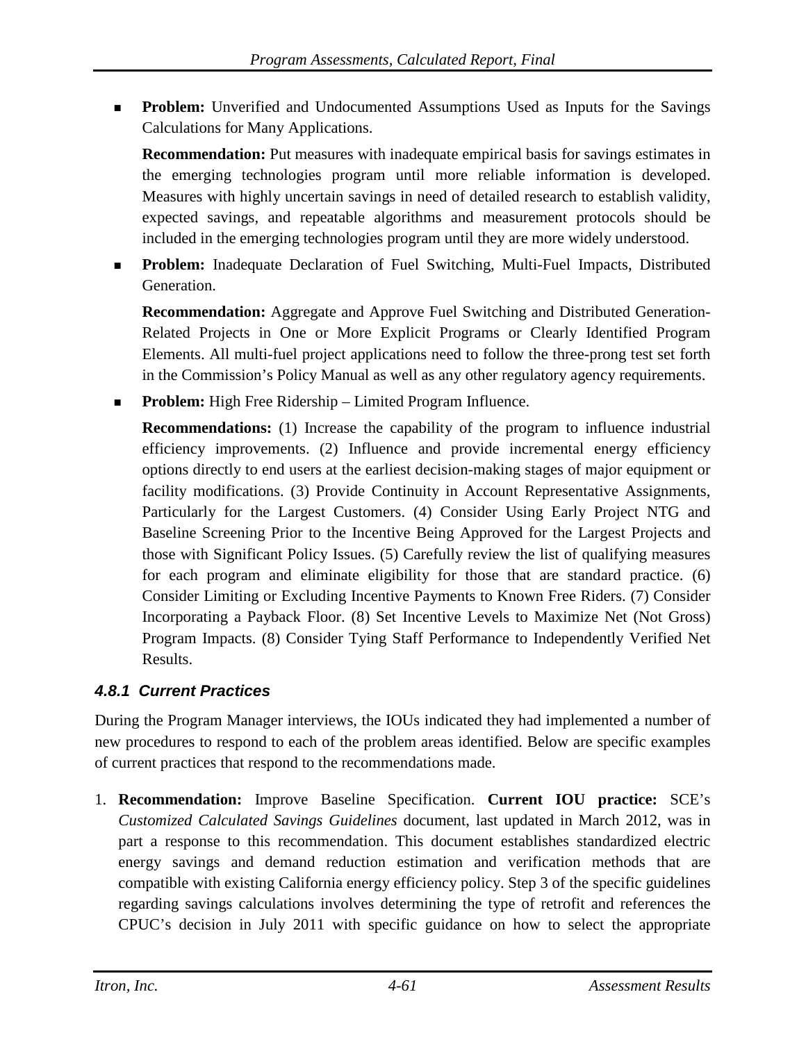- **Problem:** Unverified and Undocumented Assumptions Used as Inputs for the Savings Calculations for Many Applications.

  **Recommendation:** Put measures with inadequate empirical basis for savings estimates in the emerging technologies program until more reliable information is developed. Measures with highly uncertain savings in need of detailed research to establish validity, expected savings, and repeatable algorithms and measurement protocols should be included in the emerging technologies program until they are more widely understood.

- **Problem:** Inadequate Declaration of Fuel Switching, Multi-Fuel Impacts, Distributed Generation.

  **Recommendation:** Aggregate and Approve Fuel Switching and Distributed Generation-Related Projects in One or More Explicit Programs or Clearly Identified Program Elements. All multi-fuel project applications need to follow the three-prong test set forth in the Commission's Policy Manual as well as any other regulatory agency requirements.

- **Problem:** High Free Ridership – Limited Program Influence.

  **Recommendations:** (1) Increase the capability of the program to influence industrial efficiency improvements. (2) Influence and provide incremental energy efficiency options directly to end users at the earliest decision-making stages of major equipment or facility modifications. (3) Provide Continuity in Account Representative Assignments, Particularly for the Largest Customers. (4) Consider Using Early Project NTG and Baseline Screening Prior to the Incentive Being Approved for the Largest Projects and those with Significant Policy Issues. (5) Carefully review the list of qualifying measures for each program and eliminate eligibility for those that are standard practice. (6) Consider Limiting or Excluding Incentive Payments to Known Free Riders. (7) Consider Incorporating a Payback Floor. (8) Set Incentive Levels to Maximize Net (Not Gross) Program Impacts. (8) Consider Tying Staff Performance to Independently Verified Net Results.

### *4.8.1 Current Practices*

During the Program Manager interviews, the IOUs indicated they had implemented a number of new procedures to respond to each of the problem areas identified. Below are specific examples of current practices that respond to the recommendations made.

1. **Recommendation:** Improve Baseline Specification. **Current IOU practice:** SCE's *Customized Calculated Savings Guidelines* document, last updated in March 2012, was in part a response to this recommendation. This document establishes standardized electric energy savings and demand reduction estimation and verification methods that are compatible with existing California energy efficiency policy. Step 3 of the specific guidelines regarding savings calculations involves determining the type of retrofit and references the CPUC's decision in July 2011 with specific guidance on how to select the appropriate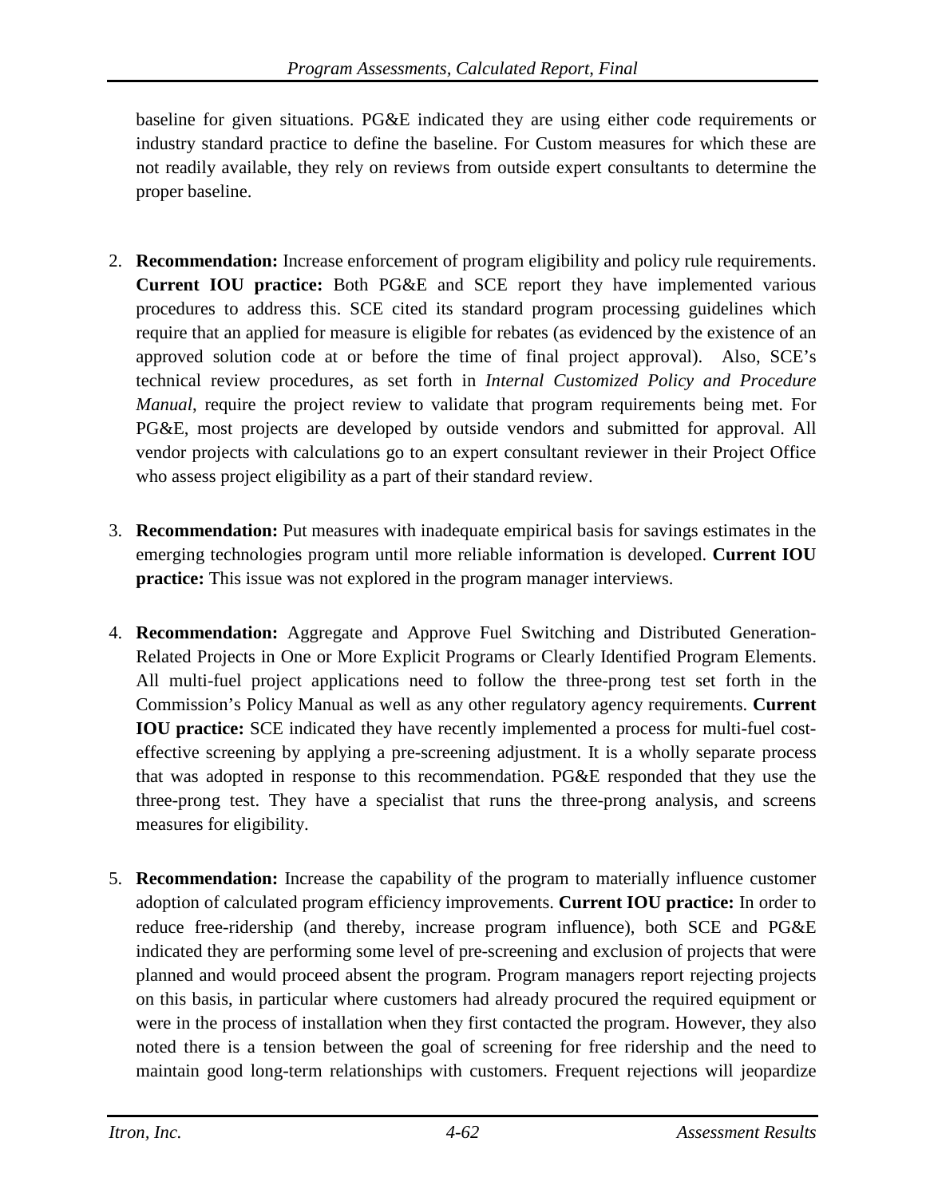baseline for given situations. PG&E indicated they are using either code requirements or industry standard practice to define the baseline. For Custom measures for which these are not readily available, they rely on reviews from outside expert consultants to determine the proper baseline.

2. **Recommendation:** Increase enforcement of program eligibility and policy rule requirements. **Current IOU practice:** Both PG&E and SCE report they have implemented various procedures to address this. SCE cited its standard program processing guidelines which require that an applied for measure is eligible for rebates (as evidenced by the existence of an approved solution code at or before the time of final project approval). Also, SCE's technical review procedures, as set forth in *Internal Customized Policy and Procedure Manual*, require the project review to validate that program requirements being met. For PG&E, most projects are developed by outside vendors and submitted for approval. All vendor projects with calculations go to an expert consultant reviewer in their Project Office who assess project eligibility as a part of their standard review.

3. **Recommendation:** Put measures with inadequate empirical basis for savings estimates in the emerging technologies program until more reliable information is developed. **Current IOU practice:** This issue was not explored in the program manager interviews.

4. **Recommendation:** Aggregate and Approve Fuel Switching and Distributed Generation-Related Projects in One or More Explicit Programs or Clearly Identified Program Elements. All multi-fuel project applications need to follow the three-prong test set forth in the Commission's Policy Manual as well as any other regulatory agency requirements. **Current IOU practice:** SCE indicated they have recently implemented a process for multi-fuel cost-effective screening by applying a pre-screening adjustment. It is a wholly separate process that was adopted in response to this recommendation. PG&E responded that they use the three-prong test. They have a specialist that runs the three-prong analysis, and screens measures for eligibility.

5. **Recommendation:** Increase the capability of the program to materially influence customer adoption of calculated program efficiency improvements. **Current IOU practice:** In order to reduce free-ridership (and thereby, increase program influence), both SCE and PG&E indicated they are performing some level of pre-screening and exclusion of projects that were planned and would proceed absent the program. Program managers report rejecting projects on this basis, in particular where customers had already procured the required equipment or were in the process of installation when they first contacted the program. However, they also noted there is a tension between the goal of screening for free ridership and the need to maintain good long-term relationships with customers. Frequent rejections will jeopardize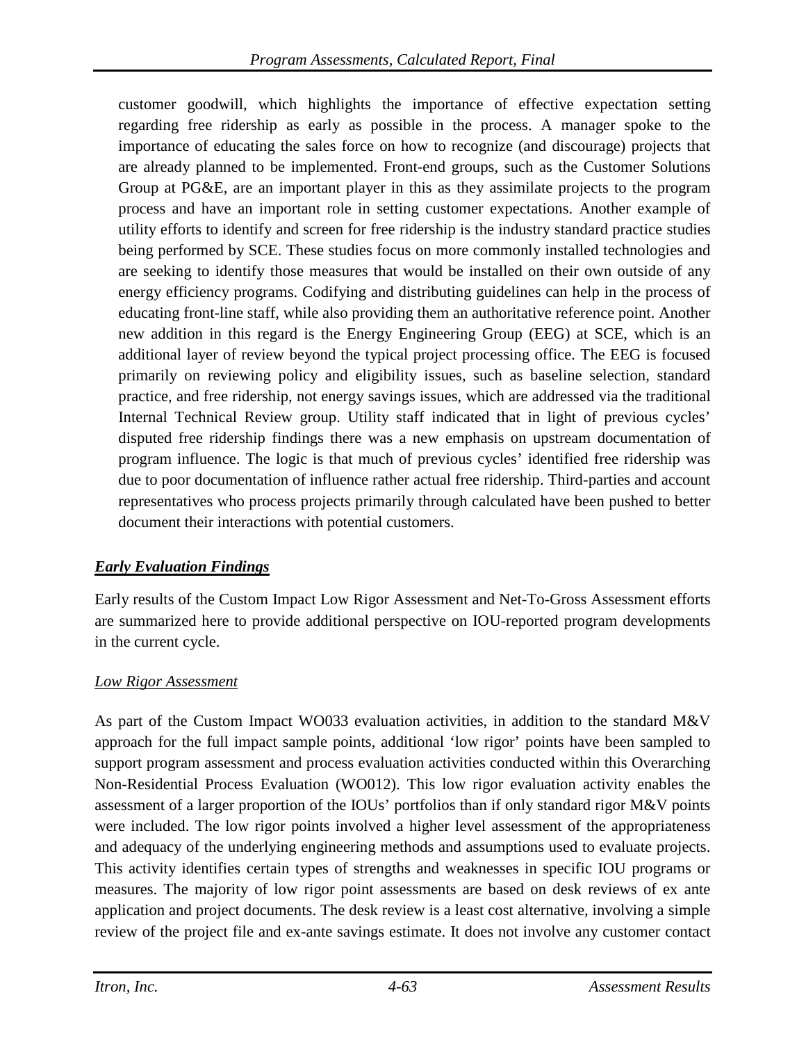customer goodwill, which highlights the importance of effective expectation setting regarding free ridership as early as possible in the process. A manager spoke to the importance of educating the sales force on how to recognize (and discourage) projects that are already planned to be implemented. Front-end groups, such as the Customer Solutions Group at PG&E, are an important player in this as they assimilate projects to the program process and have an important role in setting customer expectations. Another example of utility efforts to identify and screen for free ridership is the industry standard practice studies being performed by SCE. These studies focus on more commonly installed technologies and are seeking to identify those measures that would be installed on their own outside of any energy efficiency programs. Codifying and distributing guidelines can help in the process of educating front-line staff, while also providing them an authoritative reference point. Another new addition in this regard is the Energy Engineering Group (EEG) at SCE, which is an additional layer of review beyond the typical project processing office. The EEG is focused primarily on reviewing policy and eligibility issues, such as baseline selection, standard practice, and free ridership, not energy savings issues, which are addressed via the traditional Internal Technical Review group. Utility staff indicated that in light of previous cycles' disputed free ridership findings there was a new emphasis on upstream documentation of program influence. The logic is that much of previous cycles' identified free ridership was due to poor documentation of influence rather actual free ridership. Third-parties and account representatives who process projects primarily through calculated have been pushed to better document their interactions with potential customers.

### ***Early Evaluation Findings***

Early results of the Custom Impact Low Rigor Assessment and Net-To-Gross Assessment efforts are summarized here to provide additional perspective on IOU-reported program developments in the current cycle.

#### *Low Rigor Assessment*

As part of the Custom Impact WO033 evaluation activities, in addition to the standard M&V approach for the full impact sample points, additional 'low rigor' points have been sampled to support program assessment and process evaluation activities conducted within this Overarching Non-Residential Process Evaluation (WO012). This low rigor evaluation activity enables the assessment of a larger proportion of the IOUs' portfolios than if only standard rigor M&V points were included. The low rigor points involved a higher level assessment of the appropriateness and adequacy of the underlying engineering methods and assumptions used to evaluate projects. This activity identifies certain types of strengths and weaknesses in specific IOU programs or measures. The majority of low rigor point assessments are based on desk reviews of ex ante application and project documents. The desk review is a least cost alternative, involving a simple review of the project file and ex-ante savings estimate. It does not involve any customer contact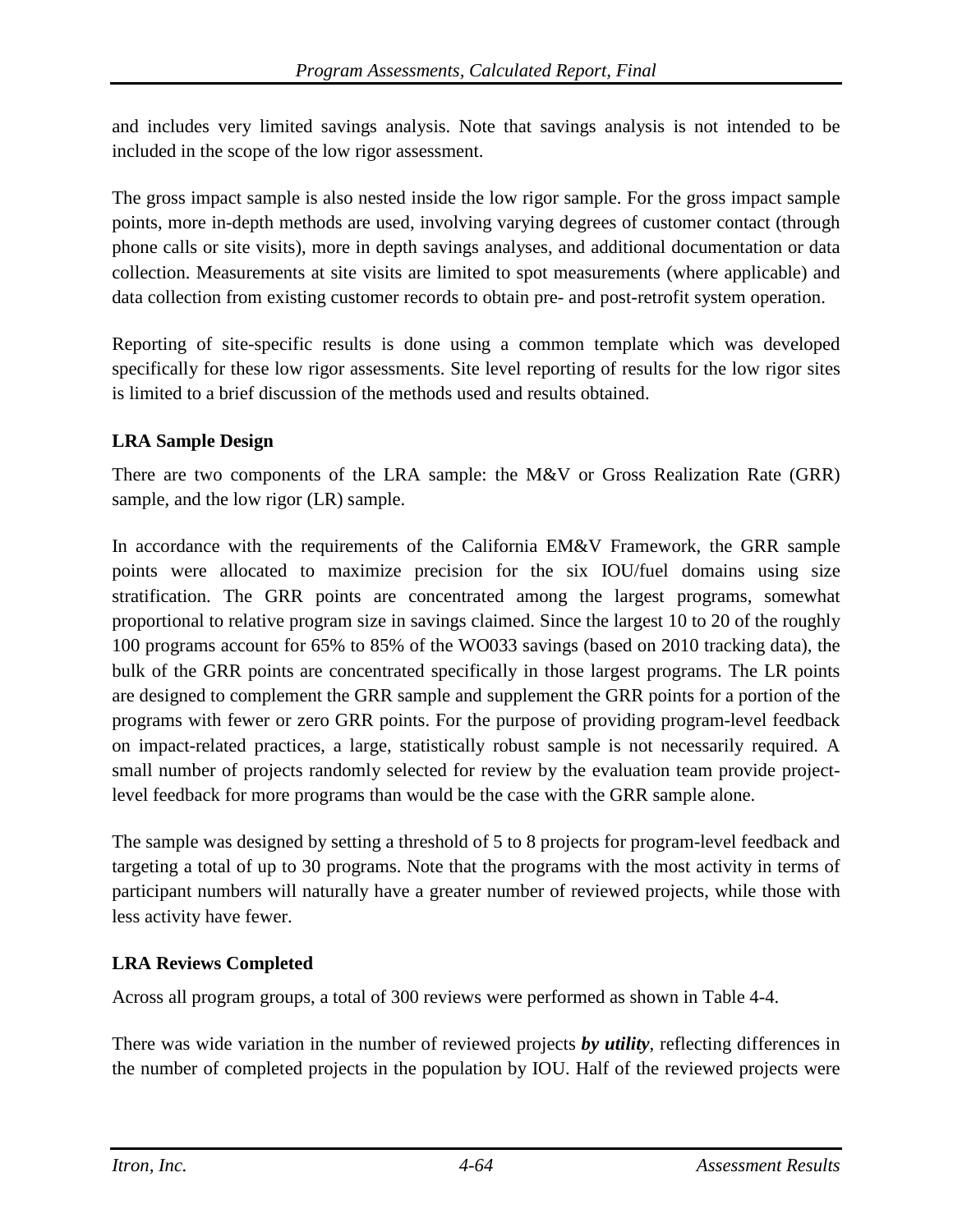and includes very limited savings analysis. Note that savings analysis is not intended to be included in the scope of the low rigor assessment.

The gross impact sample is also nested inside the low rigor sample. For the gross impact sample points, more in-depth methods are used, involving varying degrees of customer contact (through phone calls or site visits), more in depth savings analyses, and additional documentation or data collection. Measurements at site visits are limited to spot measurements (where applicable) and data collection from existing customer records to obtain pre- and post-retrofit system operation.

Reporting of site-specific results is done using a common template which was developed specifically for these low rigor assessments. Site level reporting of results for the low rigor sites is limited to a brief discussion of the methods used and results obtained.

**LRA Sample Design**

There are two components of the LRA sample: the M&V or Gross Realization Rate (GRR) sample, and the low rigor (LR) sample.

In accordance with the requirements of the California EM&V Framework, the GRR sample points were allocated to maximize precision for the six IOU/fuel domains using size stratification. The GRR points are concentrated among the largest programs, somewhat proportional to relative program size in savings claimed. Since the largest 10 to 20 of the roughly 100 programs account for 65% to 85% of the WO033 savings (based on 2010 tracking data), the bulk of the GRR points are concentrated specifically in those largest programs. The LR points are designed to complement the GRR sample and supplement the GRR points for a portion of the programs with fewer or zero GRR points. For the purpose of providing program-level feedback on impact-related practices, a large, statistically robust sample is not necessarily required. A small number of projects randomly selected for review by the evaluation team provide project-level feedback for more programs than would be the case with the GRR sample alone.

The sample was designed by setting a threshold of 5 to 8 projects for program-level feedback and targeting a total of up to 30 programs. Note that the programs with the most activity in terms of participant numbers will naturally have a greater number of reviewed projects, while those with less activity have fewer.

**LRA Reviews Completed**

Across all program groups, a total of 300 reviews were performed as shown in Table 4-4.

There was wide variation in the number of reviewed projects ***by utility***, reflecting differences in the number of completed projects in the population by IOU. Half of the reviewed projects were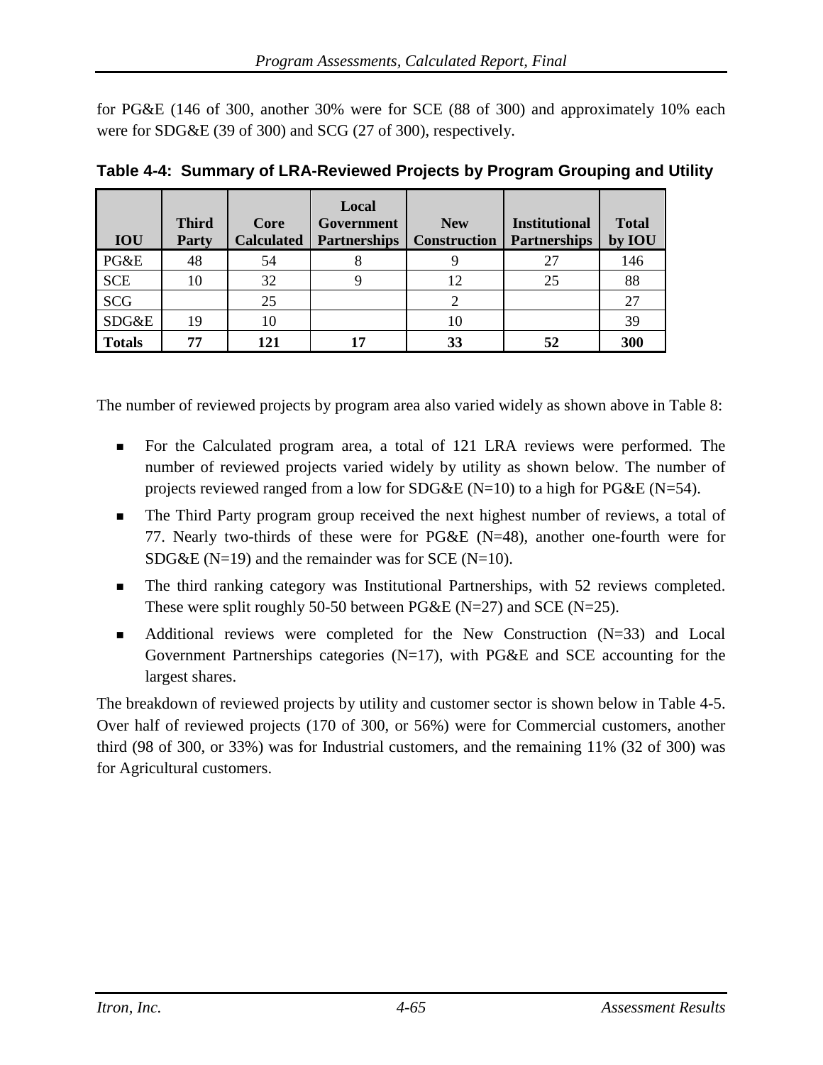for PG&E (146 of 300, another 30% were for SCE (88 of 300) and approximately 10% each were for SDG&E (39 of 300) and SCG (27 of 300), respectively.

**Table 4-4: Summary of LRA-Reviewed Projects by Program Grouping and Utility**

| IOU | Third Party | Core Calculated | Local Government Partnerships | New Construction | Institutional Partnerships | Total by IOU |
|---|---|---|---|---|---|---|
| PG&E | 48 | 54 | 8 | 9 | 27 | 146 |
| SCE | 10 | 32 | 9 | 12 | 25 | 88 |
| SCG | | 25 | | 2 | | 27 |
| SDG&E | 19 | 10 | | 10 | | 39 |
| **Totals** | **77** | **121** | **17** | **33** | **52** | **300** |

The number of reviewed projects by program area also varied widely as shown above in Table 8:

- For the Calculated program area, a total of 121 LRA reviews were performed. The number of reviewed projects varied widely by utility as shown below. The number of projects reviewed ranged from a low for SDG&E (N=10) to a high for PG&E (N=54).
- The Third Party program group received the next highest number of reviews, a total of 77. Nearly two-thirds of these were for PG&E (N=48), another one-fourth were for SDG&E (N=19) and the remainder was for SCE (N=10).
- The third ranking category was Institutional Partnerships, with 52 reviews completed. These were split roughly 50-50 between PG&E (N=27) and SCE (N=25).
- Additional reviews were completed for the New Construction (N=33) and Local Government Partnerships categories (N=17), with PG&E and SCE accounting for the largest shares.

The breakdown of reviewed projects by utility and customer sector is shown below in Table 4-5. Over half of reviewed projects (170 of 300, or 56%) were for Commercial customers, another third (98 of 300, or 33%) was for Industrial customers, and the remaining 11% (32 of 300) was for Agricultural customers.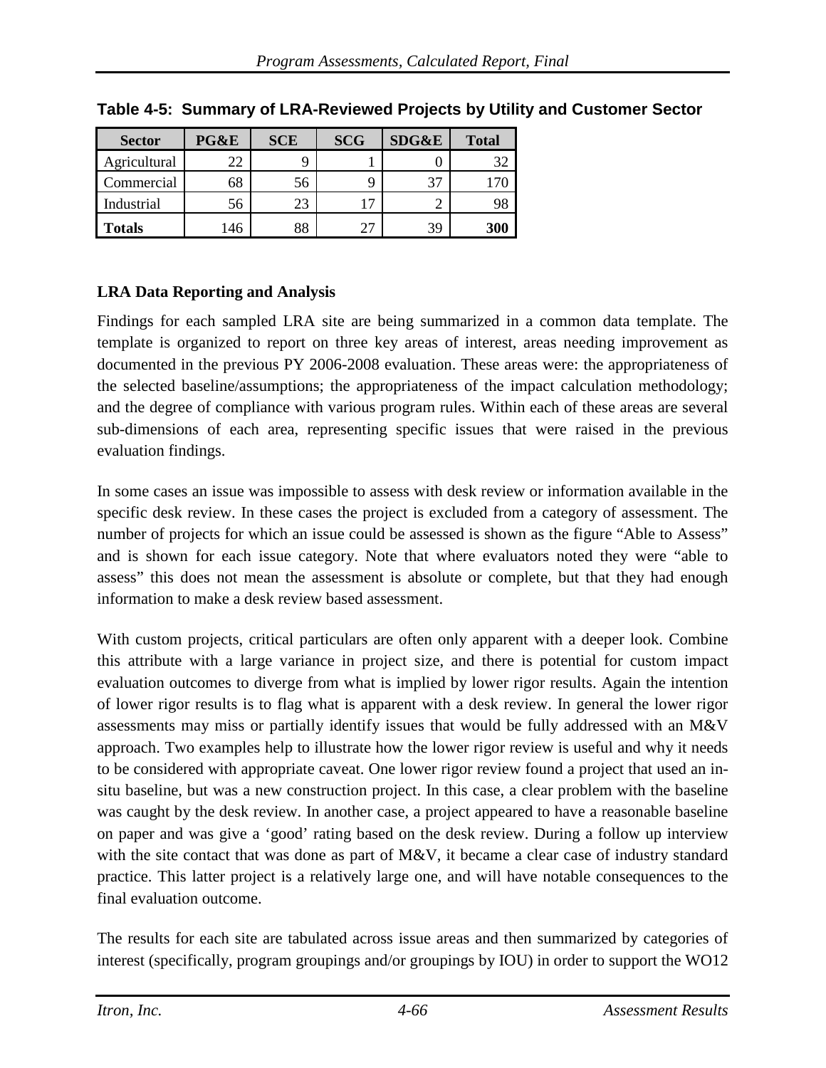**Table 4-5: Summary of LRA-Reviewed Projects by Utility and Customer Sector**

| Sector | PG&E | SCE | SCG | SDG&E | Total |
|---|---|---|---|---|---|
| Agricultural | 22 | 9 | 1 | 0 | 32 |
| Commercial | 68 | 56 | 9 | 37 | 170 |
| Industrial | 56 | 23 | 17 | 2 | 98 |
| **Totals** | 146 | 88 | 27 | 39 | **300** |

**LRA Data Reporting and Analysis**

Findings for each sampled LRA site are being summarized in a common data template. The template is organized to report on three key areas of interest, areas needing improvement as documented in the previous PY 2006-2008 evaluation. These areas were: the appropriateness of the selected baseline/assumptions; the appropriateness of the impact calculation methodology; and the degree of compliance with various program rules. Within each of these areas are several sub-dimensions of each area, representing specific issues that were raised in the previous evaluation findings.

In some cases an issue was impossible to assess with desk review or information available in the specific desk review. In these cases the project is excluded from a category of assessment. The number of projects for which an issue could be assessed is shown as the figure "Able to Assess" and is shown for each issue category. Note that where evaluators noted they were "able to assess" this does not mean the assessment is absolute or complete, but that they had enough information to make a desk review based assessment.

With custom projects, critical particulars are often only apparent with a deeper look. Combine this attribute with a large variance in project size, and there is potential for custom impact evaluation outcomes to diverge from what is implied by lower rigor results. Again the intention of lower rigor results is to flag what is apparent with a desk review. In general the lower rigor assessments may miss or partially identify issues that would be fully addressed with an M&V approach. Two examples help to illustrate how the lower rigor review is useful and why it needs to be considered with appropriate caveat. One lower rigor review found a project that used an in-situ baseline, but was a new construction project. In this case, a clear problem with the baseline was caught by the desk review. In another case, a project appeared to have a reasonable baseline on paper and was give a 'good' rating based on the desk review. During a follow up interview with the site contact that was done as part of M&V, it became a clear case of industry standard practice. This latter project is a relatively large one, and will have notable consequences to the final evaluation outcome.

The results for each site are tabulated across issue areas and then summarized by categories of interest (specifically, program groupings and/or groupings by IOU) in order to support the WO12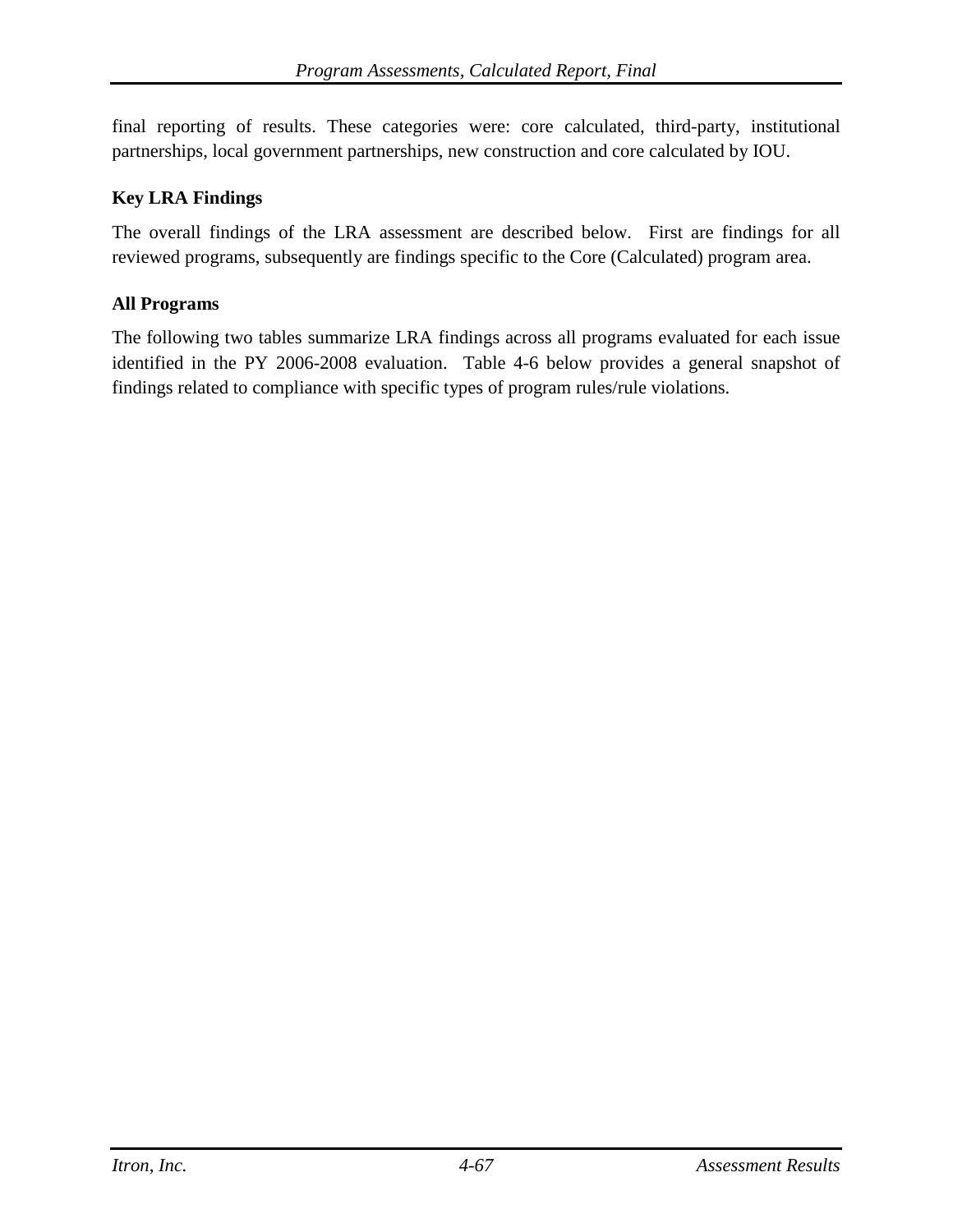final reporting of results. These categories were: core calculated, third-party, institutional partnerships, local government partnerships, new construction and core calculated by IOU.

### Key LRA Findings

The overall findings of the LRA assessment are described below. First are findings for all reviewed programs, subsequently are findings specific to the Core (Calculated) program area.

### All Programs

The following two tables summarize LRA findings across all programs evaluated for each issue identified in the PY 2006-2008 evaluation. Table 4-6 below provides a general snapshot of findings related to compliance with specific types of program rules/rule violations.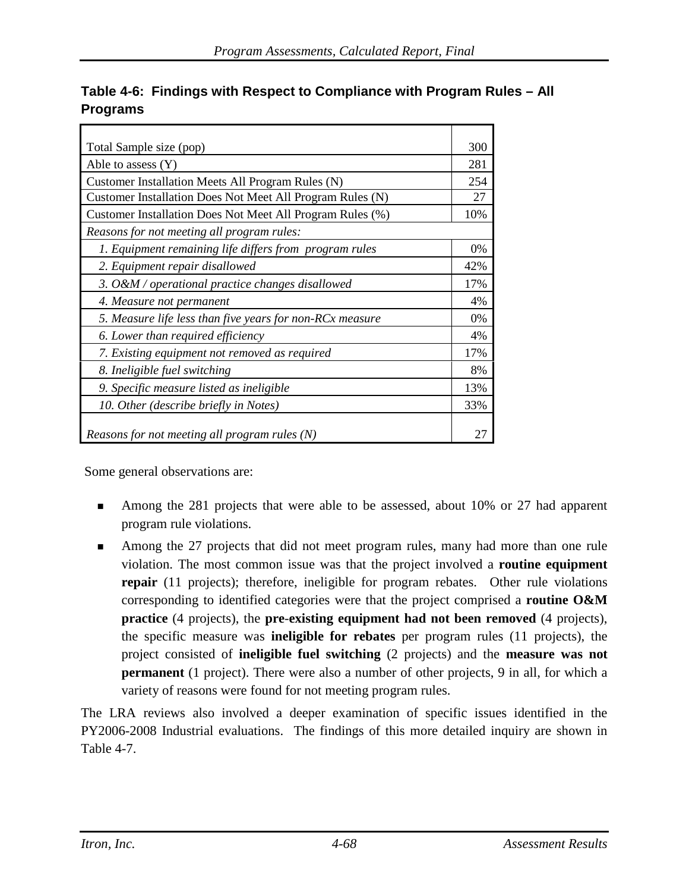**Table 4-6: Findings with Respect to Compliance with Program Rules – All Programs**

| | |
|---|---:|
| Total Sample size (pop) | 300 |
| Able to assess (Y) | 281 |
| Customer Installation Meets All Program Rules (N) | 254 |
| Customer Installation Does Not Meet All Program Rules (N) | 27 |
| Customer Installation Does Not Meet All Program Rules (%) | 10% |
| *Reasons for not meeting all program rules:* | |
| *1. Equipment remaining life differs from program rules* | 0% |
| *2. Equipment repair disallowed* | 42% |
| *3. O&M / operational practice changes disallowed* | 17% |
| *4. Measure not permanent* | 4% |
| *5. Measure life less than five years for non-RCx measure* | 0% |
| *6. Lower than required efficiency* | 4% |
| *7. Existing equipment not removed as required* | 17% |
| *8. Ineligible fuel switching* | 8% |
| *9. Specific measure listed as ineligible* | 13% |
| *10. Other (describe briefly in Notes)* | 33% |
| *Reasons for not meeting all program rules (N)* | 27 |

Some general observations are:

- Among the 281 projects that were able to be assessed, about 10% or 27 had apparent program rule violations.
- Among the 27 projects that did not meet program rules, many had more than one rule violation. The most common issue was that the project involved a **routine equipment repair** (11 projects); therefore, ineligible for program rebates. Other rule violations corresponding to identified categories were that the project comprised a **routine O&M practice** (4 projects), the **pre-existing equipment had not been removed** (4 projects), the specific measure was **ineligible for rebates** per program rules (11 projects), the project consisted of **ineligible fuel switching** (2 projects) and the **measure was not permanent** (1 project). There were also a number of other projects, 9 in all, for which a variety of reasons were found for not meeting program rules.

The LRA reviews also involved a deeper examination of specific issues identified in the PY2006-2008 Industrial evaluations. The findings of this more detailed inquiry are shown in Table 4-7.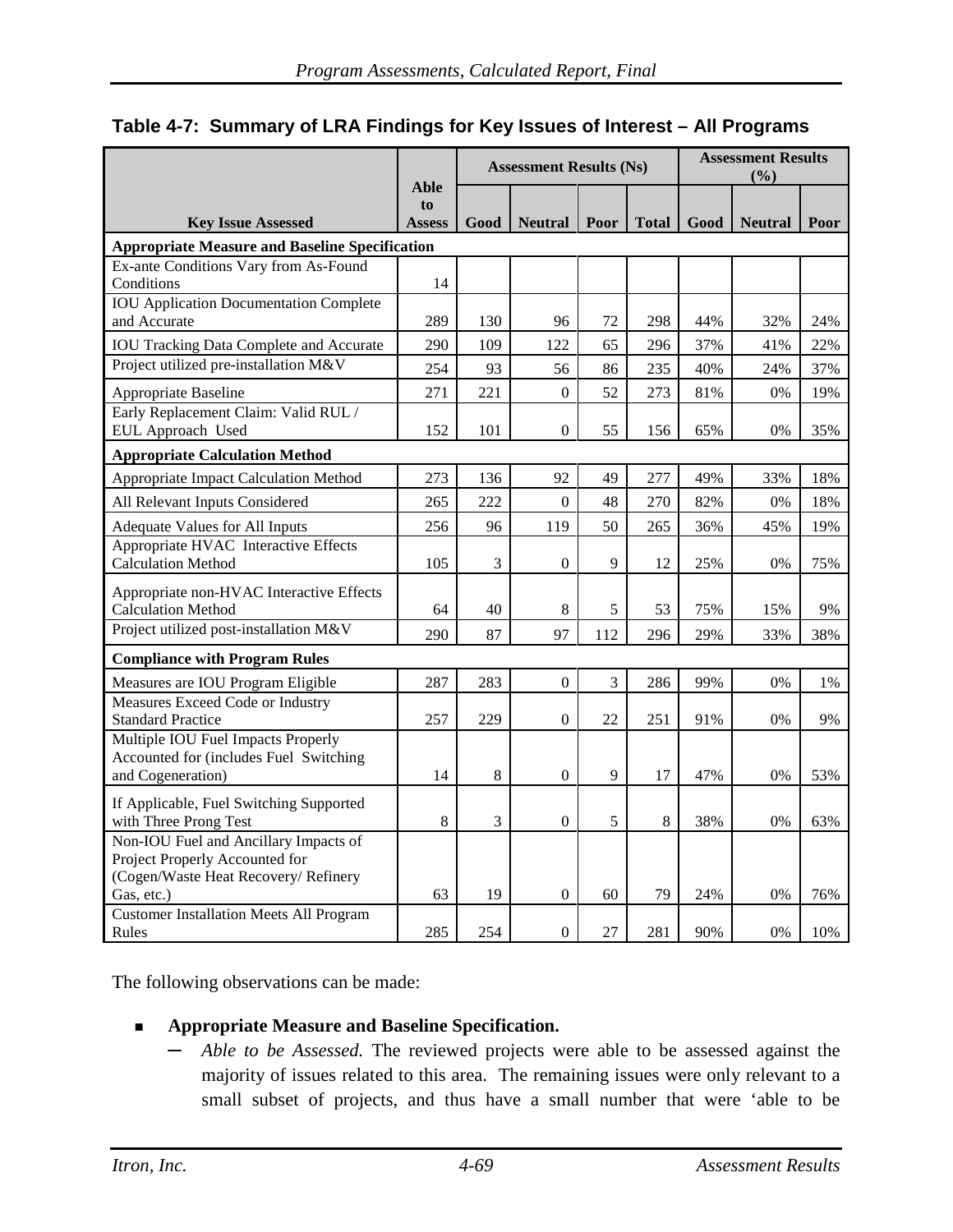**Table 4-7: Summary of LRA Findings for Key Issues of Interest – All Programs**

| Key Issue Assessed | Able to Assess | Assessment Results (Ns) | | | | Assessment Results (%) | | |
|---|---|---|---|---|---|---|---|---|
| | | Good | Neutral | Poor | Total | Good | Neutral | Poor |
| **Appropriate Measure and Baseline Specification** | | | | | | | | |
| Ex-ante Conditions Vary from As-Found Conditions | 14 | | | | | | | |
| IOU Application Documentation Complete and Accurate | 289 | 130 | 96 | 72 | 298 | 44% | 32% | 24% |
| IOU Tracking Data Complete and Accurate | 290 | 109 | 122 | 65 | 296 | 37% | 41% | 22% |
| Project utilized pre-installation M&V | 254 | 93 | 56 | 86 | 235 | 40% | 24% | 37% |
| Appropriate Baseline | 271 | 221 | 0 | 52 | 273 | 81% | 0% | 19% |
| Early Replacement Claim: Valid RUL / EUL Approach Used | 152 | 101 | 0 | 55 | 156 | 65% | 0% | 35% |
| **Appropriate Calculation Method** | | | | | | | | |
| Appropriate Impact Calculation Method | 273 | 136 | 92 | 49 | 277 | 49% | 33% | 18% |
| All Relevant Inputs Considered | 265 | 222 | 0 | 48 | 270 | 82% | 0% | 18% |
| Adequate Values for All Inputs | 256 | 96 | 119 | 50 | 265 | 36% | 45% | 19% |
| Appropriate HVAC Interactive Effects Calculation Method | 105 | 3 | 0 | 9 | 12 | 25% | 0% | 75% |
| Appropriate non-HVAC Interactive Effects Calculation Method | 64 | 40 | 8 | 5 | 53 | 75% | 15% | 9% |
| Project utilized post-installation M&V | 290 | 87 | 97 | 112 | 296 | 29% | 33% | 38% |
| **Compliance with Program Rules** | | | | | | | | |
| Measures are IOU Program Eligible | 287 | 283 | 0 | 3 | 286 | 99% | 0% | 1% |
| Measures Exceed Code or Industry Standard Practice | 257 | 229 | 0 | 22 | 251 | 91% | 0% | 9% |
| Multiple IOU Fuel Impacts Properly Accounted for (includes Fuel Switching and Cogeneration) | 14 | 8 | 0 | 9 | 17 | 47% | 0% | 53% |
| If Applicable, Fuel Switching Supported with Three Prong Test | 8 | 3 | 0 | 5 | 8 | 38% | 0% | 63% |
| Non-IOU Fuel and Ancillary Impacts of Project Properly Accounted for (Cogen/Waste Heat Recovery/ Refinery Gas, etc.) | 63 | 19 | 0 | 60 | 79 | 24% | 0% | 76% |
| Customer Installation Meets All Program Rules | 285 | 254 | 0 | 27 | 281 | 90% | 0% | 10% |

The following observations can be made:

- **Appropriate Measure and Baseline Specification.**
  - *Able to be Assessed.* The reviewed projects were able to be assessed against the majority of issues related to this area. The remaining issues were only relevant to a small subset of projects, and thus have a small number that were 'able to be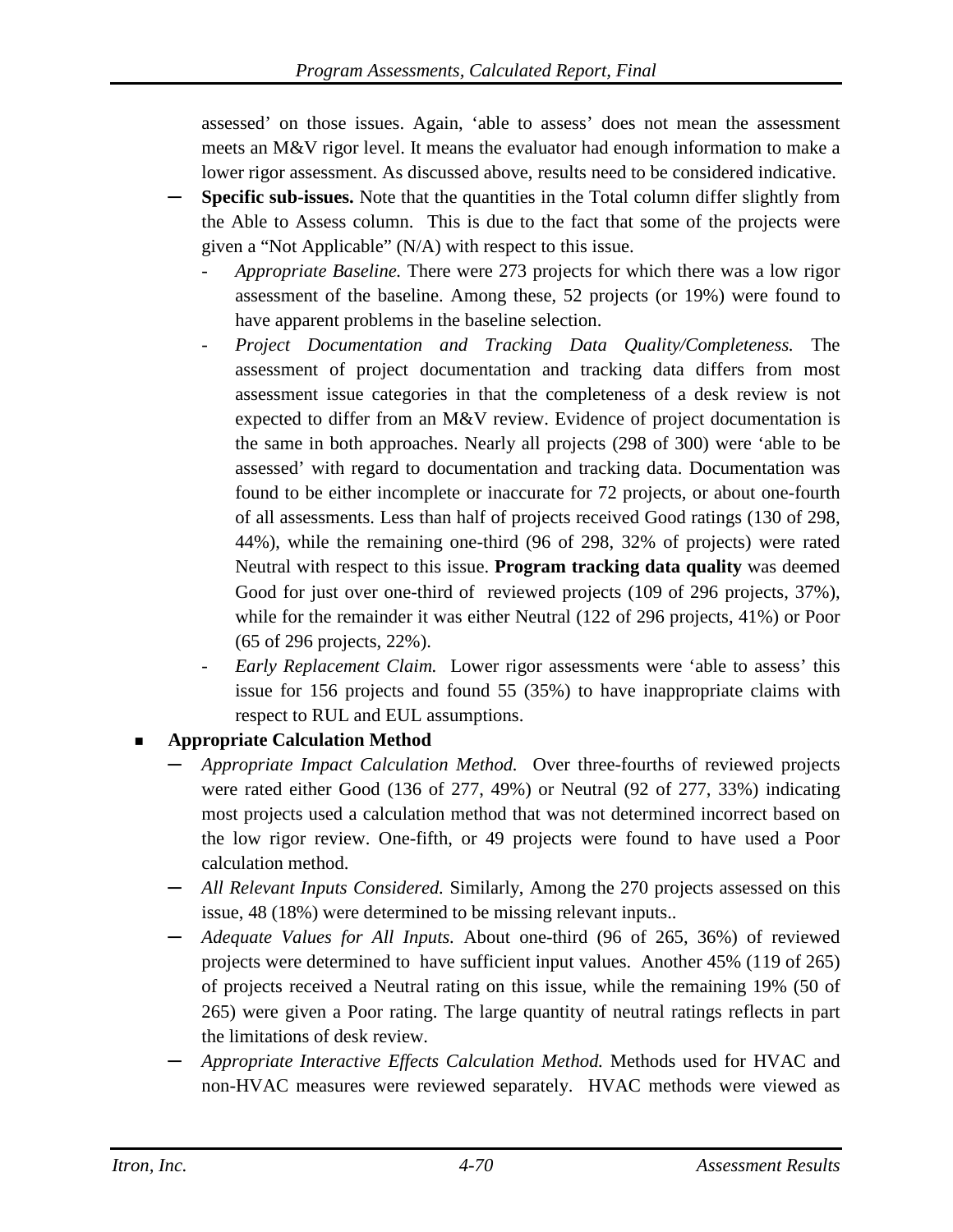assessed' on those issues. Again, 'able to assess' does not mean the assessment meets an M&V rigor level. It means the evaluator had enough information to make a lower rigor assessment. As discussed above, results need to be considered indicative.

- **Specific sub-issues.** Note that the quantities in the Total column differ slightly from the Able to Assess column. This is due to the fact that some of the projects were given a "Not Applicable" (N/A) with respect to this issue.
  - *Appropriate Baseline.* There were 273 projects for which there was a low rigor assessment of the baseline. Among these, 52 projects (or 19%) were found to have apparent problems in the baseline selection.
  - *Project Documentation and Tracking Data Quality/Completeness.* The assessment of project documentation and tracking data differs from most assessment issue categories in that the completeness of a desk review is not expected to differ from an M&V review. Evidence of project documentation is the same in both approaches. Nearly all projects (298 of 300) were 'able to be assessed' with regard to documentation and tracking data. Documentation was found to be either incomplete or inaccurate for 72 projects, or about one-fourth of all assessments. Less than half of projects received Good ratings (130 of 298, 44%), while the remaining one-third (96 of 298, 32% of projects) were rated Neutral with respect to this issue. **Program tracking data quality** was deemed Good for just over one-third of reviewed projects (109 of 296 projects, 37%), while for the remainder it was either Neutral (122 of 296 projects, 41%) or Poor (65 of 296 projects, 22%).
  - *Early Replacement Claim.* Lower rigor assessments were 'able to assess' this issue for 156 projects and found 55 (35%) to have inappropriate claims with respect to RUL and EUL assumptions.

- **Appropriate Calculation Method**
  - *Appropriate Impact Calculation Method.* Over three-fourths of reviewed projects were rated either Good (136 of 277, 49%) or Neutral (92 of 277, 33%) indicating most projects used a calculation method that was not determined incorrect based on the low rigor review. One-fifth, or 49 projects were found to have used a Poor calculation method.
  - *All Relevant Inputs Considered.* Similarly, Among the 270 projects assessed on this issue, 48 (18%) were determined to be missing relevant inputs..
  - *Adequate Values for All Inputs.* About one-third (96 of 265, 36%) of reviewed projects were determined to have sufficient input values. Another 45% (119 of 265) of projects received a Neutral rating on this issue, while the remaining 19% (50 of 265) were given a Poor rating. The large quantity of neutral ratings reflects in part the limitations of desk review.
  - *Appropriate Interactive Effects Calculation Method.* Methods used for HVAC and non-HVAC measures were reviewed separately. HVAC methods were viewed as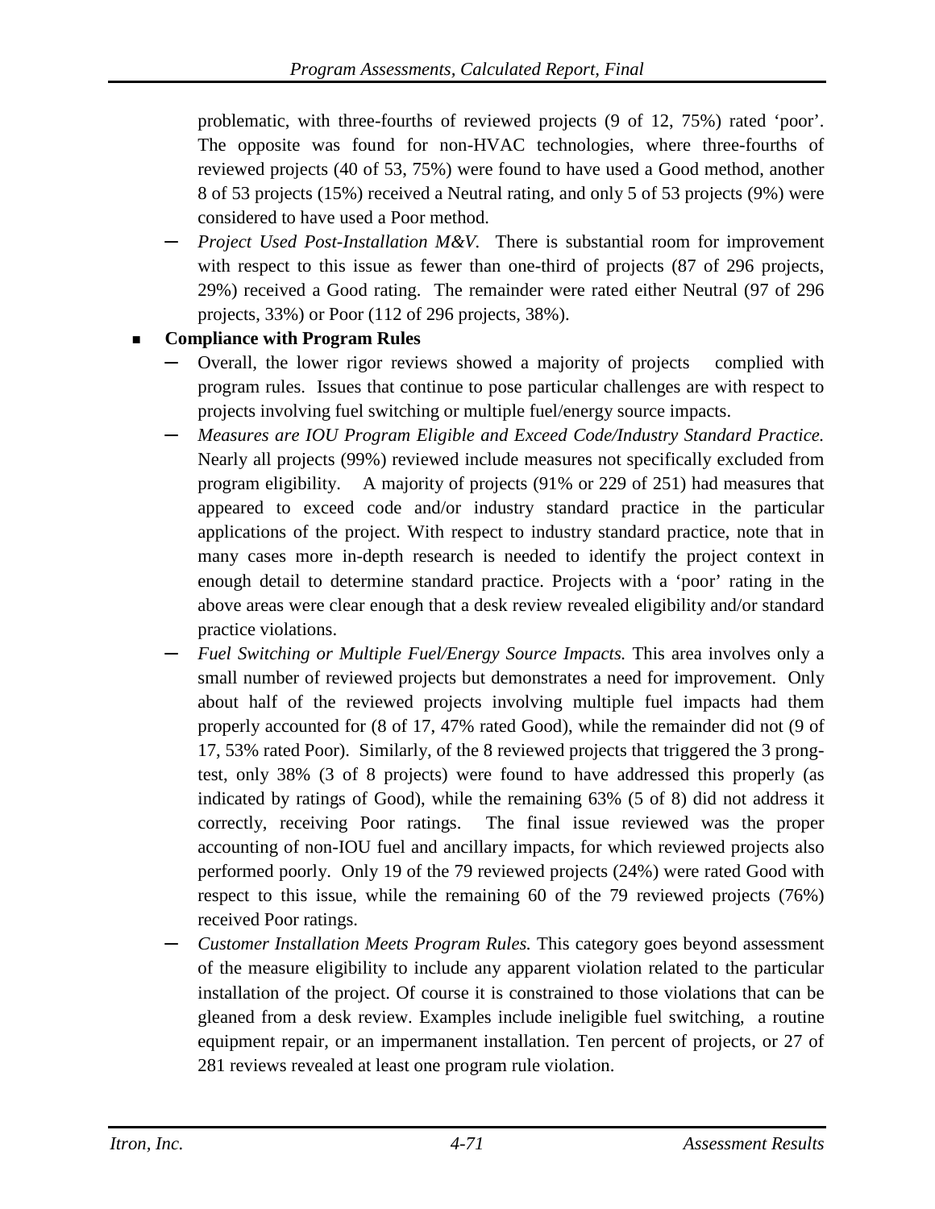problematic, with three-fourths of reviewed projects (9 of 12, 75%) rated 'poor'. The opposite was found for non-HVAC technologies, where three-fourths of reviewed projects (40 of 53, 75%) were found to have used a Good method, another 8 of 53 projects (15%) received a Neutral rating, and only 5 of 53 projects (9%) were considered to have used a Poor method.

  - *Project Used Post-Installation M&V.* There is substantial room for improvement with respect to this issue as fewer than one-third of projects (87 of 296 projects, 29%) received a Good rating. The remainder were rated either Neutral (97 of 296 projects, 33%) or Poor (112 of 296 projects, 38%).

- **Compliance with Program Rules**
  - Overall, the lower rigor reviews showed a majority of projects complied with program rules. Issues that continue to pose particular challenges are with respect to projects involving fuel switching or multiple fuel/energy source impacts.
  - *Measures are IOU Program Eligible and Exceed Code/Industry Standard Practice.* Nearly all projects (99%) reviewed include measures not specifically excluded from program eligibility. A majority of projects (91% or 229 of 251) had measures that appeared to exceed code and/or industry standard practice in the particular applications of the project. With respect to industry standard practice, note that in many cases more in-depth research is needed to identify the project context in enough detail to determine standard practice. Projects with a 'poor' rating in the above areas were clear enough that a desk review revealed eligibility and/or standard practice violations.
  - *Fuel Switching or Multiple Fuel/Energy Source Impacts.* This area involves only a small number of reviewed projects but demonstrates a need for improvement. Only about half of the reviewed projects involving multiple fuel impacts had them properly accounted for (8 of 17, 47% rated Good), while the remainder did not (9 of 17, 53% rated Poor). Similarly, of the 8 reviewed projects that triggered the 3 prong-test, only 38% (3 of 8 projects) were found to have addressed this properly (as indicated by ratings of Good), while the remaining 63% (5 of 8) did not address it correctly, receiving Poor ratings. The final issue reviewed was the proper accounting of non-IOU fuel and ancillary impacts, for which reviewed projects also performed poorly. Only 19 of the 79 reviewed projects (24%) were rated Good with respect to this issue, while the remaining 60 of the 79 reviewed projects (76%) received Poor ratings.
  - *Customer Installation Meets Program Rules.* This category goes beyond assessment of the measure eligibility to include any apparent violation related to the particular installation of the project. Of course it is constrained to those violations that can be gleaned from a desk review. Examples include ineligible fuel switching, a routine equipment repair, or an impermanent installation. Ten percent of projects, or 27 of 281 reviews revealed at least one program rule violation.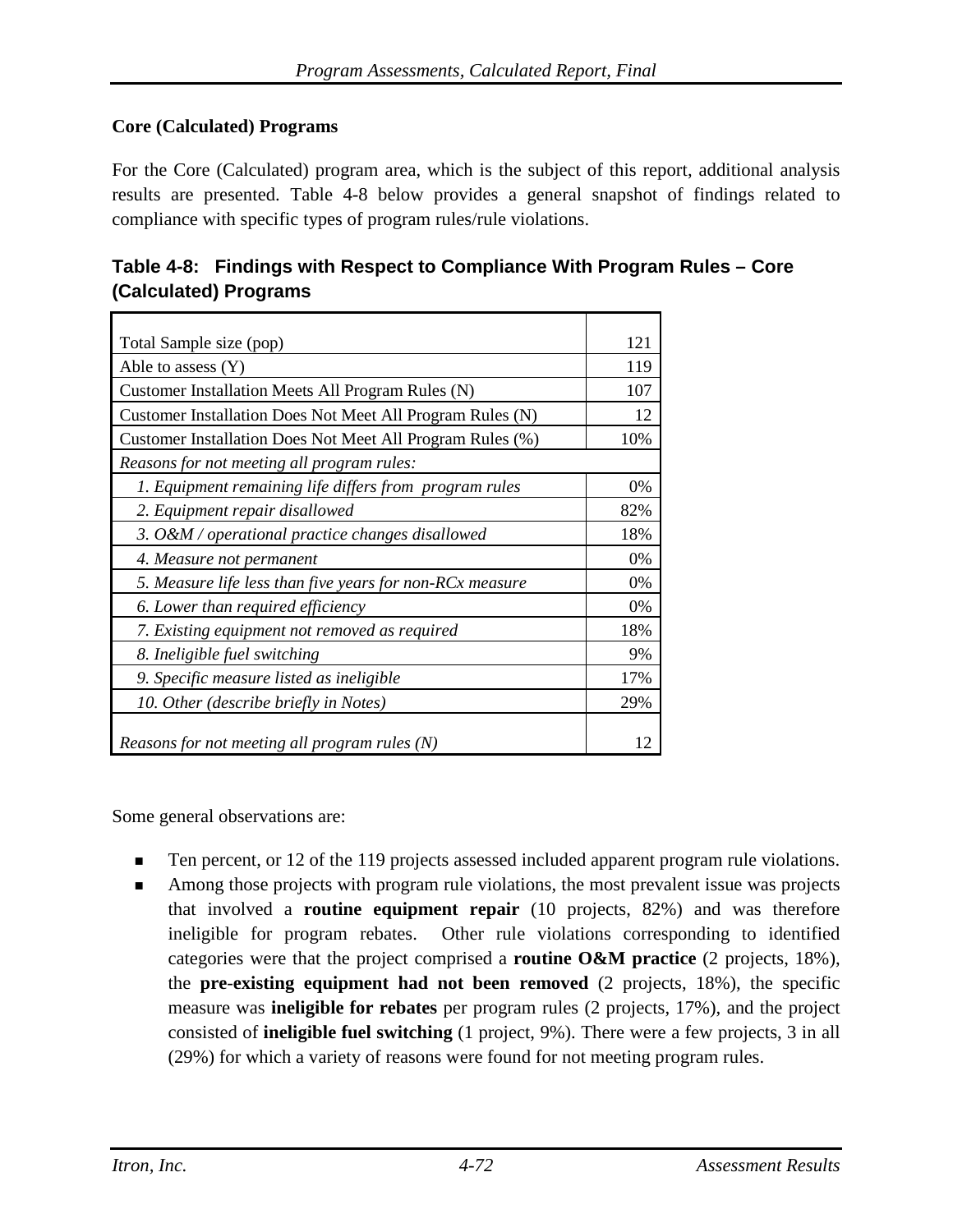**Core (Calculated) Programs**

For the Core (Calculated) program area, which is the subject of this report, additional analysis results are presented. Table 4-8 below provides a general snapshot of findings related to compliance with specific types of program rules/rule violations.

### Table 4-8: Findings with Respect to Compliance With Program Rules – Core (Calculated) Programs

| | |
|---|---|
| Total Sample size (pop) | 121 |
| Able to assess (Y) | 119 |
| Customer Installation Meets All Program Rules (N) | 107 |
| Customer Installation Does Not Meet All Program Rules (N) | 12 |
| Customer Installation Does Not Meet All Program Rules (%) | 10% |
| *Reasons for not meeting all program rules:* | |
| *1. Equipment remaining life differs from program rules* | 0% |
| *2. Equipment repair disallowed* | 82% |
| *3. O&M / operational practice changes disallowed* | 18% |
| *4. Measure not permanent* | 0% |
| *5. Measure life less than five years for non-RCx measure* | 0% |
| *6. Lower than required efficiency* | 0% |
| *7. Existing equipment not removed as required* | 18% |
| *8. Ineligible fuel switching* | 9% |
| *9. Specific measure listed as ineligible* | 17% |
| *10. Other (describe briefly in Notes)* | 29% |
| *Reasons for not meeting all program rules (N)* | 12 |

Some general observations are:

- Ten percent, or 12 of the 119 projects assessed included apparent program rule violations.
- Among those projects with program rule violations, the most prevalent issue was projects that involved a **routine equipment repair** (10 projects, 82%) and was therefore ineligible for program rebates. Other rule violations corresponding to identified categories were that the project comprised a **routine O&M practice** (2 projects, 18%), the **pre-existing equipment had not been removed** (2 projects, 18%), the specific measure was **ineligible for rebates** per program rules (2 projects, 17%), and the project consisted of **ineligible fuel switching** (1 project, 9%). There were a few projects, 3 in all (29%) for which a variety of reasons were found for not meeting program rules.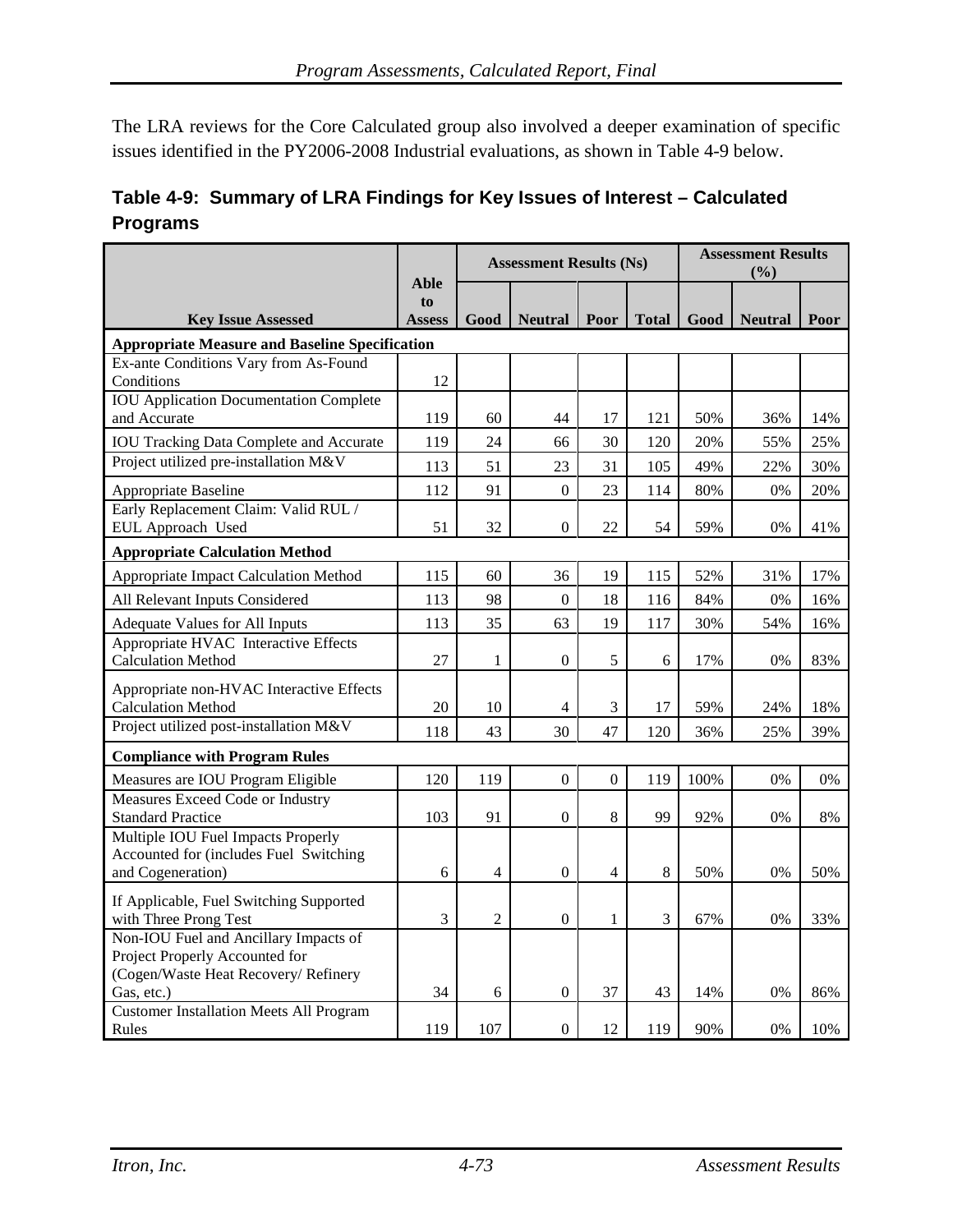The LRA reviews for the Core Calculated group also involved a deeper examination of specific issues identified in the PY2006-2008 Industrial evaluations, as shown in Table 4-9 below.

**Table 4-9: Summary of LRA Findings for Key Issues of Interest – Calculated Programs**

| Key Issue Assessed | Able to Assess | Assessment Results (Ns) | | | | Assessment Results (%) | | |
|---|---|---|---|---|---|---|---|---|
| | | Good | Neutral | Poor | Total | Good | Neutral | Poor |
| **Appropriate Measure and Baseline Specification** | | | | | | | | |
| Ex-ante Conditions Vary from As-Found Conditions | 12 | | | | | | | |
| IOU Application Documentation Complete and Accurate | 119 | 60 | 44 | 17 | 121 | 50% | 36% | 14% |
| IOU Tracking Data Complete and Accurate | 119 | 24 | 66 | 30 | 120 | 20% | 55% | 25% |
| Project utilized pre-installation M&V | 113 | 51 | 23 | 31 | 105 | 49% | 22% | 30% |
| Appropriate Baseline | 112 | 91 | 0 | 23 | 114 | 80% | 0% | 20% |
| Early Replacement Claim: Valid RUL / EUL Approach Used | 51 | 32 | 0 | 22 | 54 | 59% | 0% | 41% |
| **Appropriate Calculation Method** | | | | | | | | |
| Appropriate Impact Calculation Method | 115 | 60 | 36 | 19 | 115 | 52% | 31% | 17% |
| All Relevant Inputs Considered | 113 | 98 | 0 | 18 | 116 | 84% | 0% | 16% |
| Adequate Values for All Inputs | 113 | 35 | 63 | 19 | 117 | 30% | 54% | 16% |
| Appropriate HVAC Interactive Effects Calculation Method | 27 | 1 | 0 | 5 | 6 | 17% | 0% | 83% |
| Appropriate non-HVAC Interactive Effects Calculation Method | 20 | 10 | 4 | 3 | 17 | 59% | 24% | 18% |
| Project utilized post-installation M&V | 118 | 43 | 30 | 47 | 120 | 36% | 25% | 39% |
| **Compliance with Program Rules** | | | | | | | | |
| Measures are IOU Program Eligible | 120 | 119 | 0 | 0 | 119 | 100% | 0% | 0% |
| Measures Exceed Code or Industry Standard Practice | 103 | 91 | 0 | 8 | 99 | 92% | 0% | 8% |
| Multiple IOU Fuel Impacts Properly Accounted for (includes Fuel Switching and Cogeneration) | 6 | 4 | 0 | 4 | 8 | 50% | 0% | 50% |
| If Applicable, Fuel Switching Supported with Three Prong Test | 3 | 2 | 0 | 1 | 3 | 67% | 0% | 33% |
| Non-IOU Fuel and Ancillary Impacts of Project Properly Accounted for (Cogen/Waste Heat Recovery/ Refinery Gas, etc.) | 34 | 6 | 0 | 37 | 43 | 14% | 0% | 86% |
| Customer Installation Meets All Program Rules | 119 | 107 | 0 | 12 | 119 | 90% | 0% | 10% |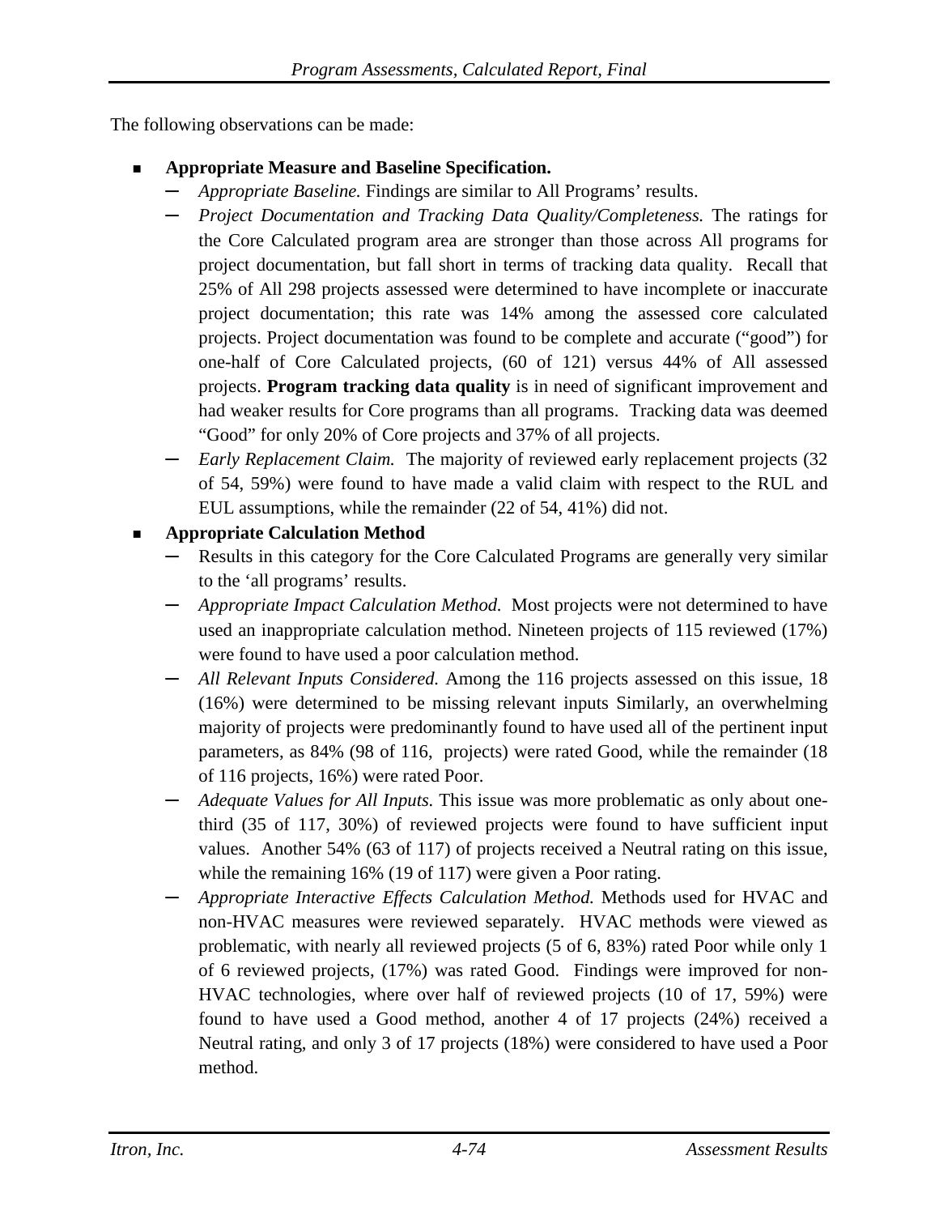The following observations can be made:

- **Appropriate Measure and Baseline Specification.**
  - *Appropriate Baseline.* Findings are similar to All Programs' results.
  - *Project Documentation and Tracking Data Quality/Completeness.* The ratings for the Core Calculated program area are stronger than those across All programs for project documentation, but fall short in terms of tracking data quality. Recall that 25% of All 298 projects assessed were determined to have incomplete or inaccurate project documentation; this rate was 14% among the assessed core calculated projects. Project documentation was found to be complete and accurate ("good") for one-half of Core Calculated projects, (60 of 121) versus 44% of All assessed projects. **Program tracking data quality** is in need of significant improvement and had weaker results for Core programs than all programs. Tracking data was deemed "Good" for only 20% of Core projects and 37% of all projects.
  - *Early Replacement Claim.* The majority of reviewed early replacement projects (32 of 54, 59%) were found to have made a valid claim with respect to the RUL and EUL assumptions, while the remainder (22 of 54, 41%) did not.
- **Appropriate Calculation Method**
  - Results in this category for the Core Calculated Programs are generally very similar to the 'all programs' results.
  - *Appropriate Impact Calculation Method.* Most projects were not determined to have used an inappropriate calculation method. Nineteen projects of 115 reviewed (17%) were found to have used a poor calculation method.
  - *All Relevant Inputs Considered.* Among the 116 projects assessed on this issue, 18 (16%) were determined to be missing relevant inputs Similarly, an overwhelming majority of projects were predominantly found to have used all of the pertinent input parameters, as 84% (98 of 116, projects) were rated Good, while the remainder (18 of 116 projects, 16%) were rated Poor.
  - *Adequate Values for All Inputs.* This issue was more problematic as only about one-third (35 of 117, 30%) of reviewed projects were found to have sufficient input values. Another 54% (63 of 117) of projects received a Neutral rating on this issue, while the remaining 16% (19 of 117) were given a Poor rating.
  - *Appropriate Interactive Effects Calculation Method.* Methods used for HVAC and non-HVAC measures were reviewed separately. HVAC methods were viewed as problematic, with nearly all reviewed projects (5 of 6, 83%) rated Poor while only 1 of 6 reviewed projects, (17%) was rated Good. Findings were improved for non-HVAC technologies, where over half of reviewed projects (10 of 17, 59%) were found to have used a Good method, another 4 of 17 projects (24%) received a Neutral rating, and only 3 of 17 projects (18%) were considered to have used a Poor method.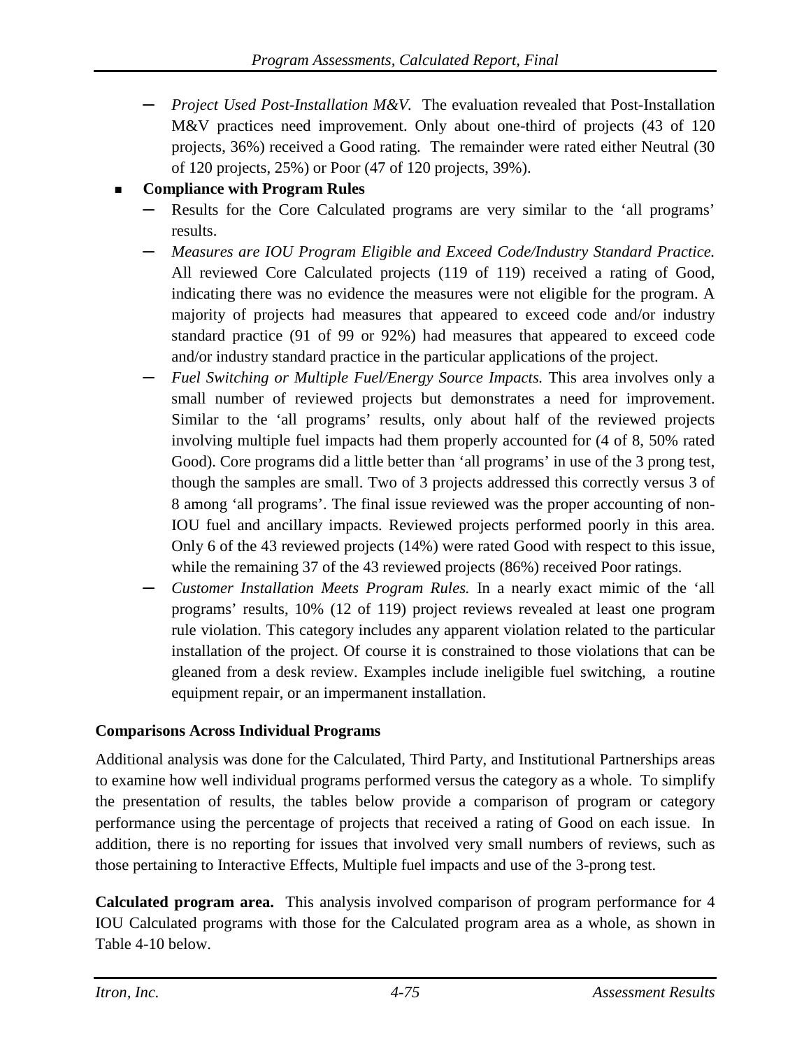- *Project Used Post-Installation M&V.* The evaluation revealed that Post-Installation M&V practices need improvement. Only about one-third of projects (43 of 120 projects, 36%) received a Good rating. The remainder were rated either Neutral (30 of 120 projects, 25%) or Poor (47 of 120 projects, 39%).

- **Compliance with Program Rules**
  - Results for the Core Calculated programs are very similar to the 'all programs' results.
  - *Measures are IOU Program Eligible and Exceed Code/Industry Standard Practice.* All reviewed Core Calculated projects (119 of 119) received a rating of Good, indicating there was no evidence the measures were not eligible for the program. A majority of projects had measures that appeared to exceed code and/or industry standard practice (91 of 99 or 92%) had measures that appeared to exceed code and/or industry standard practice in the particular applications of the project.
  - *Fuel Switching or Multiple Fuel/Energy Source Impacts.* This area involves only a small number of reviewed projects but demonstrates a need for improvement. Similar to the 'all programs' results, only about half of the reviewed projects involving multiple fuel impacts had them properly accounted for (4 of 8, 50% rated Good). Core programs did a little better than 'all programs' in use of the 3 prong test, though the samples are small. Two of 3 projects addressed this correctly versus 3 of 8 among 'all programs'. The final issue reviewed was the proper accounting of non-IOU fuel and ancillary impacts. Reviewed projects performed poorly in this area. Only 6 of the 43 reviewed projects (14%) were rated Good with respect to this issue, while the remaining 37 of the 43 reviewed projects (86%) received Poor ratings.
  - *Customer Installation Meets Program Rules.* In a nearly exact mimic of the 'all programs' results, 10% (12 of 119) project reviews revealed at least one program rule violation. This category includes any apparent violation related to the particular installation of the project. Of course it is constrained to those violations that can be gleaned from a desk review. Examples include ineligible fuel switching, a routine equipment repair, or an impermanent installation.

**Comparisons Across Individual Programs**

Additional analysis was done for the Calculated, Third Party, and Institutional Partnerships areas to examine how well individual programs performed versus the category as a whole. To simplify the presentation of results, the tables below provide a comparison of program or category performance using the percentage of projects that received a rating of Good on each issue. In addition, there is no reporting for issues that involved very small numbers of reviews, such as those pertaining to Interactive Effects, Multiple fuel impacts and use of the 3-prong test.

**Calculated program area.** This analysis involved comparison of program performance for 4 IOU Calculated programs with those for the Calculated program area as a whole, as shown in Table 4-10 below.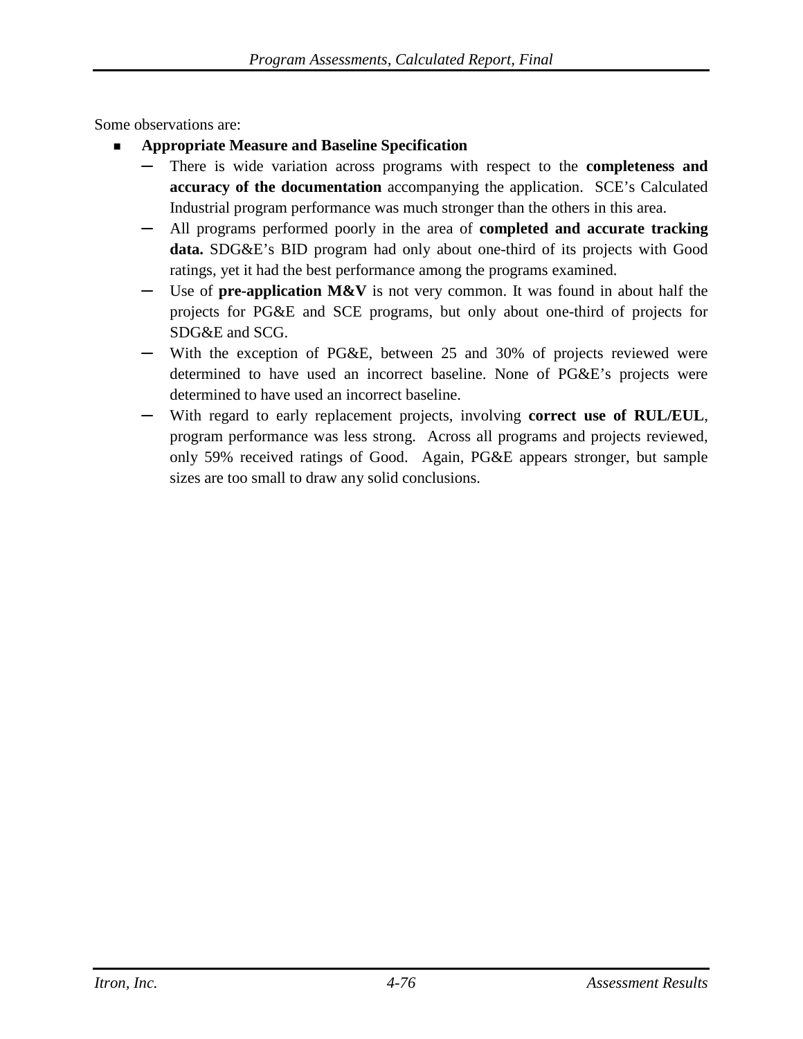Some observations are:

- **Appropriate Measure and Baseline Specification**
  - There is wide variation across programs with respect to the **completeness and accuracy of the documentation** accompanying the application. SCE's Calculated Industrial program performance was much stronger than the others in this area.
  - All programs performed poorly in the area of **completed and accurate tracking data.** SDG&E's BID program had only about one-third of its projects with Good ratings, yet it had the best performance among the programs examined.
  - Use of **pre-application M&V** is not very common. It was found in about half the projects for PG&E and SCE programs, but only about one-third of projects for SDG&E and SCG.
  - With the exception of PG&E, between 25 and 30% of projects reviewed were determined to have used an incorrect baseline. None of PG&E's projects were determined to have used an incorrect baseline.
  - With regard to early replacement projects, involving **correct use of RUL/EUL**, program performance was less strong. Across all programs and projects reviewed, only 59% received ratings of Good. Again, PG&E appears stronger, but sample sizes are too small to draw any solid conclusions.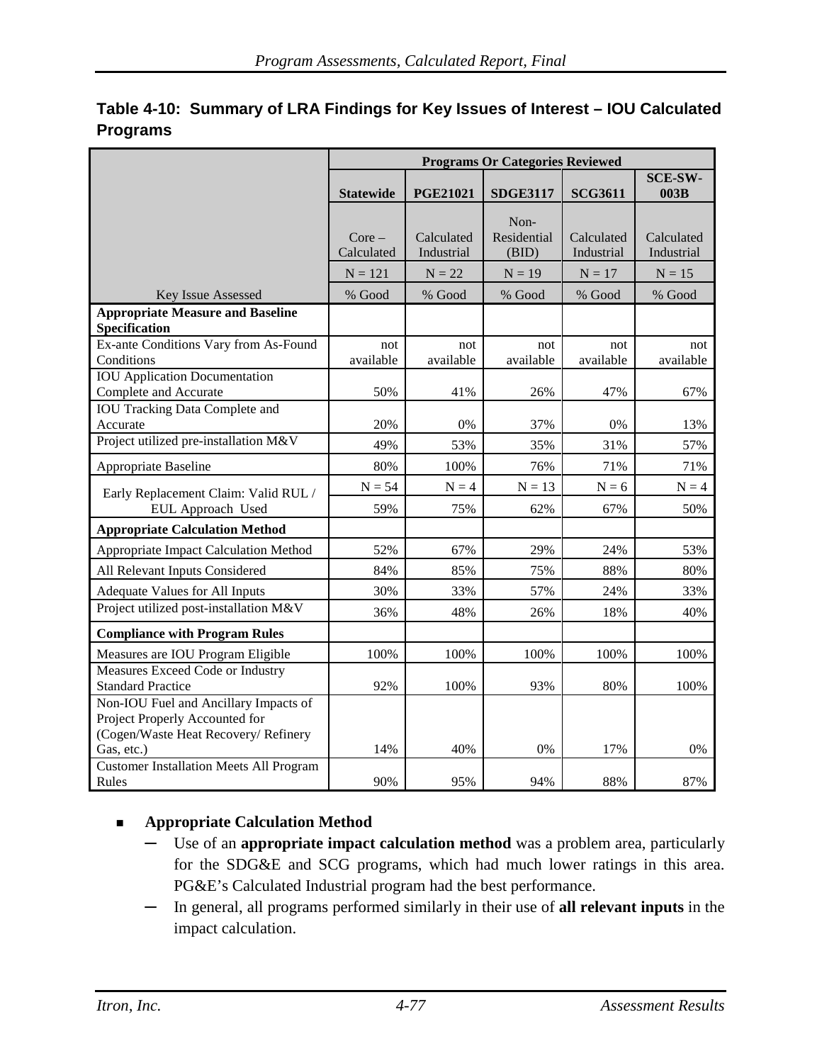**Table 4-10: Summary of LRA Findings for Key Issues of Interest – IOU Calculated Programs**

| | Programs Or Categories Reviewed | | | | |
|---|---|---|---|---|---|
| | **Statewide** | **PGE21021** | **SDGE3117** | **SCG3611** | **SCE-SW-003B** |
| | Core – Calculated | Calculated Industrial | Non-Residential (BID) | Calculated Industrial | Calculated Industrial |
| | N = 121 | N = 22 | N = 19 | N = 17 | N = 15 |
| Key Issue Assessed | % Good | % Good | % Good | % Good | % Good |
| **Appropriate Measure and Baseline Specification** | | | | | |
| Ex-ante Conditions Vary from As-Found Conditions | not available | not available | not available | not available | not available |
| IOU Application Documentation Complete and Accurate | 50% | 41% | 26% | 47% | 67% |
| IOU Tracking Data Complete and Accurate | 20% | 0% | 37% | 0% | 13% |
| Project utilized pre-installation M&V | 49% | 53% | 35% | 31% | 57% |
| Appropriate Baseline | 80% | 100% | 76% | 71% | 71% |
| Early Replacement Claim: Valid RUL / EUL Approach Used | N = 54 | N = 4 | N = 13 | N = 6 | N = 4 |
| | 59% | 75% | 62% | 67% | 50% |
| **Appropriate Calculation Method** | | | | | |
| Appropriate Impact Calculation Method | 52% | 67% | 29% | 24% | 53% |
| All Relevant Inputs Considered | 84% | 85% | 75% | 88% | 80% |
| Adequate Values for All Inputs | 30% | 33% | 57% | 24% | 33% |
| Project utilized post-installation M&V | 36% | 48% | 26% | 18% | 40% |
| **Compliance with Program Rules** | | | | | |
| Measures are IOU Program Eligible | 100% | 100% | 100% | 100% | 100% |
| Measures Exceed Code or Industry Standard Practice | 92% | 100% | 93% | 80% | 100% |
| Non-IOU Fuel and Ancillary Impacts of Project Properly Accounted for (Cogen/Waste Heat Recovery/ Refinery Gas, etc.) | 14% | 40% | 0% | 17% | 0% |
| Customer Installation Meets All Program Rules | 90% | 95% | 94% | 88% | 87% |

- **Appropriate Calculation Method**
  - Use of an **appropriate impact calculation method** was a problem area, particularly for the SDG&E and SCG programs, which had much lower ratings in this area. PG&E's Calculated Industrial program had the best performance.
  - In general, all programs performed similarly in their use of **all relevant inputs** in the impact calculation.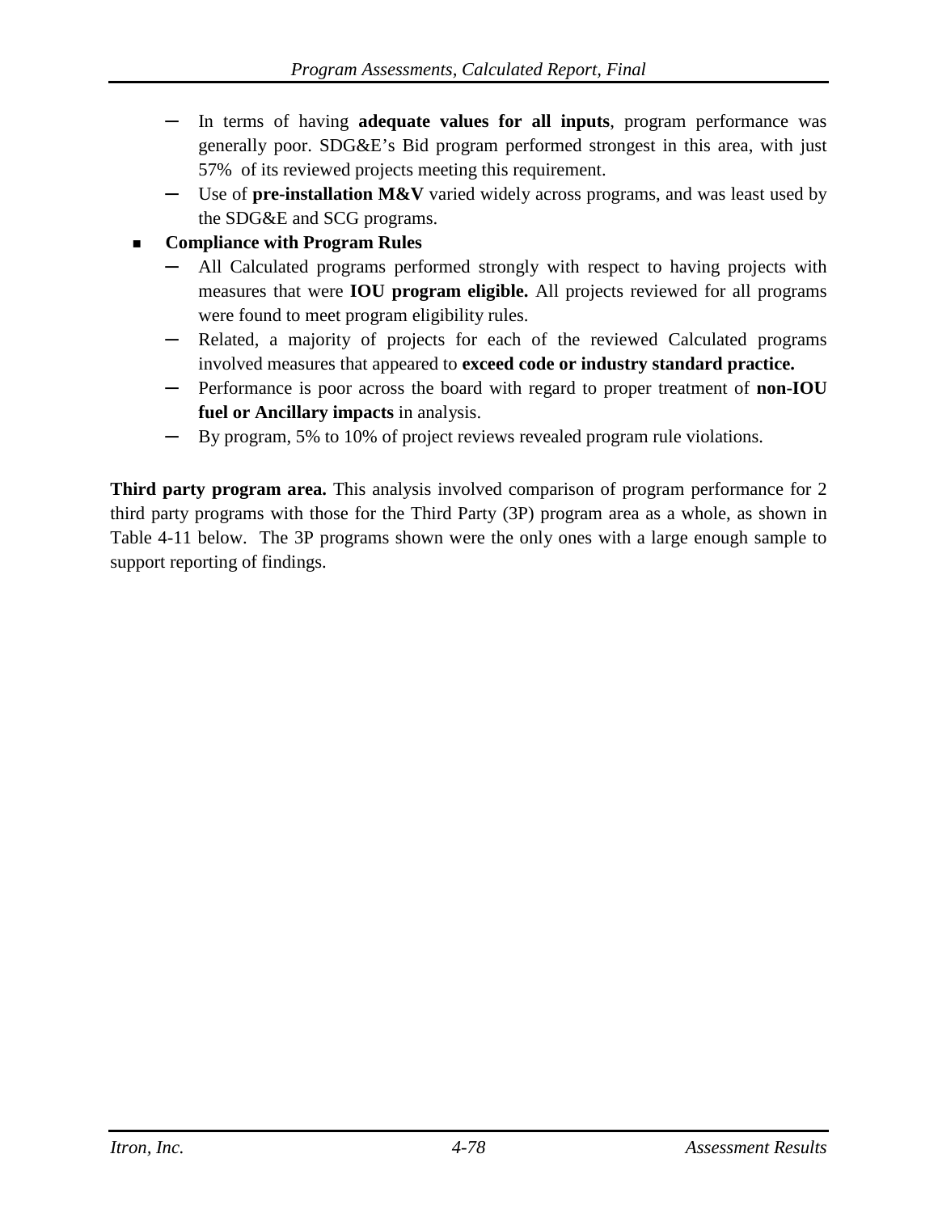- In terms of having **adequate values for all inputs**, program performance was generally poor. SDG&E's Bid program performed strongest in this area, with just 57% of its reviewed projects meeting this requirement.
  - Use of **pre-installation M&V** varied widely across programs, and was least used by the SDG&E and SCG programs.
- **Compliance with Program Rules**
  - All Calculated programs performed strongly with respect to having projects with measures that were **IOU program eligible.** All projects reviewed for all programs were found to meet program eligibility rules.
  - Related, a majority of projects for each of the reviewed Calculated programs involved measures that appeared to **exceed code or industry standard practice.**
  - Performance is poor across the board with regard to proper treatment of **non-IOU fuel or Ancillary impacts** in analysis.
  - By program, 5% to 10% of project reviews revealed program rule violations.

**Third party program area.** This analysis involved comparison of program performance for 2 third party programs with those for the Third Party (3P) program area as a whole, as shown in Table 4-11 below. The 3P programs shown were the only ones with a large enough sample to support reporting of findings.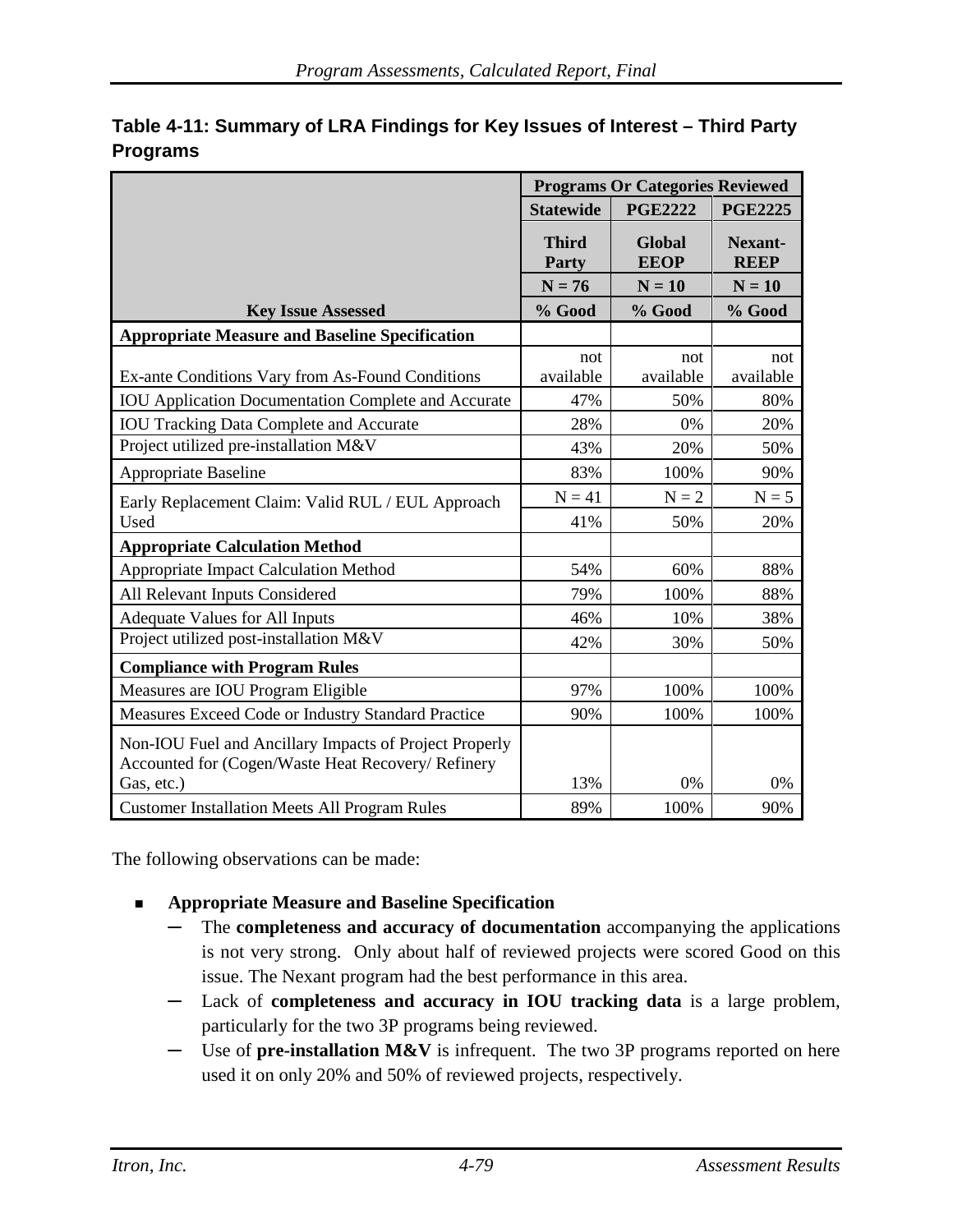**Table 4-11: Summary of LRA Findings for Key Issues of Interest – Third Party Programs**

| Key Issue Assessed | Programs Or Categories Reviewed | | |
|---|---|---|---|
| | Statewide | PGE2222 | PGE2225 |
| | Third Party | Global EEOP | Nexant-REEP |
| | N = 76 | N = 10 | N = 10 |
| | % Good | % Good | % Good |
| **Appropriate Measure and Baseline Specification** | | | |
| Ex-ante Conditions Vary from As-Found Conditions | not available | not available | not available |
| IOU Application Documentation Complete and Accurate | 47% | 50% | 80% |
| IOU Tracking Data Complete and Accurate | 28% | 0% | 20% |
| Project utilized pre-installation M&V | 43% | 20% | 50% |
| Appropriate Baseline | 83% | 100% | 90% |
| Early Replacement Claim: Valid RUL / EUL Approach Used | N = 41 | N = 2 | N = 5 |
| | 41% | 50% | 20% |
| **Appropriate Calculation Method** | | | |
| Appropriate Impact Calculation Method | 54% | 60% | 88% |
| All Relevant Inputs Considered | 79% | 100% | 88% |
| Adequate Values for All Inputs | 46% | 10% | 38% |
| Project utilized post-installation M&V | 42% | 30% | 50% |
| **Compliance with Program Rules** | | | |
| Measures are IOU Program Eligible | 97% | 100% | 100% |
| Measures Exceed Code or Industry Standard Practice | 90% | 100% | 100% |
| Non-IOU Fuel and Ancillary Impacts of Project Properly Accounted for (Cogen/Waste Heat Recovery/ Refinery Gas, etc.) | 13% | 0% | 0% |
| Customer Installation Meets All Program Rules | 89% | 100% | 90% |

The following observations can be made:

- **Appropriate Measure and Baseline Specification**
  - The **completeness and accuracy of documentation** accompanying the applications is not very strong. Only about half of reviewed projects were scored Good on this issue. The Nexant program had the best performance in this area.
  - Lack of **completeness and accuracy in IOU tracking data** is a large problem, particularly for the two 3P programs being reviewed.
  - Use of **pre-installation M&V** is infrequent. The two 3P programs reported on here used it on only 20% and 50% of reviewed projects, respectively.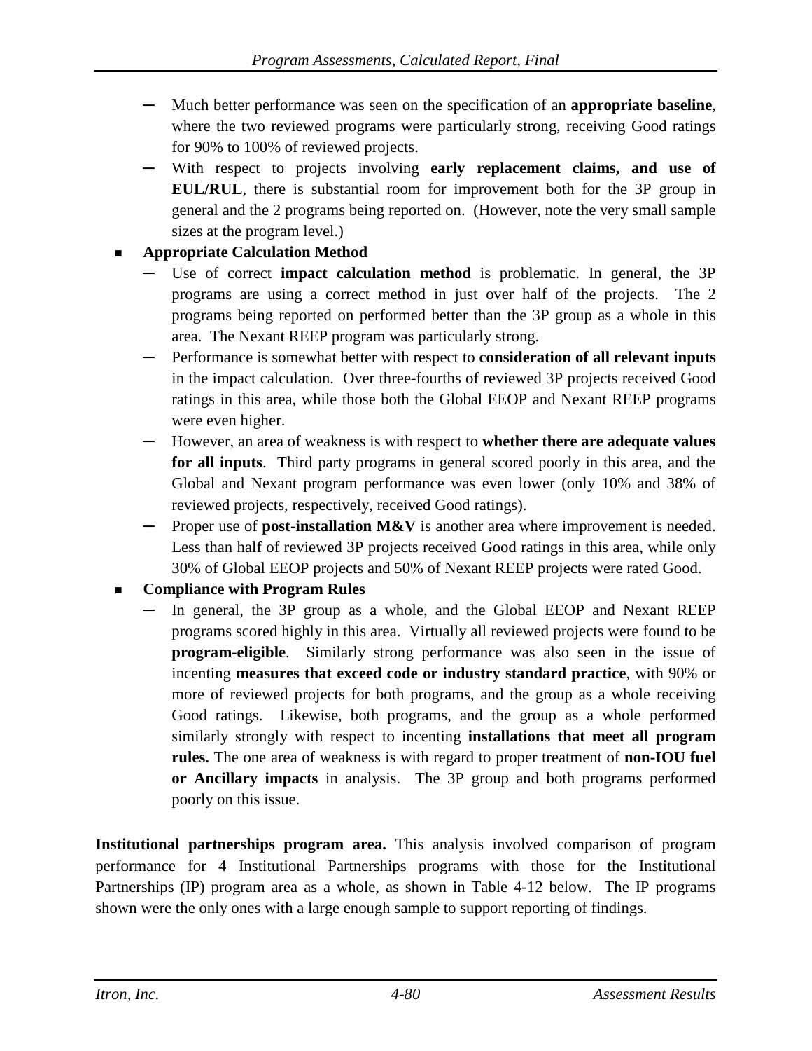- Much better performance was seen on the specification of an **appropriate baseline**, where the two reviewed programs were particularly strong, receiving Good ratings for 90% to 100% of reviewed projects.
  - With respect to projects involving **early replacement claims, and use of EUL/RUL**, there is substantial room for improvement both for the 3P group in general and the 2 programs being reported on. (However, note the very small sample sizes at the program level.)

- **Appropriate Calculation Method**
  - Use of correct **impact calculation method** is problematic. In general, the 3P programs are using a correct method in just over half of the projects. The 2 programs being reported on performed better than the 3P group as a whole in this area. The Nexant REEP program was particularly strong.
  - Performance is somewhat better with respect to **consideration of all relevant inputs** in the impact calculation. Over three-fourths of reviewed 3P projects received Good ratings in this area, while those both the Global EEOP and Nexant REEP programs were even higher.
  - However, an area of weakness is with respect to **whether there are adequate values for all inputs**. Third party programs in general scored poorly in this area, and the Global and Nexant program performance was even lower (only 10% and 38% of reviewed projects, respectively, received Good ratings).
  - Proper use of **post-installation M&V** is another area where improvement is needed. Less than half of reviewed 3P projects received Good ratings in this area, while only 30% of Global EEOP projects and 50% of Nexant REEP projects were rated Good.

- **Compliance with Program Rules**
  - In general, the 3P group as a whole, and the Global EEOP and Nexant REEP programs scored highly in this area. Virtually all reviewed projects were found to be **program-eligible**. Similarly strong performance was also seen in the issue of incenting **measures that exceed code or industry standard practice**, with 90% or more of reviewed projects for both programs, and the group as a whole receiving Good ratings. Likewise, both programs, and the group as a whole performed similarly strongly with respect to incenting **installations that meet all program rules.** The one area of weakness is with regard to proper treatment of **non-IOU fuel or Ancillary impacts** in analysis. The 3P group and both programs performed poorly on this issue.

**Institutional partnerships program area.** This analysis involved comparison of program performance for 4 Institutional Partnerships programs with those for the Institutional Partnerships (IP) program area as a whole, as shown in Table 4-12 below. The IP programs shown were the only ones with a large enough sample to support reporting of findings.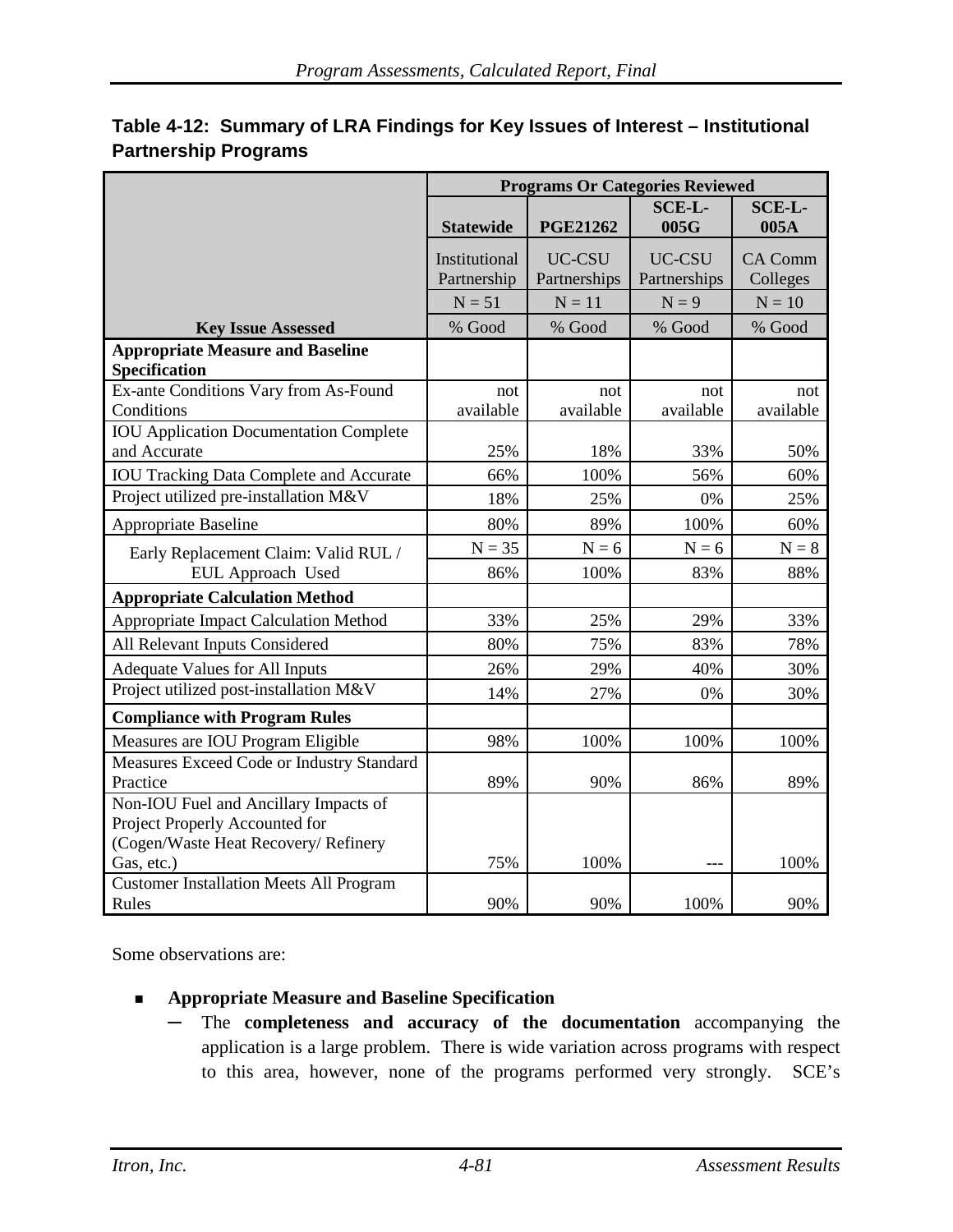**Table 4-12: Summary of LRA Findings for Key Issues of Interest – Institutional Partnership Programs**

| | Programs Or Categories Reviewed | | | |
|---|---|---|---|---|
| | Statewide | PGE21262 | SCE-L-005G | SCE-L-005A |
| | Institutional Partnership | UC-CSU Partnerships | UC-CSU Partnerships | CA Comm Colleges |
| | N = 51 | N = 11 | N = 9 | N = 10 |
| **Key Issue Assessed** | % Good | % Good | % Good | % Good |
| **Appropriate Measure and Baseline Specification** | | | | |
| Ex-ante Conditions Vary from As-Found Conditions | not available | not available | not available | not available |
| IOU Application Documentation Complete and Accurate | 25% | 18% | 33% | 50% |
| IOU Tracking Data Complete and Accurate | 66% | 100% | 56% | 60% |
| Project utilized pre-installation M&V | 18% | 25% | 0% | 25% |
| Appropriate Baseline | 80% | 89% | 100% | 60% |
| Early Replacement Claim: Valid RUL / EUL Approach Used | N = 35 | N = 6 | N = 6 | N = 8 |
| | 86% | 100% | 83% | 88% |
| **Appropriate Calculation Method** | | | | |
| Appropriate Impact Calculation Method | 33% | 25% | 29% | 33% |
| All Relevant Inputs Considered | 80% | 75% | 83% | 78% |
| Adequate Values for All Inputs | 26% | 29% | 40% | 30% |
| Project utilized post-installation M&V | 14% | 27% | 0% | 30% |
| **Compliance with Program Rules** | | | | |
| Measures are IOU Program Eligible | 98% | 100% | 100% | 100% |
| Measures Exceed Code or Industry Standard Practice | 89% | 90% | 86% | 89% |
| Non-IOU Fuel and Ancillary Impacts of Project Properly Accounted for (Cogen/Waste Heat Recovery/ Refinery Gas, etc.) | 75% | 100% | --- | 100% |
| Customer Installation Meets All Program Rules | 90% | 90% | 100% | 90% |

Some observations are:

- **Appropriate Measure and Baseline Specification**
  - The **completeness and accuracy of the documentation** accompanying the application is a large problem. There is wide variation across programs with respect to this area, however, none of the programs performed very strongly. SCE's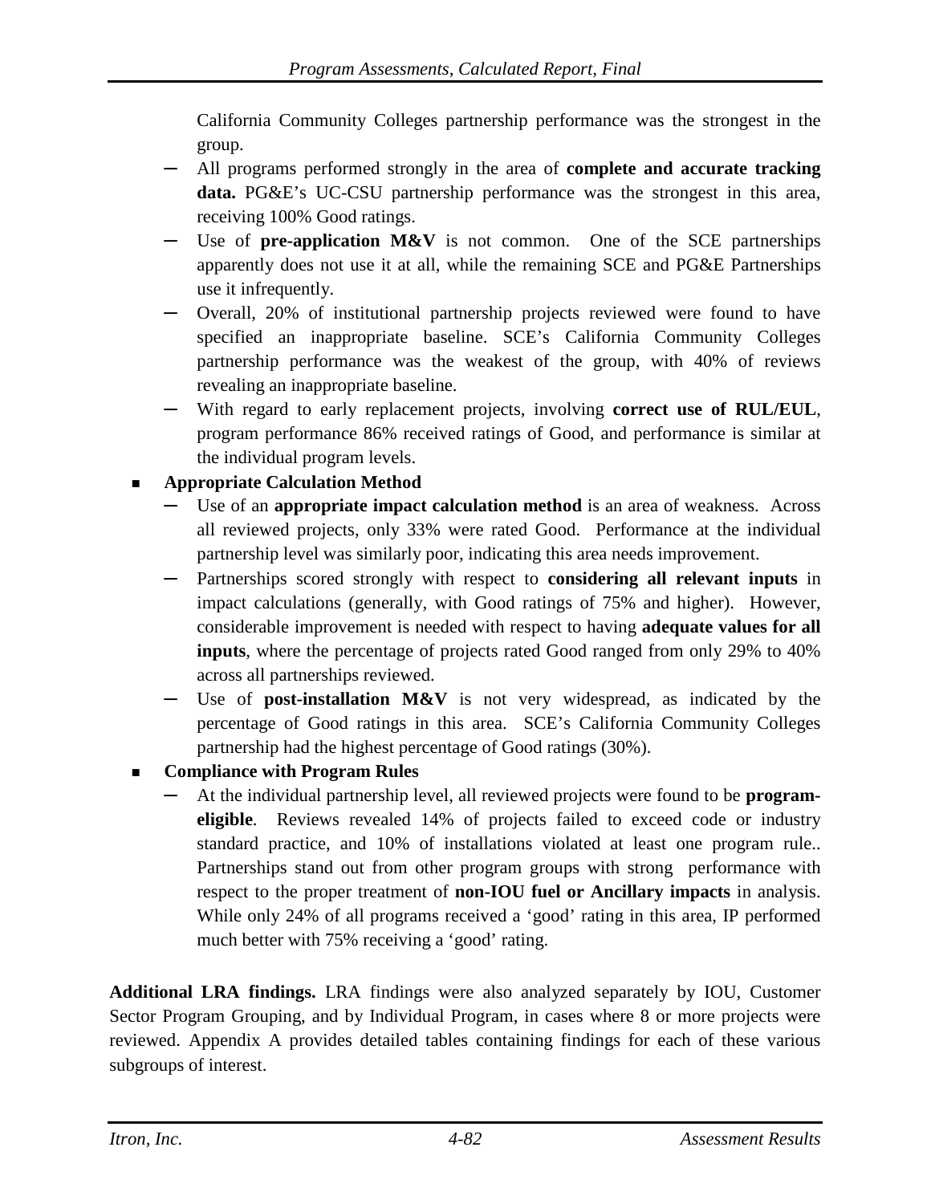California Community Colleges partnership performance was the strongest in the group.

  - All programs performed strongly in the area of **complete and accurate tracking data.** PG&E's UC-CSU partnership performance was the strongest in this area, receiving 100% Good ratings.
  - Use of **pre-application M&V** is not common. One of the SCE partnerships apparently does not use it at all, while the remaining SCE and PG&E Partnerships use it infrequently.
  - Overall, 20% of institutional partnership projects reviewed were found to have specified an inappropriate baseline. SCE's California Community Colleges partnership performance was the weakest of the group, with 40% of reviews revealing an inappropriate baseline.
  - With regard to early replacement projects, involving **correct use of RUL/EUL**, program performance 86% received ratings of Good, and performance is similar at the individual program levels.

- **Appropriate Calculation Method**
  - Use of an **appropriate impact calculation method** is an area of weakness. Across all reviewed projects, only 33% were rated Good. Performance at the individual partnership level was similarly poor, indicating this area needs improvement.
  - Partnerships scored strongly with respect to **considering all relevant inputs** in impact calculations (generally, with Good ratings of 75% and higher). However, considerable improvement is needed with respect to having **adequate values for all inputs**, where the percentage of projects rated Good ranged from only 29% to 40% across all partnerships reviewed.
  - Use of **post-installation M&V** is not very widespread, as indicated by the percentage of Good ratings in this area. SCE's California Community Colleges partnership had the highest percentage of Good ratings (30%).

- **Compliance with Program Rules**
  - At the individual partnership level, all reviewed projects were found to be **program-eligible**. Reviews revealed 14% of projects failed to exceed code or industry standard practice, and 10% of installations violated at least one program rule.. Partnerships stand out from other program groups with strong performance with respect to the proper treatment of **non-IOU fuel or Ancillary impacts** in analysis. While only 24% of all programs received a 'good' rating in this area, IP performed much better with 75% receiving a 'good' rating.

**Additional LRA findings.** LRA findings were also analyzed separately by IOU, Customer Sector Program Grouping, and by Individual Program, in cases where 8 or more projects were reviewed. Appendix A provides detailed tables containing findings for each of these various subgroups of interest.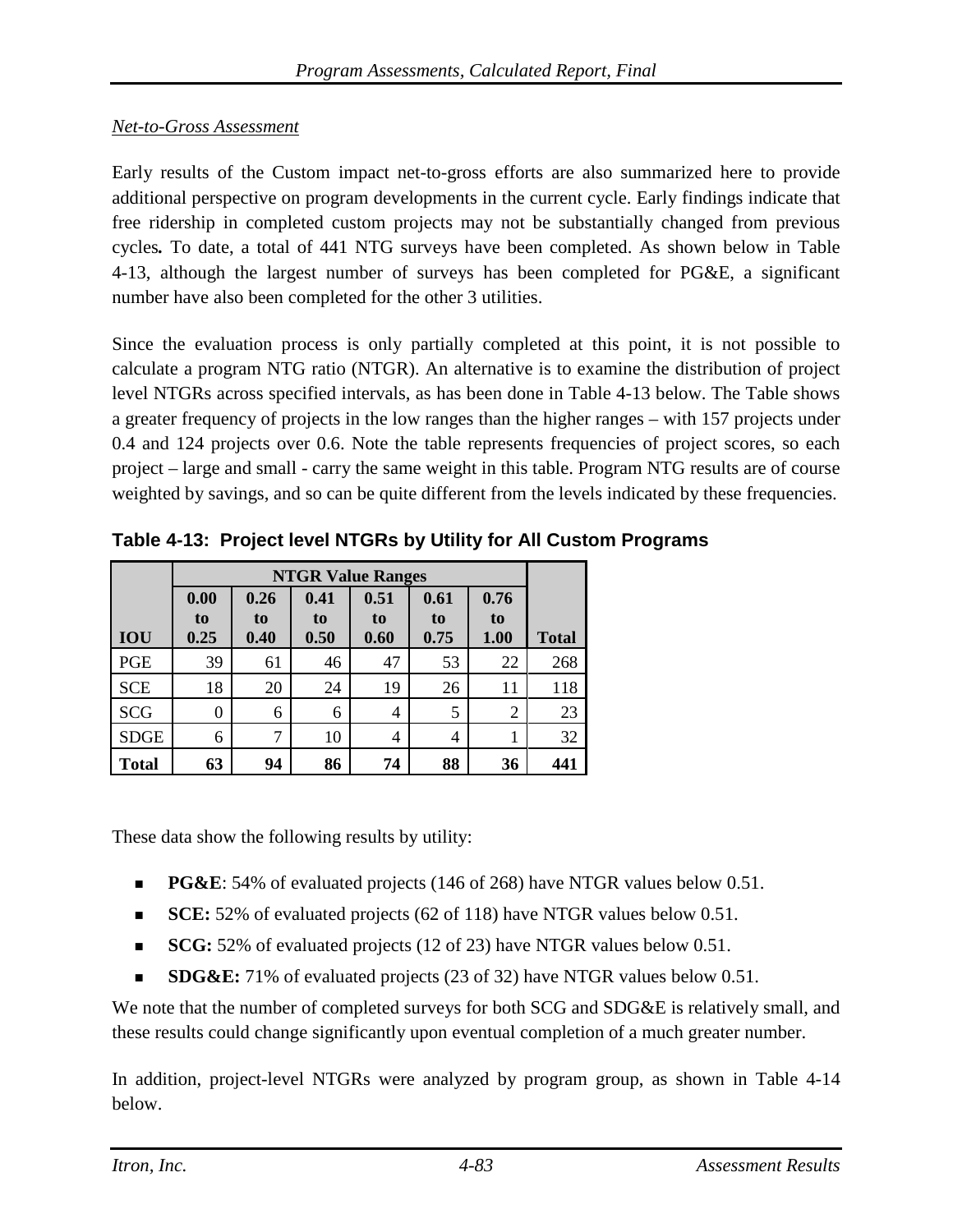*Net-to-Gross Assessment*

Early results of the Custom impact net-to-gross efforts are also summarized here to provide additional perspective on program developments in the current cycle. Early findings indicate that free ridership in completed custom projects may not be substantially changed from previous cycles**.** To date, a total of 441 NTG surveys have been completed. As shown below in Table 4-13, although the largest number of surveys has been completed for PG&E, a significant number have also been completed for the other 3 utilities.

Since the evaluation process is only partially completed at this point, it is not possible to calculate a program NTG ratio (NTGR). An alternative is to examine the distribution of project level NTGRs across specified intervals, as has been done in Table 4-13 below. The Table shows a greater frequency of projects in the low ranges than the higher ranges – with 157 projects under 0.4 and 124 projects over 0.6. Note the table represents frequencies of project scores, so each project – large and small - carry the same weight in this table. Program NTG results are of course weighted by savings, and so can be quite different from the levels indicated by these frequencies.

**Table 4-13: Project level NTGRs by Utility for All Custom Programs**

| | NTGR Value Ranges | | | | | | |
|---|---|---|---|---|---|---|---|
| **IOU** | **0.00 to 0.25** | **0.26 to 0.40** | **0.41 to 0.50** | **0.51 to 0.60** | **0.61 to 0.75** | **0.76 to 1.00** | **Total** |
| PGE | 39 | 61 | 46 | 47 | 53 | 22 | 268 |
| SCE | 18 | 20 | 24 | 19 | 26 | 11 | 118 |
| SCG | 0 | 6 | 6 | 4 | 5 | 2 | 23 |
| SDGE | 6 | 7 | 10 | 4 | 4 | 1 | 32 |
| **Total** | **63** | **94** | **86** | **74** | **88** | **36** | **441** |

These data show the following results by utility:

- **PG&E**: 54% of evaluated projects (146 of 268) have NTGR values below 0.51.
- **SCE:** 52% of evaluated projects (62 of 118) have NTGR values below 0.51.
- **SCG:** 52% of evaluated projects (12 of 23) have NTGR values below 0.51.
- **SDG&E:** 71% of evaluated projects (23 of 32) have NTGR values below 0.51.

We note that the number of completed surveys for both SCG and SDG&E is relatively small, and these results could change significantly upon eventual completion of a much greater number.

In addition, project-level NTGRs were analyzed by program group, as shown in Table 4-14 below.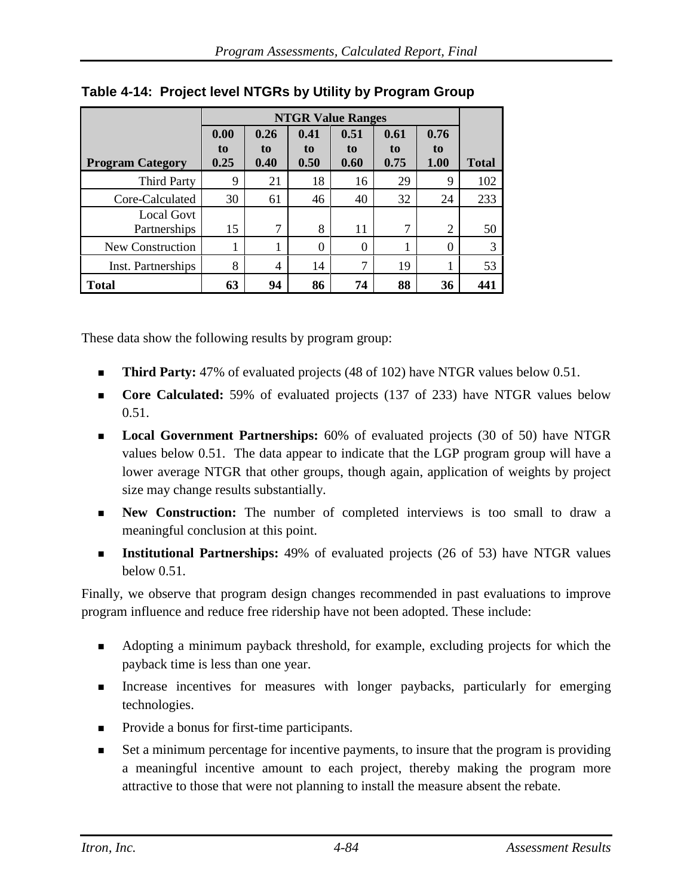**Table 4-14: Project level NTGRs by Utility by Program Group**

| | NTGR Value Ranges | | | | | | |
|---|---|---|---|---|---|---|---|
| **Program Category** | **0.00 to 0.25** | **0.26 to 0.40** | **0.41 to 0.50** | **0.51 to 0.60** | **0.61 to 0.75** | **0.76 to 1.00** | **Total** |
| Third Party | 9 | 21 | 18 | 16 | 29 | 9 | 102 |
| Core-Calculated | 30 | 61 | 46 | 40 | 32 | 24 | 233 |
| Local Govt Partnerships | 15 | 7 | 8 | 11 | 7 | 2 | 50 |
| New Construction | 1 | 1 | 0 | 0 | 1 | 0 | 3 |
| Inst. Partnerships | 8 | 4 | 14 | 7 | 19 | 1 | 53 |
| **Total** | **63** | **94** | **86** | **74** | **88** | **36** | **441** |

These data show the following results by program group:

- **Third Party:** 47% of evaluated projects (48 of 102) have NTGR values below 0.51.
- **Core Calculated:** 59% of evaluated projects (137 of 233) have NTGR values below 0.51.
- **Local Government Partnerships:** 60% of evaluated projects (30 of 50) have NTGR values below 0.51. The data appear to indicate that the LGP program group will have a lower average NTGR that other groups, though again, application of weights by project size may change results substantially.
- **New Construction:** The number of completed interviews is too small to draw a meaningful conclusion at this point.
- **Institutional Partnerships:** 49% of evaluated projects (26 of 53) have NTGR values below 0.51.

Finally, we observe that program design changes recommended in past evaluations to improve program influence and reduce free ridership have not been adopted. These include:

- Adopting a minimum payback threshold, for example, excluding projects for which the payback time is less than one year.
- Increase incentives for measures with longer paybacks, particularly for emerging technologies.
- Provide a bonus for first-time participants.
- Set a minimum percentage for incentive payments, to insure that the program is providing a meaningful incentive amount to each project, thereby making the program more attractive to those that were not planning to install the measure absent the rebate.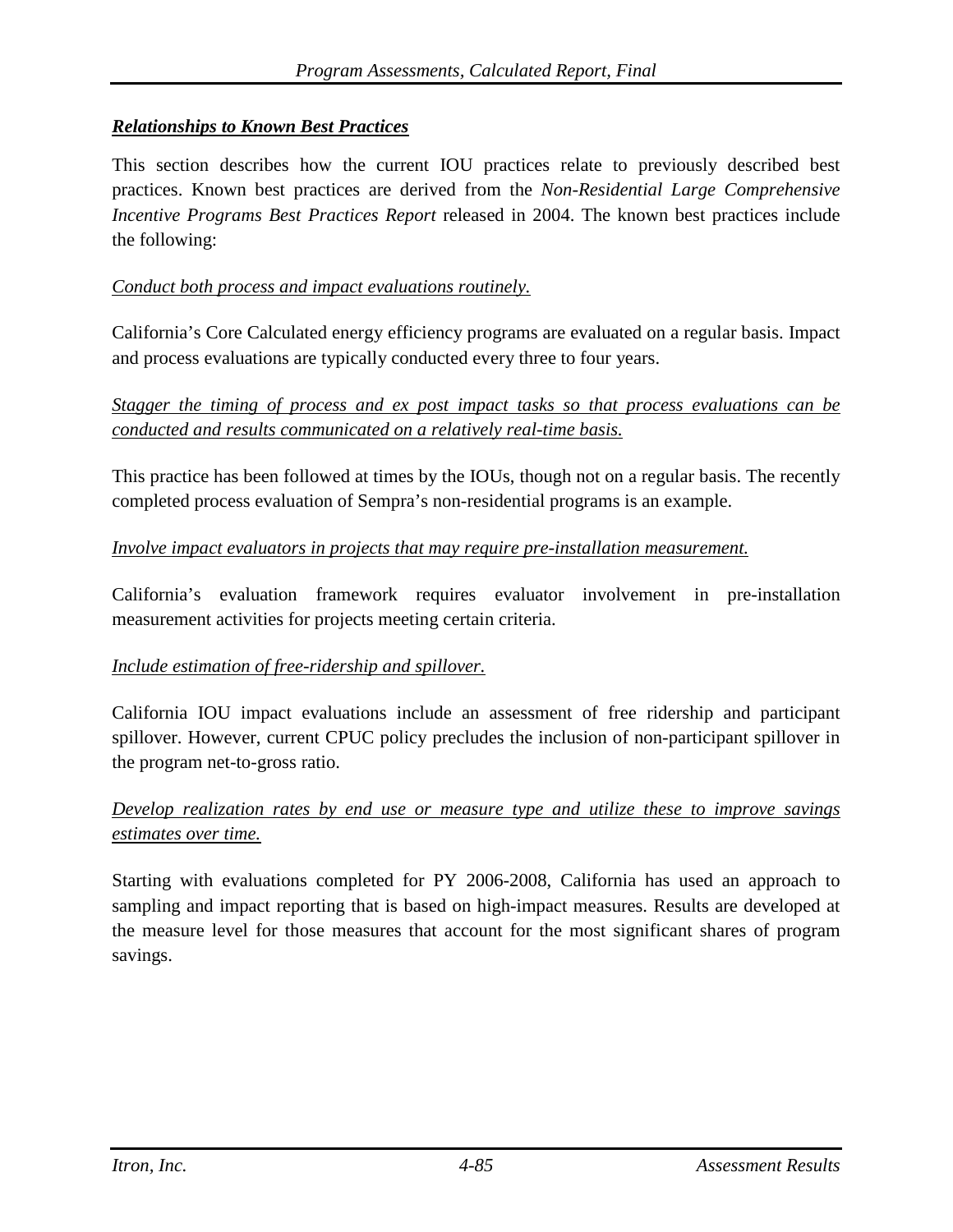***Relationships to Known Best Practices***

This section describes how the current IOU practices relate to previously described best practices. Known best practices are derived from the *Non-Residential Large Comprehensive Incentive Programs Best Practices Report* released in 2004. The known best practices include the following:

*Conduct both process and impact evaluations routinely.*

California's Core Calculated energy efficiency programs are evaluated on a regular basis. Impact and process evaluations are typically conducted every three to four years.

*Stagger the timing of process and ex post impact tasks so that process evaluations can be conducted and results communicated on a relatively real-time basis.*

This practice has been followed at times by the IOUs, though not on a regular basis. The recently completed process evaluation of Sempra's non-residential programs is an example.

*Involve impact evaluators in projects that may require pre-installation measurement.*

California's evaluation framework requires evaluator involvement in pre-installation measurement activities for projects meeting certain criteria.

*Include estimation of free-ridership and spillover.*

California IOU impact evaluations include an assessment of free ridership and participant spillover. However, current CPUC policy precludes the inclusion of non-participant spillover in the program net-to-gross ratio.

*Develop realization rates by end use or measure type and utilize these to improve savings estimates over time.*

Starting with evaluations completed for PY 2006-2008, California has used an approach to sampling and impact reporting that is based on high-impact measures. Results are developed at the measure level for those measures that account for the most significant shares of program savings.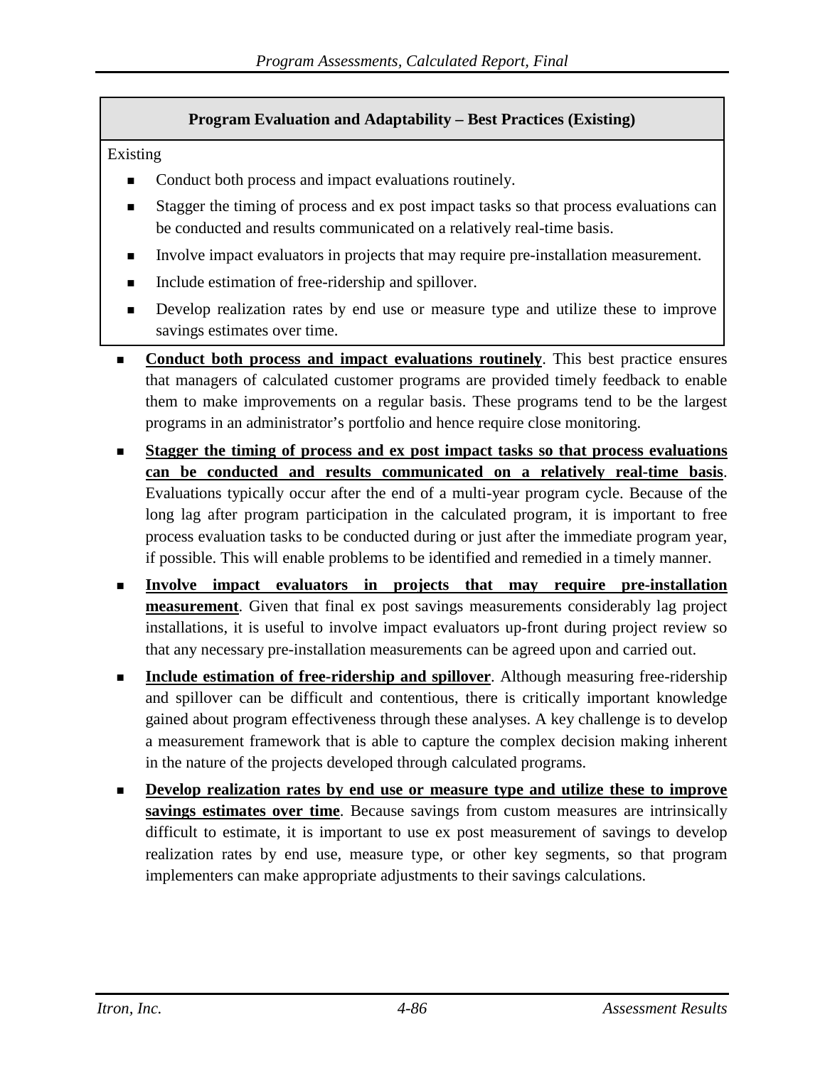| Program Evaluation and Adaptability – Best Practices (Existing) |
|---|
| Existing<br>▪ Conduct both process and impact evaluations routinely.<br>▪ Stagger the timing of process and ex post impact tasks so that process evaluations can be conducted and results communicated on a relatively real-time basis.<br>▪ Involve impact evaluators in projects that may require pre-installation measurement.<br>▪ Include estimation of free-ridership and spillover.<br>▪ Develop realization rates by end use or measure type and utilize these to improve savings estimates over time. |

- **Conduct both process and impact evaluations routinely**. This best practice ensures that managers of calculated customer programs are provided timely feedback to enable them to make improvements on a regular basis. These programs tend to be the largest programs in an administrator's portfolio and hence require close monitoring.
- **Stagger the timing of process and ex post impact tasks so that process evaluations can be conducted and results communicated on a relatively real-time basis**. Evaluations typically occur after the end of a multi-year program cycle. Because of the long lag after program participation in the calculated program, it is important to free process evaluation tasks to be conducted during or just after the immediate program year, if possible. This will enable problems to be identified and remedied in a timely manner.
- **Involve impact evaluators in projects that may require pre-installation measurement**. Given that final ex post savings measurements considerably lag project installations, it is useful to involve impact evaluators up-front during project review so that any necessary pre-installation measurements can be agreed upon and carried out.
- **Include estimation of free-ridership and spillover**. Although measuring free-ridership and spillover can be difficult and contentious, there is critically important knowledge gained about program effectiveness through these analyses. A key challenge is to develop a measurement framework that is able to capture the complex decision making inherent in the nature of the projects developed through calculated programs.
- **Develop realization rates by end use or measure type and utilize these to improve savings estimates over time**. Because savings from custom measures are intrinsically difficult to estimate, it is important to use ex post measurement of savings to develop realization rates by end use, measure type, or other key segments, so that program implementers can make appropriate adjustments to their savings calculations.